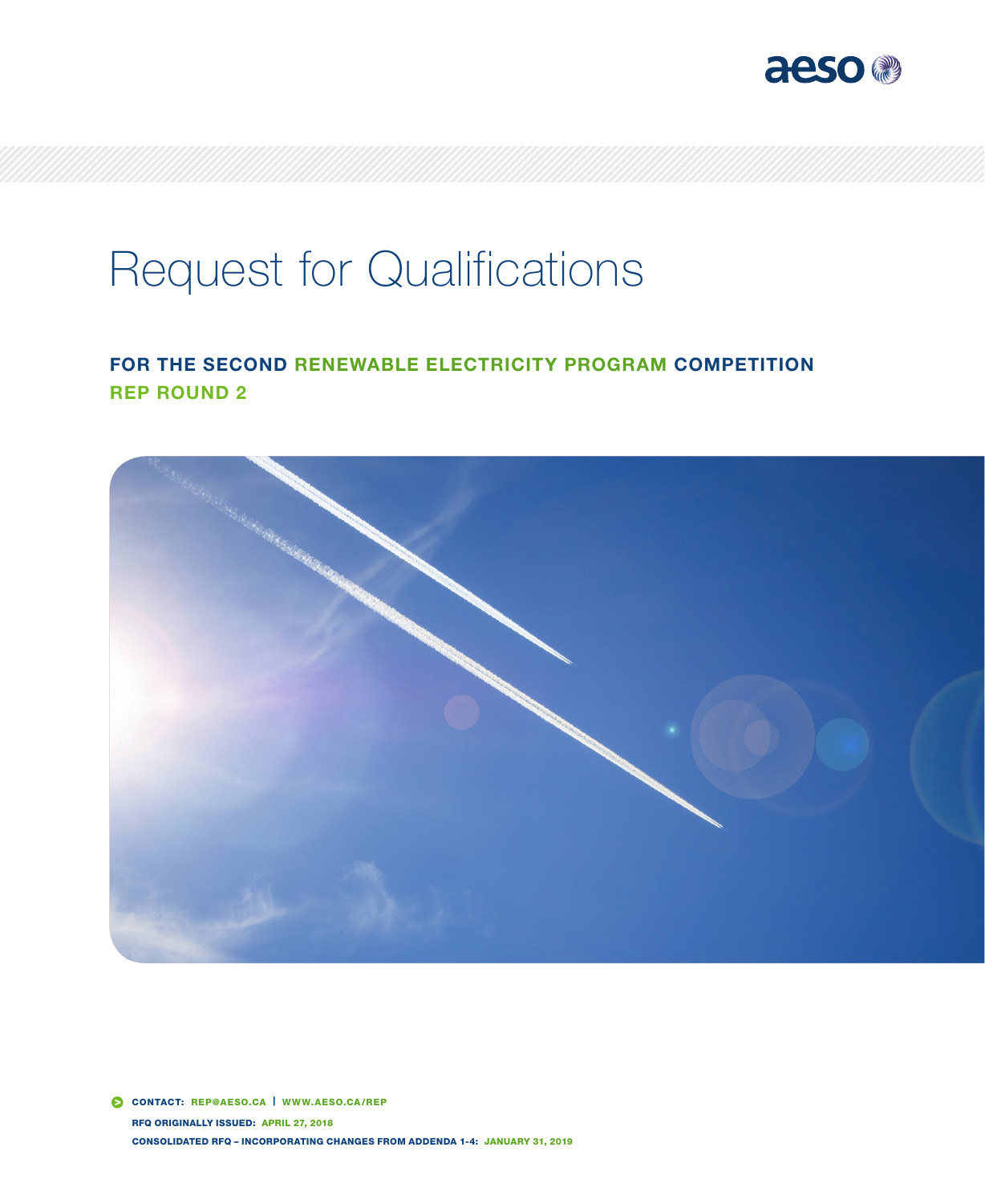aeso

# Request for Qualifications

## FOR THE SECOND RENEWABLE ELECTRICITY PROGRAM COMPETITION
## REP ROUND 2

**CONTACT:** REP@AESO.CA | WWW.AESO.CA/REP

**RFQ ORIGINALLY ISSUED:** APRIL 27, 2018

**CONSOLIDATED RFQ – INCORPORATING CHANGES FROM ADDENDA 1-4:** JANUARY 31, 2019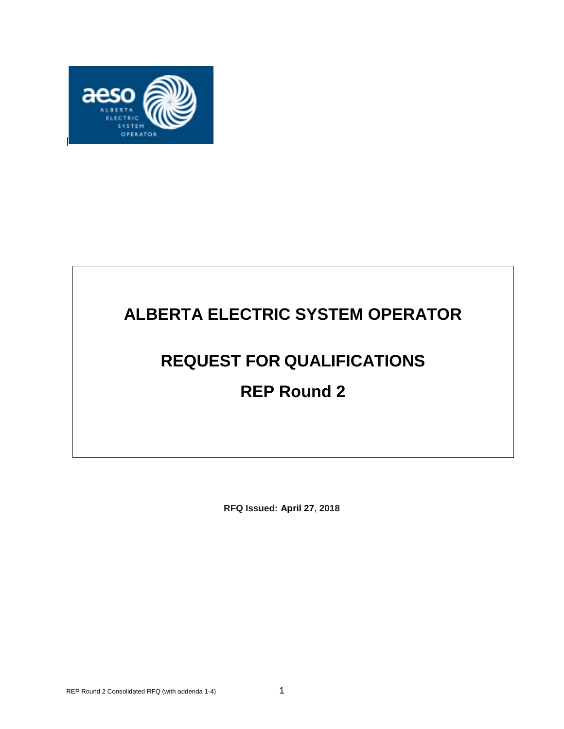# ALBERTA ELECTRIC SYSTEM OPERATOR

# REQUEST FOR QUALIFICATIONS

# REP Round 2

**RFQ Issued: April 27, 2018**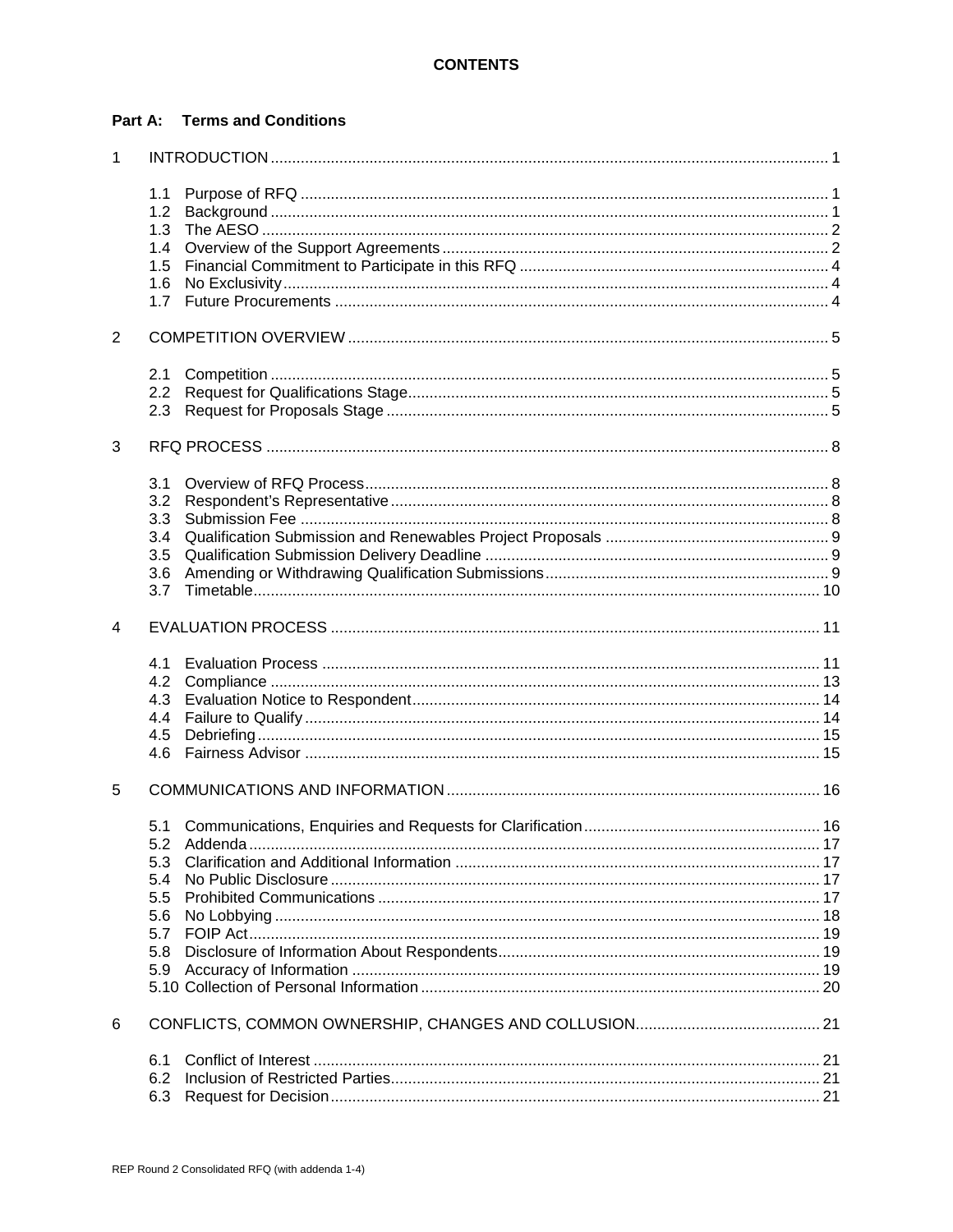# CONTENTS

## Part A: Terms and Conditions

1 INTRODUCTION ... 1

- 1.1 Purpose of RFQ ... 1
- 1.2 Background ... 1
- 1.3 The AESO ... 2
- 1.4 Overview of the Support Agreements ... 2
- 1.5 Financial Commitment to Participate in this RFQ ... 4
- 1.6 No Exclusivity ... 4
- 1.7 Future Procurements ... 4

2 COMPETITION OVERVIEW ... 5

- 2.1 Competition ... 5
- 2.2 Request for Qualifications Stage ... 5
- 2.3 Request for Proposals Stage ... 5

3 RFQ PROCESS ... 8

- 3.1 Overview of RFQ Process ... 8
- 3.2 Respondent's Representative ... 8
- 3.3 Submission Fee ... 8
- 3.4 Qualification Submission and Renewables Project Proposals ... 9
- 3.5 Qualification Submission Delivery Deadline ... 9
- 3.6 Amending or Withdrawing Qualification Submissions ... 9
- 3.7 Timetable ... 10

4 EVALUATION PROCESS ... 11

- 4.1 Evaluation Process ... 11
- 4.2 Compliance ... 13
- 4.3 Evaluation Notice to Respondent ... 14
- 4.4 Failure to Qualify ... 14
- 4.5 Debriefing ... 15
- 4.6 Fairness Advisor ... 15

5 COMMUNICATIONS AND INFORMATION ... 16

- 5.1 Communications, Enquiries and Requests for Clarification ... 16
- 5.2 Addenda ... 17
- 5.3 Clarification and Additional Information ... 17
- 5.4 No Public Disclosure ... 17
- 5.5 Prohibited Communications ... 17
- 5.6 No Lobbying ... 18
- 5.7 FOIP Act ... 19
- 5.8 Disclosure of Information About Respondents ... 19
- 5.9 Accuracy of Information ... 19
- 5.10 Collection of Personal Information ... 20

6 CONFLICTS, COMMON OWNERSHIP, CHANGES AND COLLUSION ... 21

- 6.1 Conflict of Interest ... 21
- 6.2 Inclusion of Restricted Parties ... 21
- 6.3 Request for Decision ... 21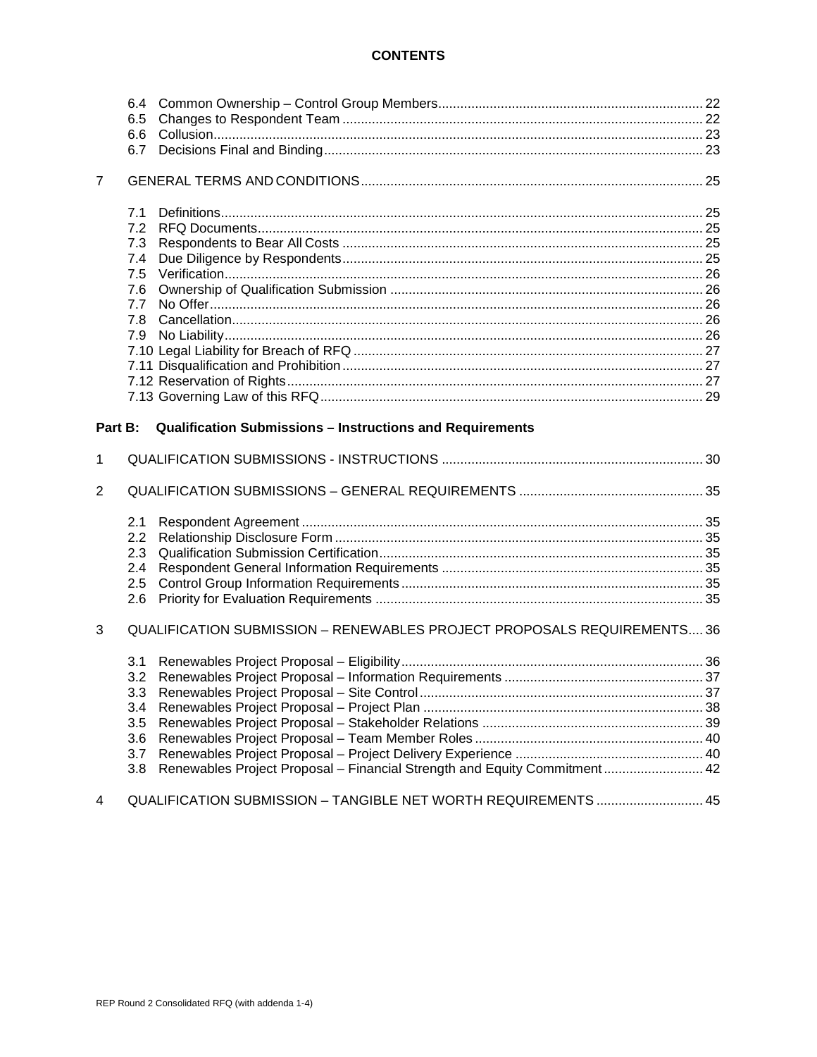**CONTENTS**

6.4 Common Ownership – Control Group Members ........ 22
6.5 Changes to Respondent Team ........ 22
6.6 Collusion ........ 23
6.7 Decisions Final and Binding ........ 23

7 GENERAL TERMS AND CONDITIONS ........ 25

7.1 Definitions ........ 25
7.2 RFQ Documents ........ 25
7.3 Respondents to Bear All Costs ........ 25
7.4 Due Diligence by Respondents ........ 25
7.5 Verification ........ 26
7.6 Ownership of Qualification Submission ........ 26
7.7 No Offer ........ 26
7.8 Cancellation ........ 26
7.9 No Liability ........ 26
7.10 Legal Liability for Breach of RFQ ........ 27
7.11 Disqualification and Prohibition ........ 27
7.12 Reservation of Rights ........ 27
7.13 Governing Law of this RFQ ........ 29

**Part B: Qualification Submissions – Instructions and Requirements**

1 QUALIFICATION SUBMISSIONS - INSTRUCTIONS ........ 30

2 QUALIFICATION SUBMISSIONS – GENERAL REQUIREMENTS ........ 35

2.1 Respondent Agreement ........ 35
2.2 Relationship Disclosure Form ........ 35
2.3 Qualification Submission Certification ........ 35
2.4 Respondent General Information Requirements ........ 35
2.5 Control Group Information Requirements ........ 35
2.6 Priority for Evaluation Requirements ........ 35

3 QUALIFICATION SUBMISSION – RENEWABLES PROJECT PROPOSALS REQUIREMENTS ........ 36

3.1 Renewables Project Proposal – Eligibility ........ 36
3.2 Renewables Project Proposal – Information Requirements ........ 37
3.3 Renewables Project Proposal – Site Control ........ 37
3.4 Renewables Project Proposal – Project Plan ........ 38
3.5 Renewables Project Proposal – Stakeholder Relations ........ 39
3.6 Renewables Project Proposal – Team Member Roles ........ 40
3.7 Renewables Project Proposal – Project Delivery Experience ........ 40
3.8 Renewables Project Proposal – Financial Strength and Equity Commitment ........ 42

4 QUALIFICATION SUBMISSION – TANGIBLE NET WORTH REQUIREMENTS ........ 45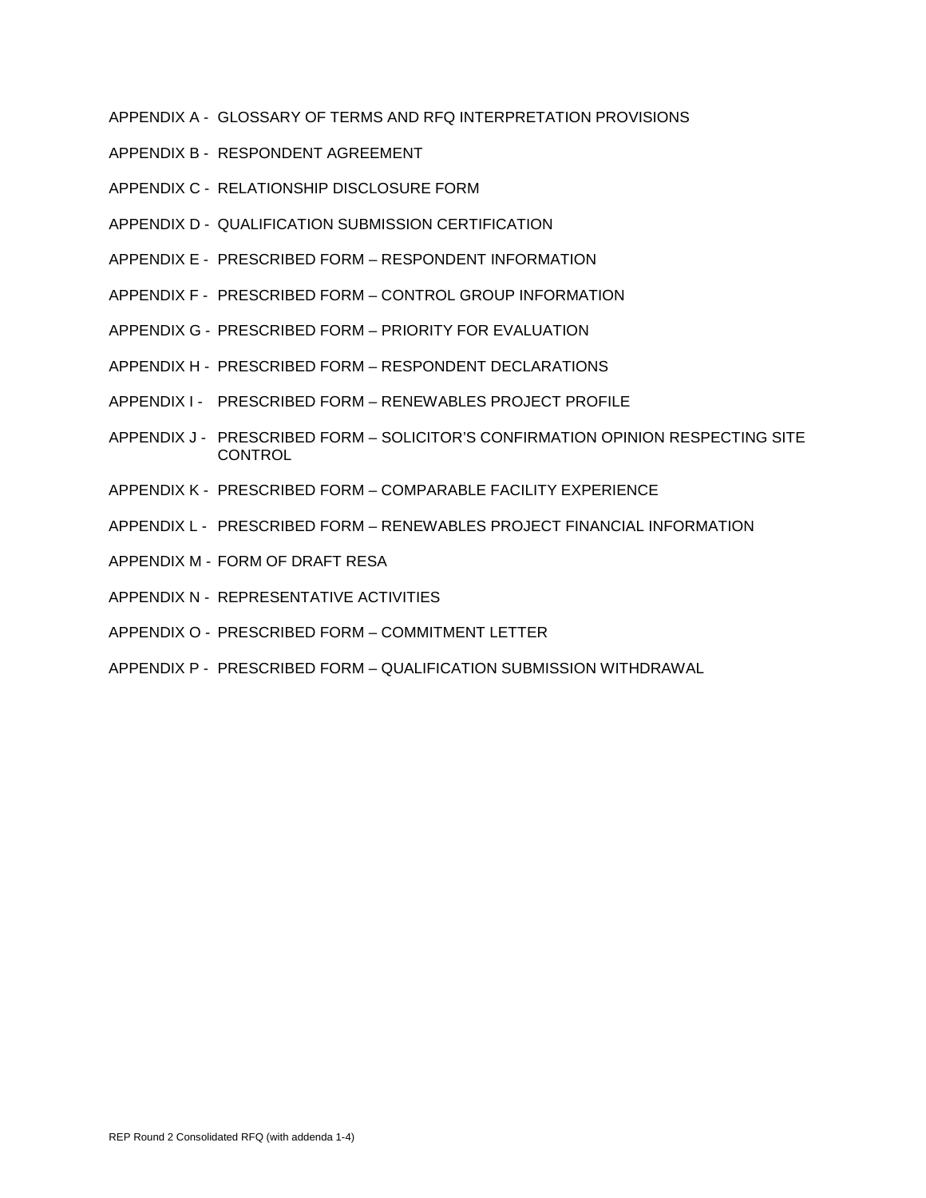APPENDIX A - GLOSSARY OF TERMS AND RFQ INTERPRETATION PROVISIONS

APPENDIX B - RESPONDENT AGREEMENT

APPENDIX C - RELATIONSHIP DISCLOSURE FORM

APPENDIX D - QUALIFICATION SUBMISSION CERTIFICATION

APPENDIX E - PRESCRIBED FORM – RESPONDENT INFORMATION

APPENDIX F - PRESCRIBED FORM – CONTROL GROUP INFORMATION

APPENDIX G - PRESCRIBED FORM – PRIORITY FOR EVALUATION

APPENDIX H - PRESCRIBED FORM – RESPONDENT DECLARATIONS

APPENDIX I - PRESCRIBED FORM – RENEWABLES PROJECT PROFILE

APPENDIX J - PRESCRIBED FORM – SOLICITOR'S CONFIRMATION OPINION RESPECTING SITE CONTROL

APPENDIX K - PRESCRIBED FORM – COMPARABLE FACILITY EXPERIENCE

APPENDIX L - PRESCRIBED FORM – RENEWABLES PROJECT FINANCIAL INFORMATION

APPENDIX M - FORM OF DRAFT RESA

APPENDIX N - REPRESENTATIVE ACTIVITIES

APPENDIX O - PRESCRIBED FORM – COMMITMENT LETTER

APPENDIX P - PRESCRIBED FORM – QUALIFICATION SUBMISSION WITHDRAWAL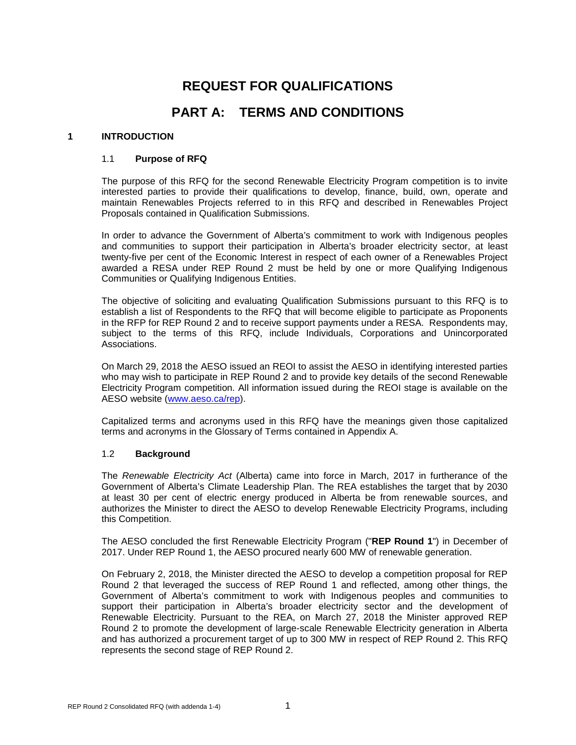# REQUEST FOR QUALIFICATIONS

# PART A: TERMS AND CONDITIONS

## 1 INTRODUCTION

### 1.1 Purpose of RFQ

The purpose of this RFQ for the second Renewable Electricity Program competition is to invite interested parties to provide their qualifications to develop, finance, build, own, operate and maintain Renewables Projects referred to in this RFQ and described in Renewables Project Proposals contained in Qualification Submissions.

In order to advance the Government of Alberta's commitment to work with Indigenous peoples and communities to support their participation in Alberta's broader electricity sector, at least twenty-five per cent of the Economic Interest in respect of each owner of a Renewables Project awarded a RESA under REP Round 2 must be held by one or more Qualifying Indigenous Communities or Qualifying Indigenous Entities.

The objective of soliciting and evaluating Qualification Submissions pursuant to this RFQ is to establish a list of Respondents to the RFQ that will become eligible to participate as Proponents in the RFP for REP Round 2 and to receive support payments under a RESA. Respondents may, subject to the terms of this RFQ, include Individuals, Corporations and Unincorporated Associations.

On March 29, 2018 the AESO issued an REOI to assist the AESO in identifying interested parties who may wish to participate in REP Round 2 and to provide key details of the second Renewable Electricity Program competition. All information issued during the REOI stage is available on the AESO website (www.aeso.ca/rep).

Capitalized terms and acronyms used in this RFQ have the meanings given those capitalized terms and acronyms in the Glossary of Terms contained in Appendix A.

### 1.2 Background

The *Renewable Electricity Act* (Alberta) came into force in March, 2017 in furtherance of the Government of Alberta's Climate Leadership Plan. The REA establishes the target that by 2030 at least 30 per cent of electric energy produced in Alberta be from renewable sources, and authorizes the Minister to direct the AESO to develop Renewable Electricity Programs, including this Competition.

The AESO concluded the first Renewable Electricity Program ("**REP Round 1**") in December of 2017. Under REP Round 1, the AESO procured nearly 600 MW of renewable generation.

On February 2, 2018, the Minister directed the AESO to develop a competition proposal for REP Round 2 that leveraged the success of REP Round 1 and reflected, among other things, the Government of Alberta's commitment to work with Indigenous peoples and communities to support their participation in Alberta's broader electricity sector and the development of Renewable Electricity. Pursuant to the REA, on March 27, 2018 the Minister approved REP Round 2 to promote the development of large-scale Renewable Electricity generation in Alberta and has authorized a procurement target of up to 300 MW in respect of REP Round 2. This RFQ represents the second stage of REP Round 2.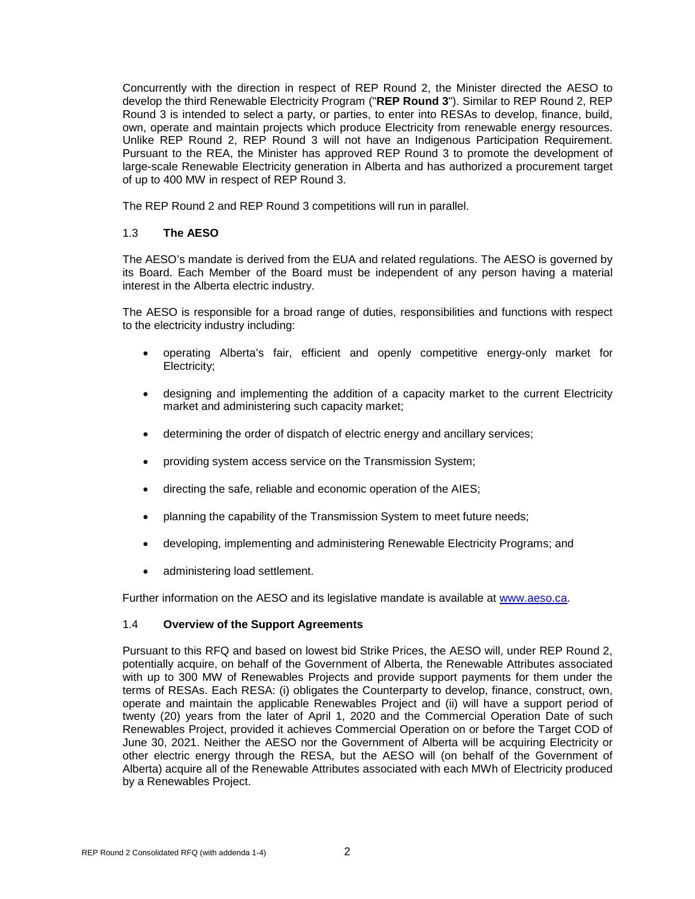Concurrently with the direction in respect of REP Round 2, the Minister directed the AESO to develop the third Renewable Electricity Program ("**REP Round 3**"). Similar to REP Round 2, REP Round 3 is intended to select a party, or parties, to enter into RESAs to develop, finance, build, own, operate and maintain projects which produce Electricity from renewable energy resources. Unlike REP Round 2, REP Round 3 will not have an Indigenous Participation Requirement. Pursuant to the REA, the Minister has approved REP Round 3 to promote the development of large-scale Renewable Electricity generation in Alberta and has authorized a procurement target of up to 400 MW in respect of REP Round 3.

The REP Round 2 and REP Round 3 competitions will run in parallel.

### 1.3 **The AESO**

The AESO's mandate is derived from the EUA and related regulations. The AESO is governed by its Board. Each Member of the Board must be independent of any person having a material interest in the Alberta electric industry.

The AESO is responsible for a broad range of duties, responsibilities and functions with respect to the electricity industry including:

- operating Alberta's fair, efficient and openly competitive energy-only market for Electricity;
- designing and implementing the addition of a capacity market to the current Electricity market and administering such capacity market;
- determining the order of dispatch of electric energy and ancillary services;
- providing system access service on the Transmission System;
- directing the safe, reliable and economic operation of the AIES;
- planning the capability of the Transmission System to meet future needs;
- developing, implementing and administering Renewable Electricity Programs; and
- administering load settlement.

Further information on the AESO and its legislative mandate is available at www.aeso.ca.

### 1.4 **Overview of the Support Agreements**

Pursuant to this RFQ and based on lowest bid Strike Prices, the AESO will, under REP Round 2, potentially acquire, on behalf of the Government of Alberta, the Renewable Attributes associated with up to 300 MW of Renewables Projects and provide support payments for them under the terms of RESAs. Each RESA: (i) obligates the Counterparty to develop, finance, construct, own, operate and maintain the applicable Renewables Project and (ii) will have a support period of twenty (20) years from the later of April 1, 2020 and the Commercial Operation Date of such Renewables Project, provided it achieves Commercial Operation on or before the Target COD of June 30, 2021. Neither the AESO nor the Government of Alberta will be acquiring Electricity or other electric energy through the RESA, but the AESO will (on behalf of the Government of Alberta) acquire all of the Renewable Attributes associated with each MWh of Electricity produced by a Renewables Project.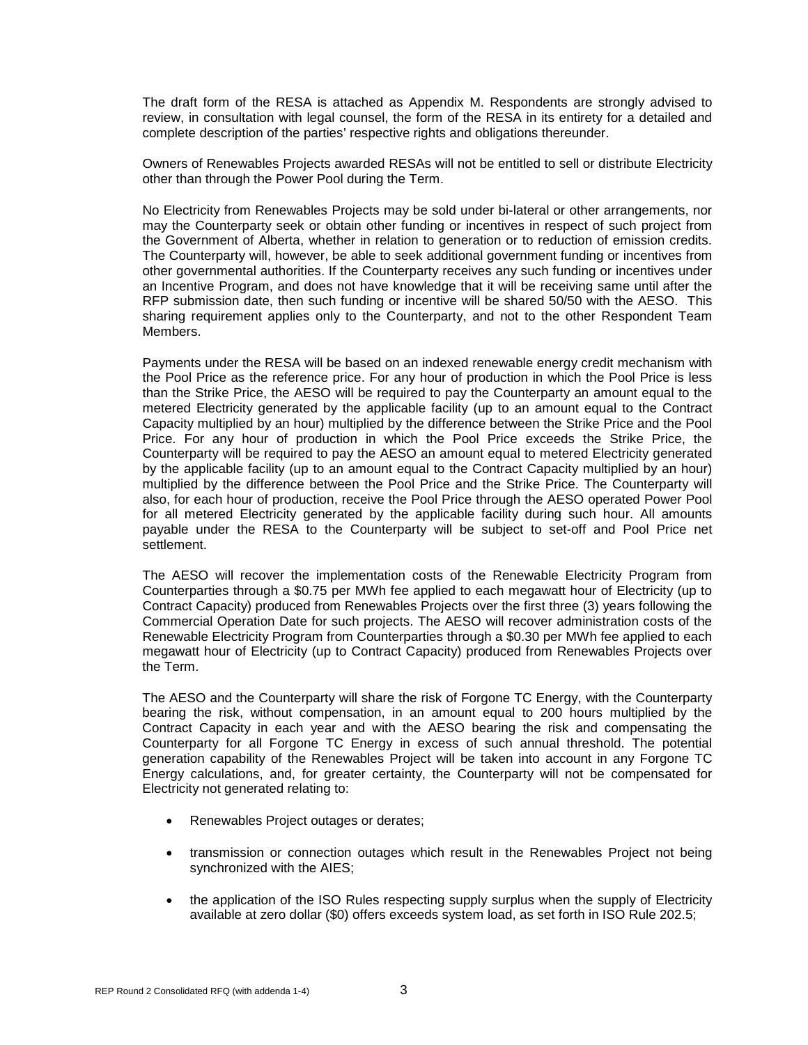The draft form of the RESA is attached as Appendix M. Respondents are strongly advised to review, in consultation with legal counsel, the form of the RESA in its entirety for a detailed and complete description of the parties' respective rights and obligations thereunder.

Owners of Renewables Projects awarded RESAs will not be entitled to sell or distribute Electricity other than through the Power Pool during the Term.

No Electricity from Renewables Projects may be sold under bi-lateral or other arrangements, nor may the Counterparty seek or obtain other funding or incentives in respect of such project from the Government of Alberta, whether in relation to generation or to reduction of emission credits. The Counterparty will, however, be able to seek additional government funding or incentives from other governmental authorities. If the Counterparty receives any such funding or incentives under an Incentive Program, and does not have knowledge that it will be receiving same until after the RFP submission date, then such funding or incentive will be shared 50/50 with the AESO. This sharing requirement applies only to the Counterparty, and not to the other Respondent Team Members.

Payments under the RESA will be based on an indexed renewable energy credit mechanism with the Pool Price as the reference price. For any hour of production in which the Pool Price is less than the Strike Price, the AESO will be required to pay the Counterparty an amount equal to the metered Electricity generated by the applicable facility (up to an amount equal to the Contract Capacity multiplied by an hour) multiplied by the difference between the Strike Price and the Pool Price. For any hour of production in which the Pool Price exceeds the Strike Price, the Counterparty will be required to pay the AESO an amount equal to metered Electricity generated by the applicable facility (up to an amount equal to the Contract Capacity multiplied by an hour) multiplied by the difference between the Pool Price and the Strike Price. The Counterparty will also, for each hour of production, receive the Pool Price through the AESO operated Power Pool for all metered Electricity generated by the applicable facility during such hour. All amounts payable under the RESA to the Counterparty will be subject to set-off and Pool Price net settlement.

The AESO will recover the implementation costs of the Renewable Electricity Program from Counterparties through a $0.75 per MWh fee applied to each megawatt hour of Electricity (up to Contract Capacity) produced from Renewables Projects over the first three (3) years following the Commercial Operation Date for such projects. The AESO will recover administration costs of the Renewable Electricity Program from Counterparties through a $0.30 per MWh fee applied to each megawatt hour of Electricity (up to Contract Capacity) produced from Renewables Projects over the Term.

The AESO and the Counterparty will share the risk of Forgone TC Energy, with the Counterparty bearing the risk, without compensation, in an amount equal to 200 hours multiplied by the Contract Capacity in each year and with the AESO bearing the risk and compensating the Counterparty for all Forgone TC Energy in excess of such annual threshold. The potential generation capability of the Renewables Project will be taken into account in any Forgone TC Energy calculations, and, for greater certainty, the Counterparty will not be compensated for Electricity not generated relating to:

- Renewables Project outages or derates;
- transmission or connection outages which result in the Renewables Project not being synchronized with the AIES;
- the application of the ISO Rules respecting supply surplus when the supply of Electricity available at zero dollar ($0) offers exceeds system load, as set forth in ISO Rule 202.5;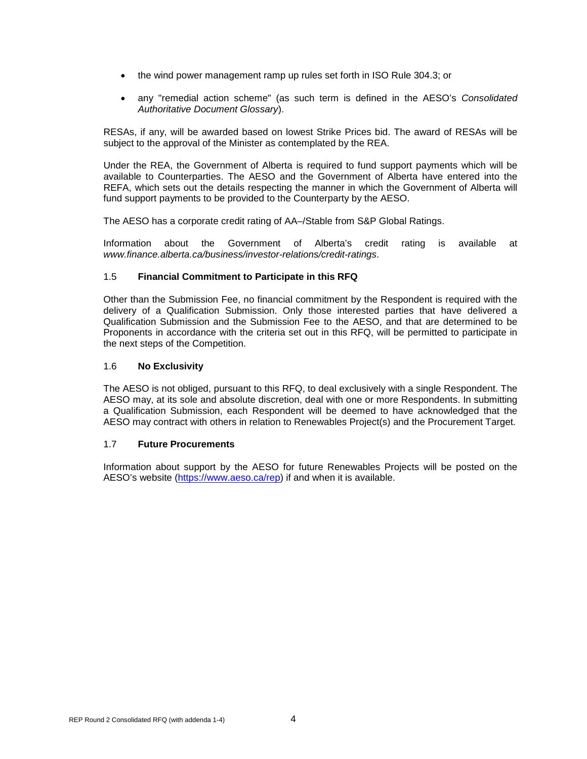- the wind power management ramp up rules set forth in ISO Rule 304.3; or
- any "remedial action scheme" (as such term is defined in the AESO's *Consolidated Authoritative Document Glossary*).

RESAs, if any, will be awarded based on lowest Strike Prices bid. The award of RESAs will be subject to the approval of the Minister as contemplated by the REA.

Under the REA, the Government of Alberta is required to fund support payments which will be available to Counterparties. The AESO and the Government of Alberta have entered into the REFA, which sets out the details respecting the manner in which the Government of Alberta will fund support payments to be provided to the Counterparty by the AESO.

The AESO has a corporate credit rating of AA–/Stable from S&P Global Ratings.

Information about the Government of Alberta's credit rating is available at *www.finance.alberta.ca/business/investor-relations/credit-ratings*.

### 1.5 Financial Commitment to Participate in this RFQ

Other than the Submission Fee, no financial commitment by the Respondent is required with the delivery of a Qualification Submission. Only those interested parties that have delivered a Qualification Submission and the Submission Fee to the AESO, and that are determined to be Proponents in accordance with the criteria set out in this RFQ, will be permitted to participate in the next steps of the Competition.

### 1.6 No Exclusivity

The AESO is not obliged, pursuant to this RFQ, to deal exclusively with a single Respondent. The AESO may, at its sole and absolute discretion, deal with one or more Respondents. In submitting a Qualification Submission, each Respondent will be deemed to have acknowledged that the AESO may contract with others in relation to Renewables Project(s) and the Procurement Target.

### 1.7 Future Procurements

Information about support by the AESO for future Renewables Projects will be posted on the AESO's website (https://www.aeso.ca/rep) if and when it is available.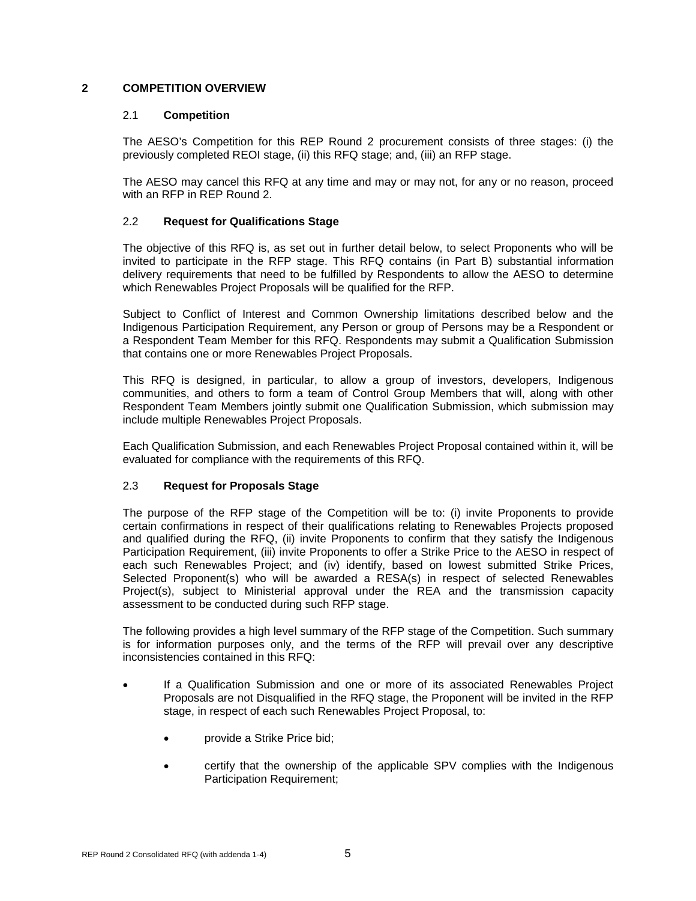## 2 COMPETITION OVERVIEW

### 2.1 Competition

The AESO's Competition for this REP Round 2 procurement consists of three stages: (i) the previously completed REOI stage, (ii) this RFQ stage; and, (iii) an RFP stage.

The AESO may cancel this RFQ at any time and may or may not, for any or no reason, proceed with an RFP in REP Round 2.

### 2.2 Request for Qualifications Stage

The objective of this RFQ is, as set out in further detail below, to select Proponents who will be invited to participate in the RFP stage. This RFQ contains (in Part B) substantial information delivery requirements that need to be fulfilled by Respondents to allow the AESO to determine which Renewables Project Proposals will be qualified for the RFP.

Subject to Conflict of Interest and Common Ownership limitations described below and the Indigenous Participation Requirement, any Person or group of Persons may be a Respondent or a Respondent Team Member for this RFQ. Respondents may submit a Qualification Submission that contains one or more Renewables Project Proposals.

This RFQ is designed, in particular, to allow a group of investors, developers, Indigenous communities, and others to form a team of Control Group Members that will, along with other Respondent Team Members jointly submit one Qualification Submission, which submission may include multiple Renewables Project Proposals.

Each Qualification Submission, and each Renewables Project Proposal contained within it, will be evaluated for compliance with the requirements of this RFQ.

### 2.3 Request for Proposals Stage

The purpose of the RFP stage of the Competition will be to: (i) invite Proponents to provide certain confirmations in respect of their qualifications relating to Renewables Projects proposed and qualified during the RFQ, (ii) invite Proponents to confirm that they satisfy the Indigenous Participation Requirement, (iii) invite Proponents to offer a Strike Price to the AESO in respect of each such Renewables Project; and (iv) identify, based on lowest submitted Strike Prices, Selected Proponent(s) who will be awarded a RESA(s) in respect of selected Renewables Project(s), subject to Ministerial approval under the REA and the transmission capacity assessment to be conducted during such RFP stage.

The following provides a high level summary of the RFP stage of the Competition. Such summary is for information purposes only, and the terms of the RFP will prevail over any descriptive inconsistencies contained in this RFQ:

- If a Qualification Submission and one or more of its associated Renewables Project Proposals are not Disqualified in the RFQ stage, the Proponent will be invited in the RFP stage, in respect of each such Renewables Project Proposal, to:
  - provide a Strike Price bid;
  - certify that the ownership of the applicable SPV complies with the Indigenous Participation Requirement;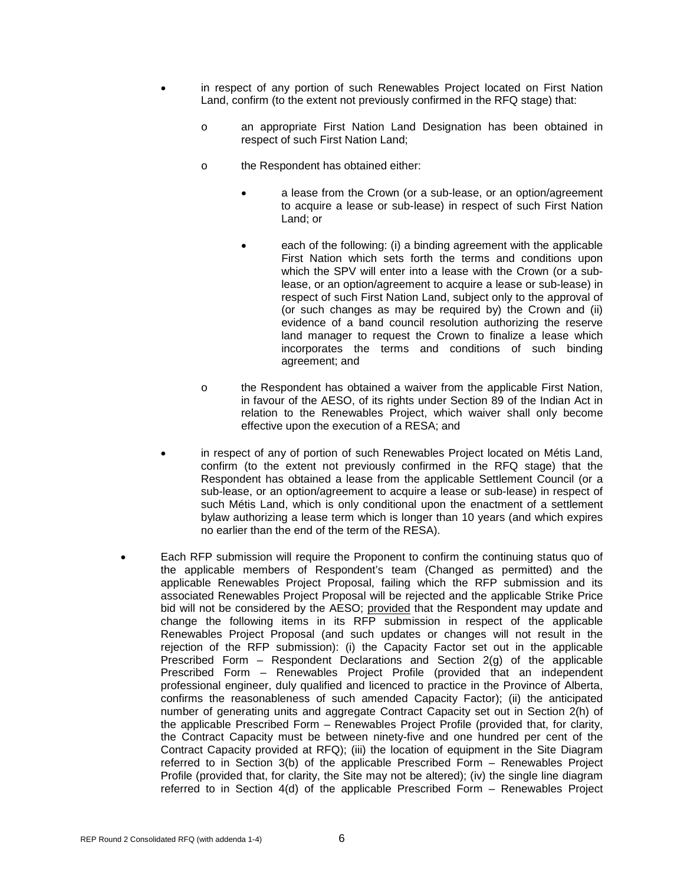- in respect of any portion of such Renewables Project located on First Nation Land, confirm (to the extent not previously confirmed in the RFQ stage) that:

  - an appropriate First Nation Land Designation has been obtained in respect of such First Nation Land;

  - the Respondent has obtained either:

    - a lease from the Crown (or a sub-lease, or an option/agreement to acquire a lease or sub-lease) in respect of such First Nation Land; or

    - each of the following: (i) a binding agreement with the applicable First Nation which sets forth the terms and conditions upon which the SPV will enter into a lease with the Crown (or a sub-lease, or an option/agreement to acquire a lease or sub-lease) in respect of such First Nation Land, subject only to the approval of (or such changes as may be required by) the Crown and (ii) evidence of a band council resolution authorizing the reserve land manager to request the Crown to finalize a lease which incorporates the terms and conditions of such binding agreement; and

  - the Respondent has obtained a waiver from the applicable First Nation, in favour of the AESO, of its rights under Section 89 of the Indian Act in relation to the Renewables Project, which waiver shall only become effective upon the execution of a RESA; and

- in respect of any of portion of such Renewables Project located on Métis Land, confirm (to the extent not previously confirmed in the RFQ stage) that the Respondent has obtained a lease from the applicable Settlement Council (or a sub-lease, or an option/agreement to acquire a lease or sub-lease) in respect of such Métis Land, which is only conditional upon the enactment of a settlement bylaw authorizing a lease term which is longer than 10 years (and which expires no earlier than the end of the term of the RESA).

- Each RFP submission will require the Proponent to confirm the continuing status quo of the applicable members of Respondent's team (Changed as permitted) and the applicable Renewables Project Proposal, failing which the RFP submission and its associated Renewables Project Proposal will be rejected and the applicable Strike Price bid will not be considered by the AESO; provided that the Respondent may update and change the following items in its RFP submission in respect of the applicable Renewables Project Proposal (and such updates or changes will not result in the rejection of the RFP submission): (i) the Capacity Factor set out in the applicable Prescribed Form – Respondent Declarations and Section 2(g) of the applicable Prescribed Form – Renewables Project Profile (provided that an independent professional engineer, duly qualified and licenced to practice in the Province of Alberta, confirms the reasonableness of such amended Capacity Factor); (ii) the anticipated number of generating units and aggregate Contract Capacity set out in Section 2(h) of the applicable Prescribed Form – Renewables Project Profile (provided that, for clarity, the Contract Capacity must be between ninety-five and one hundred per cent of the Contract Capacity provided at RFQ); (iii) the location of equipment in the Site Diagram referred to in Section 3(b) of the applicable Prescribed Form – Renewables Project Profile (provided that, for clarity, the Site may not be altered); (iv) the single line diagram referred to in Section 4(d) of the applicable Prescribed Form – Renewables Project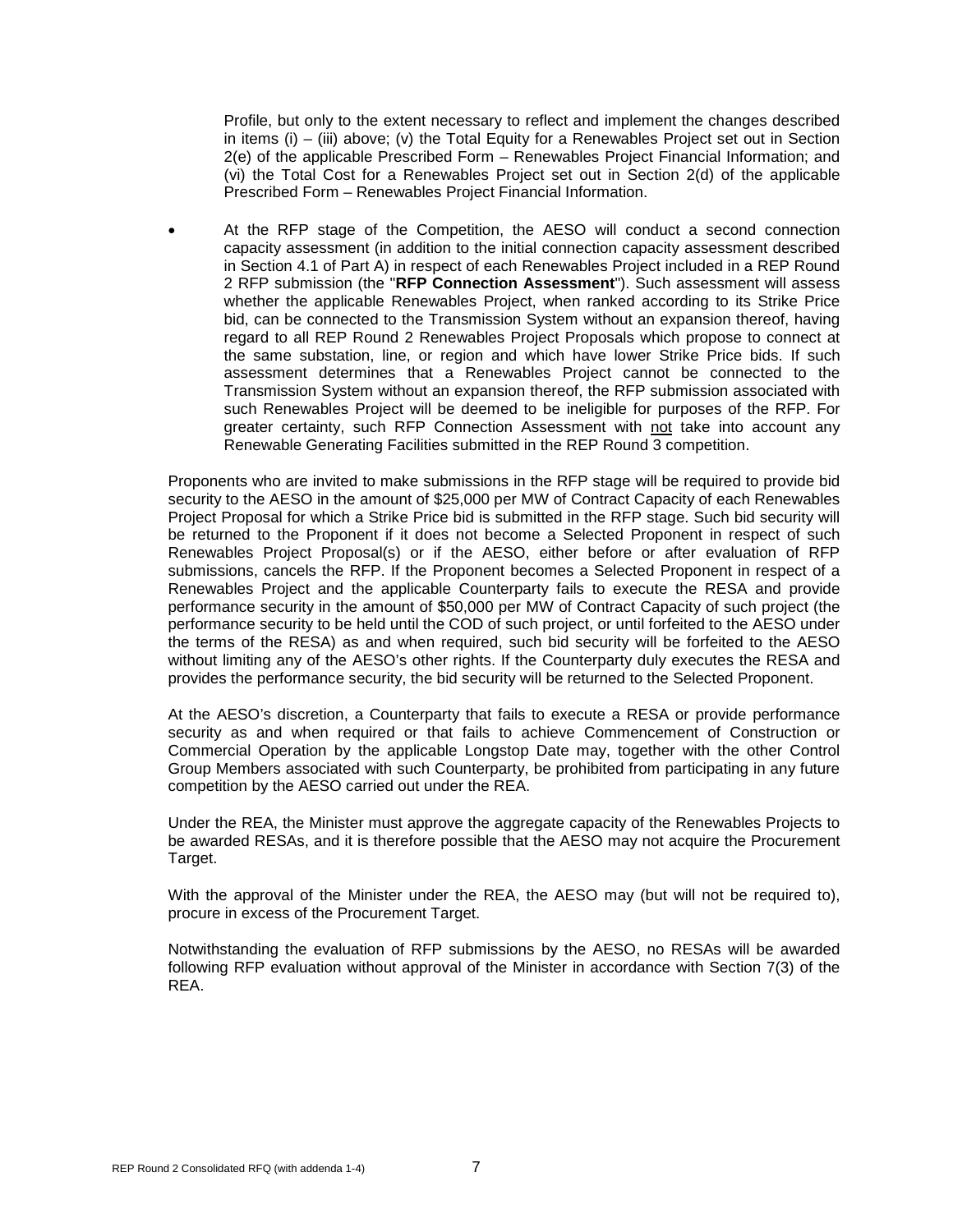Profile, but only to the extent necessary to reflect and implement the changes described in items (i) – (iii) above; (v) the Total Equity for a Renewables Project set out in Section 2(e) of the applicable Prescribed Form – Renewables Project Financial Information; and (vi) the Total Cost for a Renewables Project set out in Section 2(d) of the applicable Prescribed Form – Renewables Project Financial Information.

- At the RFP stage of the Competition, the AESO will conduct a second connection capacity assessment (in addition to the initial connection capacity assessment described in Section 4.1 of Part A) in respect of each Renewables Project included in a REP Round 2 RFP submission (the "**RFP Connection Assessment**"). Such assessment will assess whether the applicable Renewables Project, when ranked according to its Strike Price bid, can be connected to the Transmission System without an expansion thereof, having regard to all REP Round 2 Renewables Project Proposals which propose to connect at the same substation, line, or region and which have lower Strike Price bids. If such assessment determines that a Renewables Project cannot be connected to the Transmission System without an expansion thereof, the RFP submission associated with such Renewables Project will be deemed to be ineligible for purposes of the RFP. For greater certainty, such RFP Connection Assessment with not take into account any Renewable Generating Facilities submitted in the REP Round 3 competition.

Proponents who are invited to make submissions in the RFP stage will be required to provide bid security to the AESO in the amount of $25,000 per MW of Contract Capacity of each Renewables Project Proposal for which a Strike Price bid is submitted in the RFP stage. Such bid security will be returned to the Proponent if it does not become a Selected Proponent in respect of such Renewables Project Proposal(s) or if the AESO, either before or after evaluation of RFP submissions, cancels the RFP. If the Proponent becomes a Selected Proponent in respect of a Renewables Project and the applicable Counterparty fails to execute the RESA and provide performance security in the amount of $50,000 per MW of Contract Capacity of such project (the performance security to be held until the COD of such project, or until forfeited to the AESO under the terms of the RESA) as and when required, such bid security will be forfeited to the AESO without limiting any of the AESO's other rights. If the Counterparty duly executes the RESA and provides the performance security, the bid security will be returned to the Selected Proponent.

At the AESO's discretion, a Counterparty that fails to execute a RESA or provide performance security as and when required or that fails to achieve Commencement of Construction or Commercial Operation by the applicable Longstop Date may, together with the other Control Group Members associated with such Counterparty, be prohibited from participating in any future competition by the AESO carried out under the REA.

Under the REA, the Minister must approve the aggregate capacity of the Renewables Projects to be awarded RESAs, and it is therefore possible that the AESO may not acquire the Procurement Target.

With the approval of the Minister under the REA, the AESO may (but will not be required to), procure in excess of the Procurement Target.

Notwithstanding the evaluation of RFP submissions by the AESO, no RESAs will be awarded following RFP evaluation without approval of the Minister in accordance with Section 7(3) of the REA.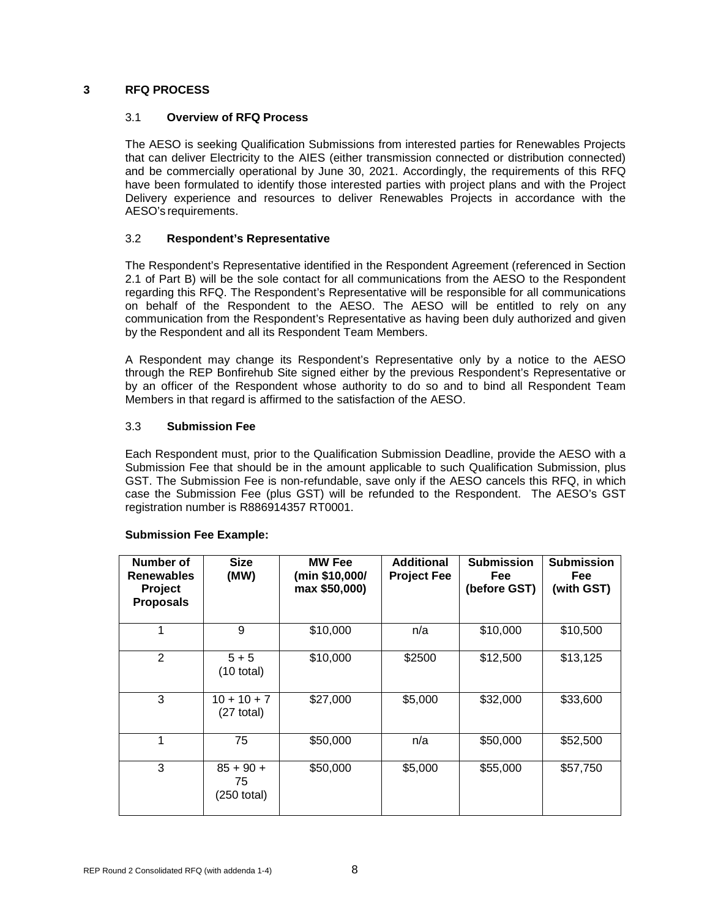# 3 RFQ PROCESS

## 3.1 Overview of RFQ Process

The AESO is seeking Qualification Submissions from interested parties for Renewables Projects that can deliver Electricity to the AIES (either transmission connected or distribution connected) and be commercially operational by June 30, 2021. Accordingly, the requirements of this RFQ have been formulated to identify those interested parties with project plans and with the Project Delivery experience and resources to deliver Renewables Projects in accordance with the AESO's requirements.

## 3.2 Respondent's Representative

The Respondent's Representative identified in the Respondent Agreement (referenced in Section 2.1 of Part B) will be the sole contact for all communications from the AESO to the Respondent regarding this RFQ. The Respondent's Representative will be responsible for all communications on behalf of the Respondent to the AESO. The AESO will be entitled to rely on any communication from the Respondent's Representative as having been duly authorized and given by the Respondent and all its Respondent Team Members.

A Respondent may change its Respondent's Representative only by a notice to the AESO through the REP Bonfirehub Site signed either by the previous Respondent's Representative or by an officer of the Respondent whose authority to do so and to bind all Respondent Team Members in that regard is affirmed to the satisfaction of the AESO.

## 3.3 Submission Fee

Each Respondent must, prior to the Qualification Submission Deadline, provide the AESO with a Submission Fee that should be in the amount applicable to such Qualification Submission, plus GST. The Submission Fee is non-refundable, save only if the AESO cancels this RFQ, in which case the Submission Fee (plus GST) will be refunded to the Respondent. The AESO's GST registration number is R886914357 RT0001.

**Submission Fee Example:**

| Number of Renewables Project Proposals | Size (MW) | MW Fee (min $10,000/ max $50,000) | Additional Project Fee | Submission Fee (before GST) | Submission Fee (with GST) |
|---|---|---|---|---|---|
| 1 | 9 | $10,000 | n/a | $10,000 | $10,500 |
| 2 | 5 + 5 (10 total) | $10,000 | $2500 | $12,500 | $13,125 |
| 3 | 10 + 10 + 7 (27 total) | $27,000 | $5,000 | $32,000 | $33,600 |
| 1 | 75 | $50,000 | n/a | $50,000 | $52,500 |
| 3 | 85 + 90 + 75 (250 total) | $50,000 | $5,000 | $55,000 | $57,750 |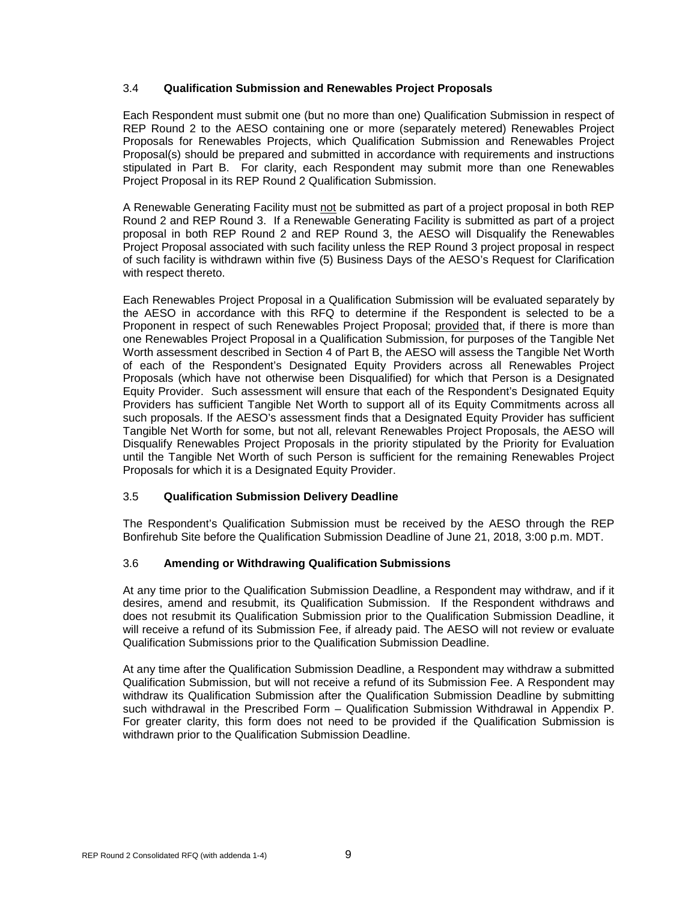### 3.4 **Qualification Submission and Renewables Project Proposals**

Each Respondent must submit one (but no more than one) Qualification Submission in respect of REP Round 2 to the AESO containing one or more (separately metered) Renewables Project Proposals for Renewables Projects, which Qualification Submission and Renewables Project Proposal(s) should be prepared and submitted in accordance with requirements and instructions stipulated in Part B. For clarity, each Respondent may submit more than one Renewables Project Proposal in its REP Round 2 Qualification Submission.

A Renewable Generating Facility must not be submitted as part of a project proposal in both REP Round 2 and REP Round 3. If a Renewable Generating Facility is submitted as part of a project proposal in both REP Round 2 and REP Round 3, the AESO will Disqualify the Renewables Project Proposal associated with such facility unless the REP Round 3 project proposal in respect of such facility is withdrawn within five (5) Business Days of the AESO's Request for Clarification with respect thereto.

Each Renewables Project Proposal in a Qualification Submission will be evaluated separately by the AESO in accordance with this RFQ to determine if the Respondent is selected to be a Proponent in respect of such Renewables Project Proposal; provided that, if there is more than one Renewables Project Proposal in a Qualification Submission, for purposes of the Tangible Net Worth assessment described in Section 4 of Part B, the AESO will assess the Tangible Net Worth of each of the Respondent's Designated Equity Providers across all Renewables Project Proposals (which have not otherwise been Disqualified) for which that Person is a Designated Equity Provider. Such assessment will ensure that each of the Respondent's Designated Equity Providers has sufficient Tangible Net Worth to support all of its Equity Commitments across all such proposals. If the AESO's assessment finds that a Designated Equity Provider has sufficient Tangible Net Worth for some, but not all, relevant Renewables Project Proposals, the AESO will Disqualify Renewables Project Proposals in the priority stipulated by the Priority for Evaluation until the Tangible Net Worth of such Person is sufficient for the remaining Renewables Project Proposals for which it is a Designated Equity Provider.

### 3.5 **Qualification Submission Delivery Deadline**

The Respondent's Qualification Submission must be received by the AESO through the REP Bonfirehub Site before the Qualification Submission Deadline of June 21, 2018, 3:00 p.m. MDT.

### 3.6 **Amending or Withdrawing Qualification Submissions**

At any time prior to the Qualification Submission Deadline, a Respondent may withdraw, and if it desires, amend and resubmit, its Qualification Submission. If the Respondent withdraws and does not resubmit its Qualification Submission prior to the Qualification Submission Deadline, it will receive a refund of its Submission Fee, if already paid. The AESO will not review or evaluate Qualification Submissions prior to the Qualification Submission Deadline.

At any time after the Qualification Submission Deadline, a Respondent may withdraw a submitted Qualification Submission, but will not receive a refund of its Submission Fee. A Respondent may withdraw its Qualification Submission after the Qualification Submission Deadline by submitting such withdrawal in the Prescribed Form – Qualification Submission Withdrawal in Appendix P. For greater clarity, this form does not need to be provided if the Qualification Submission is withdrawn prior to the Qualification Submission Deadline.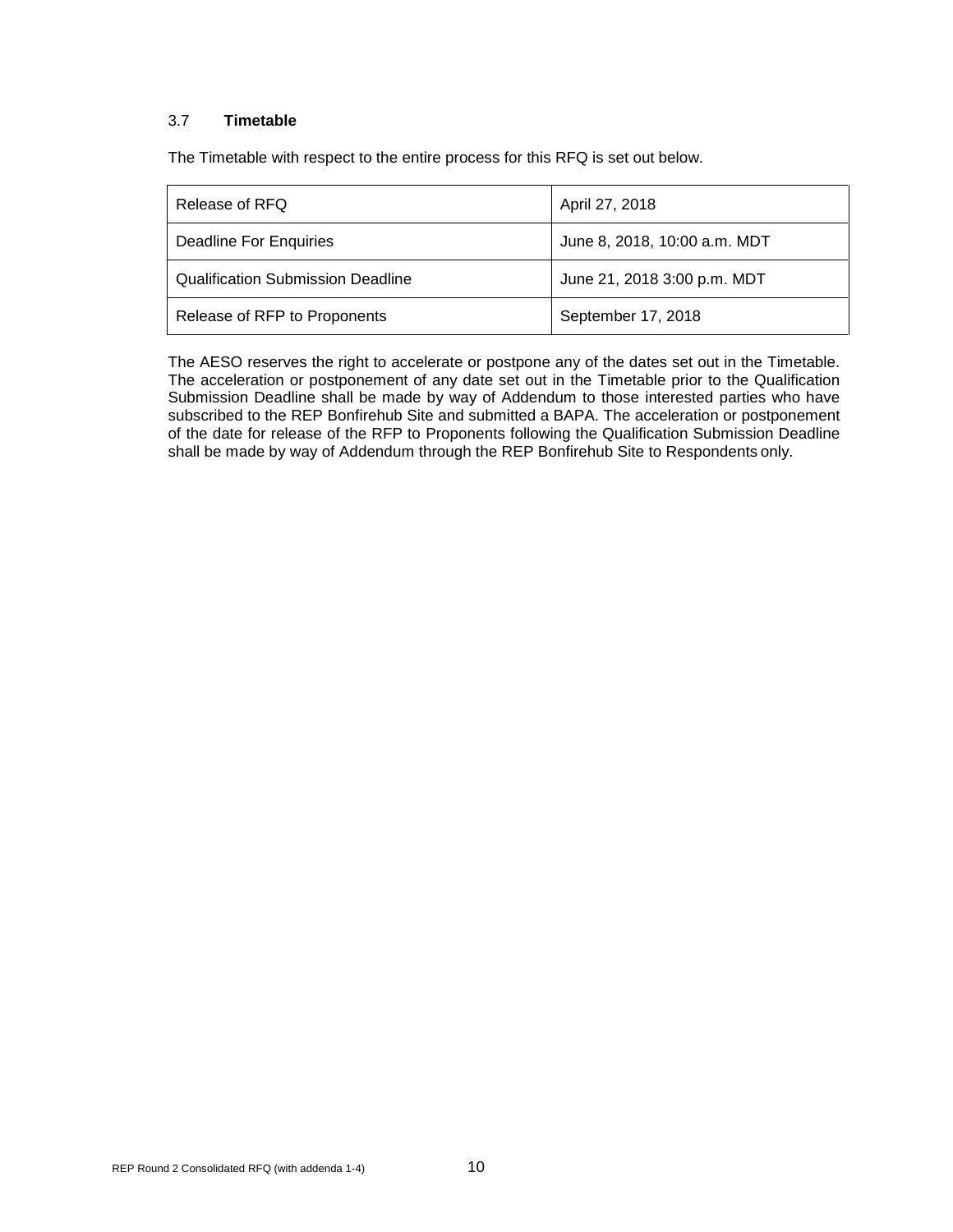### 3.7 **Timetable**

The Timetable with respect to the entire process for this RFQ is set out below.

| Release of RFQ | April 27, 2018 |
|---|---|
| Deadline For Enquiries | June 8, 2018, 10:00 a.m. MDT |
| Qualification Submission Deadline | June 21, 2018 3:00 p.m. MDT |
| Release of RFP to Proponents | September 17, 2018 |

The AESO reserves the right to accelerate or postpone any of the dates set out in the Timetable. The acceleration or postponement of any date set out in the Timetable prior to the Qualification Submission Deadline shall be made by way of Addendum to those interested parties who have subscribed to the REP Bonfirehub Site and submitted a BAPA. The acceleration or postponement of the date for release of the RFP to Proponents following the Qualification Submission Deadline shall be made by way of Addendum through the REP Bonfirehub Site to Respondents only.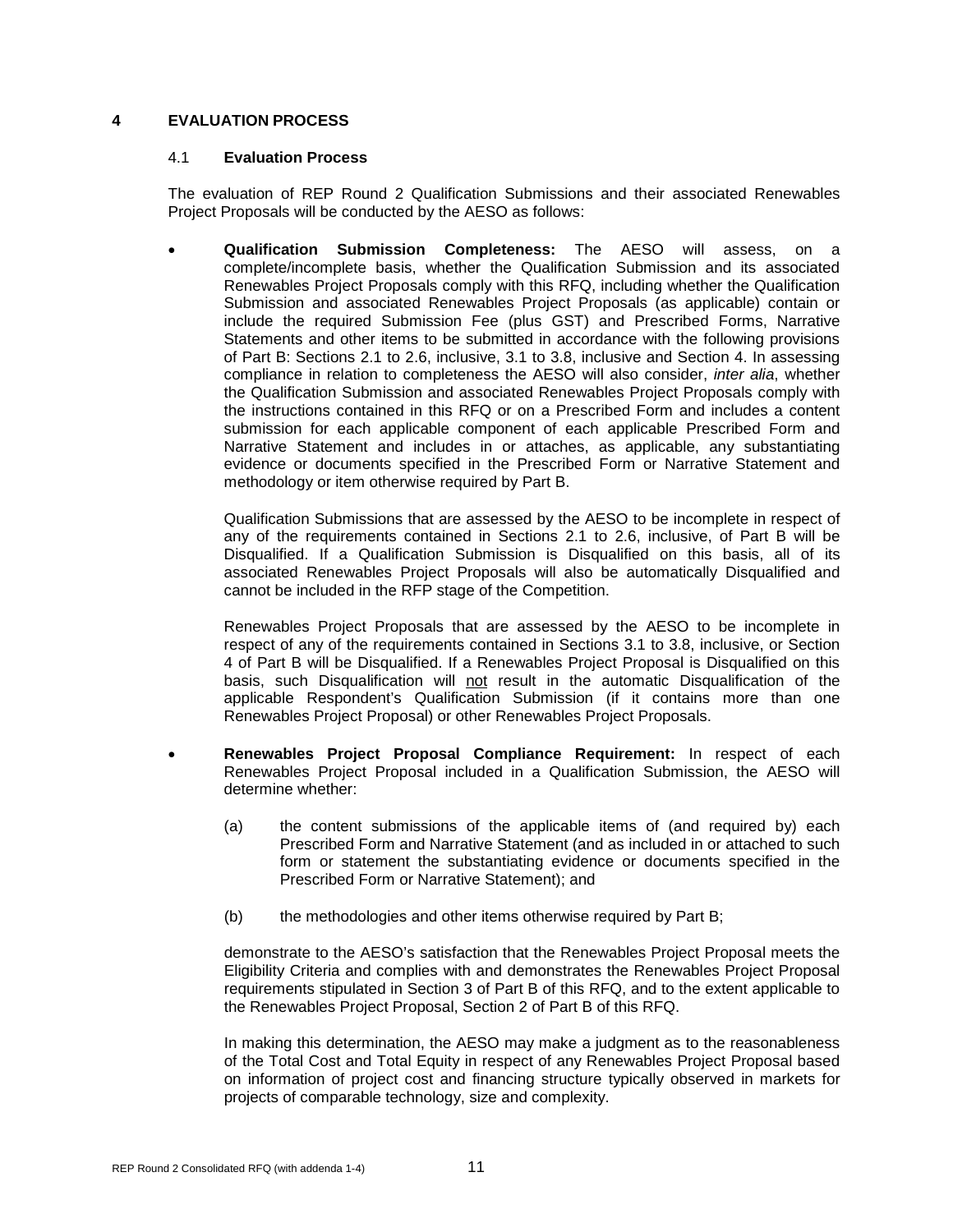## 4 EVALUATION PROCESS

### 4.1 Evaluation Process

The evaluation of REP Round 2 Qualification Submissions and their associated Renewables Project Proposals will be conducted by the AESO as follows:

- **Qualification Submission Completeness:** The AESO will assess, on a complete/incomplete basis, whether the Qualification Submission and its associated Renewables Project Proposals comply with this RFQ, including whether the Qualification Submission and associated Renewables Project Proposals (as applicable) contain or include the required Submission Fee (plus GST) and Prescribed Forms, Narrative Statements and other items to be submitted in accordance with the following provisions of Part B: Sections 2.1 to 2.6, inclusive, 3.1 to 3.8, inclusive and Section 4. In assessing compliance in relation to completeness the AESO will also consider, *inter alia*, whether the Qualification Submission and associated Renewables Project Proposals comply with the instructions contained in this RFQ or on a Prescribed Form and includes a content submission for each applicable component of each applicable Prescribed Form and Narrative Statement and includes in or attaches, as applicable, any substantiating evidence or documents specified in the Prescribed Form or Narrative Statement and methodology or item otherwise required by Part B.

  Qualification Submissions that are assessed by the AESO to be incomplete in respect of any of the requirements contained in Sections 2.1 to 2.6, inclusive, of Part B will be Disqualified. If a Qualification Submission is Disqualified on this basis, all of its associated Renewables Project Proposals will also be automatically Disqualified and cannot be included in the RFP stage of the Competition.

  Renewables Project Proposals that are assessed by the AESO to be incomplete in respect of any of the requirements contained in Sections 3.1 to 3.8, inclusive, or Section 4 of Part B will be Disqualified. If a Renewables Project Proposal is Disqualified on this basis, such Disqualification will <u>not</u> result in the automatic Disqualification of the applicable Respondent's Qualification Submission (if it contains more than one Renewables Project Proposal) or other Renewables Project Proposals.

- **Renewables Project Proposal Compliance Requirement:** In respect of each Renewables Project Proposal included in a Qualification Submission, the AESO will determine whether:

  (a) the content submissions of the applicable items of (and required by) each Prescribed Form and Narrative Statement (and as included in or attached to such form or statement the substantiating evidence or documents specified in the Prescribed Form or Narrative Statement); and

  (b) the methodologies and other items otherwise required by Part B;

  demonstrate to the AESO's satisfaction that the Renewables Project Proposal meets the Eligibility Criteria and complies with and demonstrates the Renewables Project Proposal requirements stipulated in Section 3 of Part B of this RFQ, and to the extent applicable to the Renewables Project Proposal, Section 2 of Part B of this RFQ.

  In making this determination, the AESO may make a judgment as to the reasonableness of the Total Cost and Total Equity in respect of any Renewables Project Proposal based on information of project cost and financing structure typically observed in markets for projects of comparable technology, size and complexity.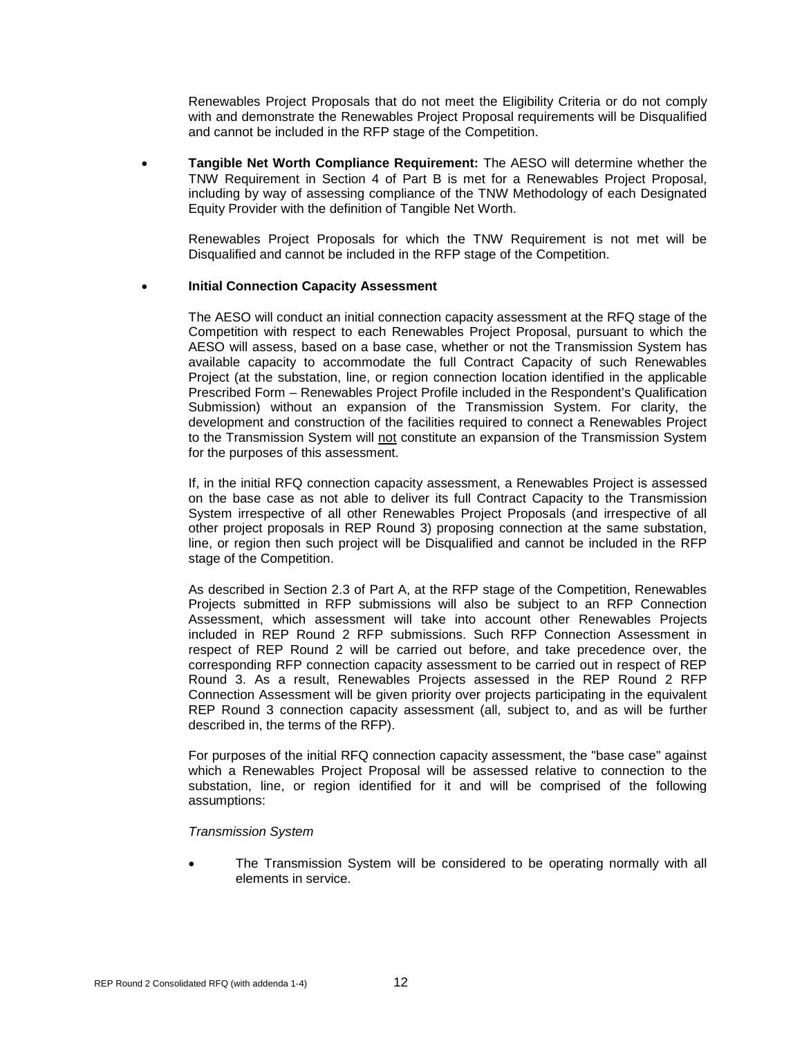Renewables Project Proposals that do not meet the Eligibility Criteria or do not comply with and demonstrate the Renewables Project Proposal requirements will be Disqualified and cannot be included in the RFP stage of the Competition.

- **Tangible Net Worth Compliance Requirement:** The AESO will determine whether the TNW Requirement in Section 4 of Part B is met for a Renewables Project Proposal, including by way of assessing compliance of the TNW Methodology of each Designated Equity Provider with the definition of Tangible Net Worth.

  Renewables Project Proposals for which the TNW Requirement is not met will be Disqualified and cannot be included in the RFP stage of the Competition.

- **Initial Connection Capacity Assessment**

  The AESO will conduct an initial connection capacity assessment at the RFQ stage of the Competition with respect to each Renewables Project Proposal, pursuant to which the AESO will assess, based on a base case, whether or not the Transmission System has available capacity to accommodate the full Contract Capacity of such Renewables Project (at the substation, line, or region connection location identified in the applicable Prescribed Form – Renewables Project Profile included in the Respondent's Qualification Submission) without an expansion of the Transmission System. For clarity, the development and construction of the facilities required to connect a Renewables Project to the Transmission System will not constitute an expansion of the Transmission System for the purposes of this assessment.

  If, in the initial RFQ connection capacity assessment, a Renewables Project is assessed on the base case as not able to deliver its full Contract Capacity to the Transmission System irrespective of all other Renewables Project Proposals (and irrespective of all other project proposals in REP Round 3) proposing connection at the same substation, line, or region then such project will be Disqualified and cannot be included in the RFP stage of the Competition.

  As described in Section 2.3 of Part A, at the RFP stage of the Competition, Renewables Projects submitted in RFP submissions will also be subject to an RFP Connection Assessment, which assessment will take into account other Renewables Projects included in REP Round 2 RFP submissions. Such RFP Connection Assessment in respect of REP Round 2 will be carried out before, and take precedence over, the corresponding RFP connection capacity assessment to be carried out in respect of REP Round 3. As a result, Renewables Projects assessed in the REP Round 2 RFP Connection Assessment will be given priority over projects participating in the equivalent REP Round 3 connection capacity assessment (all, subject to, and as will be further described in, the terms of the RFP).

  For purposes of the initial RFQ connection capacity assessment, the "base case" against which a Renewables Project Proposal will be assessed relative to connection to the substation, line, or region identified for it and will be comprised of the following assumptions:

  *Transmission System*

  - The Transmission System will be considered to be operating normally with all elements in service.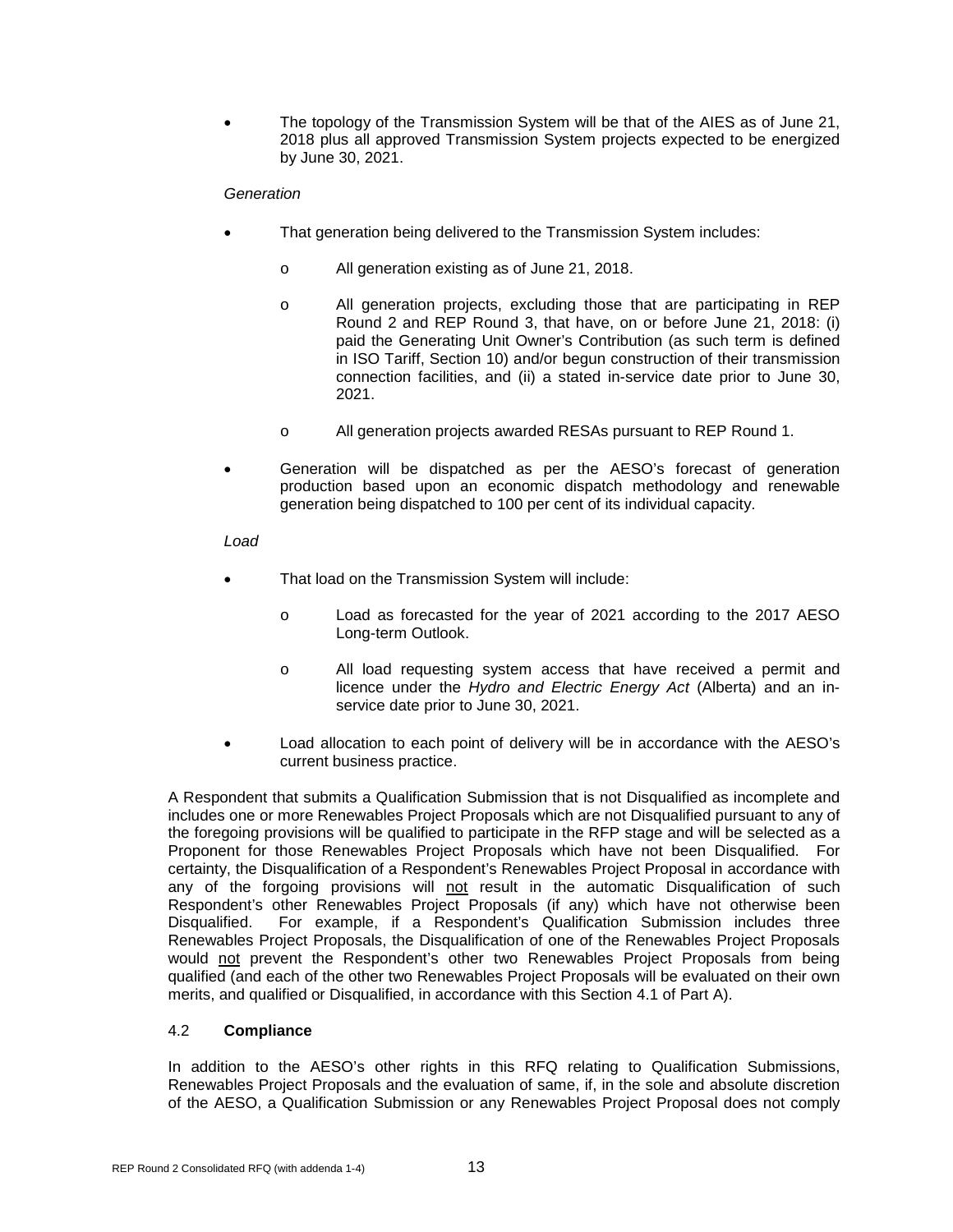- The topology of the Transmission System will be that of the AIES as of June 21, 2018 plus all approved Transmission System projects expected to be energized by June 30, 2021.

*Generation*

- That generation being delivered to the Transmission System includes:
  - All generation existing as of June 21, 2018.
  - All generation projects, excluding those that are participating in REP Round 2 and REP Round 3, that have, on or before June 21, 2018: (i) paid the Generating Unit Owner's Contribution (as such term is defined in ISO Tariff, Section 10) and/or begun construction of their transmission connection facilities, and (ii) a stated in-service date prior to June 30, 2021.
  - All generation projects awarded RESAs pursuant to REP Round 1.
- Generation will be dispatched as per the AESO's forecast of generation production based upon an economic dispatch methodology and renewable generation being dispatched to 100 per cent of its individual capacity.

*Load*

- That load on the Transmission System will include:
  - Load as forecasted for the year of 2021 according to the 2017 AESO Long-term Outlook.
  - All load requesting system access that have received a permit and licence under the *Hydro and Electric Energy Act* (Alberta) and an in-service date prior to June 30, 2021.
- Load allocation to each point of delivery will be in accordance with the AESO's current business practice.

A Respondent that submits a Qualification Submission that is not Disqualified as incomplete and includes one or more Renewables Project Proposals which are not Disqualified pursuant to any of the foregoing provisions will be qualified to participate in the RFP stage and will be selected as a Proponent for those Renewables Project Proposals which have not been Disqualified. For certainty, the Disqualification of a Respondent's Renewables Project Proposal in accordance with any of the forgoing provisions will not result in the automatic Disqualification of such Respondent's other Renewables Project Proposals (if any) which have not otherwise been Disqualified. For example, if a Respondent's Qualification Submission includes three Renewables Project Proposals, the Disqualification of one of the Renewables Project Proposals would not prevent the Respondent's other two Renewables Project Proposals from being qualified (and each of the other two Renewables Project Proposals will be evaluated on their own merits, and qualified or Disqualified, in accordance with this Section 4.1 of Part A).

### 4.2 **Compliance**

In addition to the AESO's other rights in this RFQ relating to Qualification Submissions, Renewables Project Proposals and the evaluation of same, if, in the sole and absolute discretion of the AESO, a Qualification Submission or any Renewables Project Proposal does not comply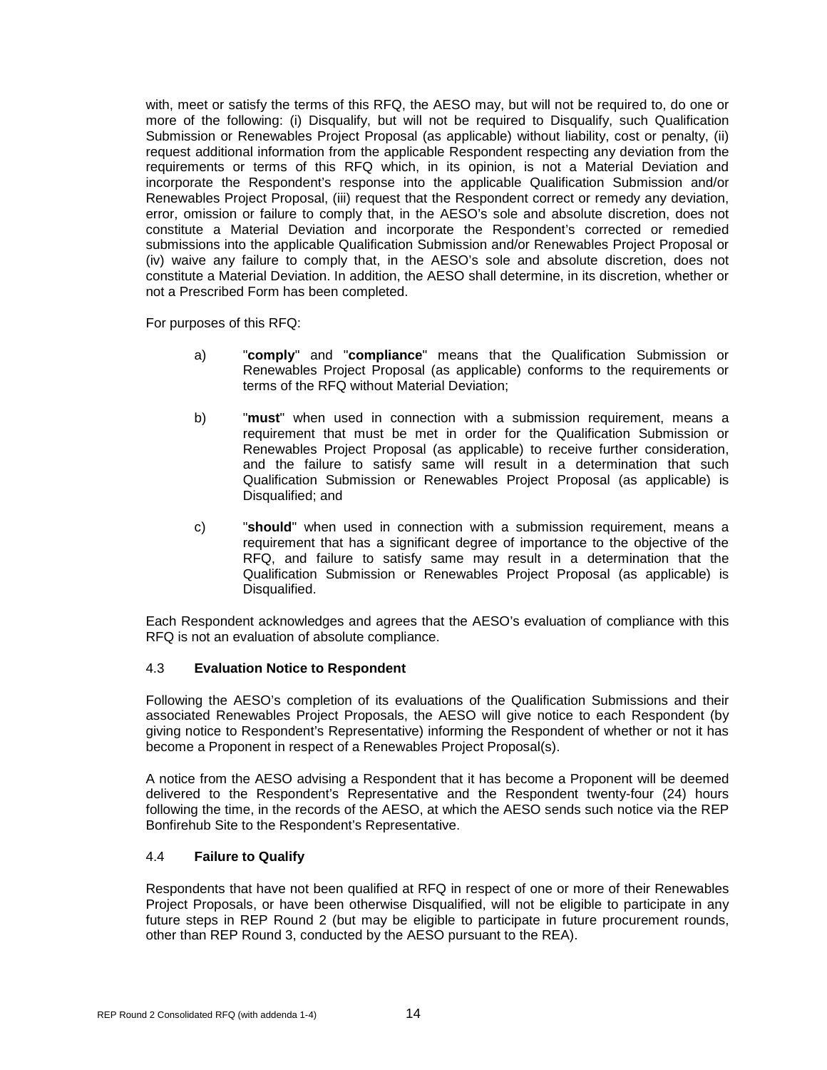with, meet or satisfy the terms of this RFQ, the AESO may, but will not be required to, do one or more of the following: (i) Disqualify, but will not be required to Disqualify, such Qualification Submission or Renewables Project Proposal (as applicable) without liability, cost or penalty, (ii) request additional information from the applicable Respondent respecting any deviation from the requirements or terms of this RFQ which, in its opinion, is not a Material Deviation and incorporate the Respondent's response into the applicable Qualification Submission and/or Renewables Project Proposal, (iii) request that the Respondent correct or remedy any deviation, error, omission or failure to comply that, in the AESO's sole and absolute discretion, does not constitute a Material Deviation and incorporate the Respondent's corrected or remedied submissions into the applicable Qualification Submission and/or Renewables Project Proposal or (iv) waive any failure to comply that, in the AESO's sole and absolute discretion, does not constitute a Material Deviation. In addition, the AESO shall determine, in its discretion, whether or not a Prescribed Form has been completed.

For purposes of this RFQ:

a) "**comply**" and "**compliance**" means that the Qualification Submission or Renewables Project Proposal (as applicable) conforms to the requirements or terms of the RFQ without Material Deviation;

b) "**must**" when used in connection with a submission requirement, means a requirement that must be met in order for the Qualification Submission or Renewables Project Proposal (as applicable) to receive further consideration, and the failure to satisfy same will result in a determination that such Qualification Submission or Renewables Project Proposal (as applicable) is Disqualified; and

c) "**should**" when used in connection with a submission requirement, means a requirement that has a significant degree of importance to the objective of the RFQ, and failure to satisfy same may result in a determination that the Qualification Submission or Renewables Project Proposal (as applicable) is Disqualified.

Each Respondent acknowledges and agrees that the AESO's evaluation of compliance with this RFQ is not an evaluation of absolute compliance.

### 4.3 Evaluation Notice to Respondent

Following the AESO's completion of its evaluations of the Qualification Submissions and their associated Renewables Project Proposals, the AESO will give notice to each Respondent (by giving notice to Respondent's Representative) informing the Respondent of whether or not it has become a Proponent in respect of a Renewables Project Proposal(s).

A notice from the AESO advising a Respondent that it has become a Proponent will be deemed delivered to the Respondent's Representative and the Respondent twenty-four (24) hours following the time, in the records of the AESO, at which the AESO sends such notice via the REP Bonfirehub Site to the Respondent's Representative.

### 4.4 Failure to Qualify

Respondents that have not been qualified at RFQ in respect of one or more of their Renewables Project Proposals, or have been otherwise Disqualified, will not be eligible to participate in any future steps in REP Round 2 (but may be eligible to participate in future procurement rounds, other than REP Round 3, conducted by the AESO pursuant to the REA).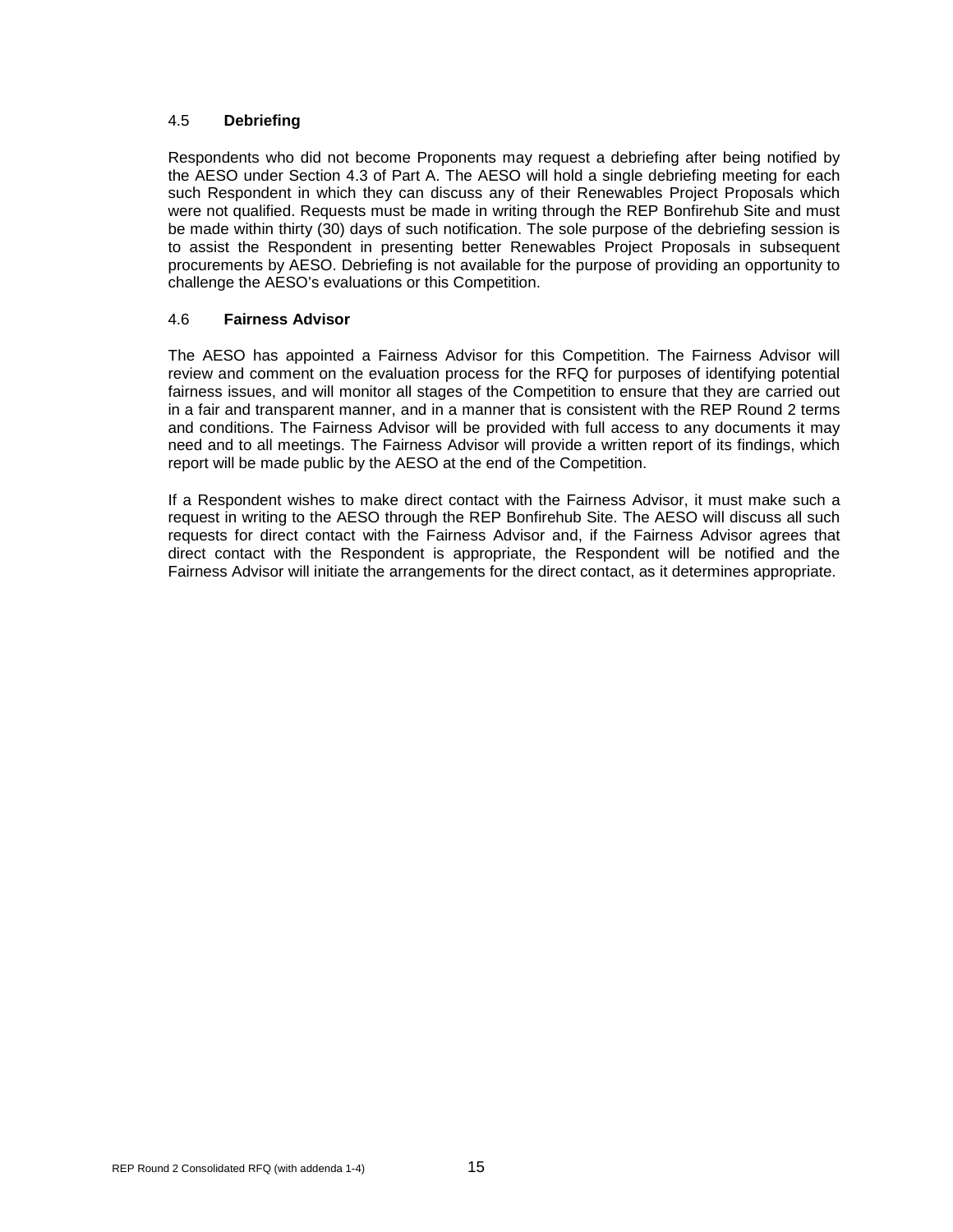### 4.5 **Debriefing**

Respondents who did not become Proponents may request a debriefing after being notified by the AESO under Section 4.3 of Part A. The AESO will hold a single debriefing meeting for each such Respondent in which they can discuss any of their Renewables Project Proposals which were not qualified. Requests must be made in writing through the REP Bonfirehub Site and must be made within thirty (30) days of such notification. The sole purpose of the debriefing session is to assist the Respondent in presenting better Renewables Project Proposals in subsequent procurements by AESO. Debriefing is not available for the purpose of providing an opportunity to challenge the AESO's evaluations or this Competition.

### 4.6 **Fairness Advisor**

The AESO has appointed a Fairness Advisor for this Competition. The Fairness Advisor will review and comment on the evaluation process for the RFQ for purposes of identifying potential fairness issues, and will monitor all stages of the Competition to ensure that they are carried out in a fair and transparent manner, and in a manner that is consistent with the REP Round 2 terms and conditions. The Fairness Advisor will be provided with full access to any documents it may need and to all meetings. The Fairness Advisor will provide a written report of its findings, which report will be made public by the AESO at the end of the Competition.

If a Respondent wishes to make direct contact with the Fairness Advisor, it must make such a request in writing to the AESO through the REP Bonfirehub Site. The AESO will discuss all such requests for direct contact with the Fairness Advisor and, if the Fairness Advisor agrees that direct contact with the Respondent is appropriate, the Respondent will be notified and the Fairness Advisor will initiate the arrangements for the direct contact, as it determines appropriate.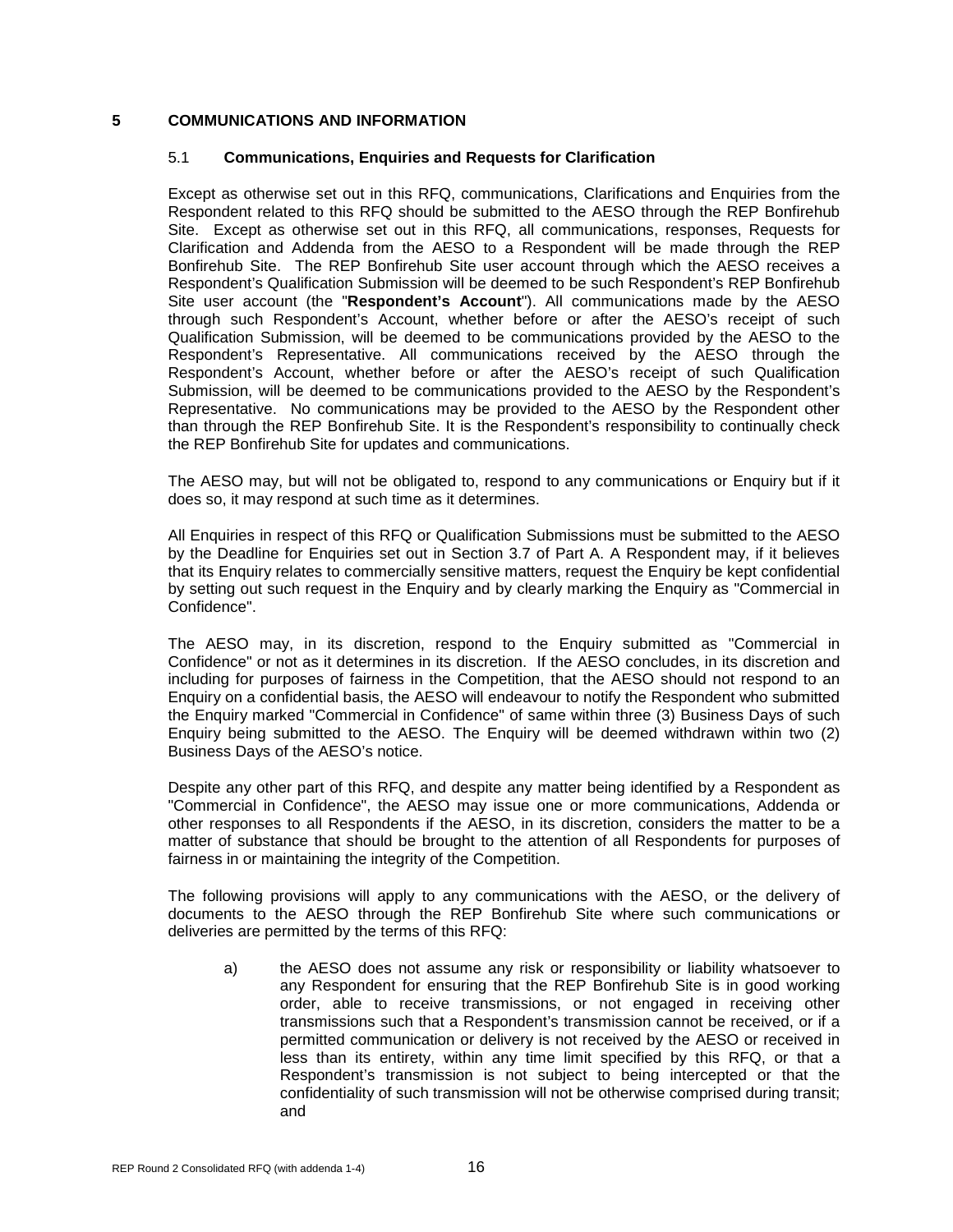## 5 COMMUNICATIONS AND INFORMATION

### 5.1 Communications, Enquiries and Requests for Clarification

Except as otherwise set out in this RFQ, communications, Clarifications and Enquiries from the Respondent related to this RFQ should be submitted to the AESO through the REP Bonfirehub Site. Except as otherwise set out in this RFQ, all communications, responses, Requests for Clarification and Addenda from the AESO to a Respondent will be made through the REP Bonfirehub Site. The REP Bonfirehub Site user account through which the AESO receives a Respondent's Qualification Submission will be deemed to be such Respondent's REP Bonfirehub Site user account (the "**Respondent's Account**"). All communications made by the AESO through such Respondent's Account, whether before or after the AESO's receipt of such Qualification Submission, will be deemed to be communications provided by the AESO to the Respondent's Representative. All communications received by the AESO through the Respondent's Account, whether before or after the AESO's receipt of such Qualification Submission, will be deemed to be communications provided to the AESO by the Respondent's Representative. No communications may be provided to the AESO by the Respondent other than through the REP Bonfirehub Site. It is the Respondent's responsibility to continually check the REP Bonfirehub Site for updates and communications.

The AESO may, but will not be obligated to, respond to any communications or Enquiry but if it does so, it may respond at such time as it determines.

All Enquiries in respect of this RFQ or Qualification Submissions must be submitted to the AESO by the Deadline for Enquiries set out in Section 3.7 of Part A. A Respondent may, if it believes that its Enquiry relates to commercially sensitive matters, request the Enquiry be kept confidential by setting out such request in the Enquiry and by clearly marking the Enquiry as "Commercial in Confidence".

The AESO may, in its discretion, respond to the Enquiry submitted as "Commercial in Confidence" or not as it determines in its discretion. If the AESO concludes, in its discretion and including for purposes of fairness in the Competition, that the AESO should not respond to an Enquiry on a confidential basis, the AESO will endeavour to notify the Respondent who submitted the Enquiry marked "Commercial in Confidence" of same within three (3) Business Days of such Enquiry being submitted to the AESO. The Enquiry will be deemed withdrawn within two (2) Business Days of the AESO's notice.

Despite any other part of this RFQ, and despite any matter being identified by a Respondent as "Commercial in Confidence", the AESO may issue one or more communications, Addenda or other responses to all Respondents if the AESO, in its discretion, considers the matter to be a matter of substance that should be brought to the attention of all Respondents for purposes of fairness in or maintaining the integrity of the Competition.

The following provisions will apply to any communications with the AESO, or the delivery of documents to the AESO through the REP Bonfirehub Site where such communications or deliveries are permitted by the terms of this RFQ:

a) the AESO does not assume any risk or responsibility or liability whatsoever to any Respondent for ensuring that the REP Bonfirehub Site is in good working order, able to receive transmissions, or not engaged in receiving other transmissions such that a Respondent's transmission cannot be received, or if a permitted communication or delivery is not received by the AESO or received in less than its entirety, within any time limit specified by this RFQ, or that a Respondent's transmission is not subject to being intercepted or that the confidentiality of such transmission will not be otherwise comprised during transit; and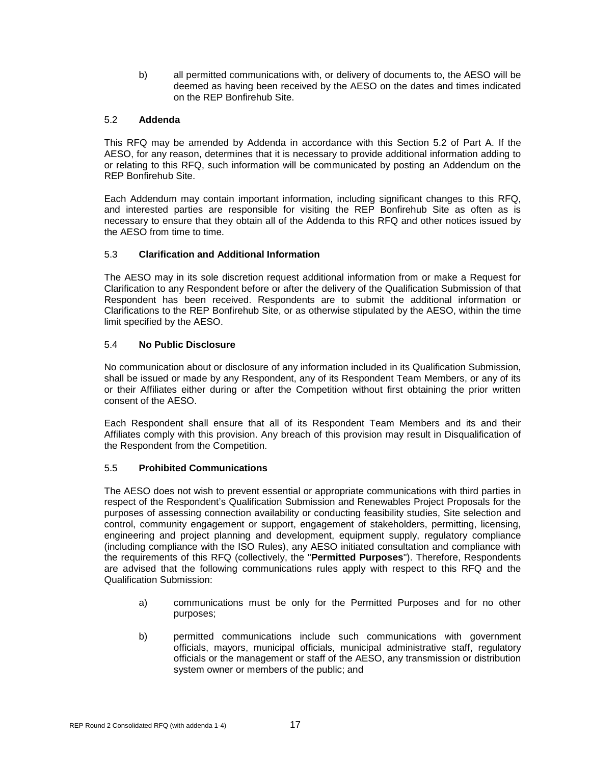b) all permitted communications with, or delivery of documents to, the AESO will be deemed as having been received by the AESO on the dates and times indicated on the REP Bonfirehub Site.

### 5.2 Addenda

This RFQ may be amended by Addenda in accordance with this Section 5.2 of Part A. If the AESO, for any reason, determines that it is necessary to provide additional information adding to or relating to this RFQ, such information will be communicated by posting an Addendum on the REP Bonfirehub Site.

Each Addendum may contain important information, including significant changes to this RFQ, and interested parties are responsible for visiting the REP Bonfirehub Site as often as is necessary to ensure that they obtain all of the Addenda to this RFQ and other notices issued by the AESO from time to time.

### 5.3 Clarification and Additional Information

The AESO may in its sole discretion request additional information from or make a Request for Clarification to any Respondent before or after the delivery of the Qualification Submission of that Respondent has been received. Respondents are to submit the additional information or Clarifications to the REP Bonfirehub Site, or as otherwise stipulated by the AESO, within the time limit specified by the AESO.

### 5.4 No Public Disclosure

No communication about or disclosure of any information included in its Qualification Submission, shall be issued or made by any Respondent, any of its Respondent Team Members, or any of its or their Affiliates either during or after the Competition without first obtaining the prior written consent of the AESO.

Each Respondent shall ensure that all of its Respondent Team Members and its and their Affiliates comply with this provision. Any breach of this provision may result in Disqualification of the Respondent from the Competition.

### 5.5 Prohibited Communications

The AESO does not wish to prevent essential or appropriate communications with third parties in respect of the Respondent's Qualification Submission and Renewables Project Proposals for the purposes of assessing connection availability or conducting feasibility studies, Site selection and control, community engagement or support, engagement of stakeholders, permitting, licensing, engineering and project planning and development, equipment supply, regulatory compliance (including compliance with the ISO Rules), any AESO initiated consultation and compliance with the requirements of this RFQ (collectively, the "**Permitted Purposes**"). Therefore, Respondents are advised that the following communications rules apply with respect to this RFQ and the Qualification Submission:

a) communications must be only for the Permitted Purposes and for no other purposes;

b) permitted communications include such communications with government officials, mayors, municipal officials, municipal administrative staff, regulatory officials or the management or staff of the AESO, any transmission or distribution system owner or members of the public; and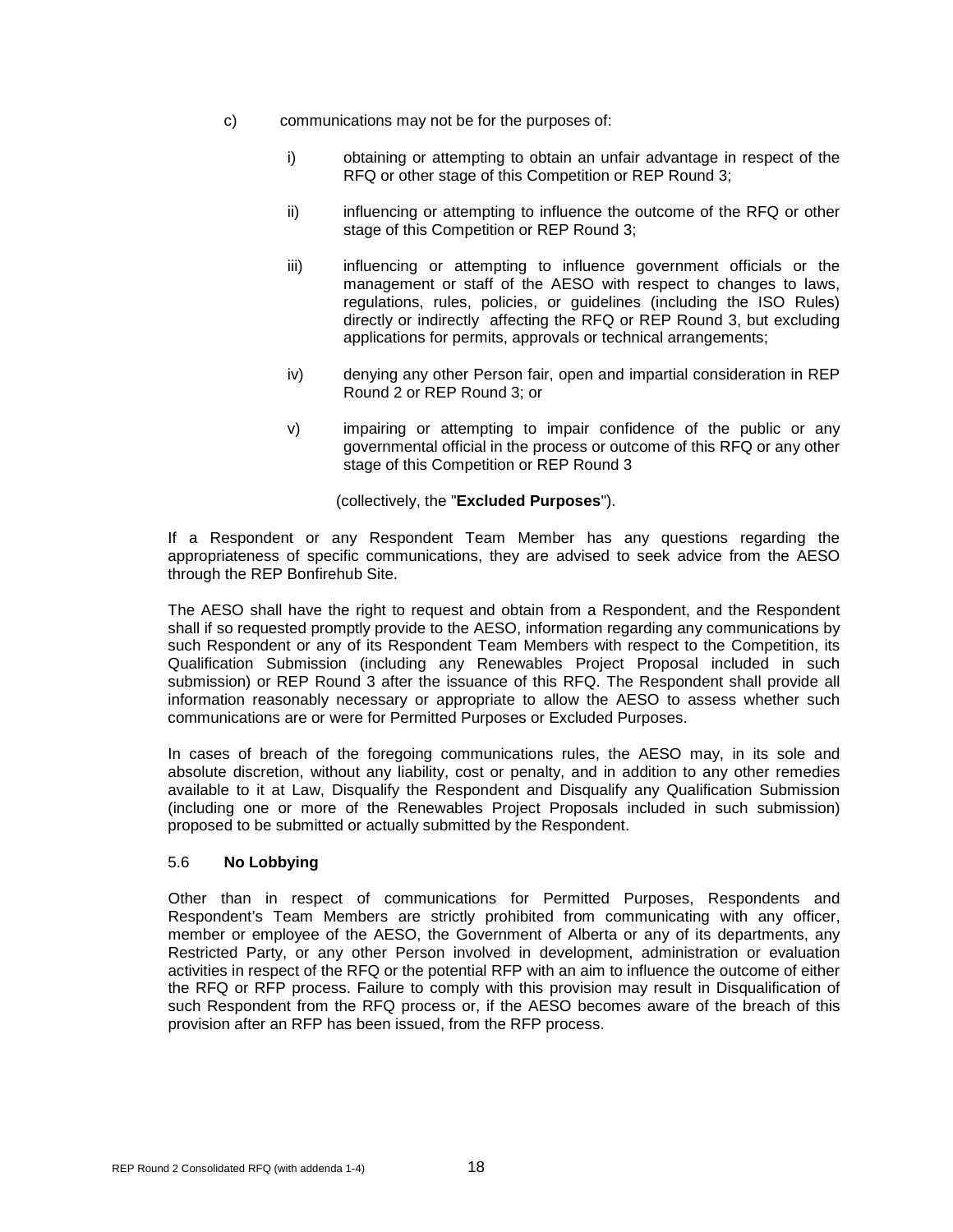c) communications may not be for the purposes of:

   i) obtaining or attempting to obtain an unfair advantage in respect of the RFQ or other stage of this Competition or REP Round 3;

   ii) influencing or attempting to influence the outcome of the RFQ or other stage of this Competition or REP Round 3;

   iii) influencing or attempting to influence government officials or the management or staff of the AESO with respect to changes to laws, regulations, rules, policies, or guidelines (including the ISO Rules) directly or indirectly affecting the RFQ or REP Round 3, but excluding applications for permits, approvals or technical arrangements;

   iv) denying any other Person fair, open and impartial consideration in REP Round 2 or REP Round 3; or

   v) impairing or attempting to impair confidence of the public or any governmental official in the process or outcome of this RFQ or any other stage of this Competition or REP Round 3

   (collectively, the "**Excluded Purposes**").

If a Respondent or any Respondent Team Member has any questions regarding the appropriateness of specific communications, they are advised to seek advice from the AESO through the REP Bonfirehub Site.

The AESO shall have the right to request and obtain from a Respondent, and the Respondent shall if so requested promptly provide to the AESO, information regarding any communications by such Respondent or any of its Respondent Team Members with respect to the Competition, its Qualification Submission (including any Renewables Project Proposal included in such submission) or REP Round 3 after the issuance of this RFQ. The Respondent shall provide all information reasonably necessary or appropriate to allow the AESO to assess whether such communications are or were for Permitted Purposes or Excluded Purposes.

In cases of breach of the foregoing communications rules, the AESO may, in its sole and absolute discretion, without any liability, cost or penalty, and in addition to any other remedies available to it at Law, Disqualify the Respondent and Disqualify any Qualification Submission (including one or more of the Renewables Project Proposals included in such submission) proposed to be submitted or actually submitted by the Respondent.

### 5.6 **No Lobbying**

Other than in respect of communications for Permitted Purposes, Respondents and Respondent's Team Members are strictly prohibited from communicating with any officer, member or employee of the AESO, the Government of Alberta or any of its departments, any Restricted Party, or any other Person involved in development, administration or evaluation activities in respect of the RFQ or the potential RFP with an aim to influence the outcome of either the RFQ or RFP process. Failure to comply with this provision may result in Disqualification of such Respondent from the RFQ process or, if the AESO becomes aware of the breach of this provision after an RFP has been issued, from the RFP process.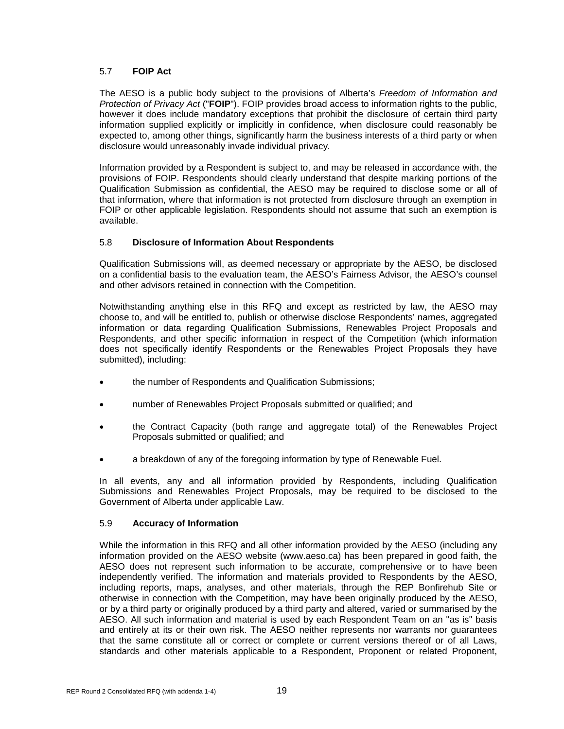### 5.7 **FOIP Act**

The AESO is a public body subject to the provisions of Alberta's *Freedom of Information and Protection of Privacy Act* ("**FOIP**"). FOIP provides broad access to information rights to the public, however it does include mandatory exceptions that prohibit the disclosure of certain third party information supplied explicitly or implicitly in confidence, when disclosure could reasonably be expected to, among other things, significantly harm the business interests of a third party or when disclosure would unreasonably invade individual privacy.

Information provided by a Respondent is subject to, and may be released in accordance with, the provisions of FOIP. Respondents should clearly understand that despite marking portions of the Qualification Submission as confidential, the AESO may be required to disclose some or all of that information, where that information is not protected from disclosure through an exemption in FOIP or other applicable legislation. Respondents should not assume that such an exemption is available.

### 5.8 **Disclosure of Information About Respondents**

Qualification Submissions will, as deemed necessary or appropriate by the AESO, be disclosed on a confidential basis to the evaluation team, the AESO's Fairness Advisor, the AESO's counsel and other advisors retained in connection with the Competition.

Notwithstanding anything else in this RFQ and except as restricted by law, the AESO may choose to, and will be entitled to, publish or otherwise disclose Respondents' names, aggregated information or data regarding Qualification Submissions, Renewables Project Proposals and Respondents, and other specific information in respect of the Competition (which information does not specifically identify Respondents or the Renewables Project Proposals they have submitted), including:

- the number of Respondents and Qualification Submissions;
- number of Renewables Project Proposals submitted or qualified; and
- the Contract Capacity (both range and aggregate total) of the Renewables Project Proposals submitted or qualified; and
- a breakdown of any of the foregoing information by type of Renewable Fuel.

In all events, any and all information provided by Respondents, including Qualification Submissions and Renewables Project Proposals, may be required to be disclosed to the Government of Alberta under applicable Law.

### 5.9 **Accuracy of Information**

While the information in this RFQ and all other information provided by the AESO (including any information provided on the AESO website (www.aeso.ca) has been prepared in good faith, the AESO does not represent such information to be accurate, comprehensive or to have been independently verified. The information and materials provided to Respondents by the AESO, including reports, maps, analyses, and other materials, through the REP Bonfirehub Site or otherwise in connection with the Competition, may have been originally produced by the AESO, or by a third party or originally produced by a third party and altered, varied or summarised by the AESO. All such information and material is used by each Respondent Team on an "as is" basis and entirely at its or their own risk. The AESO neither represents nor warrants nor guarantees that the same constitute all or correct or complete or current versions thereof or of all Laws, standards and other materials applicable to a Respondent, Proponent or related Proponent,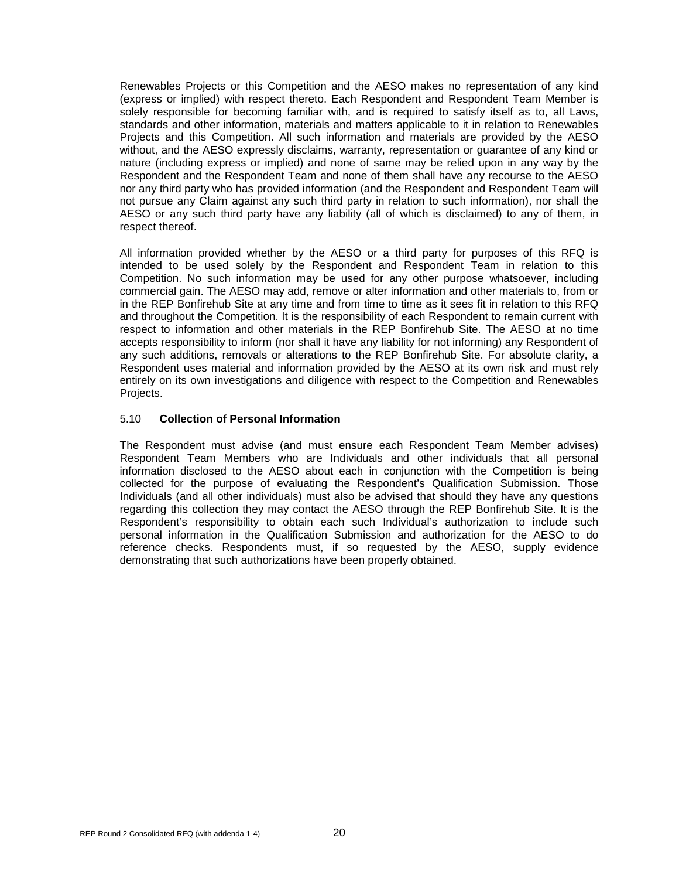Renewables Projects or this Competition and the AESO makes no representation of any kind (express or implied) with respect thereto. Each Respondent and Respondent Team Member is solely responsible for becoming familiar with, and is required to satisfy itself as to, all Laws, standards and other information, materials and matters applicable to it in relation to Renewables Projects and this Competition. All such information and materials are provided by the AESO without, and the AESO expressly disclaims, warranty, representation or guarantee of any kind or nature (including express or implied) and none of same may be relied upon in any way by the Respondent and the Respondent Team and none of them shall have any recourse to the AESO nor any third party who has provided information (and the Respondent and Respondent Team will not pursue any Claim against any such third party in relation to such information), nor shall the AESO or any such third party have any liability (all of which is disclaimed) to any of them, in respect thereof.

All information provided whether by the AESO or a third party for purposes of this RFQ is intended to be used solely by the Respondent and Respondent Team in relation to this Competition. No such information may be used for any other purpose whatsoever, including commercial gain. The AESO may add, remove or alter information and other materials to, from or in the REP Bonfirehub Site at any time and from time to time as it sees fit in relation to this RFQ and throughout the Competition. It is the responsibility of each Respondent to remain current with respect to information and other materials in the REP Bonfirehub Site. The AESO at no time accepts responsibility to inform (nor shall it have any liability for not informing) any Respondent of any such additions, removals or alterations to the REP Bonfirehub Site. For absolute clarity, a Respondent uses material and information provided by the AESO at its own risk and must rely entirely on its own investigations and diligence with respect to the Competition and Renewables Projects.

### 5.10 **Collection of Personal Information**

The Respondent must advise (and must ensure each Respondent Team Member advises) Respondent Team Members who are Individuals and other individuals that all personal information disclosed to the AESO about each in conjunction with the Competition is being collected for the purpose of evaluating the Respondent's Qualification Submission. Those Individuals (and all other individuals) must also be advised that should they have any questions regarding this collection they may contact the AESO through the REP Bonfirehub Site. It is the Respondent's responsibility to obtain each such Individual's authorization to include such personal information in the Qualification Submission and authorization for the AESO to do reference checks. Respondents must, if so requested by the AESO, supply evidence demonstrating that such authorizations have been properly obtained.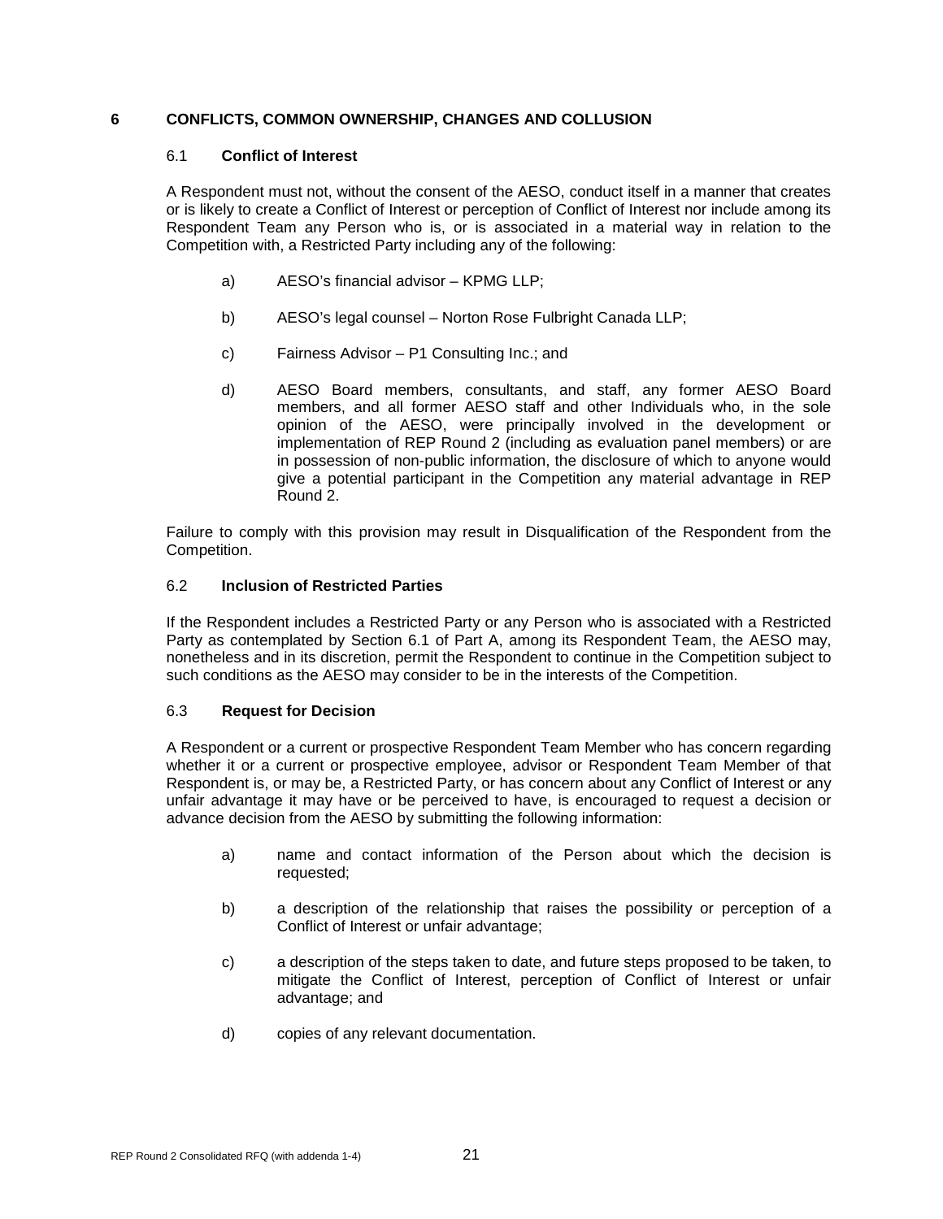# 6 CONFLICTS, COMMON OWNERSHIP, CHANGES AND COLLUSION

## 6.1 Conflict of Interest

A Respondent must not, without the consent of the AESO, conduct itself in a manner that creates or is likely to create a Conflict of Interest or perception of Conflict of Interest nor include among its Respondent Team any Person who is, or is associated in a material way in relation to the Competition with, a Restricted Party including any of the following:

a) AESO's financial advisor – KPMG LLP;

b) AESO's legal counsel – Norton Rose Fulbright Canada LLP;

c) Fairness Advisor – P1 Consulting Inc.; and

d) AESO Board members, consultants, and staff, any former AESO Board members, and all former AESO staff and other Individuals who, in the sole opinion of the AESO, were principally involved in the development or implementation of REP Round 2 (including as evaluation panel members) or are in possession of non-public information, the disclosure of which to anyone would give a potential participant in the Competition any material advantage in REP Round 2.

Failure to comply with this provision may result in Disqualification of the Respondent from the Competition.

## 6.2 Inclusion of Restricted Parties

If the Respondent includes a Restricted Party or any Person who is associated with a Restricted Party as contemplated by Section 6.1 of Part A, among its Respondent Team, the AESO may, nonetheless and in its discretion, permit the Respondent to continue in the Competition subject to such conditions as the AESO may consider to be in the interests of the Competition.

## 6.3 Request for Decision

A Respondent or a current or prospective Respondent Team Member who has concern regarding whether it or a current or prospective employee, advisor or Respondent Team Member of that Respondent is, or may be, a Restricted Party, or has concern about any Conflict of Interest or any unfair advantage it may have or be perceived to have, is encouraged to request a decision or advance decision from the AESO by submitting the following information:

a) name and contact information of the Person about which the decision is requested;

b) a description of the relationship that raises the possibility or perception of a Conflict of Interest or unfair advantage;

c) a description of the steps taken to date, and future steps proposed to be taken, to mitigate the Conflict of Interest, perception of Conflict of Interest or unfair advantage; and

d) copies of any relevant documentation.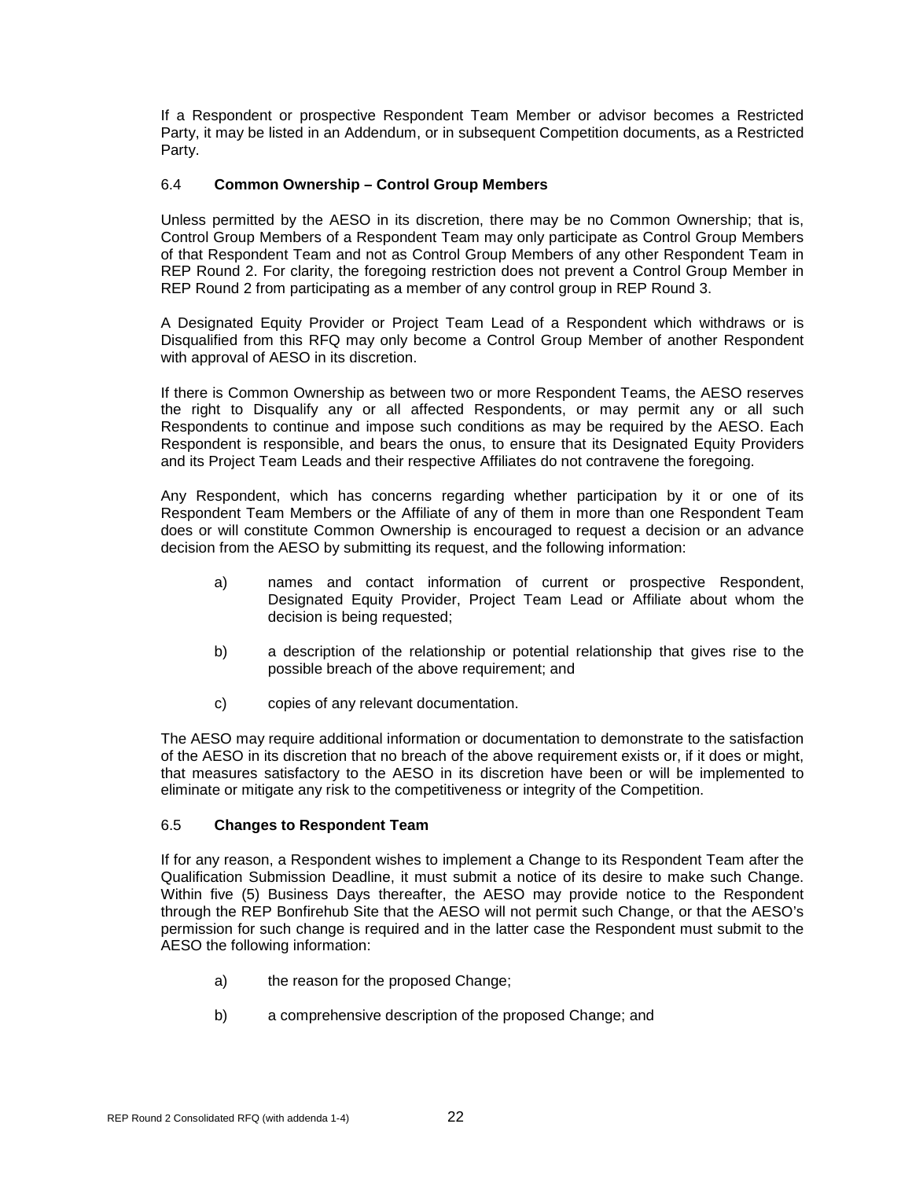If a Respondent or prospective Respondent Team Member or advisor becomes a Restricted Party, it may be listed in an Addendum, or in subsequent Competition documents, as a Restricted Party.

### 6.4 Common Ownership – Control Group Members

Unless permitted by the AESO in its discretion, there may be no Common Ownership; that is, Control Group Members of a Respondent Team may only participate as Control Group Members of that Respondent Team and not as Control Group Members of any other Respondent Team in REP Round 2. For clarity, the foregoing restriction does not prevent a Control Group Member in REP Round 2 from participating as a member of any control group in REP Round 3.

A Designated Equity Provider or Project Team Lead of a Respondent which withdraws or is Disqualified from this RFQ may only become a Control Group Member of another Respondent with approval of AESO in its discretion.

If there is Common Ownership as between two or more Respondent Teams, the AESO reserves the right to Disqualify any or all affected Respondents, or may permit any or all such Respondents to continue and impose such conditions as may be required by the AESO. Each Respondent is responsible, and bears the onus, to ensure that its Designated Equity Providers and its Project Team Leads and their respective Affiliates do not contravene the foregoing.

Any Respondent, which has concerns regarding whether participation by it or one of its Respondent Team Members or the Affiliate of any of them in more than one Respondent Team does or will constitute Common Ownership is encouraged to request a decision or an advance decision from the AESO by submitting its request, and the following information:

a) names and contact information of current or prospective Respondent, Designated Equity Provider, Project Team Lead or Affiliate about whom the decision is being requested;

b) a description of the relationship or potential relationship that gives rise to the possible breach of the above requirement; and

c) copies of any relevant documentation.

The AESO may require additional information or documentation to demonstrate to the satisfaction of the AESO in its discretion that no breach of the above requirement exists or, if it does or might, that measures satisfactory to the AESO in its discretion have been or will be implemented to eliminate or mitigate any risk to the competitiveness or integrity of the Competition.

### 6.5 Changes to Respondent Team

If for any reason, a Respondent wishes to implement a Change to its Respondent Team after the Qualification Submission Deadline, it must submit a notice of its desire to make such Change. Within five (5) Business Days thereafter, the AESO may provide notice to the Respondent through the REP Bonfirehub Site that the AESO will not permit such Change, or that the AESO's permission for such change is required and in the latter case the Respondent must submit to the AESO the following information:

a) the reason for the proposed Change;

b) a comprehensive description of the proposed Change; and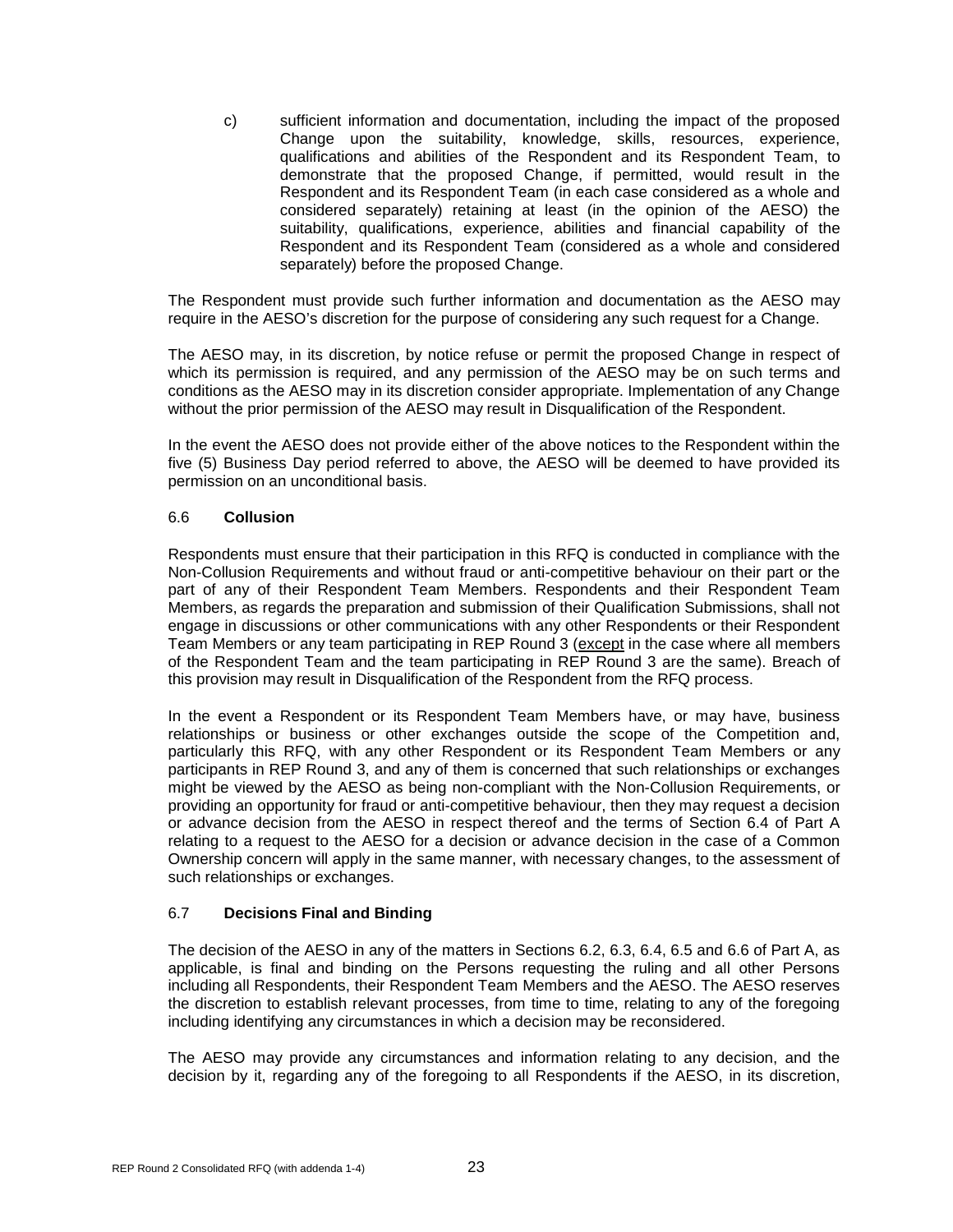c) sufficient information and documentation, including the impact of the proposed Change upon the suitability, knowledge, skills, resources, experience, qualifications and abilities of the Respondent and its Respondent Team, to demonstrate that the proposed Change, if permitted, would result in the Respondent and its Respondent Team (in each case considered as a whole and considered separately) retaining at least (in the opinion of the AESO) the suitability, qualifications, experience, abilities and financial capability of the Respondent and its Respondent Team (considered as a whole and considered separately) before the proposed Change.

The Respondent must provide such further information and documentation as the AESO may require in the AESO's discretion for the purpose of considering any such request for a Change.

The AESO may, in its discretion, by notice refuse or permit the proposed Change in respect of which its permission is required, and any permission of the AESO may be on such terms and conditions as the AESO may in its discretion consider appropriate. Implementation of any Change without the prior permission of the AESO may result in Disqualification of the Respondent.

In the event the AESO does not provide either of the above notices to the Respondent within the five (5) Business Day period referred to above, the AESO will be deemed to have provided its permission on an unconditional basis.

### 6.6 **Collusion**

Respondents must ensure that their participation in this RFQ is conducted in compliance with the Non-Collusion Requirements and without fraud or anti-competitive behaviour on their part or the part of any of their Respondent Team Members. Respondents and their Respondent Team Members, as regards the preparation and submission of their Qualification Submissions, shall not engage in discussions or other communications with any other Respondents or their Respondent Team Members or any team participating in REP Round 3 (except in the case where all members of the Respondent Team and the team participating in REP Round 3 are the same). Breach of this provision may result in Disqualification of the Respondent from the RFQ process.

In the event a Respondent or its Respondent Team Members have, or may have, business relationships or business or other exchanges outside the scope of the Competition and, particularly this RFQ, with any other Respondent or its Respondent Team Members or any participants in REP Round 3, and any of them is concerned that such relationships or exchanges might be viewed by the AESO as being non-compliant with the Non-Collusion Requirements, or providing an opportunity for fraud or anti-competitive behaviour, then they may request a decision or advance decision from the AESO in respect thereof and the terms of Section 6.4 of Part A relating to a request to the AESO for a decision or advance decision in the case of a Common Ownership concern will apply in the same manner, with necessary changes, to the assessment of such relationships or exchanges.

### 6.7 **Decisions Final and Binding**

The decision of the AESO in any of the matters in Sections 6.2, 6.3, 6.4, 6.5 and 6.6 of Part A, as applicable, is final and binding on the Persons requesting the ruling and all other Persons including all Respondents, their Respondent Team Members and the AESO. The AESO reserves the discretion to establish relevant processes, from time to time, relating to any of the foregoing including identifying any circumstances in which a decision may be reconsidered.

The AESO may provide any circumstances and information relating to any decision, and the decision by it, regarding any of the foregoing to all Respondents if the AESO, in its discretion,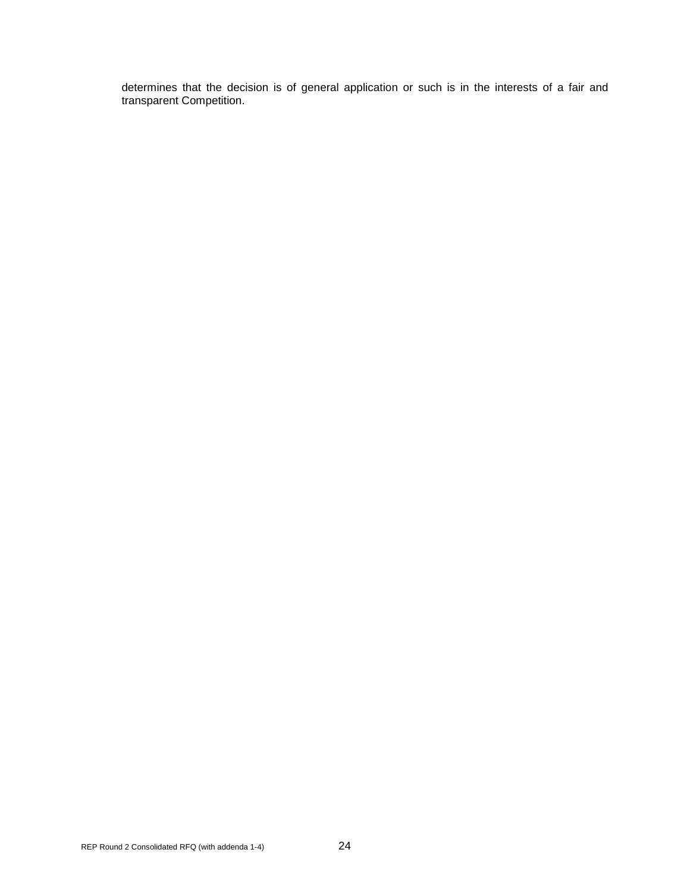determines that the decision is of general application or such is in the interests of a fair and transparent Competition.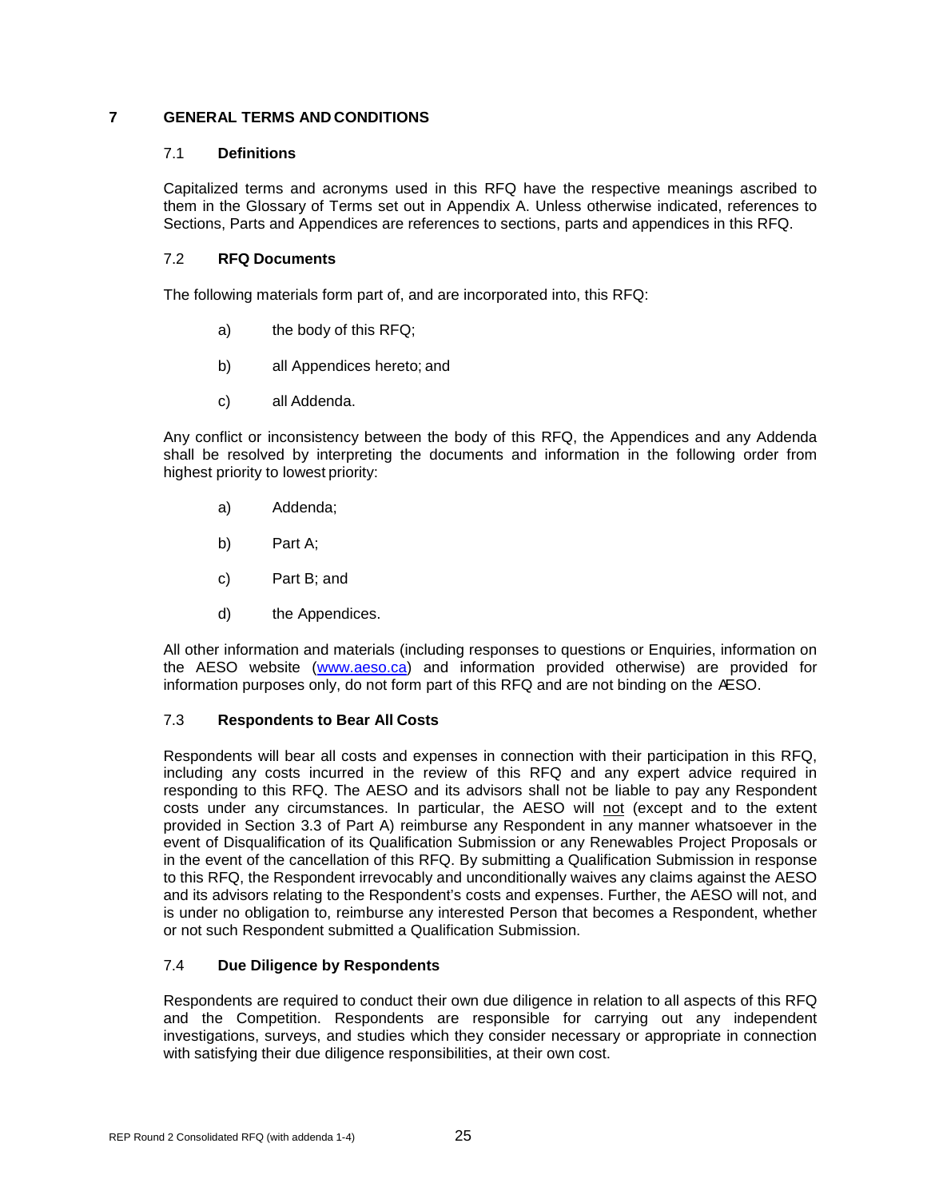# 7 GENERAL TERMS AND CONDITIONS

## 7.1 Definitions

Capitalized terms and acronyms used in this RFQ have the respective meanings ascribed to them in the Glossary of Terms set out in Appendix A. Unless otherwise indicated, references to Sections, Parts and Appendices are references to sections, parts and appendices in this RFQ.

## 7.2 RFQ Documents

The following materials form part of, and are incorporated into, this RFQ:

a) the body of this RFQ;

b) all Appendices hereto; and

c) all Addenda.

Any conflict or inconsistency between the body of this RFQ, the Appendices and any Addenda shall be resolved by interpreting the documents and information in the following order from highest priority to lowest priority:

a) Addenda;

b) Part A;

c) Part B; and

d) the Appendices.

All other information and materials (including responses to questions or Enquiries, information on the AESO website (www.aeso.ca) and information provided otherwise) are provided for information purposes only, do not form part of this RFQ and are not binding on the AESO.

## 7.3 Respondents to Bear All Costs

Respondents will bear all costs and expenses in connection with their participation in this RFQ, including any costs incurred in the review of this RFQ and any expert advice required in responding to this RFQ. The AESO and its advisors shall not be liable to pay any Respondent costs under any circumstances. In particular, the AESO will not (except and to the extent provided in Section 3.3 of Part A) reimburse any Respondent in any manner whatsoever in the event of Disqualification of its Qualification Submission or any Renewables Project Proposals or in the event of the cancellation of this RFQ. By submitting a Qualification Submission in response to this RFQ, the Respondent irrevocably and unconditionally waives any claims against the AESO and its advisors relating to the Respondent's costs and expenses. Further, the AESO will not, and is under no obligation to, reimburse any interested Person that becomes a Respondent, whether or not such Respondent submitted a Qualification Submission.

## 7.4 Due Diligence by Respondents

Respondents are required to conduct their own due diligence in relation to all aspects of this RFQ and the Competition. Respondents are responsible for carrying out any independent investigations, surveys, and studies which they consider necessary or appropriate in connection with satisfying their due diligence responsibilities, at their own cost.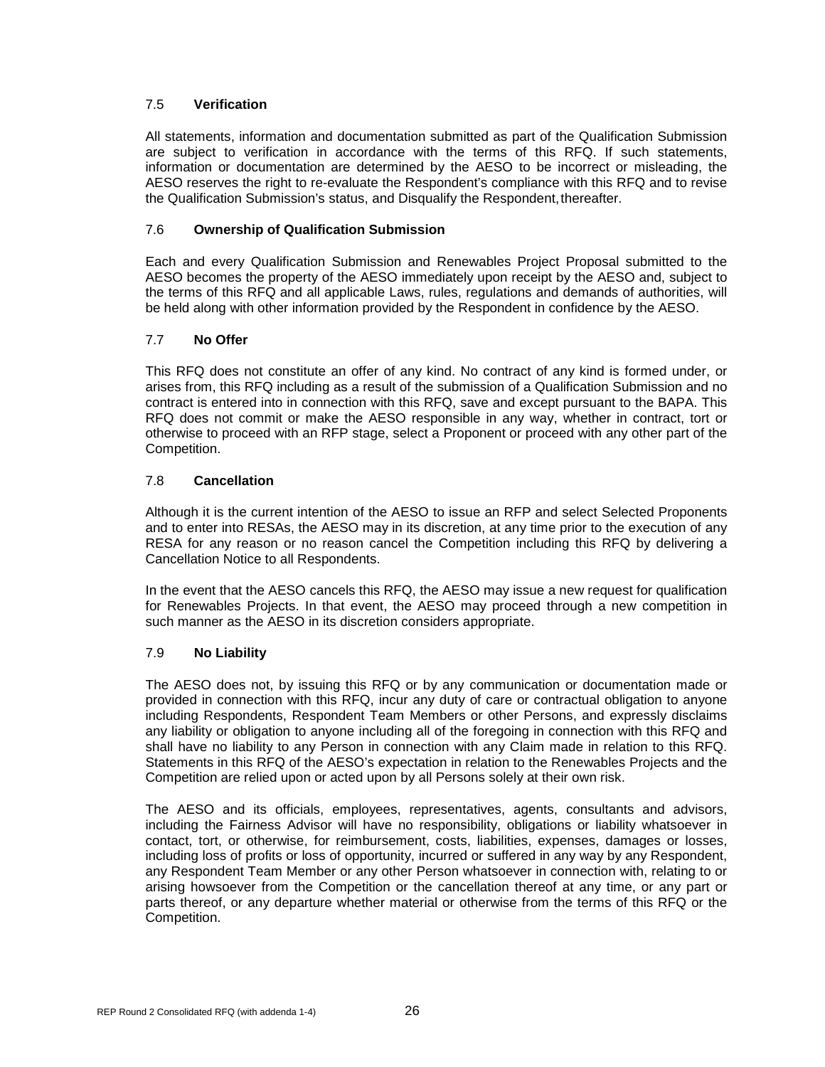### 7.5 Verification

All statements, information and documentation submitted as part of the Qualification Submission are subject to verification in accordance with the terms of this RFQ. If such statements, information or documentation are determined by the AESO to be incorrect or misleading, the AESO reserves the right to re-evaluate the Respondent's compliance with this RFQ and to revise the Qualification Submission's status, and Disqualify the Respondent, thereafter.

### 7.6 Ownership of Qualification Submission

Each and every Qualification Submission and Renewables Project Proposal submitted to the AESO becomes the property of the AESO immediately upon receipt by the AESO and, subject to the terms of this RFQ and all applicable Laws, rules, regulations and demands of authorities, will be held along with other information provided by the Respondent in confidence by the AESO.

### 7.7 No Offer

This RFQ does not constitute an offer of any kind. No contract of any kind is formed under, or arises from, this RFQ including as a result of the submission of a Qualification Submission and no contract is entered into in connection with this RFQ, save and except pursuant to the BAPA. This RFQ does not commit or make the AESO responsible in any way, whether in contract, tort or otherwise to proceed with an RFP stage, select a Proponent or proceed with any other part of the Competition.

### 7.8 Cancellation

Although it is the current intention of the AESO to issue an RFP and select Selected Proponents and to enter into RESAs, the AESO may in its discretion, at any time prior to the execution of any RESA for any reason or no reason cancel the Competition including this RFQ by delivering a Cancellation Notice to all Respondents.

In the event that the AESO cancels this RFQ, the AESO may issue a new request for qualification for Renewables Projects. In that event, the AESO may proceed through a new competition in such manner as the AESO in its discretion considers appropriate.

### 7.9 No Liability

The AESO does not, by issuing this RFQ or by any communication or documentation made or provided in connection with this RFQ, incur any duty of care or contractual obligation to anyone including Respondents, Respondent Team Members or other Persons, and expressly disclaims any liability or obligation to anyone including all of the foregoing in connection with this RFQ and shall have no liability to any Person in connection with any Claim made in relation to this RFQ. Statements in this RFQ of the AESO's expectation in relation to the Renewables Projects and the Competition are relied upon or acted upon by all Persons solely at their own risk.

The AESO and its officials, employees, representatives, agents, consultants and advisors, including the Fairness Advisor will have no responsibility, obligations or liability whatsoever in contact, tort, or otherwise, for reimbursement, costs, liabilities, expenses, damages or losses, including loss of profits or loss of opportunity, incurred or suffered in any way by any Respondent, any Respondent Team Member or any other Person whatsoever in connection with, relating to or arising howsoever from the Competition or the cancellation thereof at any time, or any part or parts thereof, or any departure whether material or otherwise from the terms of this RFQ or the Competition.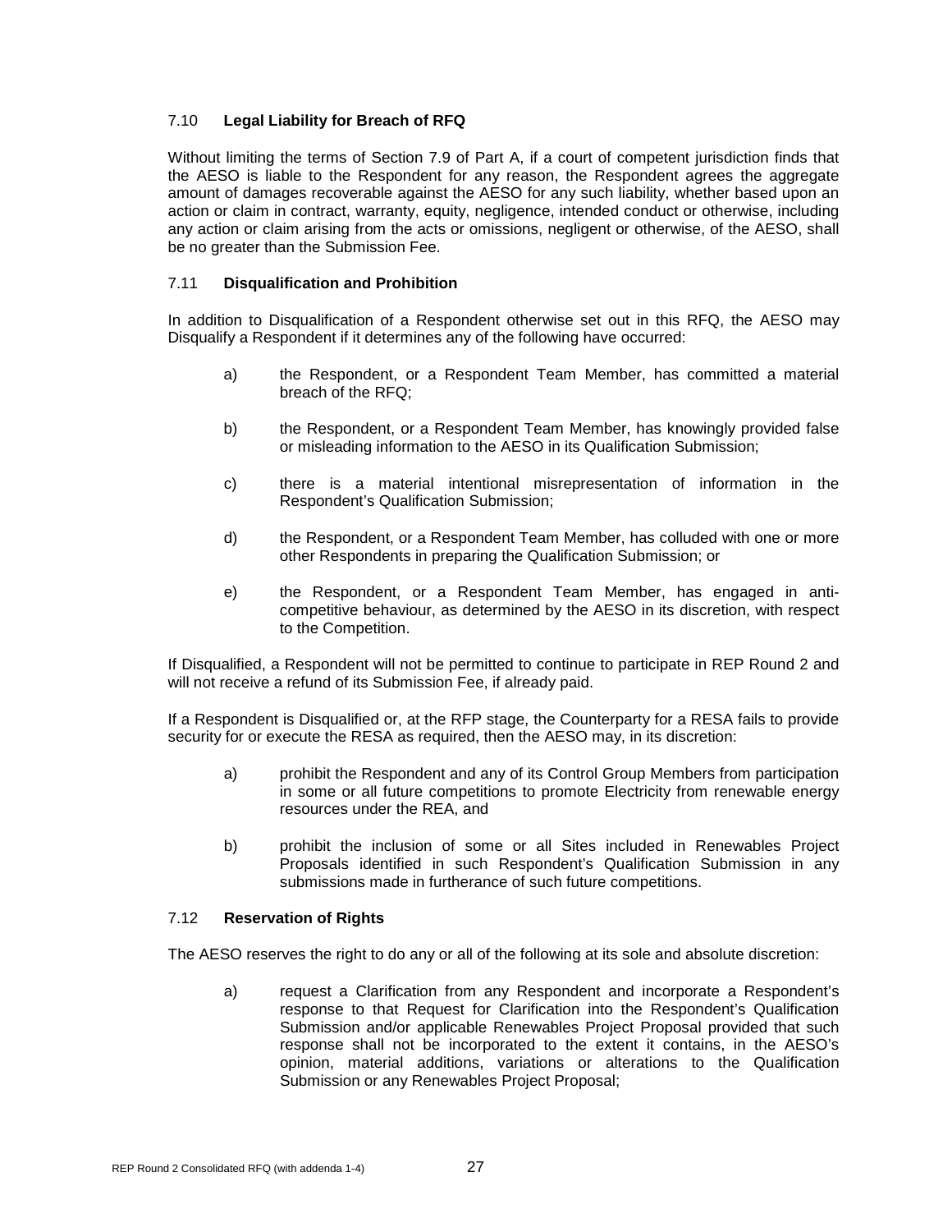### 7.10 **Legal Liability for Breach of RFQ**

Without limiting the terms of Section 7.9 of Part A, if a court of competent jurisdiction finds that the AESO is liable to the Respondent for any reason, the Respondent agrees the aggregate amount of damages recoverable against the AESO for any such liability, whether based upon an action or claim in contract, warranty, equity, negligence, intended conduct or otherwise, including any action or claim arising from the acts or omissions, negligent or otherwise, of the AESO, shall be no greater than the Submission Fee.

### 7.11 **Disqualification and Prohibition**

In addition to Disqualification of a Respondent otherwise set out in this RFQ, the AESO may Disqualify a Respondent if it determines any of the following have occurred:

a) the Respondent, or a Respondent Team Member, has committed a material breach of the RFQ;

b) the Respondent, or a Respondent Team Member, has knowingly provided false or misleading information to the AESO in its Qualification Submission;

c) there is a material intentional misrepresentation of information in the Respondent's Qualification Submission;

d) the Respondent, or a Respondent Team Member, has colluded with one or more other Respondents in preparing the Qualification Submission; or

e) the Respondent, or a Respondent Team Member, has engaged in anti-competitive behaviour, as determined by the AESO in its discretion, with respect to the Competition.

If Disqualified, a Respondent will not be permitted to continue to participate in REP Round 2 and will not receive a refund of its Submission Fee, if already paid.

If a Respondent is Disqualified or, at the RFP stage, the Counterparty for a RESA fails to provide security for or execute the RESA as required, then the AESO may, in its discretion:

a) prohibit the Respondent and any of its Control Group Members from participation in some or all future competitions to promote Electricity from renewable energy resources under the REA, and

b) prohibit the inclusion of some or all Sites included in Renewables Project Proposals identified in such Respondent's Qualification Submission in any submissions made in furtherance of such future competitions.

### 7.12 **Reservation of Rights**

The AESO reserves the right to do any or all of the following at its sole and absolute discretion:

a) request a Clarification from any Respondent and incorporate a Respondent's response to that Request for Clarification into the Respondent's Qualification Submission and/or applicable Renewables Project Proposal provided that such response shall not be incorporated to the extent it contains, in the AESO's opinion, material additions, variations or alterations to the Qualification Submission or any Renewables Project Proposal;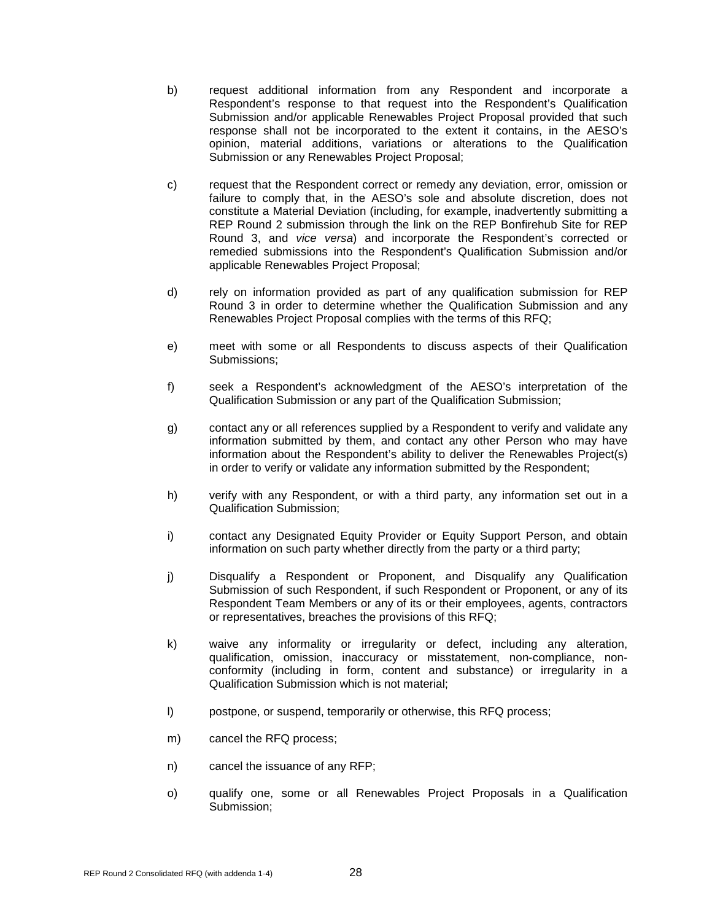b) request additional information from any Respondent and incorporate a Respondent's response to that request into the Respondent's Qualification Submission and/or applicable Renewables Project Proposal provided that such response shall not be incorporated to the extent it contains, in the AESO's opinion, material additions, variations or alterations to the Qualification Submission or any Renewables Project Proposal;

c) request that the Respondent correct or remedy any deviation, error, omission or failure to comply that, in the AESO's sole and absolute discretion, does not constitute a Material Deviation (including, for example, inadvertently submitting a REP Round 2 submission through the link on the REP Bonfirehub Site for REP Round 3, and *vice versa*) and incorporate the Respondent's corrected or remedied submissions into the Respondent's Qualification Submission and/or applicable Renewables Project Proposal;

d) rely on information provided as part of any qualification submission for REP Round 3 in order to determine whether the Qualification Submission and any Renewables Project Proposal complies with the terms of this RFQ;

e) meet with some or all Respondents to discuss aspects of their Qualification Submissions;

f) seek a Respondent's acknowledgment of the AESO's interpretation of the Qualification Submission or any part of the Qualification Submission;

g) contact any or all references supplied by a Respondent to verify and validate any information submitted by them, and contact any other Person who may have information about the Respondent's ability to deliver the Renewables Project(s) in order to verify or validate any information submitted by the Respondent;

h) verify with any Respondent, or with a third party, any information set out in a Qualification Submission;

i) contact any Designated Equity Provider or Equity Support Person, and obtain information on such party whether directly from the party or a third party;

j) Disqualify a Respondent or Proponent, and Disqualify any Qualification Submission of such Respondent, if such Respondent or Proponent, or any of its Respondent Team Members or any of its or their employees, agents, contractors or representatives, breaches the provisions of this RFQ;

k) waive any informality or irregularity or defect, including any alteration, qualification, omission, inaccuracy or misstatement, non-compliance, non-conformity (including in form, content and substance) or irregularity in a Qualification Submission which is not material;

l) postpone, or suspend, temporarily or otherwise, this RFQ process;

m) cancel the RFQ process;

n) cancel the issuance of any RFP;

o) qualify one, some or all Renewables Project Proposals in a Qualification Submission;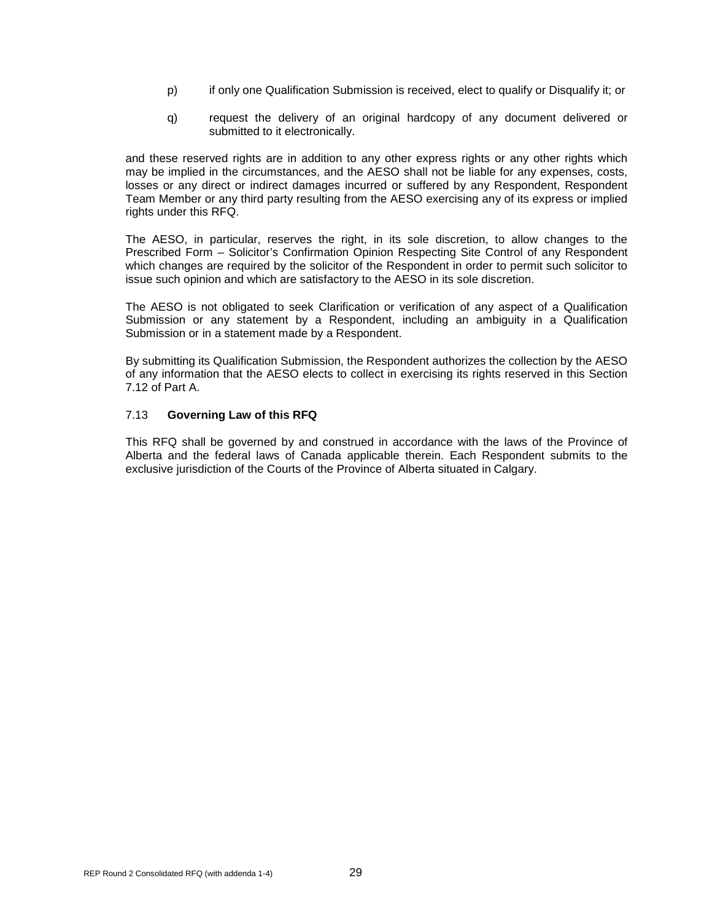p) if only one Qualification Submission is received, elect to qualify or Disqualify it; or

q) request the delivery of an original hardcopy of any document delivered or submitted to it electronically.

and these reserved rights are in addition to any other express rights or any other rights which may be implied in the circumstances, and the AESO shall not be liable for any expenses, costs, losses or any direct or indirect damages incurred or suffered by any Respondent, Respondent Team Member or any third party resulting from the AESO exercising any of its express or implied rights under this RFQ.

The AESO, in particular, reserves the right, in its sole discretion, to allow changes to the Prescribed Form – Solicitor's Confirmation Opinion Respecting Site Control of any Respondent which changes are required by the solicitor of the Respondent in order to permit such solicitor to issue such opinion and which are satisfactory to the AESO in its sole discretion.

The AESO is not obligated to seek Clarification or verification of any aspect of a Qualification Submission or any statement by a Respondent, including an ambiguity in a Qualification Submission or in a statement made by a Respondent.

By submitting its Qualification Submission, the Respondent authorizes the collection by the AESO of any information that the AESO elects to collect in exercising its rights reserved in this Section 7.12 of Part A.

### 7.13 **Governing Law of this RFQ**

This RFQ shall be governed by and construed in accordance with the laws of the Province of Alberta and the federal laws of Canada applicable therein. Each Respondent submits to the exclusive jurisdiction of the Courts of the Province of Alberta situated in Calgary.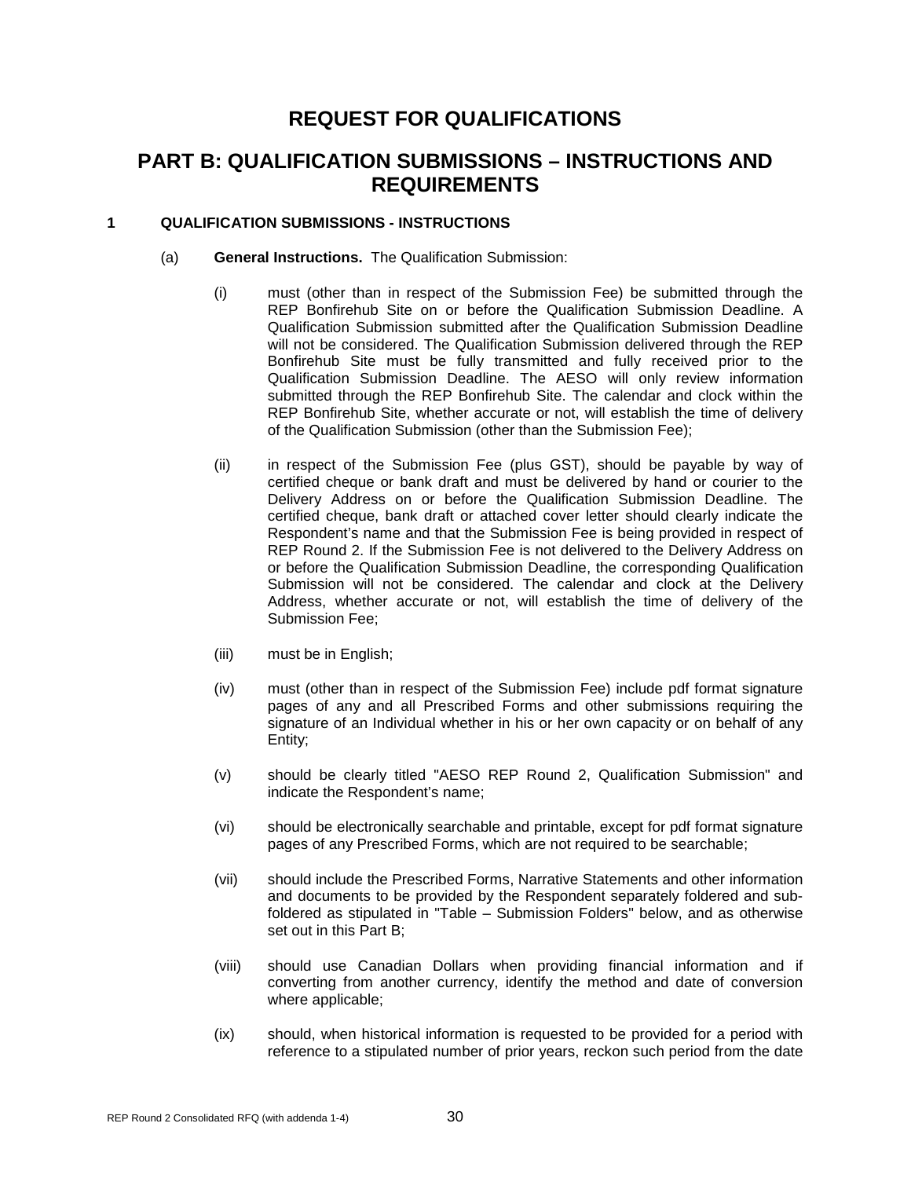# REQUEST FOR QUALIFICATIONS

# PART B: QUALIFICATION SUBMISSIONS – INSTRUCTIONS AND REQUIREMENTS

## 1 QUALIFICATION SUBMISSIONS - INSTRUCTIONS

(a) **General Instructions.** The Qualification Submission:

(i) must (other than in respect of the Submission Fee) be submitted through the REP Bonfirehub Site on or before the Qualification Submission Deadline. A Qualification Submission submitted after the Qualification Submission Deadline will not be considered. The Qualification Submission delivered through the REP Bonfirehub Site must be fully transmitted and fully received prior to the Qualification Submission Deadline. The AESO will only review information submitted through the REP Bonfirehub Site. The calendar and clock within the REP Bonfirehub Site, whether accurate or not, will establish the time of delivery of the Qualification Submission (other than the Submission Fee);

(ii) in respect of the Submission Fee (plus GST), should be payable by way of certified cheque or bank draft and must be delivered by hand or courier to the Delivery Address on or before the Qualification Submission Deadline. The certified cheque, bank draft or attached cover letter should clearly indicate the Respondent's name and that the Submission Fee is being provided in respect of REP Round 2. If the Submission Fee is not delivered to the Delivery Address on or before the Qualification Submission Deadline, the corresponding Qualification Submission will not be considered. The calendar and clock at the Delivery Address, whether accurate or not, will establish the time of delivery of the Submission Fee;

(iii) must be in English;

(iv) must (other than in respect of the Submission Fee) include pdf format signature pages of any and all Prescribed Forms and other submissions requiring the signature of an Individual whether in his or her own capacity or on behalf of any Entity;

(v) should be clearly titled "AESO REP Round 2, Qualification Submission" and indicate the Respondent's name;

(vi) should be electronically searchable and printable, except for pdf format signature pages of any Prescribed Forms, which are not required to be searchable;

(vii) should include the Prescribed Forms, Narrative Statements and other information and documents to be provided by the Respondent separately foldered and sub-foldered as stipulated in "Table – Submission Folders" below, and as otherwise set out in this Part B;

(viii) should use Canadian Dollars when providing financial information and if converting from another currency, identify the method and date of conversion where applicable;

(ix) should, when historical information is requested to be provided for a period with reference to a stipulated number of prior years, reckon such period from the date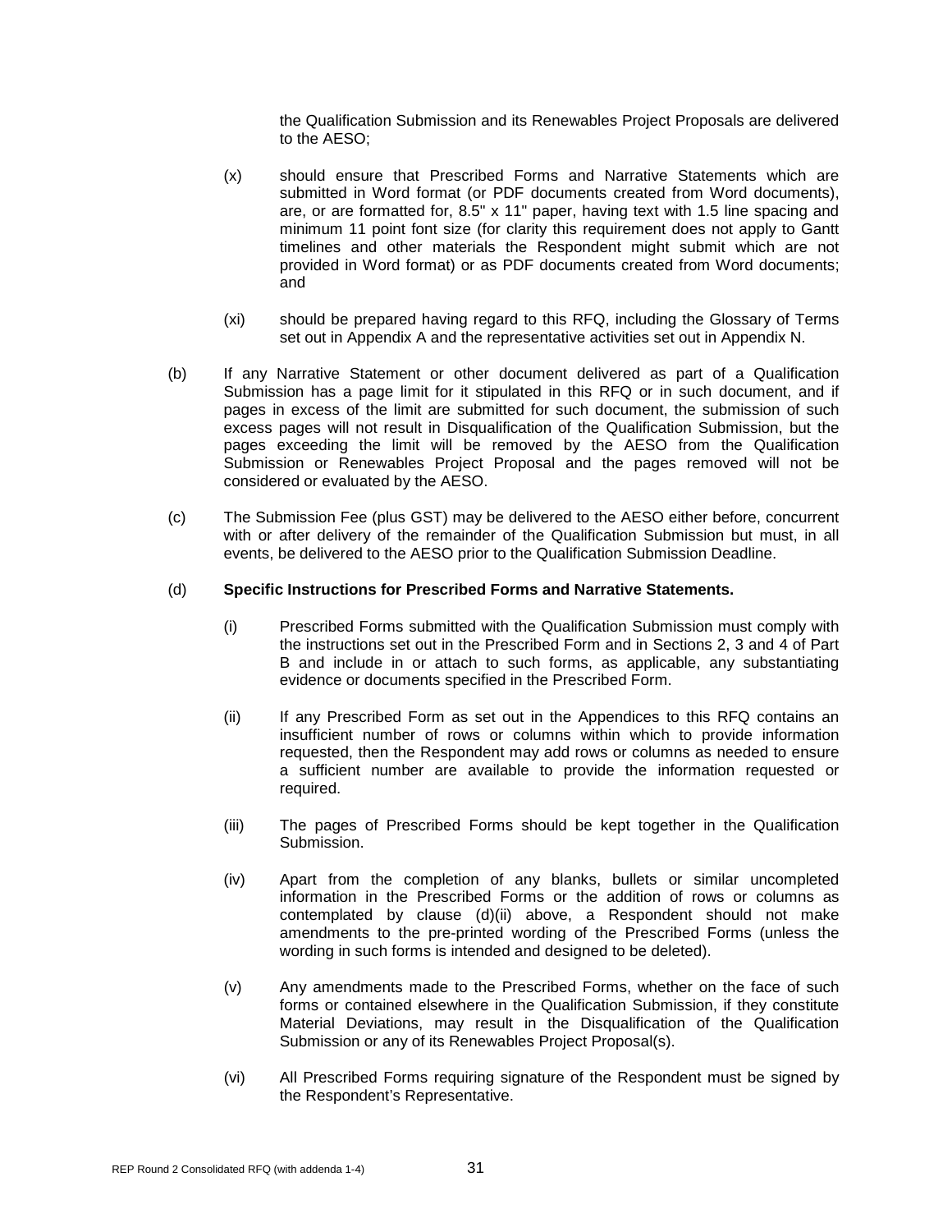the Qualification Submission and its Renewables Project Proposals are delivered to the AESO;

(x) should ensure that Prescribed Forms and Narrative Statements which are submitted in Word format (or PDF documents created from Word documents), are, or are formatted for, 8.5" x 11" paper, having text with 1.5 line spacing and minimum 11 point font size (for clarity this requirement does not apply to Gantt timelines and other materials the Respondent might submit which are not provided in Word format) or as PDF documents created from Word documents; and

(xi) should be prepared having regard to this RFQ, including the Glossary of Terms set out in Appendix A and the representative activities set out in Appendix N.

(b) If any Narrative Statement or other document delivered as part of a Qualification Submission has a page limit for it stipulated in this RFQ or in such document, and if pages in excess of the limit are submitted for such document, the submission of such excess pages will not result in Disqualification of the Qualification Submission, but the pages exceeding the limit will be removed by the AESO from the Qualification Submission or Renewables Project Proposal and the pages removed will not be considered or evaluated by the AESO.

(c) The Submission Fee (plus GST) may be delivered to the AESO either before, concurrent with or after delivery of the remainder of the Qualification Submission but must, in all events, be delivered to the AESO prior to the Qualification Submission Deadline.

(d) **Specific Instructions for Prescribed Forms and Narrative Statements.**

(i) Prescribed Forms submitted with the Qualification Submission must comply with the instructions set out in the Prescribed Form and in Sections 2, 3 and 4 of Part B and include in or attach to such forms, as applicable, any substantiating evidence or documents specified in the Prescribed Form.

(ii) If any Prescribed Form as set out in the Appendices to this RFQ contains an insufficient number of rows or columns within which to provide information requested, then the Respondent may add rows or columns as needed to ensure a sufficient number are available to provide the information requested or required.

(iii) The pages of Prescribed Forms should be kept together in the Qualification Submission.

(iv) Apart from the completion of any blanks, bullets or similar uncompleted information in the Prescribed Forms or the addition of rows or columns as contemplated by clause (d)(ii) above, a Respondent should not make amendments to the pre-printed wording of the Prescribed Forms (unless the wording in such forms is intended and designed to be deleted).

(v) Any amendments made to the Prescribed Forms, whether on the face of such forms or contained elsewhere in the Qualification Submission, if they constitute Material Deviations, may result in the Disqualification of the Qualification Submission or any of its Renewables Project Proposal(s).

(vi) All Prescribed Forms requiring signature of the Respondent must be signed by the Respondent's Representative.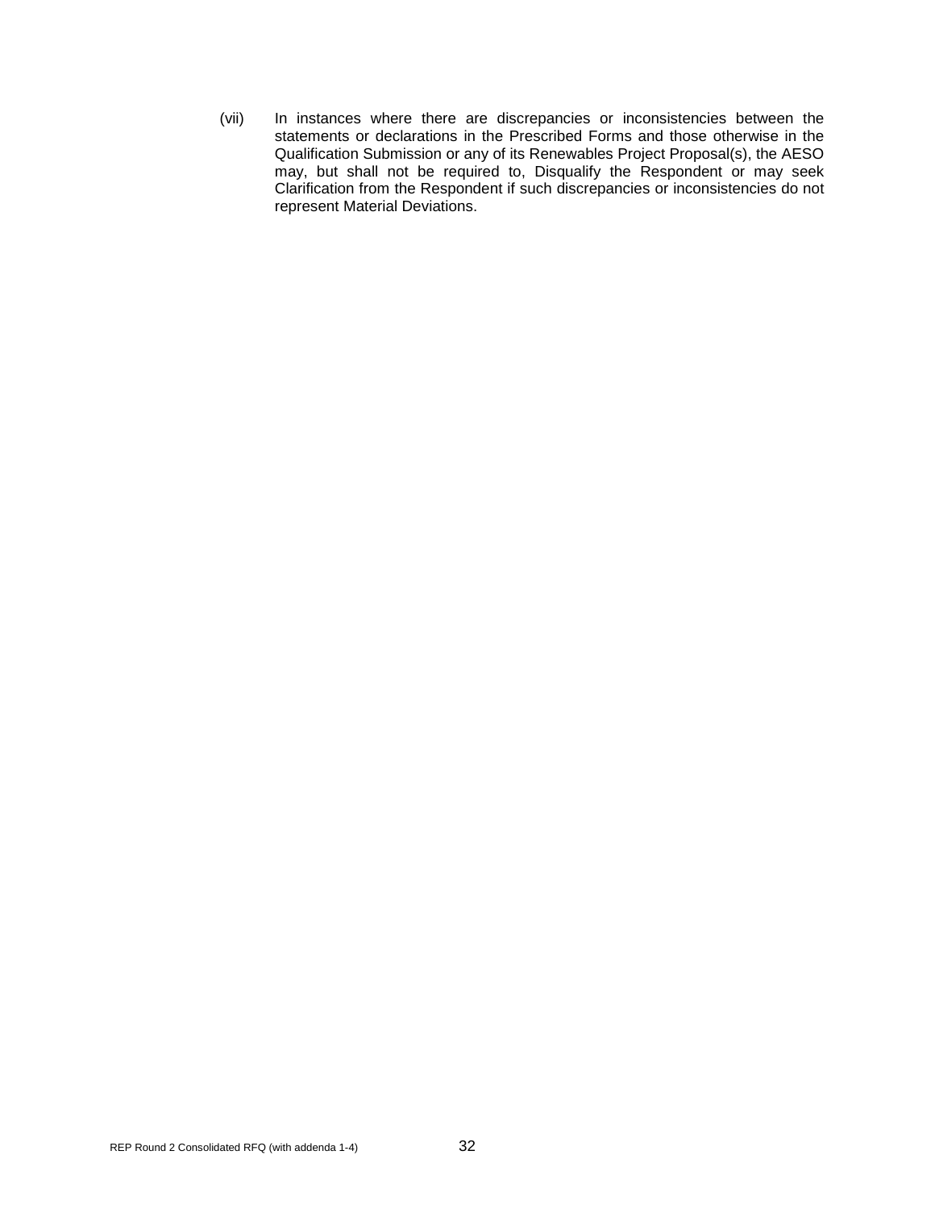(vii) In instances where there are discrepancies or inconsistencies between the statements or declarations in the Prescribed Forms and those otherwise in the Qualification Submission or any of its Renewables Project Proposal(s), the AESO may, but shall not be required to, Disqualify the Respondent or may seek Clarification from the Respondent if such discrepancies or inconsistencies do not represent Material Deviations.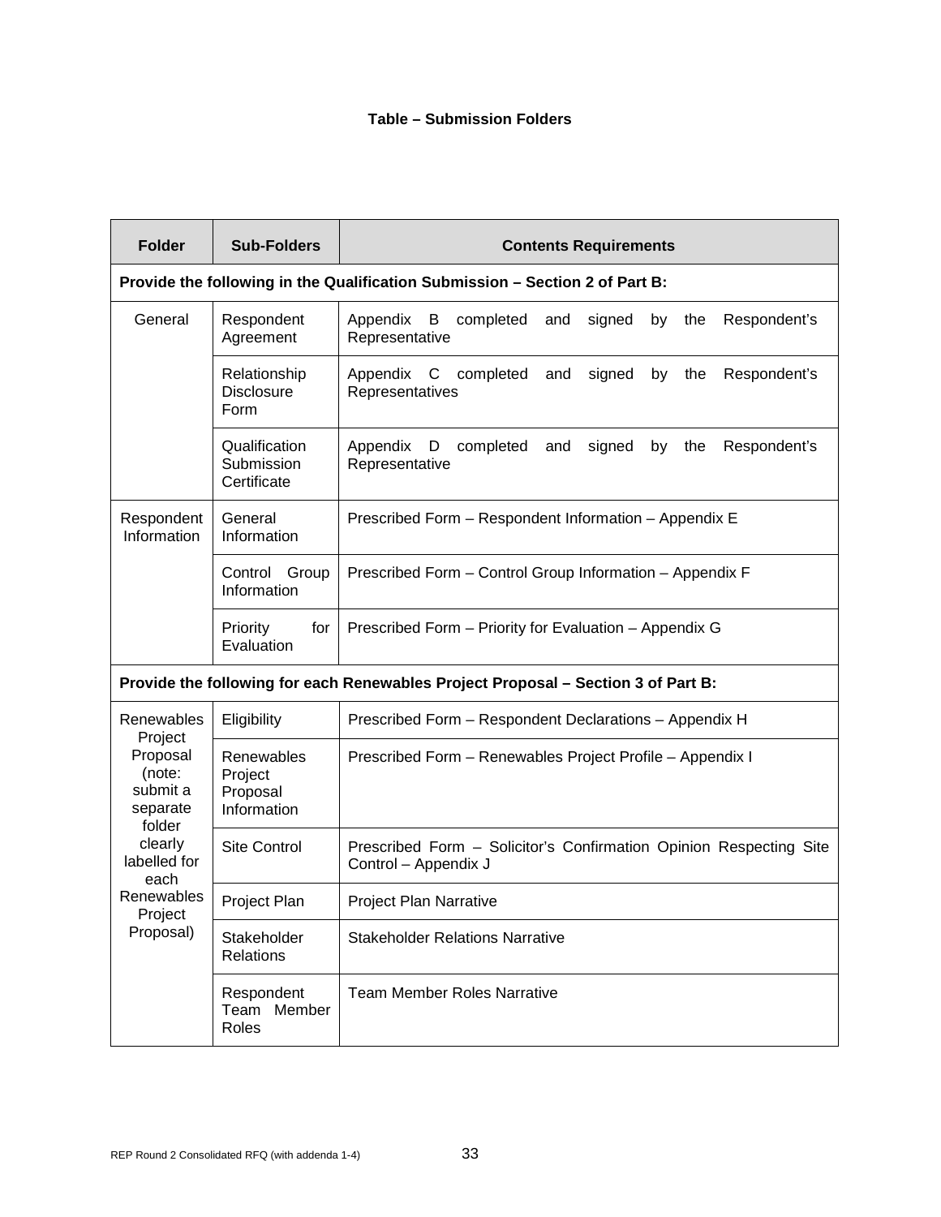**Table – Submission Folders**

| Folder | Sub-Folders | Contents Requirements |
|---|---|---|
| **Provide the following in the Qualification Submission – Section 2 of Part B:** | | |
| General | Respondent Agreement | Appendix B completed and signed by the Respondent's Representative |
| | Relationship Disclosure Form | Appendix C completed and signed by the Respondent's Representatives |
| | Qualification Submission Certificate | Appendix D completed and signed by the Respondent's Representative |
| Respondent Information | General Information | Prescribed Form – Respondent Information – Appendix E |
| | Control Group Information | Prescribed Form – Control Group Information – Appendix F |
| | Priority for Evaluation | Prescribed Form – Priority for Evaluation – Appendix G |
| **Provide the following for each Renewables Project Proposal – Section 3 of Part B:** | | |
| Renewables Project Proposal (note: submit a separate folder clearly labelled for each Renewables Project Proposal) | Eligibility | Prescribed Form – Respondent Declarations – Appendix H |
| | Renewables Project Proposal Information | Prescribed Form – Renewables Project Profile – Appendix I |
| | Site Control | Prescribed Form – Solicitor's Confirmation Opinion Respecting Site Control – Appendix J |
| | Project Plan | Project Plan Narrative |
| | Stakeholder Relations | Stakeholder Relations Narrative |
| | Respondent Team Member Roles | Team Member Roles Narrative |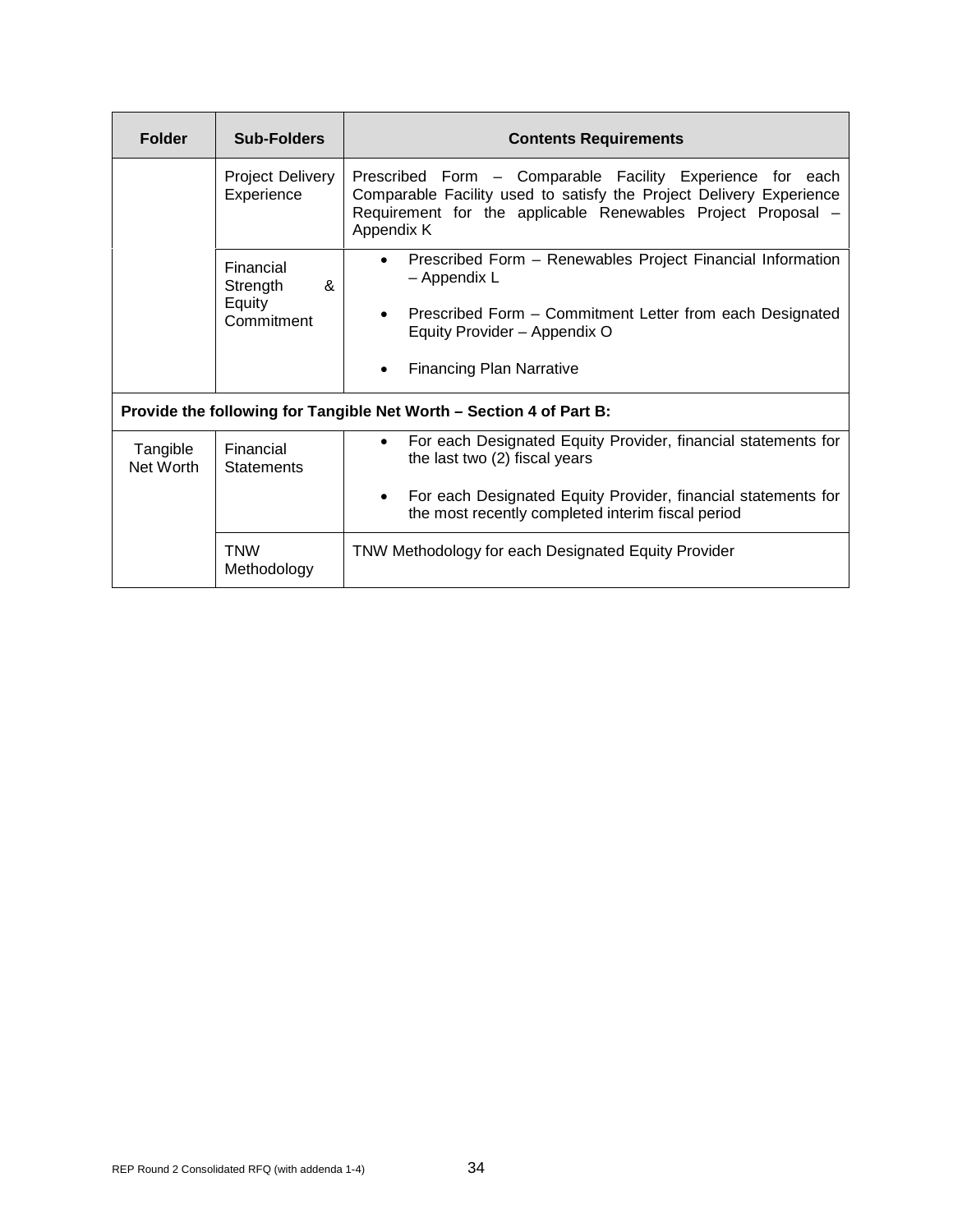| Folder | Sub-Folders | Contents Requirements |
| --- | --- | --- |
| | Project Delivery Experience | Prescribed Form – Comparable Facility Experience for each Comparable Facility used to satisfy the Project Delivery Experience Requirement for the applicable Renewables Project Proposal – Appendix K |
| | Financial Strength & Equity Commitment | • Prescribed Form – Renewables Project Financial Information – Appendix L<br>• Prescribed Form – Commitment Letter from each Designated Equity Provider – Appendix O<br>• Financing Plan Narrative |
| **Provide the following for Tangible Net Worth – Section 4 of Part B:** | | |
| Tangible Net Worth | Financial Statements | • For each Designated Equity Provider, financial statements for the last two (2) fiscal years<br>• For each Designated Equity Provider, financial statements for the most recently completed interim fiscal period |
| | TNW Methodology | TNW Methodology for each Designated Equity Provider |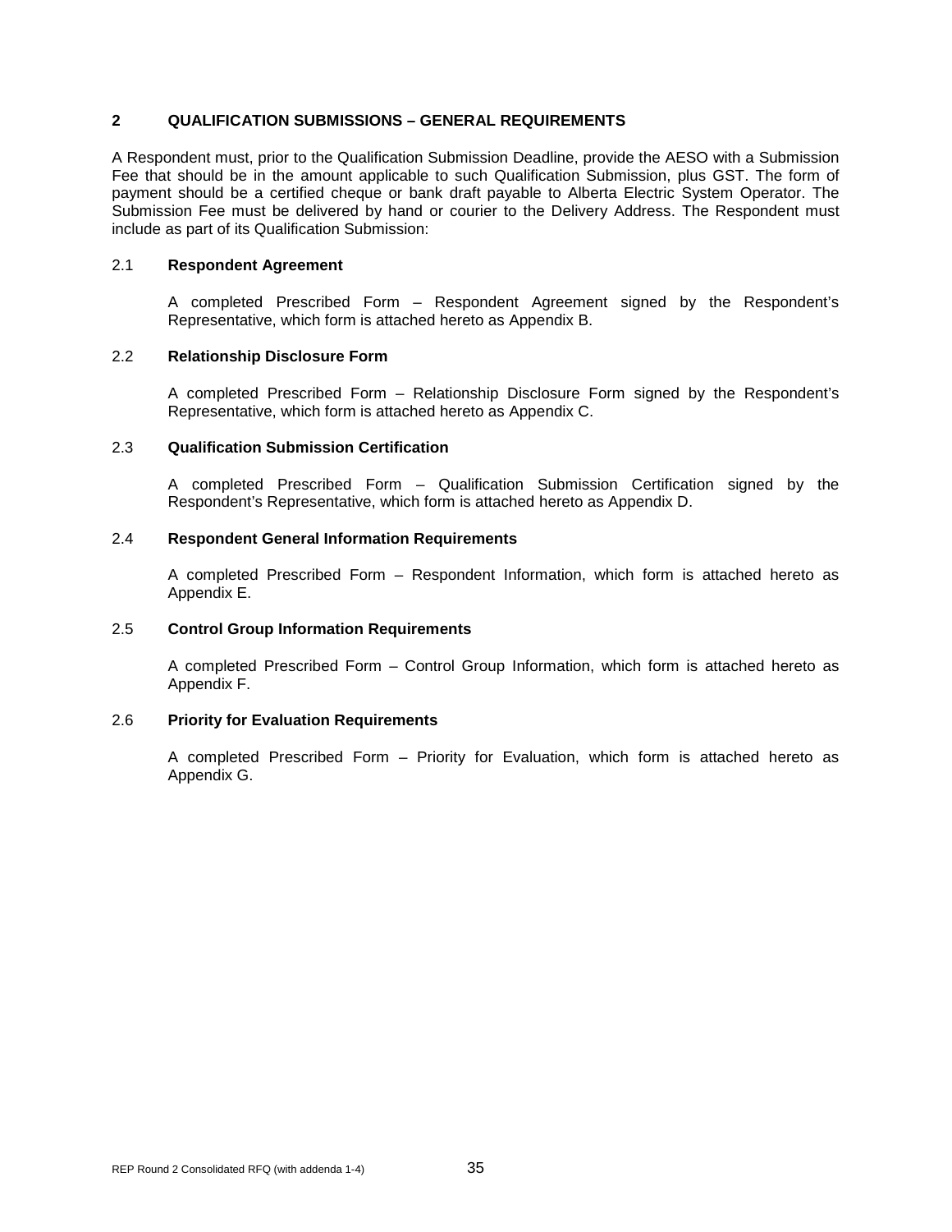## 2 QUALIFICATION SUBMISSIONS – GENERAL REQUIREMENTS

A Respondent must, prior to the Qualification Submission Deadline, provide the AESO with a Submission Fee that should be in the amount applicable to such Qualification Submission, plus GST. The form of payment should be a certified cheque or bank draft payable to Alberta Electric System Operator. The Submission Fee must be delivered by hand or courier to the Delivery Address. The Respondent must include as part of its Qualification Submission:

### 2.1 Respondent Agreement

A completed Prescribed Form – Respondent Agreement signed by the Respondent's Representative, which form is attached hereto as Appendix B.

### 2.2 Relationship Disclosure Form

A completed Prescribed Form – Relationship Disclosure Form signed by the Respondent's Representative, which form is attached hereto as Appendix C.

### 2.3 Qualification Submission Certification

A completed Prescribed Form – Qualification Submission Certification signed by the Respondent's Representative, which form is attached hereto as Appendix D.

### 2.4 Respondent General Information Requirements

A completed Prescribed Form – Respondent Information, which form is attached hereto as Appendix E.

### 2.5 Control Group Information Requirements

A completed Prescribed Form – Control Group Information, which form is attached hereto as Appendix F.

### 2.6 Priority for Evaluation Requirements

A completed Prescribed Form – Priority for Evaluation, which form is attached hereto as Appendix G.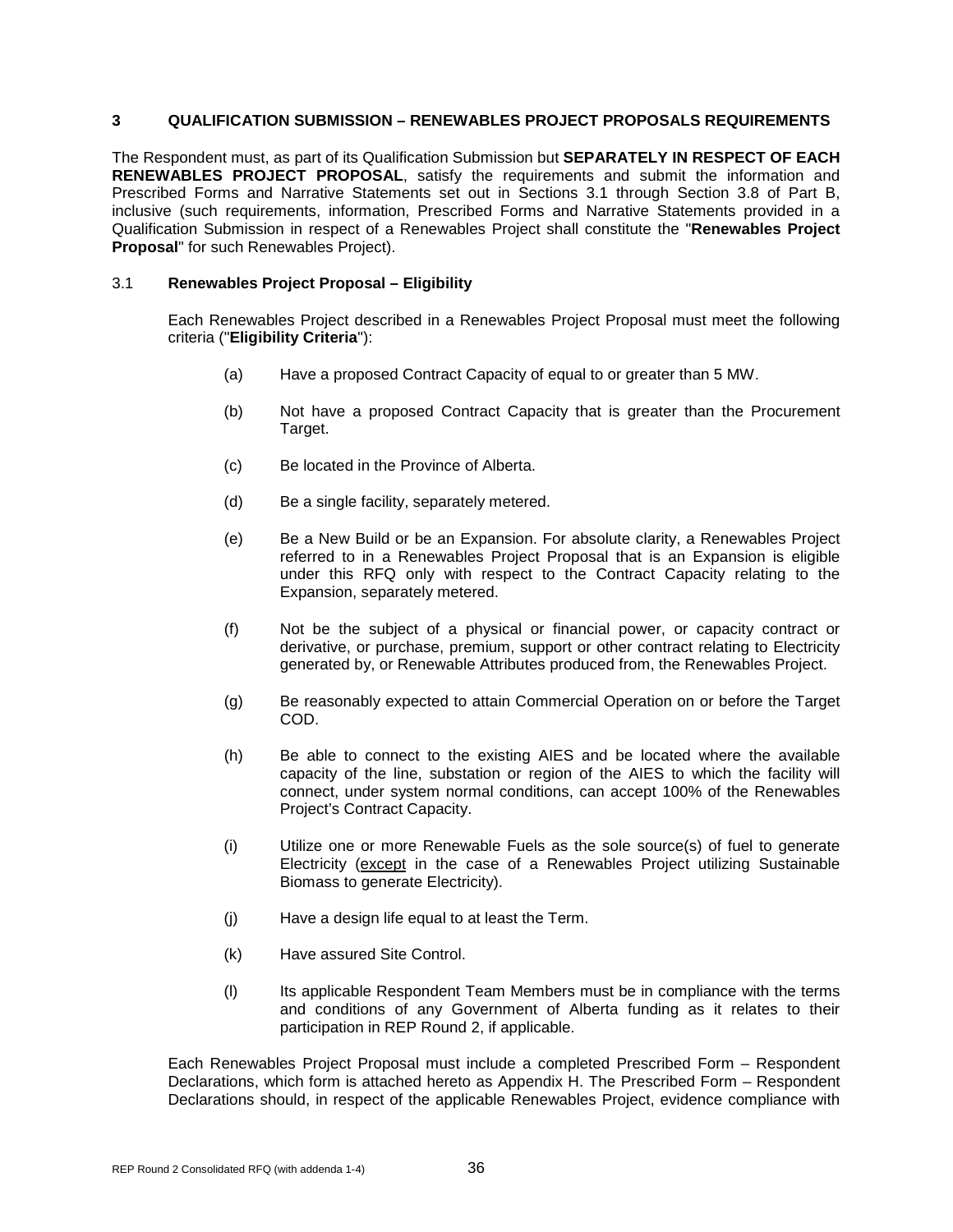## 3 QUALIFICATION SUBMISSION – RENEWABLES PROJECT PROPOSALS REQUIREMENTS

The Respondent must, as part of its Qualification Submission but **SEPARATELY IN RESPECT OF EACH RENEWABLES PROJECT PROPOSAL**, satisfy the requirements and submit the information and Prescribed Forms and Narrative Statements set out in Sections 3.1 through Section 3.8 of Part B, inclusive (such requirements, information, Prescribed Forms and Narrative Statements provided in a Qualification Submission in respect of a Renewables Project shall constitute the "**Renewables Project Proposal**" for such Renewables Project).

### 3.1 Renewables Project Proposal – Eligibility

Each Renewables Project described in a Renewables Project Proposal must meet the following criteria ("**Eligibility Criteria**"):

(a) Have a proposed Contract Capacity of equal to or greater than 5 MW.

(b) Not have a proposed Contract Capacity that is greater than the Procurement Target.

(c) Be located in the Province of Alberta.

(d) Be a single facility, separately metered.

(e) Be a New Build or be an Expansion. For absolute clarity, a Renewables Project referred to in a Renewables Project Proposal that is an Expansion is eligible under this RFQ only with respect to the Contract Capacity relating to the Expansion, separately metered.

(f) Not be the subject of a physical or financial power, or capacity contract or derivative, or purchase, premium, support or other contract relating to Electricity generated by, or Renewable Attributes produced from, the Renewables Project.

(g) Be reasonably expected to attain Commercial Operation on or before the Target COD.

(h) Be able to connect to the existing AIES and be located where the available capacity of the line, substation or region of the AIES to which the facility will connect, under system normal conditions, can accept 100% of the Renewables Project's Contract Capacity.

(i) Utilize one or more Renewable Fuels as the sole source(s) of fuel to generate Electricity (except in the case of a Renewables Project utilizing Sustainable Biomass to generate Electricity).

(j) Have a design life equal to at least the Term.

(k) Have assured Site Control.

(l) Its applicable Respondent Team Members must be in compliance with the terms and conditions of any Government of Alberta funding as it relates to their participation in REP Round 2, if applicable.

Each Renewables Project Proposal must include a completed Prescribed Form – Respondent Declarations, which form is attached hereto as Appendix H. The Prescribed Form – Respondent Declarations should, in respect of the applicable Renewables Project, evidence compliance with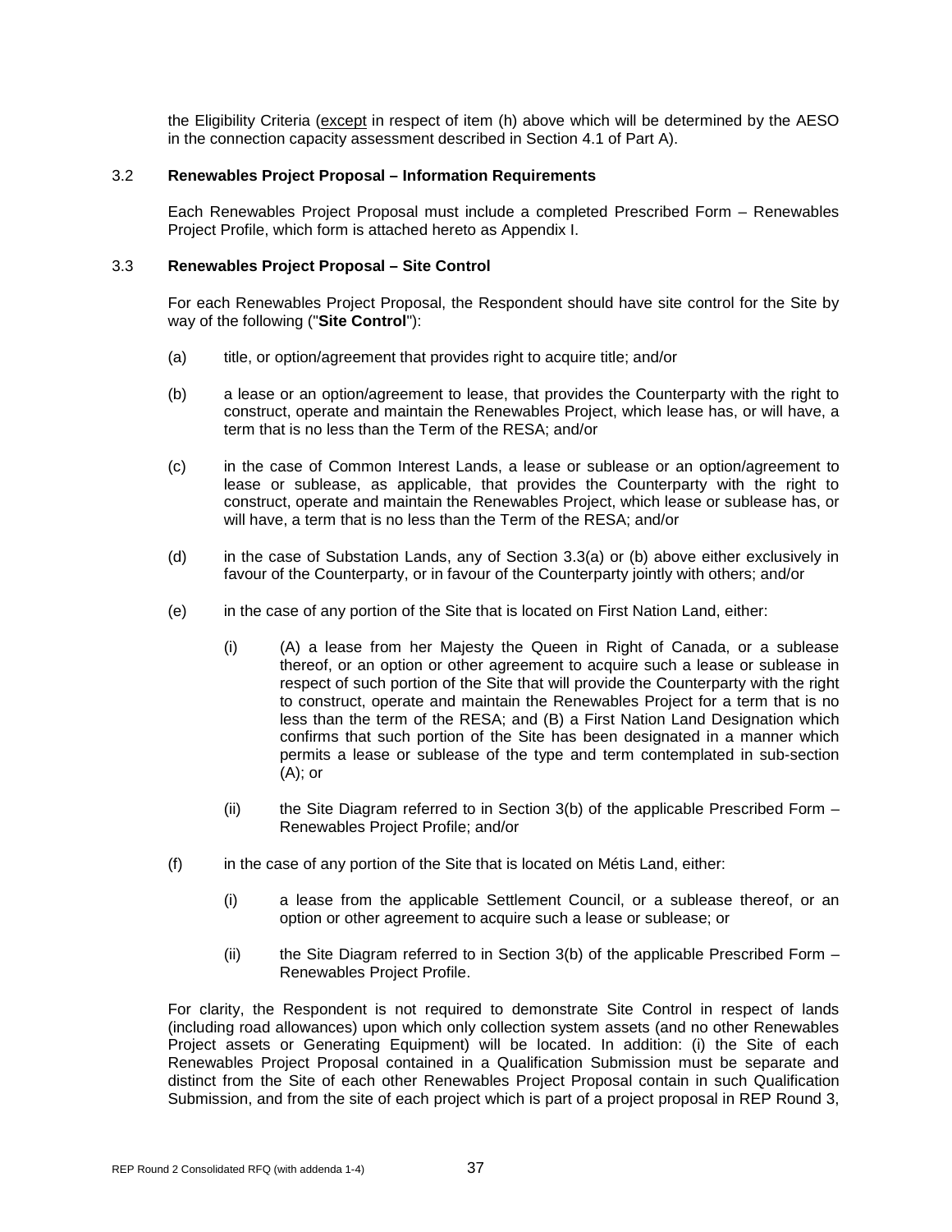the Eligibility Criteria (except in respect of item (h) above which will be determined by the AESO in the connection capacity assessment described in Section 4.1 of Part A).

### 3.2 Renewables Project Proposal – Information Requirements

Each Renewables Project Proposal must include a completed Prescribed Form – Renewables Project Profile, which form is attached hereto as Appendix I.

### 3.3 Renewables Project Proposal – Site Control

For each Renewables Project Proposal, the Respondent should have site control for the Site by way of the following ("**Site Control**"):

(a) title, or option/agreement that provides right to acquire title; and/or

(b) a lease or an option/agreement to lease, that provides the Counterparty with the right to construct, operate and maintain the Renewables Project, which lease has, or will have, a term that is no less than the Term of the RESA; and/or

(c) in the case of Common Interest Lands, a lease or sublease or an option/agreement to lease or sublease, as applicable, that provides the Counterparty with the right to construct, operate and maintain the Renewables Project, which lease or sublease has, or will have, a term that is no less than the Term of the RESA; and/or

(d) in the case of Substation Lands, any of Section 3.3(a) or (b) above either exclusively in favour of the Counterparty, or in favour of the Counterparty jointly with others; and/or

(e) in the case of any portion of the Site that is located on First Nation Land, either:

   (i) (A) a lease from her Majesty the Queen in Right of Canada, or a sublease thereof, or an option or other agreement to acquire such a lease or sublease in respect of such portion of the Site that will provide the Counterparty with the right to construct, operate and maintain the Renewables Project for a term that is no less than the term of the RESA; and (B) a First Nation Land Designation which confirms that such portion of the Site has been designated in a manner which permits a lease or sublease of the type and term contemplated in sub-section (A); or

   (ii) the Site Diagram referred to in Section 3(b) of the applicable Prescribed Form – Renewables Project Profile; and/or

(f) in the case of any portion of the Site that is located on Métis Land, either:

   (i) a lease from the applicable Settlement Council, or a sublease thereof, or an option or other agreement to acquire such a lease or sublease; or

   (ii) the Site Diagram referred to in Section 3(b) of the applicable Prescribed Form – Renewables Project Profile.

For clarity, the Respondent is not required to demonstrate Site Control in respect of lands (including road allowances) upon which only collection system assets (and no other Renewables Project assets or Generating Equipment) will be located. In addition: (i) the Site of each Renewables Project Proposal contained in a Qualification Submission must be separate and distinct from the Site of each other Renewables Project Proposal contain in such Qualification Submission, and from the site of each project which is part of a project proposal in REP Round 3,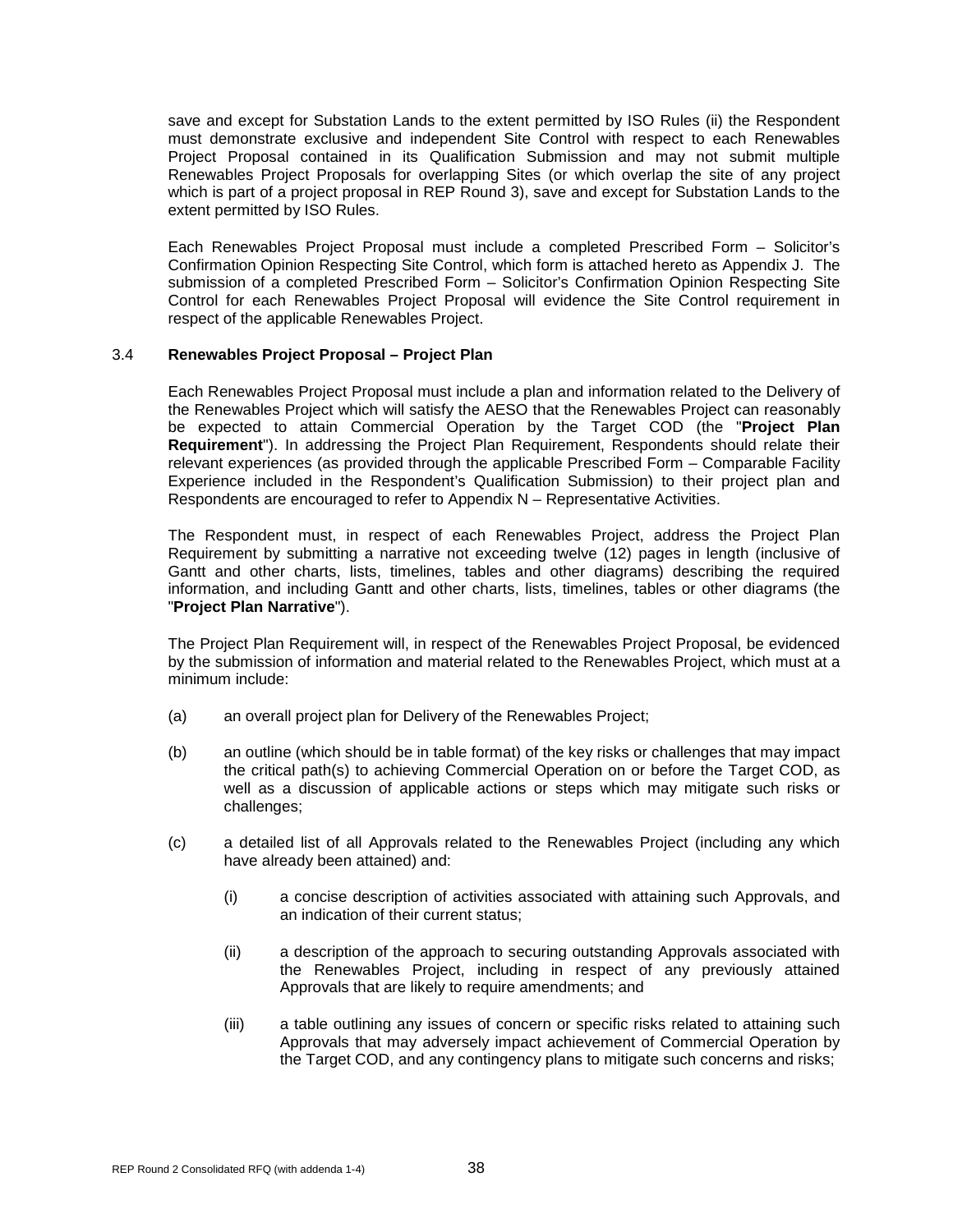save and except for Substation Lands to the extent permitted by ISO Rules (ii) the Respondent must demonstrate exclusive and independent Site Control with respect to each Renewables Project Proposal contained in its Qualification Submission and may not submit multiple Renewables Project Proposals for overlapping Sites (or which overlap the site of any project which is part of a project proposal in REP Round 3), save and except for Substation Lands to the extent permitted by ISO Rules.

Each Renewables Project Proposal must include a completed Prescribed Form – Solicitor's Confirmation Opinion Respecting Site Control, which form is attached hereto as Appendix J. The submission of a completed Prescribed Form – Solicitor's Confirmation Opinion Respecting Site Control for each Renewables Project Proposal will evidence the Site Control requirement in respect of the applicable Renewables Project.

### 3.4 Renewables Project Proposal – Project Plan

Each Renewables Project Proposal must include a plan and information related to the Delivery of the Renewables Project which will satisfy the AESO that the Renewables Project can reasonably be expected to attain Commercial Operation by the Target COD (the "**Project Plan Requirement**"). In addressing the Project Plan Requirement, Respondents should relate their relevant experiences (as provided through the applicable Prescribed Form – Comparable Facility Experience included in the Respondent's Qualification Submission) to their project plan and Respondents are encouraged to refer to Appendix N – Representative Activities.

The Respondent must, in respect of each Renewables Project, address the Project Plan Requirement by submitting a narrative not exceeding twelve (12) pages in length (inclusive of Gantt and other charts, lists, timelines, tables and other diagrams) describing the required information, and including Gantt and other charts, lists, timelines, tables or other diagrams (the "**Project Plan Narrative**").

The Project Plan Requirement will, in respect of the Renewables Project Proposal, be evidenced by the submission of information and material related to the Renewables Project, which must at a minimum include:

(a) an overall project plan for Delivery of the Renewables Project;

(b) an outline (which should be in table format) of the key risks or challenges that may impact the critical path(s) to achieving Commercial Operation on or before the Target COD, as well as a discussion of applicable actions or steps which may mitigate such risks or challenges;

(c) a detailed list of all Approvals related to the Renewables Project (including any which have already been attained) and:

   (i) a concise description of activities associated with attaining such Approvals, and an indication of their current status;

   (ii) a description of the approach to securing outstanding Approvals associated with the Renewables Project, including in respect of any previously attained Approvals that are likely to require amendments; and

   (iii) a table outlining any issues of concern or specific risks related to attaining such Approvals that may adversely impact achievement of Commercial Operation by the Target COD, and any contingency plans to mitigate such concerns and risks;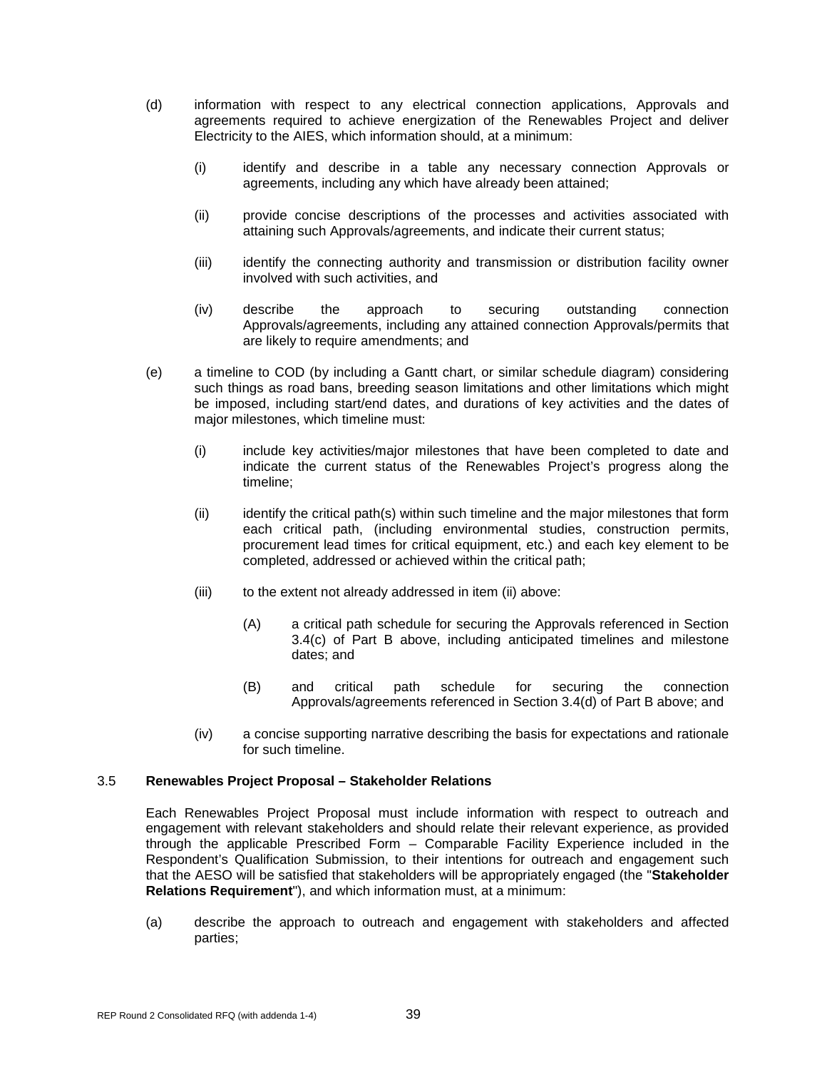(d) information with respect to any electrical connection applications, Approvals and agreements required to achieve energization of the Renewables Project and deliver Electricity to the AIES, which information should, at a minimum:

  (i) identify and describe in a table any necessary connection Approvals or agreements, including any which have already been attained;

  (ii) provide concise descriptions of the processes and activities associated with attaining such Approvals/agreements, and indicate their current status;

  (iii) identify the connecting authority and transmission or distribution facility owner involved with such activities, and

  (iv) describe the approach to securing outstanding connection Approvals/agreements, including any attained connection Approvals/permits that are likely to require amendments; and

(e) a timeline to COD (by including a Gantt chart, or similar schedule diagram) considering such things as road bans, breeding season limitations and other limitations which might be imposed, including start/end dates, and durations of key activities and the dates of major milestones, which timeline must:

  (i) include key activities/major milestones that have been completed to date and indicate the current status of the Renewables Project's progress along the timeline;

  (ii) identify the critical path(s) within such timeline and the major milestones that form each critical path, (including environmental studies, construction permits, procurement lead times for critical equipment, etc.) and each key element to be completed, addressed or achieved within the critical path;

  (iii) to the extent not already addressed in item (ii) above:

    (A) a critical path schedule for securing the Approvals referenced in Section 3.4(c) of Part B above, including anticipated timelines and milestone dates; and

    (B) and critical path schedule for securing the connection Approvals/agreements referenced in Section 3.4(d) of Part B above; and

  (iv) a concise supporting narrative describing the basis for expectations and rationale for such timeline.

### 3.5 Renewables Project Proposal – Stakeholder Relations

Each Renewables Project Proposal must include information with respect to outreach and engagement with relevant stakeholders and should relate their relevant experience, as provided through the applicable Prescribed Form – Comparable Facility Experience included in the Respondent's Qualification Submission, to their intentions for outreach and engagement such that the AESO will be satisfied that stakeholders will be appropriately engaged (the "**Stakeholder Relations Requirement**"), and which information must, at a minimum:

(a) describe the approach to outreach and engagement with stakeholders and affected parties;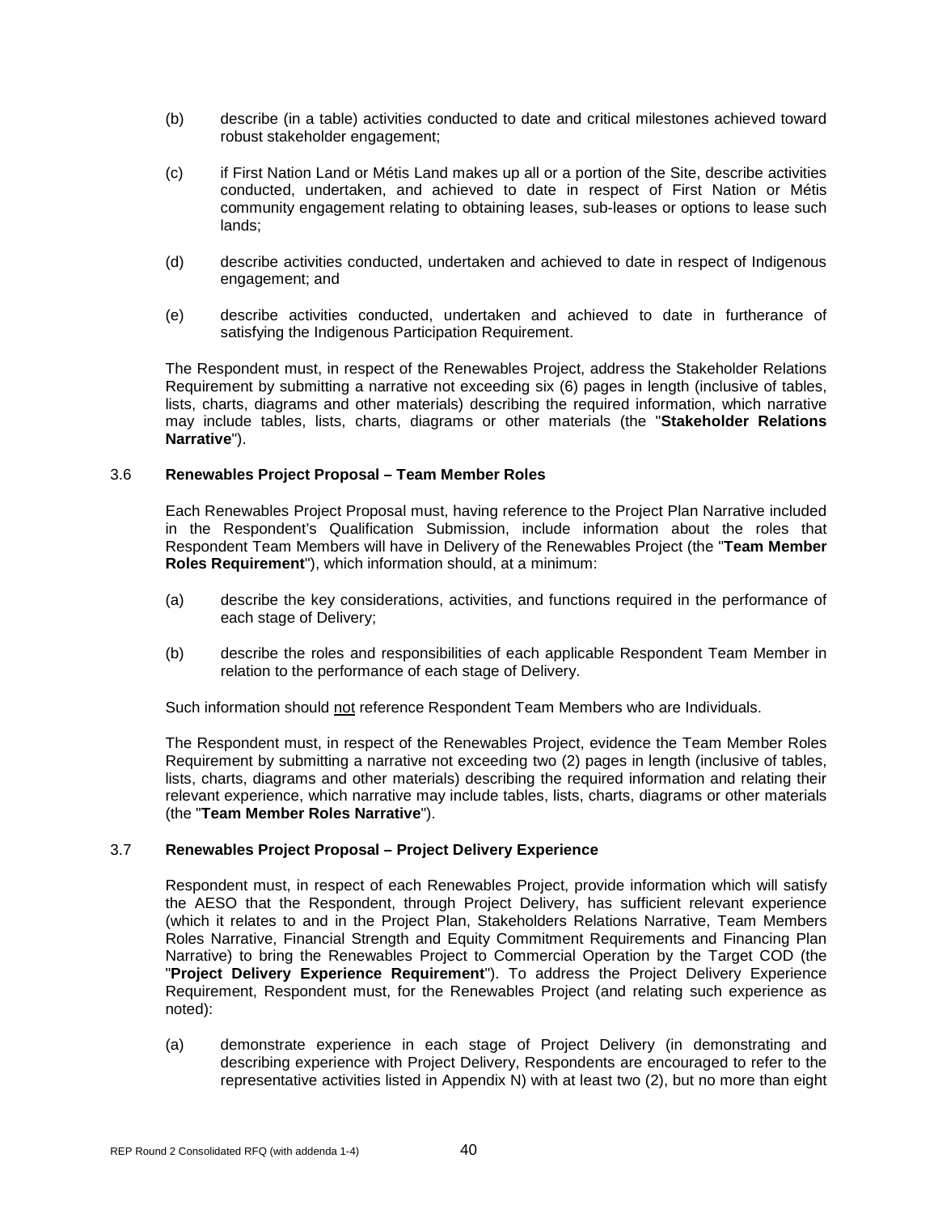(b) describe (in a table) activities conducted to date and critical milestones achieved toward robust stakeholder engagement;

(c) if First Nation Land or Métis Land makes up all or a portion of the Site, describe activities conducted, undertaken, and achieved to date in respect of First Nation or Métis community engagement relating to obtaining leases, sub-leases or options to lease such lands;

(d) describe activities conducted, undertaken and achieved to date in respect of Indigenous engagement; and

(e) describe activities conducted, undertaken and achieved to date in furtherance of satisfying the Indigenous Participation Requirement.

The Respondent must, in respect of the Renewables Project, address the Stakeholder Relations Requirement by submitting a narrative not exceeding six (6) pages in length (inclusive of tables, lists, charts, diagrams and other materials) describing the required information, which narrative may include tables, lists, charts, diagrams or other materials (the "**Stakeholder Relations Narrative**").

### 3.6 Renewables Project Proposal – Team Member Roles

Each Renewables Project Proposal must, having reference to the Project Plan Narrative included in the Respondent's Qualification Submission, include information about the roles that Respondent Team Members will have in Delivery of the Renewables Project (the "**Team Member Roles Requirement**"), which information should, at a minimum:

(a) describe the key considerations, activities, and functions required in the performance of each stage of Delivery;

(b) describe the roles and responsibilities of each applicable Respondent Team Member in relation to the performance of each stage of Delivery.

Such information should not reference Respondent Team Members who are Individuals.

The Respondent must, in respect of the Renewables Project, evidence the Team Member Roles Requirement by submitting a narrative not exceeding two (2) pages in length (inclusive of tables, lists, charts, diagrams and other materials) describing the required information and relating their relevant experience, which narrative may include tables, lists, charts, diagrams or other materials (the "**Team Member Roles Narrative**").

### 3.7 Renewables Project Proposal – Project Delivery Experience

Respondent must, in respect of each Renewables Project, provide information which will satisfy the AESO that the Respondent, through Project Delivery, has sufficient relevant experience (which it relates to and in the Project Plan, Stakeholders Relations Narrative, Team Members Roles Narrative, Financial Strength and Equity Commitment Requirements and Financing Plan Narrative) to bring the Renewables Project to Commercial Operation by the Target COD (the "**Project Delivery Experience Requirement**"). To address the Project Delivery Experience Requirement, Respondent must, for the Renewables Project (and relating such experience as noted):

(a) demonstrate experience in each stage of Project Delivery (in demonstrating and describing experience with Project Delivery, Respondents are encouraged to refer to the representative activities listed in Appendix N) with at least two (2), but no more than eight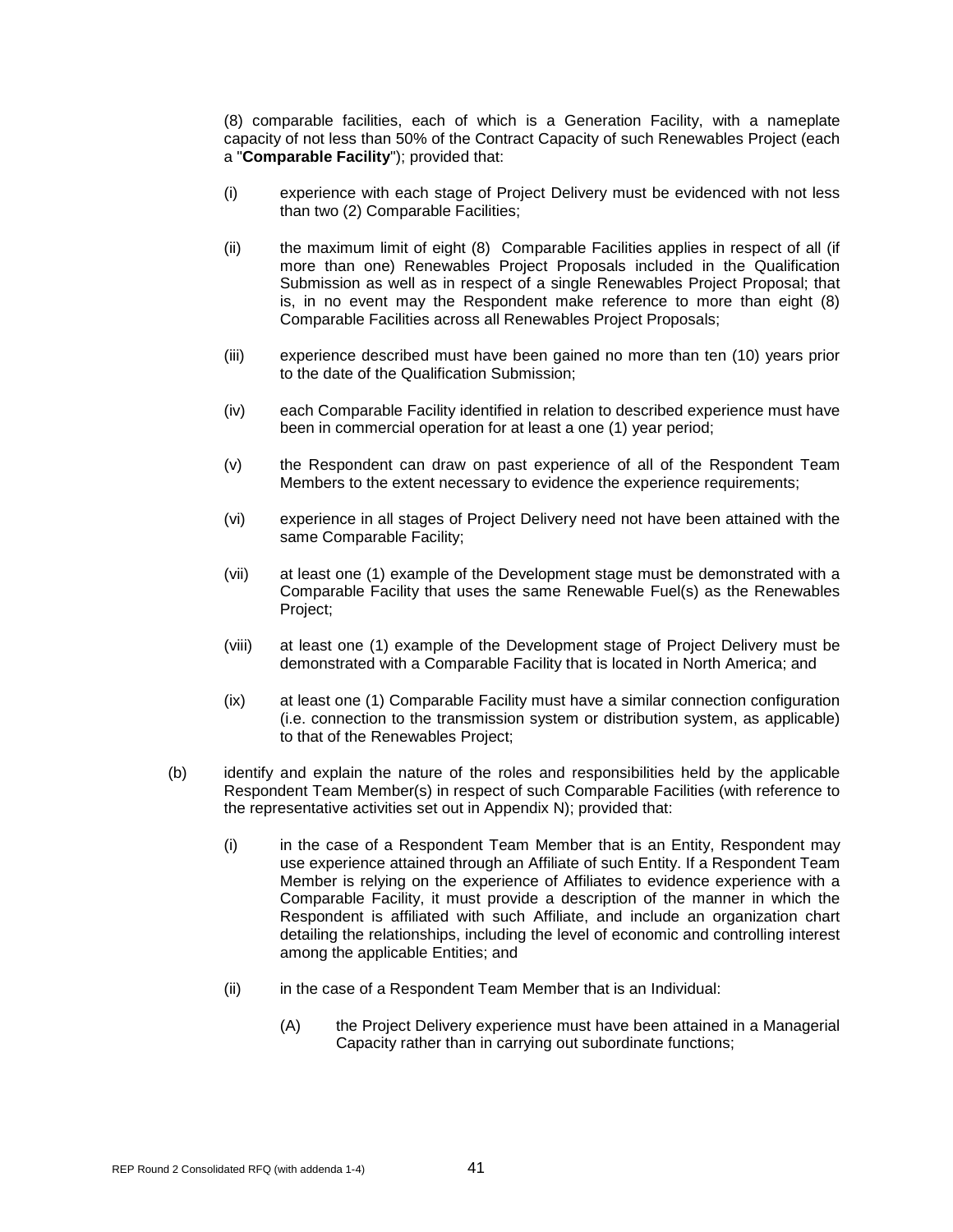(8) comparable facilities, each of which is a Generation Facility, with a nameplate capacity of not less than 50% of the Contract Capacity of such Renewables Project (each a "**Comparable Facility**"); provided that:

(i) experience with each stage of Project Delivery must be evidenced with not less than two (2) Comparable Facilities;

(ii) the maximum limit of eight (8) Comparable Facilities applies in respect of all (if more than one) Renewables Project Proposals included in the Qualification Submission as well as in respect of a single Renewables Project Proposal; that is, in no event may the Respondent make reference to more than eight (8) Comparable Facilities across all Renewables Project Proposals;

(iii) experience described must have been gained no more than ten (10) years prior to the date of the Qualification Submission;

(iv) each Comparable Facility identified in relation to described experience must have been in commercial operation for at least a one (1) year period;

(v) the Respondent can draw on past experience of all of the Respondent Team Members to the extent necessary to evidence the experience requirements;

(vi) experience in all stages of Project Delivery need not have been attained with the same Comparable Facility;

(vii) at least one (1) example of the Development stage must be demonstrated with a Comparable Facility that uses the same Renewable Fuel(s) as the Renewables Project;

(viii) at least one (1) example of the Development stage of Project Delivery must be demonstrated with a Comparable Facility that is located in North America; and

(ix) at least one (1) Comparable Facility must have a similar connection configuration (i.e. connection to the transmission system or distribution system, as applicable) to that of the Renewables Project;

(b) identify and explain the nature of the roles and responsibilities held by the applicable Respondent Team Member(s) in respect of such Comparable Facilities (with reference to the representative activities set out in Appendix N); provided that:

(i) in the case of a Respondent Team Member that is an Entity, Respondent may use experience attained through an Affiliate of such Entity. If a Respondent Team Member is relying on the experience of Affiliates to evidence experience with a Comparable Facility, it must provide a description of the manner in which the Respondent is affiliated with such Affiliate, and include an organization chart detailing the relationships, including the level of economic and controlling interest among the applicable Entities; and

(ii) in the case of a Respondent Team Member that is an Individual:

(A) the Project Delivery experience must have been attained in a Managerial Capacity rather than in carrying out subordinate functions;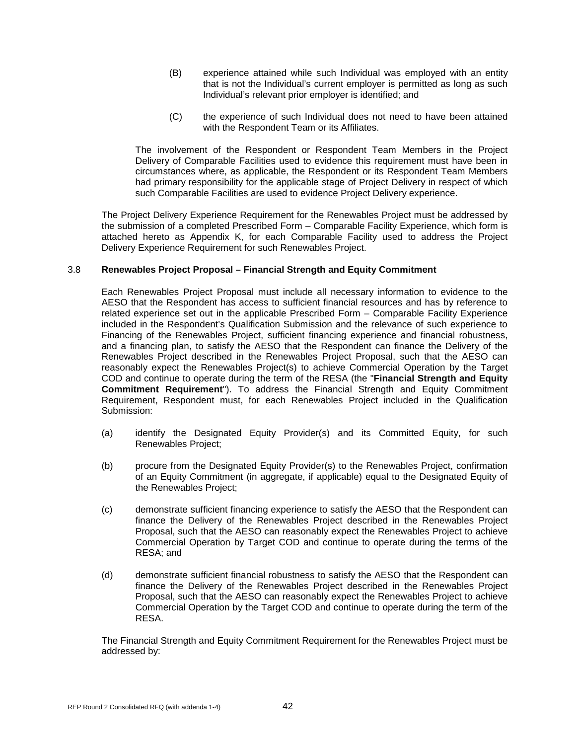(B) experience attained while such Individual was employed with an entity that is not the Individual's current employer is permitted as long as such Individual's relevant prior employer is identified; and

(C) the experience of such Individual does not need to have been attained with the Respondent Team or its Affiliates.

The involvement of the Respondent or Respondent Team Members in the Project Delivery of Comparable Facilities used to evidence this requirement must have been in circumstances where, as applicable, the Respondent or its Respondent Team Members had primary responsibility for the applicable stage of Project Delivery in respect of which such Comparable Facilities are used to evidence Project Delivery experience.

The Project Delivery Experience Requirement for the Renewables Project must be addressed by the submission of a completed Prescribed Form – Comparable Facility Experience, which form is attached hereto as Appendix K, for each Comparable Facility used to address the Project Delivery Experience Requirement for such Renewables Project.

### 3.8 Renewables Project Proposal – Financial Strength and Equity Commitment

Each Renewables Project Proposal must include all necessary information to evidence to the AESO that the Respondent has access to sufficient financial resources and has by reference to related experience set out in the applicable Prescribed Form – Comparable Facility Experience included in the Respondent's Qualification Submission and the relevance of such experience to Financing of the Renewables Project, sufficient financing experience and financial robustness, and a financing plan, to satisfy the AESO that the Respondent can finance the Delivery of the Renewables Project described in the Renewables Project Proposal, such that the AESO can reasonably expect the Renewables Project(s) to achieve Commercial Operation by the Target COD and continue to operate during the term of the RESA (the "**Financial Strength and Equity Commitment Requirement**"). To address the Financial Strength and Equity Commitment Requirement, Respondent must, for each Renewables Project included in the Qualification Submission:

(a) identify the Designated Equity Provider(s) and its Committed Equity, for such Renewables Project;

(b) procure from the Designated Equity Provider(s) to the Renewables Project, confirmation of an Equity Commitment (in aggregate, if applicable) equal to the Designated Equity of the Renewables Project;

(c) demonstrate sufficient financing experience to satisfy the AESO that the Respondent can finance the Delivery of the Renewables Project described in the Renewables Project Proposal, such that the AESO can reasonably expect the Renewables Project to achieve Commercial Operation by Target COD and continue to operate during the terms of the RESA; and

(d) demonstrate sufficient financial robustness to satisfy the AESO that the Respondent can finance the Delivery of the Renewables Project described in the Renewables Project Proposal, such that the AESO can reasonably expect the Renewables Project to achieve Commercial Operation by the Target COD and continue to operate during the term of the RESA.

The Financial Strength and Equity Commitment Requirement for the Renewables Project must be addressed by: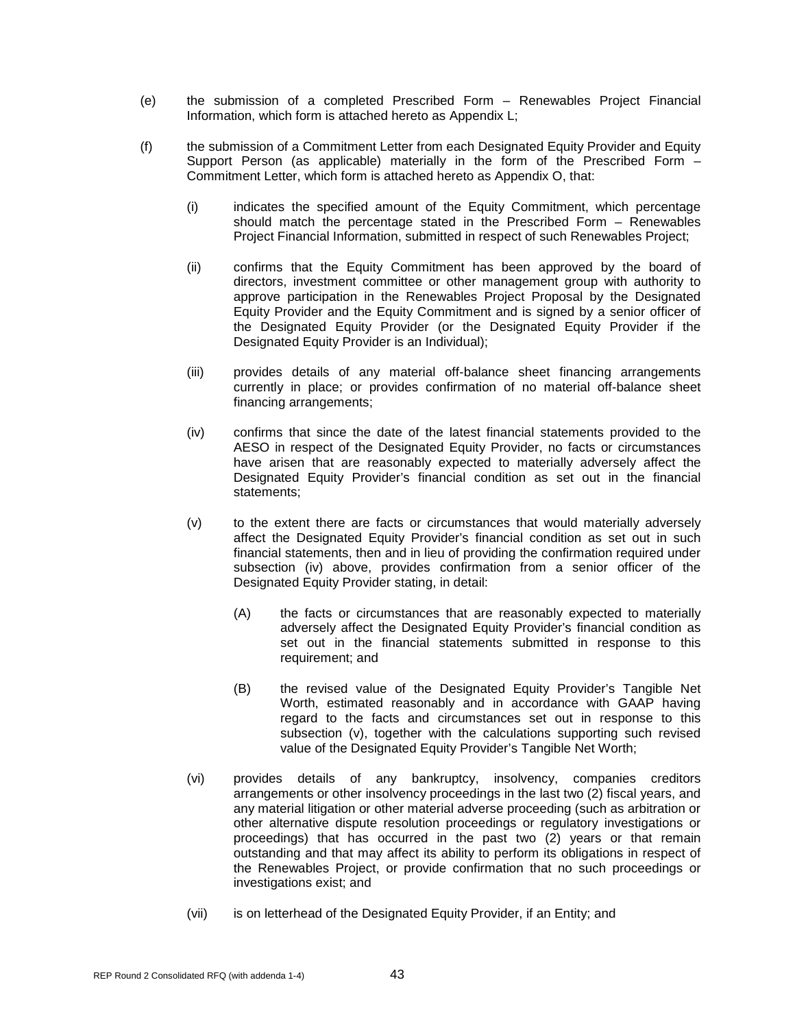(e) the submission of a completed Prescribed Form – Renewables Project Financial Information, which form is attached hereto as Appendix L;

(f) the submission of a Commitment Letter from each Designated Equity Provider and Equity Support Person (as applicable) materially in the form of the Prescribed Form – Commitment Letter, which form is attached hereto as Appendix O, that:

 (i) indicates the specified amount of the Equity Commitment, which percentage should match the percentage stated in the Prescribed Form – Renewables Project Financial Information, submitted in respect of such Renewables Project;

 (ii) confirms that the Equity Commitment has been approved by the board of directors, investment committee or other management group with authority to approve participation in the Renewables Project Proposal by the Designated Equity Provider and the Equity Commitment and is signed by a senior officer of the Designated Equity Provider (or the Designated Equity Provider if the Designated Equity Provider is an Individual);

 (iii) provides details of any material off-balance sheet financing arrangements currently in place; or provides confirmation of no material off-balance sheet financing arrangements;

 (iv) confirms that since the date of the latest financial statements provided to the AESO in respect of the Designated Equity Provider, no facts or circumstances have arisen that are reasonably expected to materially adversely affect the Designated Equity Provider's financial condition as set out in the financial statements;

 (v) to the extent there are facts or circumstances that would materially adversely affect the Designated Equity Provider's financial condition as set out in such financial statements, then and in lieu of providing the confirmation required under subsection (iv) above, provides confirmation from a senior officer of the Designated Equity Provider stating, in detail:

  (A) the facts or circumstances that are reasonably expected to materially adversely affect the Designated Equity Provider's financial condition as set out in the financial statements submitted in response to this requirement; and

  (B) the revised value of the Designated Equity Provider's Tangible Net Worth, estimated reasonably and in accordance with GAAP having regard to the facts and circumstances set out in response to this subsection (v), together with the calculations supporting such revised value of the Designated Equity Provider's Tangible Net Worth;

 (vi) provides details of any bankruptcy, insolvency, companies creditors arrangements or other insolvency proceedings in the last two (2) fiscal years, and any material litigation or other material adverse proceeding (such as arbitration or other alternative dispute resolution proceedings or regulatory investigations or proceedings) that has occurred in the past two (2) years or that remain outstanding and that may affect its ability to perform its obligations in respect of the Renewables Project, or provide confirmation that no such proceedings or investigations exist; and

 (vii) is on letterhead of the Designated Equity Provider, if an Entity; and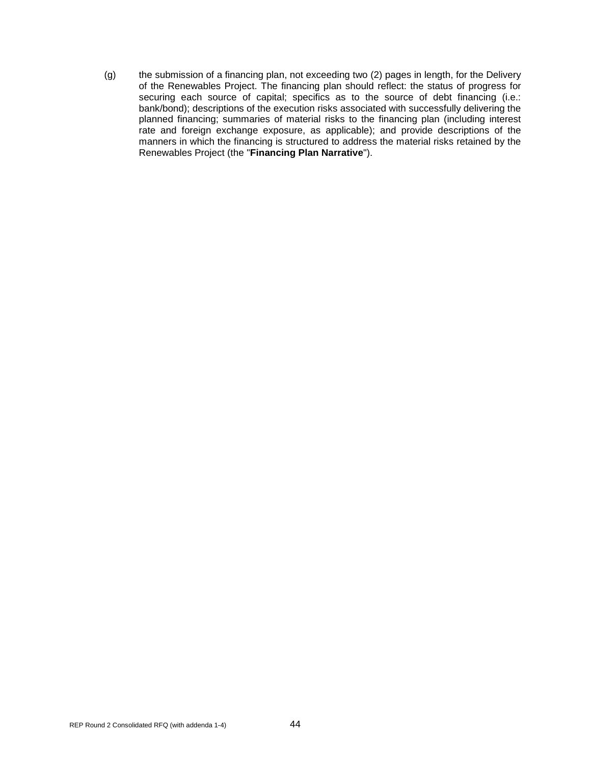(g) the submission of a financing plan, not exceeding two (2) pages in length, for the Delivery of the Renewables Project. The financing plan should reflect: the status of progress for securing each source of capital; specifics as to the source of debt financing (i.e.: bank/bond); descriptions of the execution risks associated with successfully delivering the planned financing; summaries of material risks to the financing plan (including interest rate and foreign exchange exposure, as applicable); and provide descriptions of the manners in which the financing is structured to address the material risks retained by the Renewables Project (the "**Financing Plan Narrative**").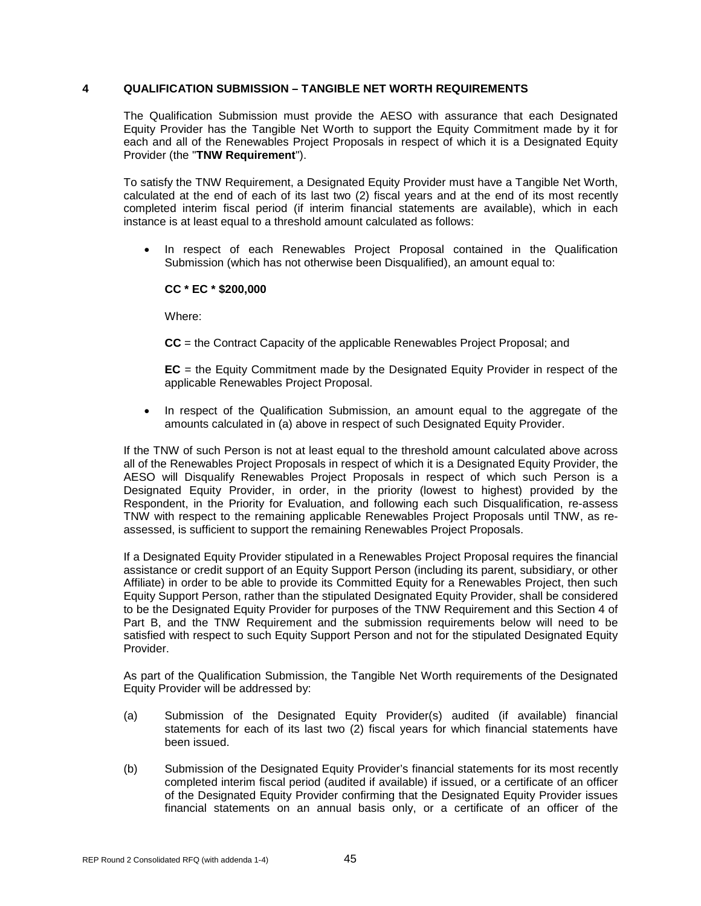## 4 QUALIFICATION SUBMISSION – TANGIBLE NET WORTH REQUIREMENTS

The Qualification Submission must provide the AESO with assurance that each Designated Equity Provider has the Tangible Net Worth to support the Equity Commitment made by it for each and all of the Renewables Project Proposals in respect of which it is a Designated Equity Provider (the "**TNW Requirement**").

To satisfy the TNW Requirement, a Designated Equity Provider must have a Tangible Net Worth, calculated at the end of each of its last two (2) fiscal years and at the end of its most recently completed interim fiscal period (if interim financial statements are available), which in each instance is at least equal to a threshold amount calculated as follows:

- In respect of each Renewables Project Proposal contained in the Qualification Submission (which has not otherwise been Disqualified), an amount equal to:

  **CC * EC * $200,000**

  Where:

  **CC** = the Contract Capacity of the applicable Renewables Project Proposal; and

  **EC** = the Equity Commitment made by the Designated Equity Provider in respect of the applicable Renewables Project Proposal.

- In respect of the Qualification Submission, an amount equal to the aggregate of the amounts calculated in (a) above in respect of such Designated Equity Provider.

If the TNW of such Person is not at least equal to the threshold amount calculated above across all of the Renewables Project Proposals in respect of which it is a Designated Equity Provider, the AESO will Disqualify Renewables Project Proposals in respect of which such Person is a Designated Equity Provider, in order, in the priority (lowest to highest) provided by the Respondent, in the Priority for Evaluation, and following each such Disqualification, re-assess TNW with respect to the remaining applicable Renewables Project Proposals until TNW, as re-assessed, is sufficient to support the remaining Renewables Project Proposals.

If a Designated Equity Provider stipulated in a Renewables Project Proposal requires the financial assistance or credit support of an Equity Support Person (including its parent, subsidiary, or other Affiliate) in order to be able to provide its Committed Equity for a Renewables Project, then such Equity Support Person, rather than the stipulated Designated Equity Provider, shall be considered to be the Designated Equity Provider for purposes of the TNW Requirement and this Section 4 of Part B, and the TNW Requirement and the submission requirements below will need to be satisfied with respect to such Equity Support Person and not for the stipulated Designated Equity Provider.

As part of the Qualification Submission, the Tangible Net Worth requirements of the Designated Equity Provider will be addressed by:

(a) Submission of the Designated Equity Provider(s) audited (if available) financial statements for each of its last two (2) fiscal years for which financial statements have been issued.

(b) Submission of the Designated Equity Provider's financial statements for its most recently completed interim fiscal period (audited if available) if issued, or a certificate of an officer of the Designated Equity Provider confirming that the Designated Equity Provider issues financial statements on an annual basis only, or a certificate of an officer of the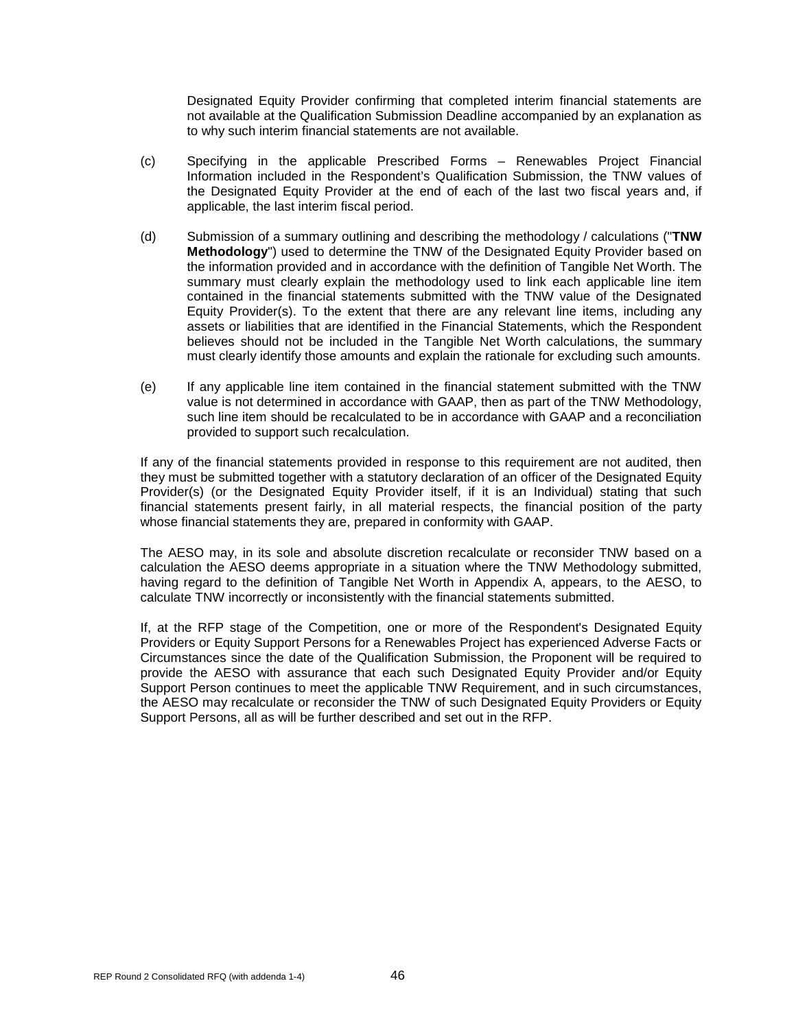Designated Equity Provider confirming that completed interim financial statements are not available at the Qualification Submission Deadline accompanied by an explanation as to why such interim financial statements are not available.

(c) Specifying in the applicable Prescribed Forms – Renewables Project Financial Information included in the Respondent's Qualification Submission, the TNW values of the Designated Equity Provider at the end of each of the last two fiscal years and, if applicable, the last interim fiscal period.

(d) Submission of a summary outlining and describing the methodology / calculations ("**TNW Methodology**") used to determine the TNW of the Designated Equity Provider based on the information provided and in accordance with the definition of Tangible Net Worth. The summary must clearly explain the methodology used to link each applicable line item contained in the financial statements submitted with the TNW value of the Designated Equity Provider(s). To the extent that there are any relevant line items, including any assets or liabilities that are identified in the Financial Statements, which the Respondent believes should not be included in the Tangible Net Worth calculations, the summary must clearly identify those amounts and explain the rationale for excluding such amounts.

(e) If any applicable line item contained in the financial statement submitted with the TNW value is not determined in accordance with GAAP, then as part of the TNW Methodology, such line item should be recalculated to be in accordance with GAAP and a reconciliation provided to support such recalculation.

If any of the financial statements provided in response to this requirement are not audited, then they must be submitted together with a statutory declaration of an officer of the Designated Equity Provider(s) (or the Designated Equity Provider itself, if it is an Individual) stating that such financial statements present fairly, in all material respects, the financial position of the party whose financial statements they are, prepared in conformity with GAAP.

The AESO may, in its sole and absolute discretion recalculate or reconsider TNW based on a calculation the AESO deems appropriate in a situation where the TNW Methodology submitted, having regard to the definition of Tangible Net Worth in Appendix A, appears, to the AESO, to calculate TNW incorrectly or inconsistently with the financial statements submitted.

If, at the RFP stage of the Competition, one or more of the Respondent's Designated Equity Providers or Equity Support Persons for a Renewables Project has experienced Adverse Facts or Circumstances since the date of the Qualification Submission, the Proponent will be required to provide the AESO with assurance that each such Designated Equity Provider and/or Equity Support Person continues to meet the applicable TNW Requirement, and in such circumstances, the AESO may recalculate or reconsider the TNW of such Designated Equity Providers or Equity Support Persons, all as will be further described and set out in the RFP.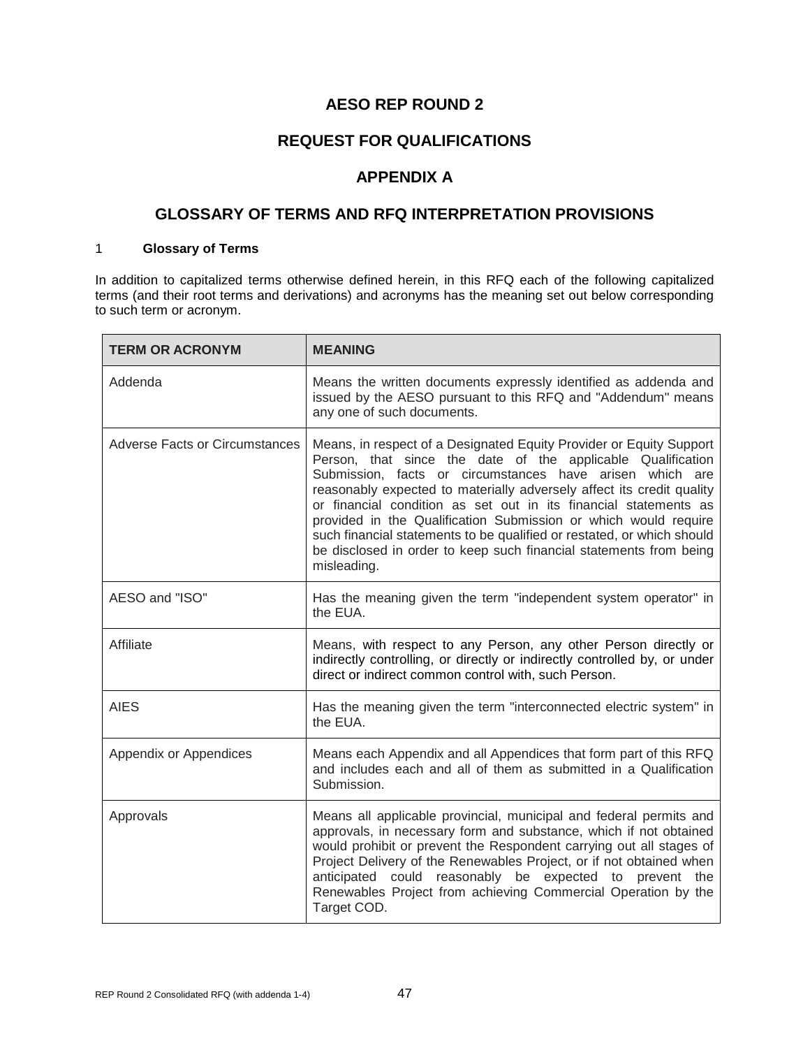# AESO REP ROUND 2

## REQUEST FOR QUALIFICATIONS

## APPENDIX A

## GLOSSARY OF TERMS AND RFQ INTERPRETATION PROVISIONS

### 1 Glossary of Terms

In addition to capitalized terms otherwise defined herein, in this RFQ each of the following capitalized terms (and their root terms and derivations) and acronyms has the meaning set out below corresponding to such term or acronym.

| TERM OR ACRONYM | MEANING |
|---|---|
| Addenda | Means the written documents expressly identified as addenda and issued by the AESO pursuant to this RFQ and "Addendum" means any one of such documents. |
| Adverse Facts or Circumstances | Means, in respect of a Designated Equity Provider or Equity Support Person, that since the date of the applicable Qualification Submission, facts or circumstances have arisen which are reasonably expected to materially adversely affect its credit quality or financial condition as set out in its financial statements as provided in the Qualification Submission or which would require such financial statements to be qualified or restated, or which should be disclosed in order to keep such financial statements from being misleading. |
| AESO and "ISO" | Has the meaning given the term "independent system operator" in the EUA. |
| Affiliate | Means, with respect to any Person, any other Person directly or indirectly controlling, or directly or indirectly controlled by, or under direct or indirect common control with, such Person. |
| AIES | Has the meaning given the term "interconnected electric system" in the EUA. |
| Appendix or Appendices | Means each Appendix and all Appendices that form part of this RFQ and includes each and all of them as submitted in a Qualification Submission. |
| Approvals | Means all applicable provincial, municipal and federal permits and approvals, in necessary form and substance, which if not obtained would prohibit or prevent the Respondent carrying out all stages of Project Delivery of the Renewables Project, or if not obtained when anticipated could reasonably be expected to prevent the Renewables Project from achieving Commercial Operation by the Target COD. |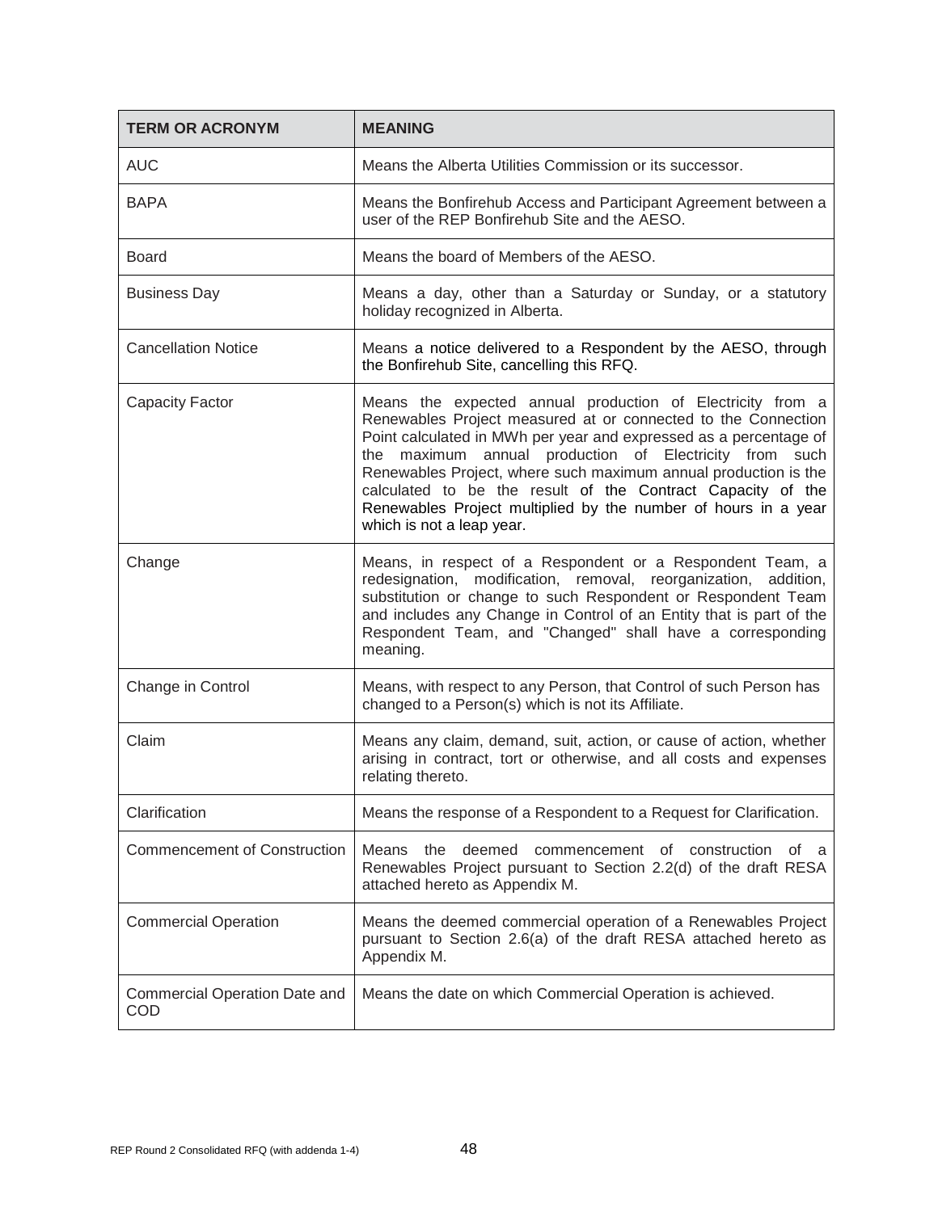| TERM OR ACRONYM | MEANING |
| --- | --- |
| AUC | Means the Alberta Utilities Commission or its successor. |
| BAPA | Means the Bonfirehub Access and Participant Agreement between a user of the REP Bonfirehub Site and the AESO. |
| Board | Means the board of Members of the AESO. |
| Business Day | Means a day, other than a Saturday or Sunday, or a statutory holiday recognized in Alberta. |
| Cancellation Notice | Means a notice delivered to a Respondent by the AESO, through the Bonfirehub Site, cancelling this RFQ. |
| Capacity Factor | Means the expected annual production of Electricity from a Renewables Project measured at or connected to the Connection Point calculated in MWh per year and expressed as a percentage of the maximum annual production of Electricity from such Renewables Project, where such maximum annual production is the calculated to be the result of the Contract Capacity of the Renewables Project multiplied by the number of hours in a year which is not a leap year. |
| Change | Means, in respect of a Respondent or a Respondent Team, a redesignation, modification, removal, reorganization, addition, substitution or change to such Respondent or Respondent Team and includes any Change in Control of an Entity that is part of the Respondent Team, and "Changed" shall have a corresponding meaning. |
| Change in Control | Means, with respect to any Person, that Control of such Person has changed to a Person(s) which is not its Affiliate. |
| Claim | Means any claim, demand, suit, action, or cause of action, whether arising in contract, tort or otherwise, and all costs and expenses relating thereto. |
| Clarification | Means the response of a Respondent to a Request for Clarification. |
| Commencement of Construction | Means the deemed commencement of construction of a Renewables Project pursuant to Section 2.2(d) of the draft RESA attached hereto as Appendix M. |
| Commercial Operation | Means the deemed commercial operation of a Renewables Project pursuant to Section 2.6(a) of the draft RESA attached hereto as Appendix M. |
| Commercial Operation Date and COD | Means the date on which Commercial Operation is achieved. |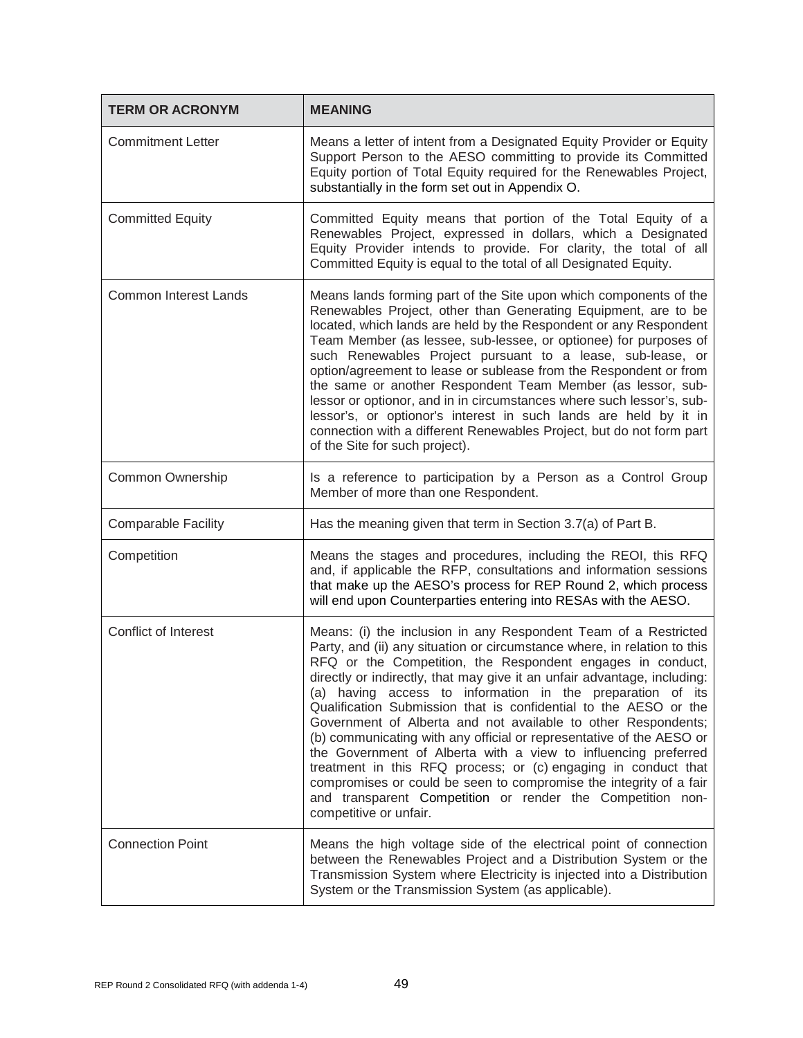| TERM OR ACRONYM | MEANING |
| --- | --- |
| Commitment Letter | Means a letter of intent from a Designated Equity Provider or Equity Support Person to the AESO committing to provide its Committed Equity portion of Total Equity required for the Renewables Project, substantially in the form set out in Appendix O. |
| Committed Equity | Committed Equity means that portion of the Total Equity of a Renewables Project, expressed in dollars, which a Designated Equity Provider intends to provide. For clarity, the total of all Committed Equity is equal to the total of all Designated Equity. |
| Common Interest Lands | Means lands forming part of the Site upon which components of the Renewables Project, other than Generating Equipment, are to be located, which lands are held by the Respondent or any Respondent Team Member (as lessee, sub-lessee, or optionee) for purposes of such Renewables Project pursuant to a lease, sub-lease, or option/agreement to lease or sublease from the Respondent or from the same or another Respondent Team Member (as lessor, sub-lessor or optionor, and in in circumstances where such lessor's, sub-lessor's, or optionor's interest in such lands are held by it in connection with a different Renewables Project, but do not form part of the Site for such project). |
| Common Ownership | Is a reference to participation by a Person as a Control Group Member of more than one Respondent. |
| Comparable Facility | Has the meaning given that term in Section 3.7(a) of Part B. |
| Competition | Means the stages and procedures, including the REOI, this RFQ and, if applicable the RFP, consultations and information sessions that make up the AESO's process for REP Round 2, which process will end upon Counterparties entering into RESAs with the AESO. |
| Conflict of Interest | Means: (i) the inclusion in any Respondent Team of a Restricted Party, and (ii) any situation or circumstance where, in relation to this RFQ or the Competition, the Respondent engages in conduct, directly or indirectly, that may give it an unfair advantage, including: (a) having access to information in the preparation of its Qualification Submission that is confidential to the AESO or the Government of Alberta and not available to other Respondents; (b) communicating with any official or representative of the AESO or the Government of Alberta with a view to influencing preferred treatment in this RFQ process; or (c) engaging in conduct that compromises or could be seen to compromise the integrity of a fair and transparent Competition or render the Competition non-competitive or unfair. |
| Connection Point | Means the high voltage side of the electrical point of connection between the Renewables Project and a Distribution System or the Transmission System where Electricity is injected into a Distribution System or the Transmission System (as applicable). |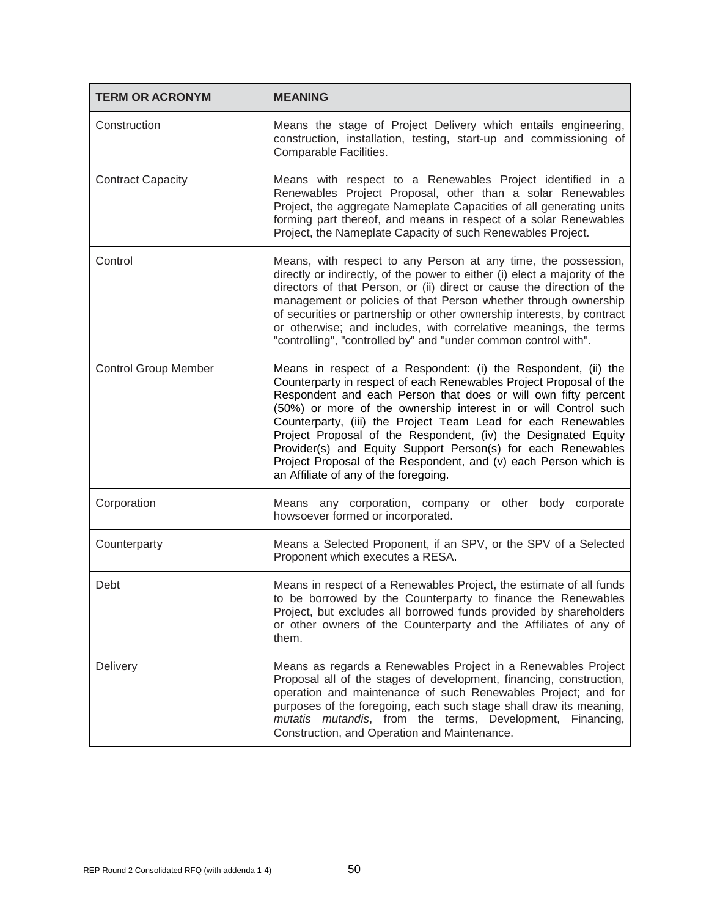| TERM OR ACRONYM | MEANING |
| --- | --- |
| Construction | Means the stage of Project Delivery which entails engineering, construction, installation, testing, start-up and commissioning of Comparable Facilities. |
| Contract Capacity | Means with respect to a Renewables Project identified in a Renewables Project Proposal, other than a solar Renewables Project, the aggregate Nameplate Capacities of all generating units forming part thereof, and means in respect of a solar Renewables Project, the Nameplate Capacity of such Renewables Project. |
| Control | Means, with respect to any Person at any time, the possession, directly or indirectly, of the power to either (i) elect a majority of the directors of that Person, or (ii) direct or cause the direction of the management or policies of that Person whether through ownership of securities or partnership or other ownership interests, by contract or otherwise; and includes, with correlative meanings, the terms "controlling", "controlled by" and "under common control with". |
| Control Group Member | Means in respect of a Respondent: (i) the Respondent, (ii) the Counterparty in respect of each Renewables Project Proposal of the Respondent and each Person that does or will own fifty percent (50%) or more of the ownership interest in or will Control such Counterparty, (iii) the Project Team Lead for each Renewables Project Proposal of the Respondent, (iv) the Designated Equity Provider(s) and Equity Support Person(s) for each Renewables Project Proposal of the Respondent, and (v) each Person which is an Affiliate of any of the foregoing. |
| Corporation | Means any corporation, company or other body corporate howsoever formed or incorporated. |
| Counterparty | Means a Selected Proponent, if an SPV, or the SPV of a Selected Proponent which executes a RESA. |
| Debt | Means in respect of a Renewables Project, the estimate of all funds to be borrowed by the Counterparty to finance the Renewables Project, but excludes all borrowed funds provided by shareholders or other owners of the Counterparty and the Affiliates of any of them. |
| Delivery | Means as regards a Renewables Project in a Renewables Project Proposal all of the stages of development, financing, construction, operation and maintenance of such Renewables Project; and for purposes of the foregoing, each such stage shall draw its meaning, *mutatis mutandis*, from the terms, Development, Financing, Construction, and Operation and Maintenance. |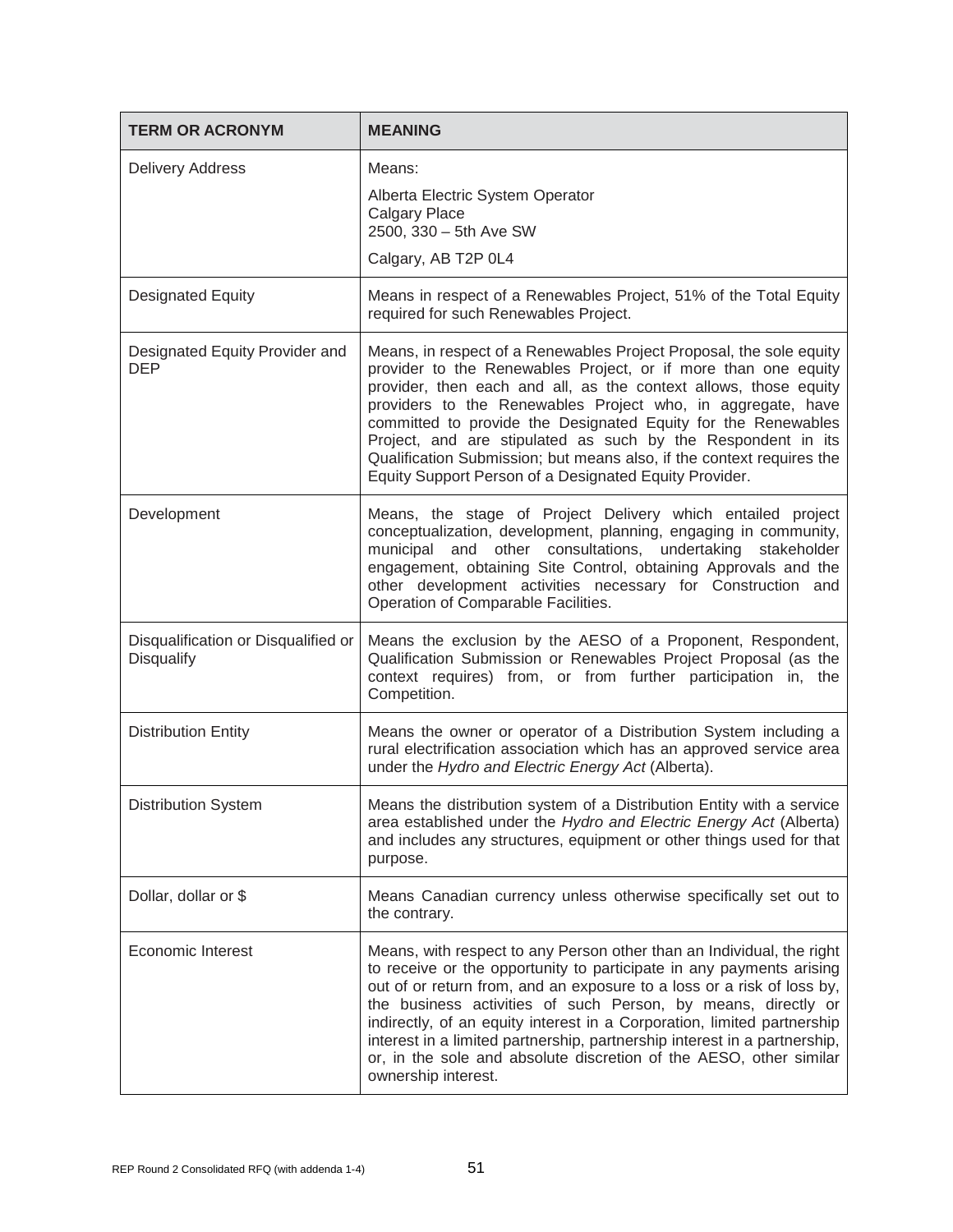| TERM OR ACRONYM | MEANING |
| --- | --- |
| Delivery Address | Means:<br>Alberta Electric System Operator<br>Calgary Place<br>2500, 330 – 5th Ave SW<br>Calgary, AB T2P 0L4 |
| Designated Equity | Means in respect of a Renewables Project, 51% of the Total Equity required for such Renewables Project. |
| Designated Equity Provider and DEP | Means, in respect of a Renewables Project Proposal, the sole equity provider to the Renewables Project, or if more than one equity provider, then each and all, as the context allows, those equity providers to the Renewables Project who, in aggregate, have committed to provide the Designated Equity for the Renewables Project, and are stipulated as such by the Respondent in its Qualification Submission; but means also, if the context requires the Equity Support Person of a Designated Equity Provider. |
| Development | Means, the stage of Project Delivery which entailed project conceptualization, development, planning, engaging in community, municipal and other consultations, undertaking stakeholder engagement, obtaining Site Control, obtaining Approvals and the other development activities necessary for Construction and Operation of Comparable Facilities. |
| Disqualification or Disqualified or Disqualify | Means the exclusion by the AESO of a Proponent, Respondent, Qualification Submission or Renewables Project Proposal (as the context requires) from, or from further participation in, the Competition. |
| Distribution Entity | Means the owner or operator of a Distribution System including a rural electrification association which has an approved service area under the *Hydro and Electric Energy Act* (Alberta). |
| Distribution System | Means the distribution system of a Distribution Entity with a service area established under the *Hydro and Electric Energy Act* (Alberta) and includes any structures, equipment or other things used for that purpose. |
| Dollar, dollar or $ | Means Canadian currency unless otherwise specifically set out to the contrary. |
| Economic Interest | Means, with respect to any Person other than an Individual, the right to receive or the opportunity to participate in any payments arising out of or return from, and an exposure to a loss or a risk of loss by, the business activities of such Person, by means, directly or indirectly, of an equity interest in a Corporation, limited partnership interest in a limited partnership, partnership interest in a partnership, or, in the sole and absolute discretion of the AESO, other similar ownership interest. |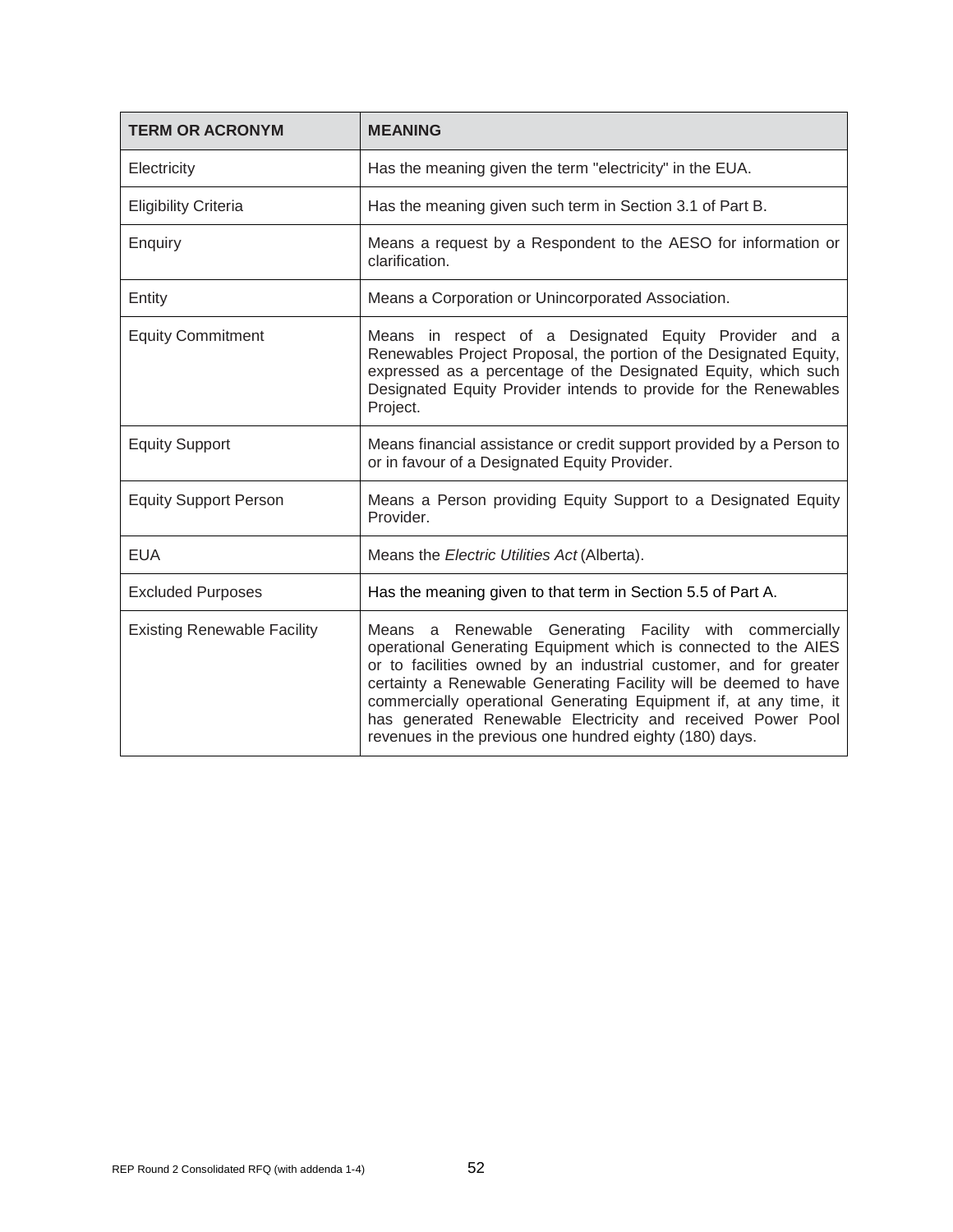| TERM OR ACRONYM | MEANING |
|---|---|
| Electricity | Has the meaning given the term "electricity" in the EUA. |
| Eligibility Criteria | Has the meaning given such term in Section 3.1 of Part B. |
| Enquiry | Means a request by a Respondent to the AESO for information or clarification. |
| Entity | Means a Corporation or Unincorporated Association. |
| Equity Commitment | Means in respect of a Designated Equity Provider and a Renewables Project Proposal, the portion of the Designated Equity, expressed as a percentage of the Designated Equity, which such Designated Equity Provider intends to provide for the Renewables Project. |
| Equity Support | Means financial assistance or credit support provided by a Person to or in favour of a Designated Equity Provider. |
| Equity Support Person | Means a Person providing Equity Support to a Designated Equity Provider. |
| EUA | Means the *Electric Utilities Act* (Alberta). |
| Excluded Purposes | Has the meaning given to that term in Section 5.5 of Part A. |
| Existing Renewable Facility | Means a Renewable Generating Facility with commercially operational Generating Equipment which is connected to the AIES or to facilities owned by an industrial customer, and for greater certainty a Renewable Generating Facility will be deemed to have commercially operational Generating Equipment if, at any time, it has generated Renewable Electricity and received Power Pool revenues in the previous one hundred eighty (180) days. |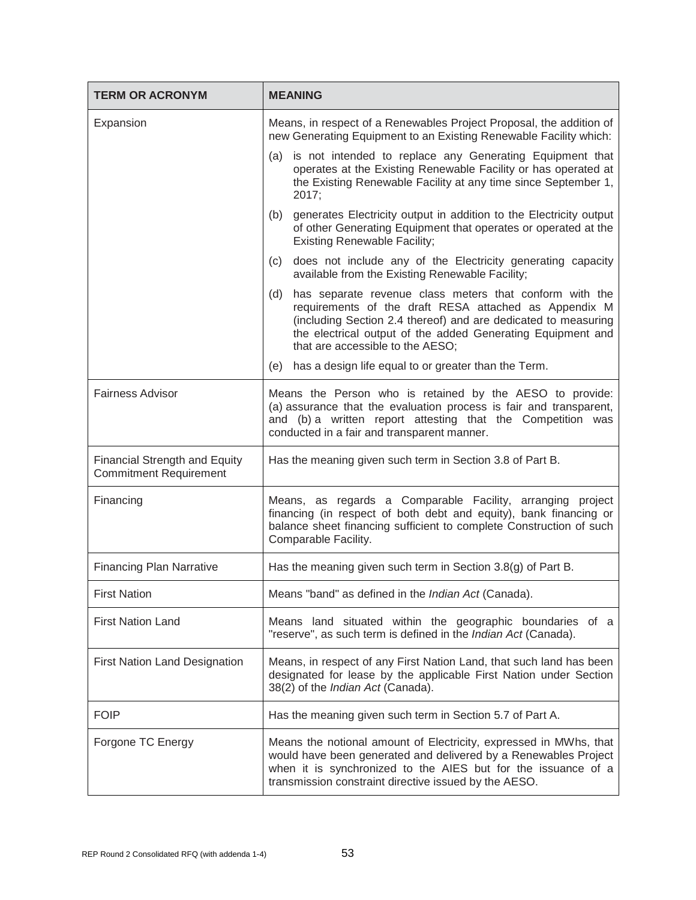| TERM OR ACRONYM | MEANING |
|---|---|
| Expansion | Means, in respect of a Renewables Project Proposal, the addition of new Generating Equipment to an Existing Renewable Facility which:<br>(a) is not intended to replace any Generating Equipment that operates at the Existing Renewable Facility or has operated at the Existing Renewable Facility at any time since September 1, 2017;<br>(b) generates Electricity output in addition to the Electricity output of other Generating Equipment that operates or operated at the Existing Renewable Facility;<br>(c) does not include any of the Electricity generating capacity available from the Existing Renewable Facility;<br>(d) has separate revenue class meters that conform with the requirements of the draft RESA attached as Appendix M (including Section 2.4 thereof) and are dedicated to measuring the electrical output of the added Generating Equipment and that are accessible to the AESO;<br>(e) has a design life equal to or greater than the Term. |
| Fairness Advisor | Means the Person who is retained by the AESO to provide: (a) assurance that the evaluation process is fair and transparent, and (b) a written report attesting that the Competition was conducted in a fair and transparent manner. |
| Financial Strength and Equity Commitment Requirement | Has the meaning given such term in Section 3.8 of Part B. |
| Financing | Means, as regards a Comparable Facility, arranging project financing (in respect of both debt and equity), bank financing or balance sheet financing sufficient to complete Construction of such Comparable Facility. |
| Financing Plan Narrative | Has the meaning given such term in Section 3.8(g) of Part B. |
| First Nation | Means "band" as defined in the *Indian Act* (Canada). |
| First Nation Land | Means land situated within the geographic boundaries of a "reserve", as such term is defined in the *Indian Act* (Canada). |
| First Nation Land Designation | Means, in respect of any First Nation Land, that such land has been designated for lease by the applicable First Nation under Section 38(2) of the *Indian Act* (Canada). |
| FOIP | Has the meaning given such term in Section 5.7 of Part A. |
| Forgone TC Energy | Means the notional amount of Electricity, expressed in MWhs, that would have been generated and delivered by a Renewables Project when it is synchronized to the AIES but for the issuance of a transmission constraint directive issued by the AESO. |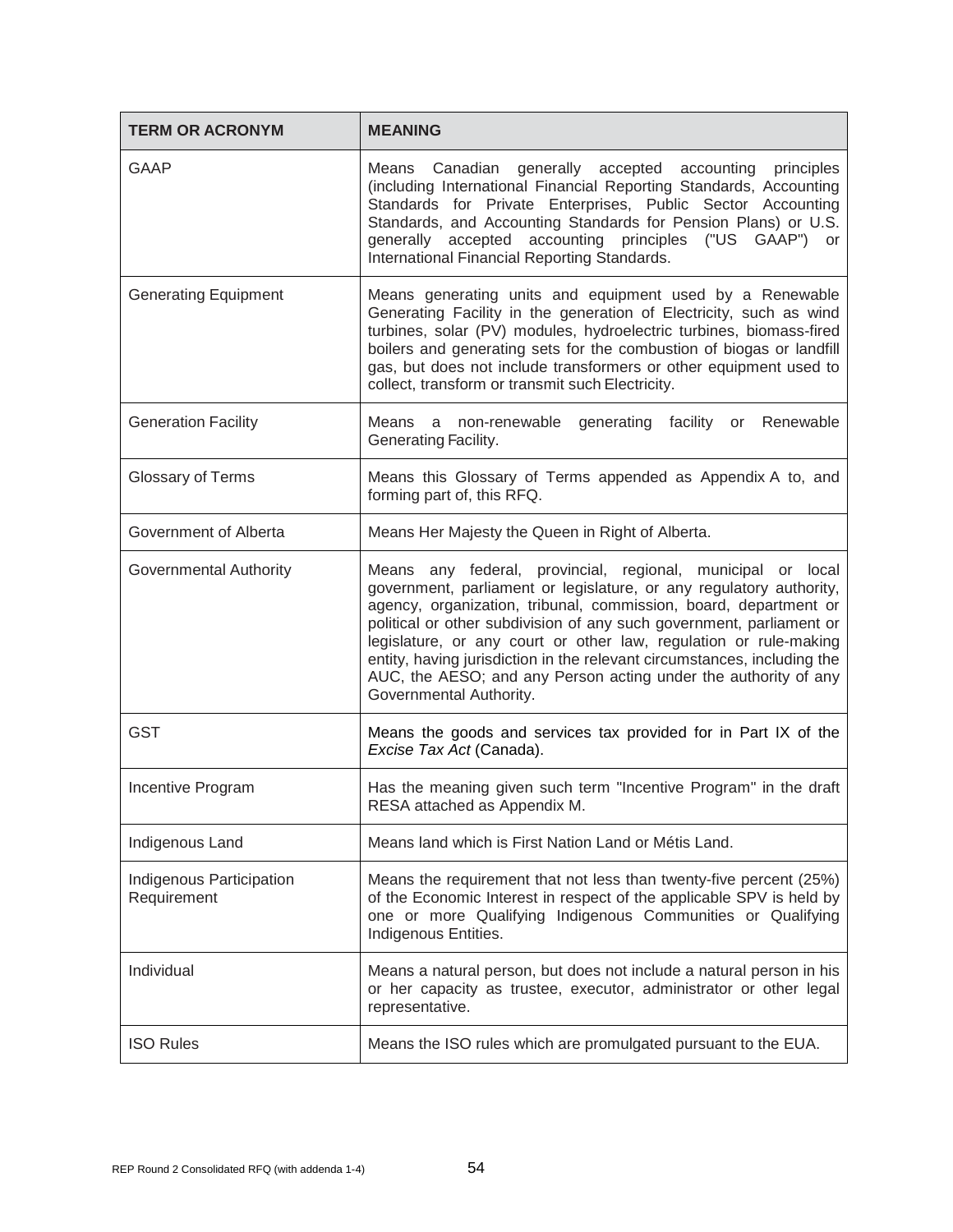| TERM OR ACRONYM | MEANING |
|---|---|
| GAAP | Means Canadian generally accepted accounting principles (including International Financial Reporting Standards, Accounting Standards for Private Enterprises, Public Sector Accounting Standards, and Accounting Standards for Pension Plans) or U.S. generally accepted accounting principles ("US GAAP") or International Financial Reporting Standards. |
| Generating Equipment | Means generating units and equipment used by a Renewable Generating Facility in the generation of Electricity, such as wind turbines, solar (PV) modules, hydroelectric turbines, biomass-fired boilers and generating sets for the combustion of biogas or landfill gas, but does not include transformers or other equipment used to collect, transform or transmit such Electricity. |
| Generation Facility | Means a non-renewable generating facility or Renewable Generating Facility. |
| Glossary of Terms | Means this Glossary of Terms appended as Appendix A to, and forming part of, this RFQ. |
| Government of Alberta | Means Her Majesty the Queen in Right of Alberta. |
| Governmental Authority | Means any federal, provincial, regional, municipal or local government, parliament or legislature, or any regulatory authority, agency, organization, tribunal, commission, board, department or political or other subdivision of any such government, parliament or legislature, or any court or other law, regulation or rule-making entity, having jurisdiction in the relevant circumstances, including the AUC, the AESO; and any Person acting under the authority of any Governmental Authority. |
| GST | Means the goods and services tax provided for in Part IX of the *Excise Tax Act* (Canada). |
| Incentive Program | Has the meaning given such term "Incentive Program" in the draft RESA attached as Appendix M. |
| Indigenous Land | Means land which is First Nation Land or Métis Land. |
| Indigenous Participation Requirement | Means the requirement that not less than twenty-five percent (25%) of the Economic Interest in respect of the applicable SPV is held by one or more Qualifying Indigenous Communities or Qualifying Indigenous Entities. |
| Individual | Means a natural person, but does not include a natural person in his or her capacity as trustee, executor, administrator or other legal representative. |
| ISO Rules | Means the ISO rules which are promulgated pursuant to the EUA. |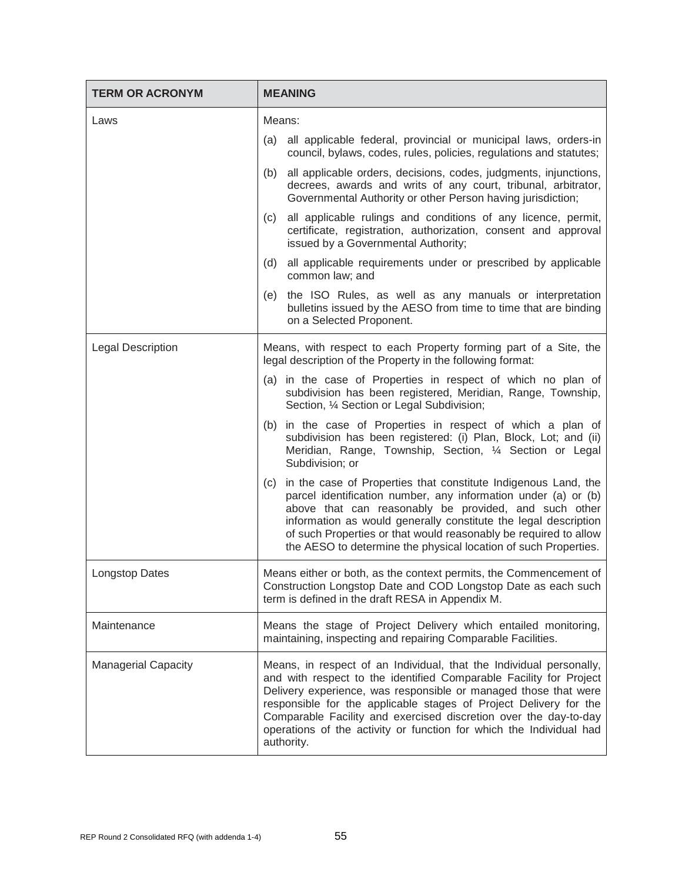| TERM OR ACRONYM | MEANING |
|---|---|
| Laws | Means:<br>(a) all applicable federal, provincial or municipal laws, orders-in council, bylaws, codes, rules, policies, regulations and statutes;<br>(b) all applicable orders, decisions, codes, judgments, injunctions, decrees, awards and writs of any court, tribunal, arbitrator, Governmental Authority or other Person having jurisdiction;<br>(c) all applicable rulings and conditions of any licence, permit, certificate, registration, authorization, consent and approval issued by a Governmental Authority;<br>(d) all applicable requirements under or prescribed by applicable common law; and<br>(e) the ISO Rules, as well as any manuals or interpretation bulletins issued by the AESO from time to time that are binding on a Selected Proponent. |
| Legal Description | Means, with respect to each Property forming part of a Site, the legal description of the Property in the following format:<br>(a) in the case of Properties in respect of which no plan of subdivision has been registered, Meridian, Range, Township, Section, ¼ Section or Legal Subdivision;<br>(b) in the case of Properties in respect of which a plan of subdivision has been registered: (i) Plan, Block, Lot; and (ii) Meridian, Range, Township, Section, ¼ Section or Legal Subdivision; or<br>(c) in the case of Properties that constitute Indigenous Land, the parcel identification number, any information under (a) or (b) above that can reasonably be provided, and such other information as would generally constitute the legal description of such Properties or that would reasonably be required to allow the AESO to determine the physical location of such Properties. |
| Longstop Dates | Means either or both, as the context permits, the Commencement of Construction Longstop Date and COD Longstop Date as each such term is defined in the draft RESA in Appendix M. |
| Maintenance | Means the stage of Project Delivery which entailed monitoring, maintaining, inspecting and repairing Comparable Facilities. |
| Managerial Capacity | Means, in respect of an Individual, that the Individual personally, and with respect to the identified Comparable Facility for Project Delivery experience, was responsible or managed those that were responsible for the applicable stages of Project Delivery for the Comparable Facility and exercised discretion over the day-to-day operations of the activity or function for which the Individual had authority. |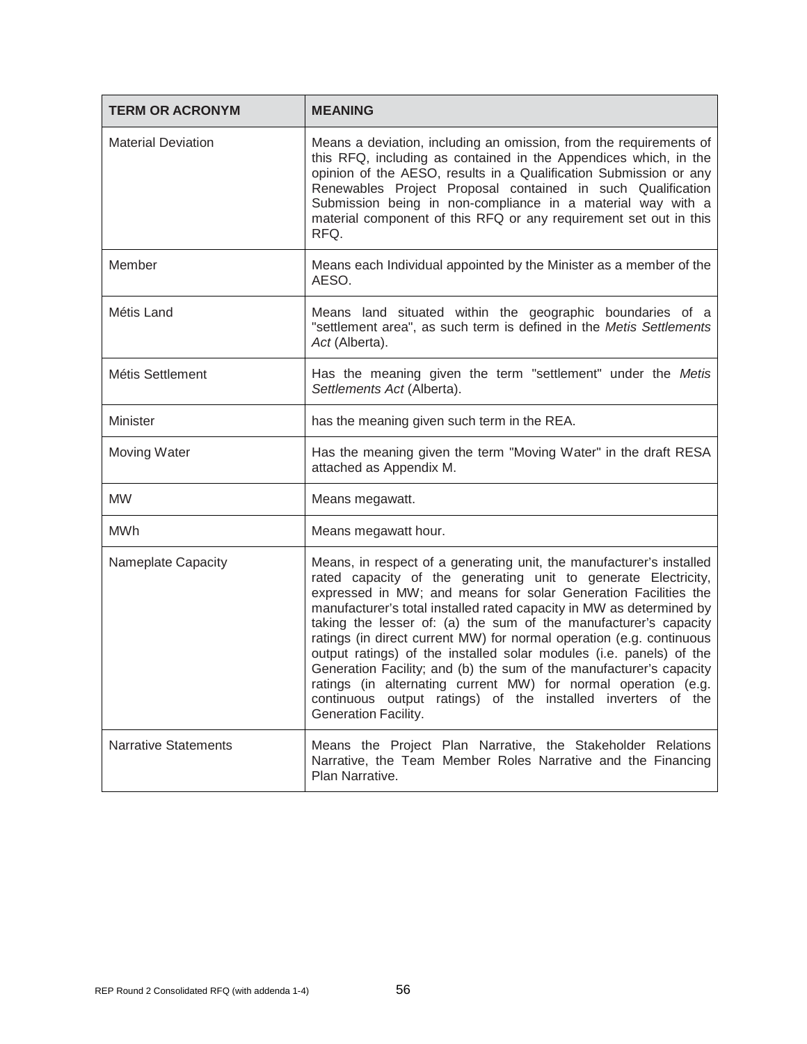| TERM OR ACRONYM | MEANING |
| --- | --- |
| Material Deviation | Means a deviation, including an omission, from the requirements of this RFQ, including as contained in the Appendices which, in the opinion of the AESO, results in a Qualification Submission or any Renewables Project Proposal contained in such Qualification Submission being in non-compliance in a material way with a material component of this RFQ or any requirement set out in this RFQ. |
| Member | Means each Individual appointed by the Minister as a member of the AESO. |
| Métis Land | Means land situated within the geographic boundaries of a "settlement area", as such term is defined in the *Metis Settlements Act* (Alberta). |
| Métis Settlement | Has the meaning given the term "settlement" under the *Metis Settlements Act* (Alberta). |
| Minister | has the meaning given such term in the REA. |
| Moving Water | Has the meaning given the term "Moving Water" in the draft RESA attached as Appendix M. |
| MW | Means megawatt. |
| MWh | Means megawatt hour. |
| Nameplate Capacity | Means, in respect of a generating unit, the manufacturer's installed rated capacity of the generating unit to generate Electricity, expressed in MW; and means for solar Generation Facilities the manufacturer's total installed rated capacity in MW as determined by taking the lesser of: (a) the sum of the manufacturer's capacity ratings (in direct current MW) for normal operation (e.g. continuous output ratings) of the installed solar modules (i.e. panels) of the Generation Facility; and (b) the sum of the manufacturer's capacity ratings (in alternating current MW) for normal operation (e.g. continuous output ratings) of the installed inverters of the Generation Facility. |
| Narrative Statements | Means the Project Plan Narrative, the Stakeholder Relations Narrative, the Team Member Roles Narrative and the Financing Plan Narrative. |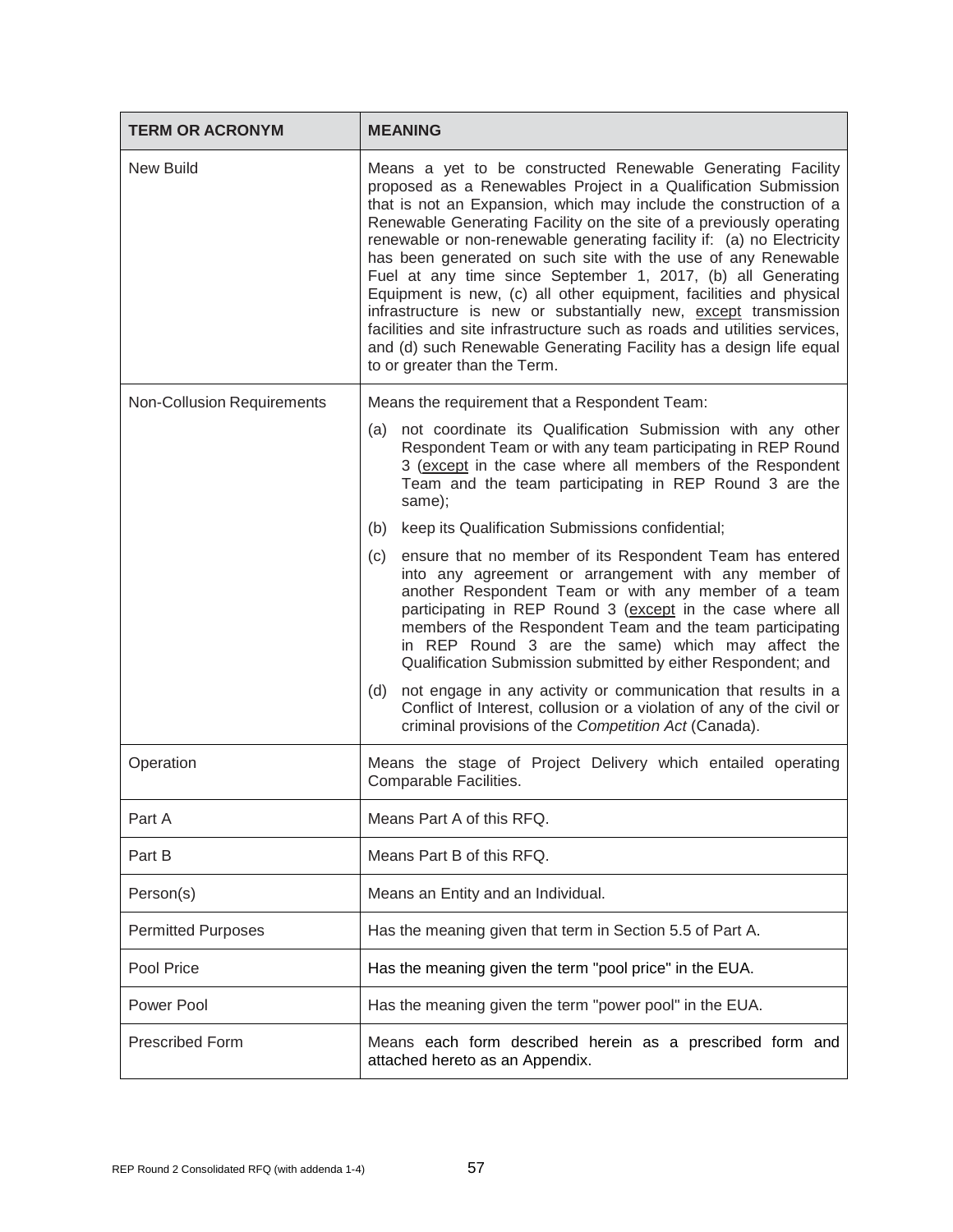| TERM OR ACRONYM | MEANING |
| --- | --- |
| New Build | Means a yet to be constructed Renewable Generating Facility proposed as a Renewables Project in a Qualification Submission that is not an Expansion, which may include the construction of a Renewable Generating Facility on the site of a previously operating renewable or non-renewable generating facility if: (a) no Electricity has been generated on such site with the use of any Renewable Fuel at any time since September 1, 2017, (b) all Generating Equipment is new, (c) all other equipment, facilities and physical infrastructure is new or substantially new, <u>except</u> transmission facilities and site infrastructure such as roads and utilities services, and (d) such Renewable Generating Facility has a design life equal to or greater than the Term. |
| Non-Collusion Requirements | Means the requirement that a Respondent Team:<br>(a) not coordinate its Qualification Submission with any other Respondent Team or with any team participating in REP Round 3 (<u>except</u> in the case where all members of the Respondent Team and the team participating in REP Round 3 are the same);<br>(b) keep its Qualification Submissions confidential;<br>(c) ensure that no member of its Respondent Team has entered into any agreement or arrangement with any member of another Respondent Team or with any member of a team participating in REP Round 3 (<u>except</u> in the case where all members of the Respondent Team and the team participating in REP Round 3 are the same) which may affect the Qualification Submission submitted by either Respondent; and<br>(d) not engage in any activity or communication that results in a Conflict of Interest, collusion or a violation of any of the civil or criminal provisions of the *Competition Act* (Canada). |
| Operation | Means the stage of Project Delivery which entailed operating Comparable Facilities. |
| Part A | Means Part A of this RFQ. |
| Part B | Means Part B of this RFQ. |
| Person(s) | Means an Entity and an Individual. |
| Permitted Purposes | Has the meaning given that term in Section 5.5 of Part A. |
| Pool Price | Has the meaning given the term "pool price" in the EUA. |
| Power Pool | Has the meaning given the term "power pool" in the EUA. |
| Prescribed Form | Means each form described herein as a prescribed form and attached hereto as an Appendix. |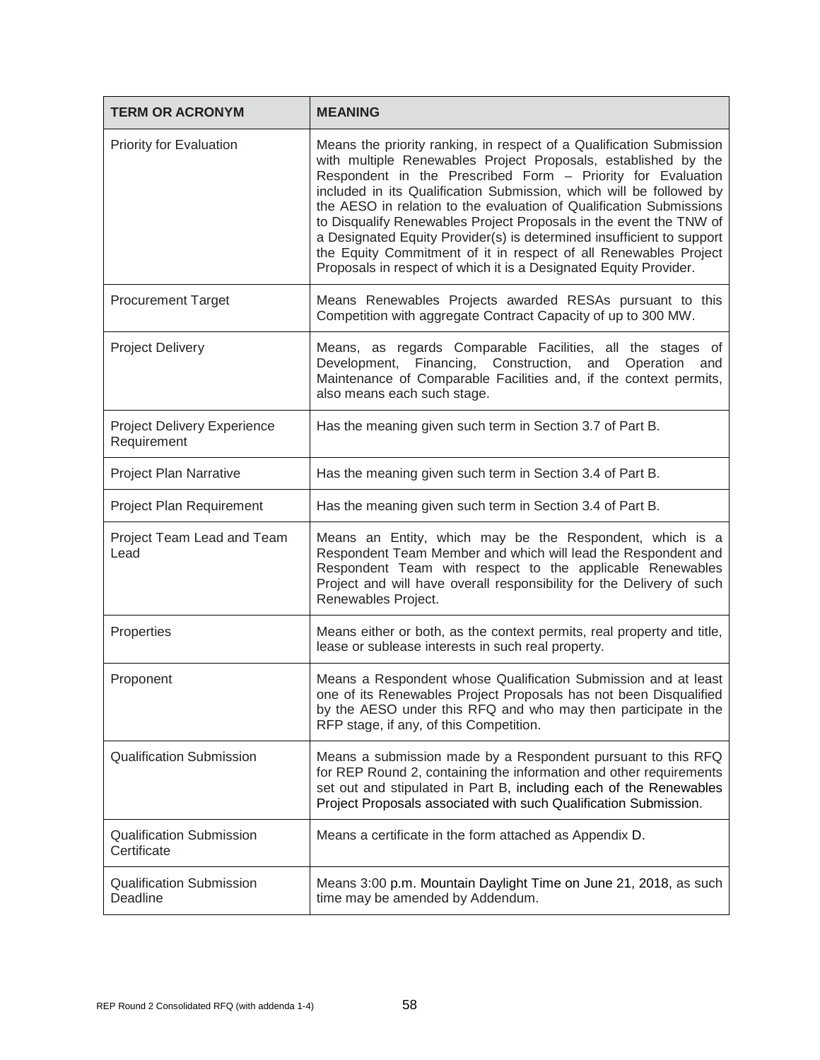| TERM OR ACRONYM | MEANING |
|---|---|
| Priority for Evaluation | Means the priority ranking, in respect of a Qualification Submission with multiple Renewables Project Proposals, established by the Respondent in the Prescribed Form – Priority for Evaluation included in its Qualification Submission, which will be followed by the AESO in relation to the evaluation of Qualification Submissions to Disqualify Renewables Project Proposals in the event the TNW of a Designated Equity Provider(s) is determined insufficient to support the Equity Commitment of it in respect of all Renewables Project Proposals in respect of which it is a Designated Equity Provider. |
| Procurement Target | Means Renewables Projects awarded RESAs pursuant to this Competition with aggregate Contract Capacity of up to 300 MW. |
| Project Delivery | Means, as regards Comparable Facilities, all the stages of Development, Financing, Construction, and Operation and Maintenance of Comparable Facilities and, if the context permits, also means each such stage. |
| Project Delivery Experience Requirement | Has the meaning given such term in Section 3.7 of Part B. |
| Project Plan Narrative | Has the meaning given such term in Section 3.4 of Part B. |
| Project Plan Requirement | Has the meaning given such term in Section 3.4 of Part B. |
| Project Team Lead and Team Lead | Means an Entity, which may be the Respondent, which is a Respondent Team Member and which will lead the Respondent and Respondent Team with respect to the applicable Renewables Project and will have overall responsibility for the Delivery of such Renewables Project. |
| Properties | Means either or both, as the context permits, real property and title, lease or sublease interests in such real property. |
| Proponent | Means a Respondent whose Qualification Submission and at least one of its Renewables Project Proposals has not been Disqualified by the AESO under this RFQ and who may then participate in the RFP stage, if any, of this Competition. |
| Qualification Submission | Means a submission made by a Respondent pursuant to this RFQ for REP Round 2, containing the information and other requirements set out and stipulated in Part B, including each of the Renewables Project Proposals associated with such Qualification Submission. |
| Qualification Submission Certificate | Means a certificate in the form attached as Appendix D. |
| Qualification Submission Deadline | Means 3:00 p.m. Mountain Daylight Time on June 21, 2018, as such time may be amended by Addendum. |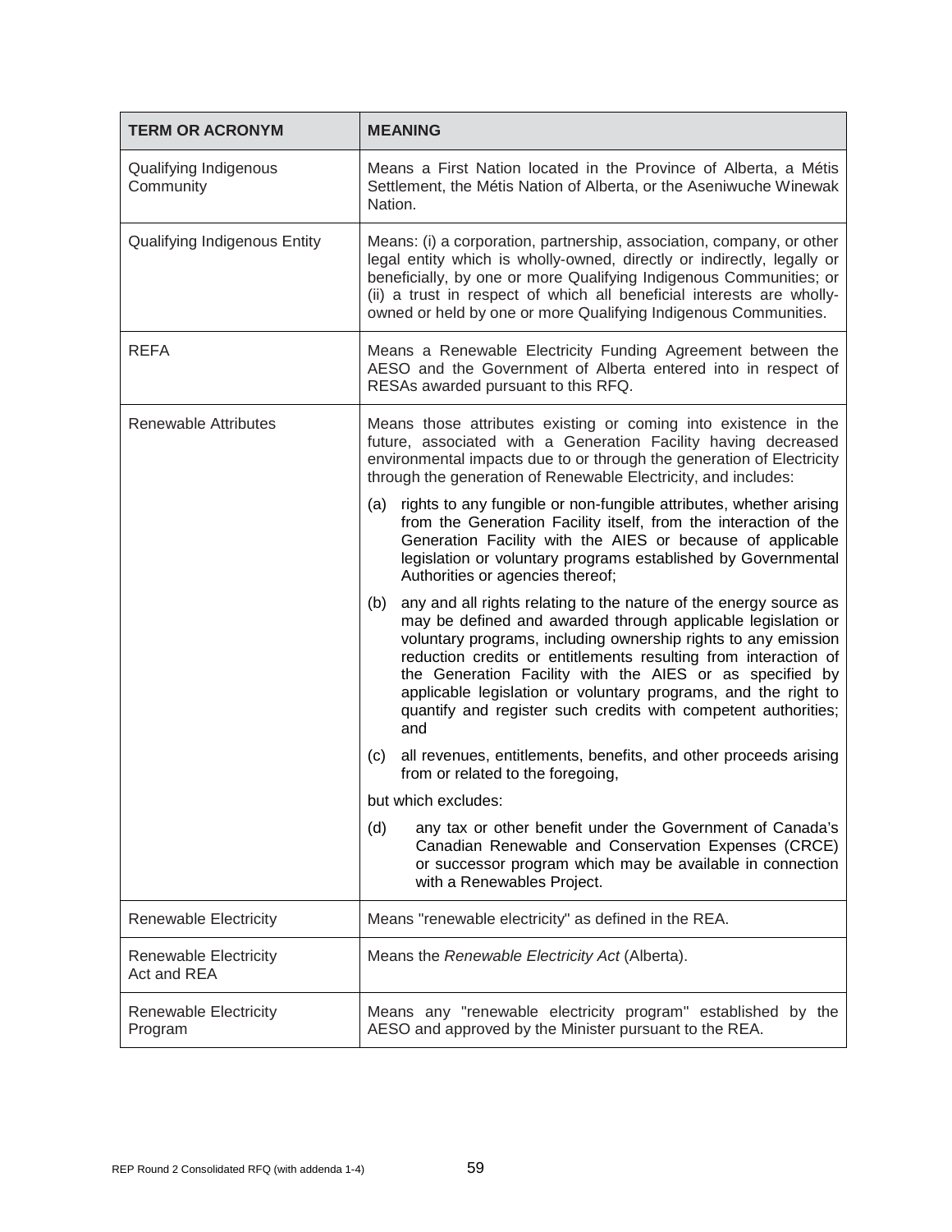| TERM OR ACRONYM | MEANING |
|---|---|
| Qualifying Indigenous Community | Means a First Nation located in the Province of Alberta, a Métis Settlement, the Métis Nation of Alberta, or the Aseniwuche Winewak Nation. |
| Qualifying Indigenous Entity | Means: (i) a corporation, partnership, association, company, or other legal entity which is wholly-owned, directly or indirectly, legally or beneficially, by one or more Qualifying Indigenous Communities; or (ii) a trust in respect of which all beneficial interests are wholly-owned or held by one or more Qualifying Indigenous Communities. |
| REFA | Means a Renewable Electricity Funding Agreement between the AESO and the Government of Alberta entered into in respect of RESAs awarded pursuant to this RFQ. |
| Renewable Attributes | Means those attributes existing or coming into existence in the future, associated with a Generation Facility having decreased environmental impacts due to or through the generation of Electricity through the generation of Renewable Electricity, and includes:<br><br>(a) rights to any fungible or non-fungible attributes, whether arising from the Generation Facility itself, from the interaction of the Generation Facility with the AIES or because of applicable legislation or voluntary programs established by Governmental Authorities or agencies thereof;<br><br>(b) any and all rights relating to the nature of the energy source as may be defined and awarded through applicable legislation or voluntary programs, including ownership rights to any emission reduction credits or entitlements resulting from interaction of the Generation Facility with the AIES or as specified by applicable legislation or voluntary programs, and the right to quantify and register such credits with competent authorities; and<br><br>(c) all revenues, entitlements, benefits, and other proceeds arising from or related to the foregoing,<br><br>but which excludes:<br><br>(d) any tax or other benefit under the Government of Canada's Canadian Renewable and Conservation Expenses (CRCE) or successor program which may be available in connection with a Renewables Project. |
| Renewable Electricity | Means "renewable electricity" as defined in the REA. |
| Renewable Electricity Act and REA | Means the *Renewable Electricity Act* (Alberta). |
| Renewable Electricity Program | Means any "renewable electricity program" established by the AESO and approved by the Minister pursuant to the REA. |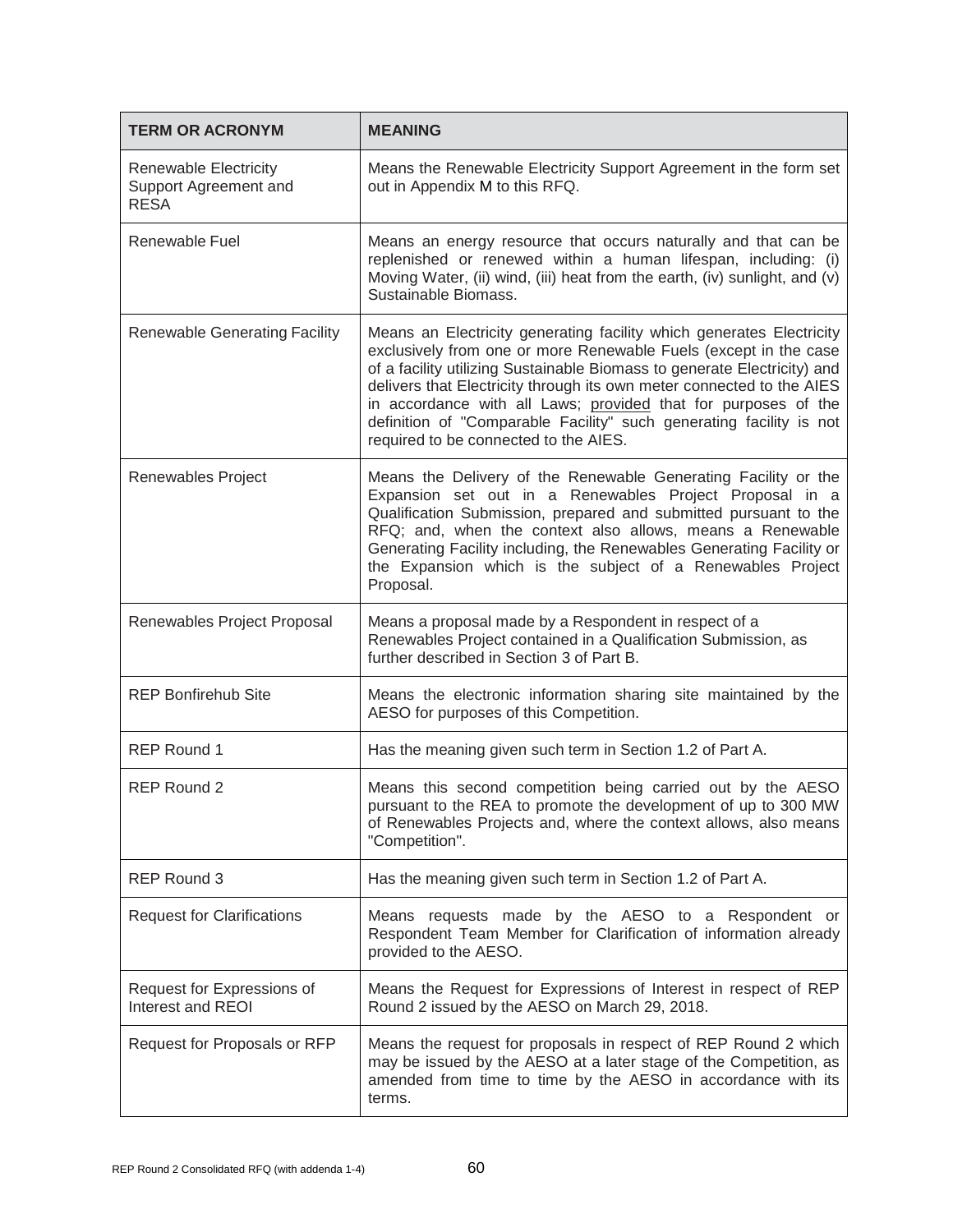| TERM OR ACRONYM | MEANING |
|---|---|
| Renewable Electricity Support Agreement and RESA | Means the Renewable Electricity Support Agreement in the form set out in Appendix M to this RFQ. |
| Renewable Fuel | Means an energy resource that occurs naturally and that can be replenished or renewed within a human lifespan, including: (i) Moving Water, (ii) wind, (iii) heat from the earth, (iv) sunlight, and (v) Sustainable Biomass. |
| Renewable Generating Facility | Means an Electricity generating facility which generates Electricity exclusively from one or more Renewable Fuels (except in the case of a facility utilizing Sustainable Biomass to generate Electricity) and delivers that Electricity through its own meter connected to the AIES in accordance with all Laws; provided that for purposes of the definition of "Comparable Facility" such generating facility is not required to be connected to the AIES. |
| Renewables Project | Means the Delivery of the Renewable Generating Facility or the Expansion set out in a Renewables Project Proposal in a Qualification Submission, prepared and submitted pursuant to the RFQ; and, when the context also allows, means a Renewable Generating Facility including, the Renewables Generating Facility or the Expansion which is the subject of a Renewables Project Proposal. |
| Renewables Project Proposal | Means a proposal made by a Respondent in respect of a Renewables Project contained in a Qualification Submission, as further described in Section 3 of Part B. |
| REP Bonfirehub Site | Means the electronic information sharing site maintained by the AESO for purposes of this Competition. |
| REP Round 1 | Has the meaning given such term in Section 1.2 of Part A. |
| REP Round 2 | Means this second competition being carried out by the AESO pursuant to the REA to promote the development of up to 300 MW of Renewables Projects and, where the context allows, also means "Competition". |
| REP Round 3 | Has the meaning given such term in Section 1.2 of Part A. |
| Request for Clarifications | Means requests made by the AESO to a Respondent or Respondent Team Member for Clarification of information already provided to the AESO. |
| Request for Expressions of Interest and REOI | Means the Request for Expressions of Interest in respect of REP Round 2 issued by the AESO on March 29, 2018. |
| Request for Proposals or RFP | Means the request for proposals in respect of REP Round 2 which may be issued by the AESO at a later stage of the Competition, as amended from time to time by the AESO in accordance with its terms. |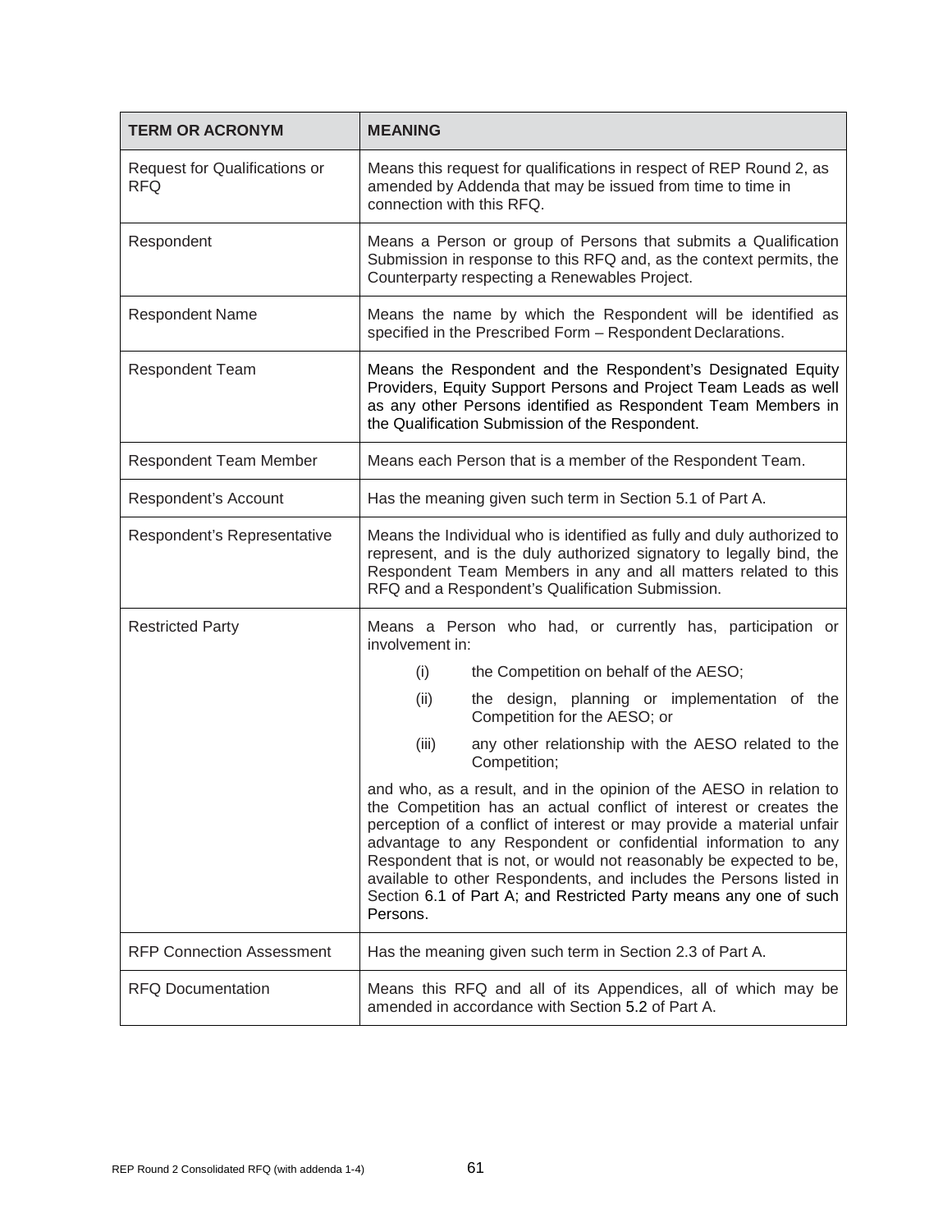| TERM OR ACRONYM | MEANING |
| --- | --- |
| Request for Qualifications or RFQ | Means this request for qualifications in respect of REP Round 2, as amended by Addenda that may be issued from time to time in connection with this RFQ. |
| Respondent | Means a Person or group of Persons that submits a Qualification Submission in response to this RFQ and, as the context permits, the Counterparty respecting a Renewables Project. |
| Respondent Name | Means the name by which the Respondent will be identified as specified in the Prescribed Form – Respondent Declarations. |
| Respondent Team | Means the Respondent and the Respondent's Designated Equity Providers, Equity Support Persons and Project Team Leads as well as any other Persons identified as Respondent Team Members in the Qualification Submission of the Respondent. |
| Respondent Team Member | Means each Person that is a member of the Respondent Team. |
| Respondent's Account | Has the meaning given such term in Section 5.1 of Part A. |
| Respondent's Representative | Means the Individual who is identified as fully and duly authorized to represent, and is the duly authorized signatory to legally bind, the Respondent Team Members in any and all matters related to this RFQ and a Respondent's Qualification Submission. |
| Restricted Party | Means a Person who had, or currently has, participation or involvement in: (i) the Competition on behalf of the AESO; (ii) the design, planning or implementation of the Competition for the AESO; or (iii) any other relationship with the AESO related to the Competition; and who, as a result, and in the opinion of the AESO in relation to the Competition has an actual conflict of interest or creates the perception of a conflict of interest or may provide a material unfair advantage to any Respondent or confidential information to any Respondent that is not, or would not reasonably be expected to be, available to other Respondents, and includes the Persons listed in Section 6.1 of Part A; and Restricted Party means any one of such Persons. |
| RFP Connection Assessment | Has the meaning given such term in Section 2.3 of Part A. |
| RFQ Documentation | Means this RFQ and all of its Appendices, all of which may be amended in accordance with Section 5.2 of Part A. |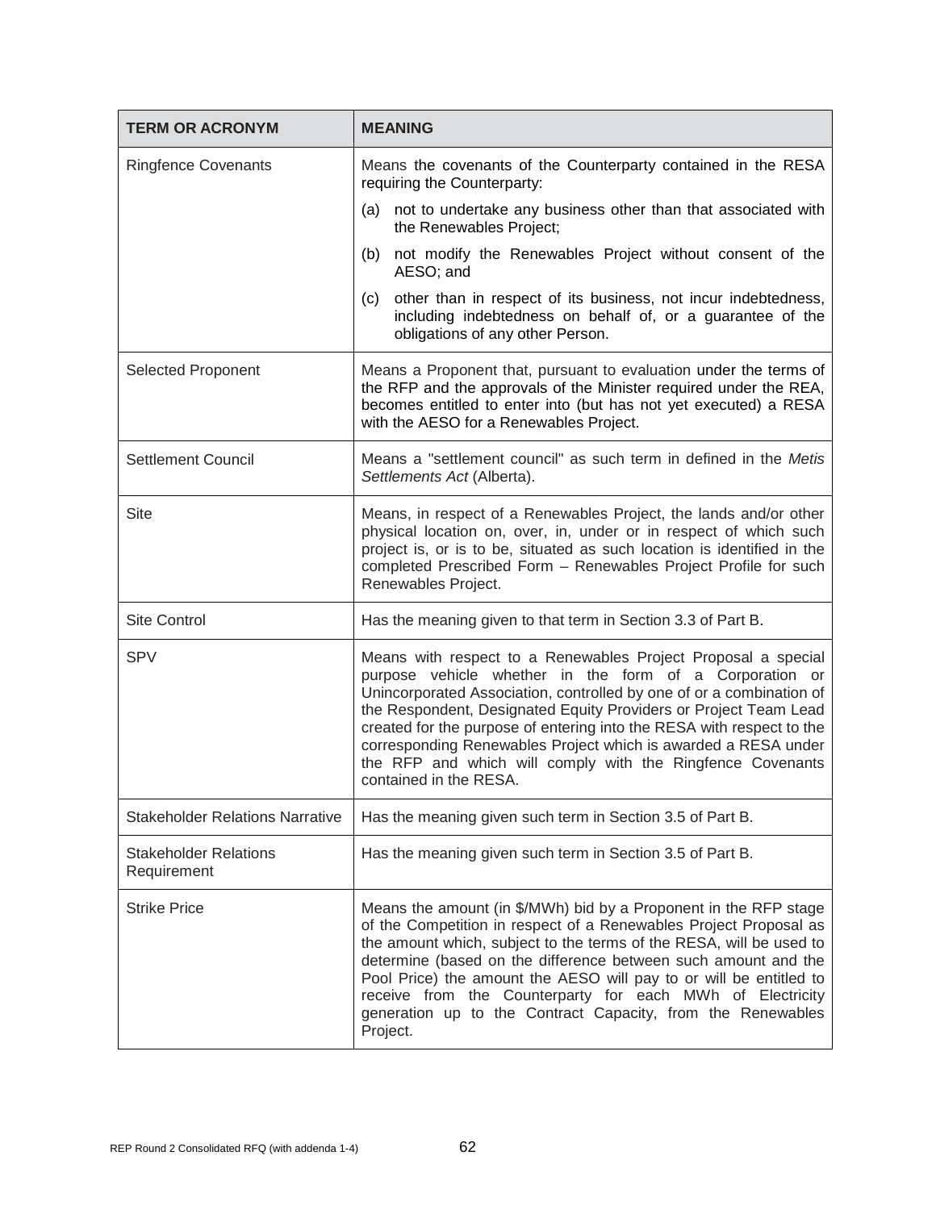| TERM OR ACRONYM | MEANING |
|---|---|
| Ringfence Covenants | Means the covenants of the Counterparty contained in the RESA requiring the Counterparty:<br>(a) not to undertake any business other than that associated with the Renewables Project;<br>(b) not modify the Renewables Project without consent of the AESO; and<br>(c) other than in respect of its business, not incur indebtedness, including indebtedness on behalf of, or a guarantee of the obligations of any other Person. |
| Selected Proponent | Means a Proponent that, pursuant to evaluation under the terms of the RFP and the approvals of the Minister required under the REA, becomes entitled to enter into (but has not yet executed) a RESA with the AESO for a Renewables Project. |
| Settlement Council | Means a "settlement council" as such term in defined in the *Metis Settlements Act* (Alberta). |
| Site | Means, in respect of a Renewables Project, the lands and/or other physical location on, over, in, under or in respect of which such project is, or is to be, situated as such location is identified in the completed Prescribed Form – Renewables Project Profile for such Renewables Project. |
| Site Control | Has the meaning given to that term in Section 3.3 of Part B. |
| SPV | Means with respect to a Renewables Project Proposal a special purpose vehicle whether in the form of a Corporation or Unincorporated Association, controlled by one of or a combination of the Respondent, Designated Equity Providers or Project Team Lead created for the purpose of entering into the RESA with respect to the corresponding Renewables Project which is awarded a RESA under the RFP and which will comply with the Ringfence Covenants contained in the RESA. |
| Stakeholder Relations Narrative | Has the meaning given such term in Section 3.5 of Part B. |
| Stakeholder Relations Requirement | Has the meaning given such term in Section 3.5 of Part B. |
| Strike Price | Means the amount (in $/MWh) bid by a Proponent in the RFP stage of the Competition in respect of a Renewables Project Proposal as the amount which, subject to the terms of the RESA, will be used to determine (based on the difference between such amount and the Pool Price) the amount the AESO will pay to or will be entitled to receive from the Counterparty for each MWh of Electricity generation up to the Contract Capacity, from the Renewables Project. |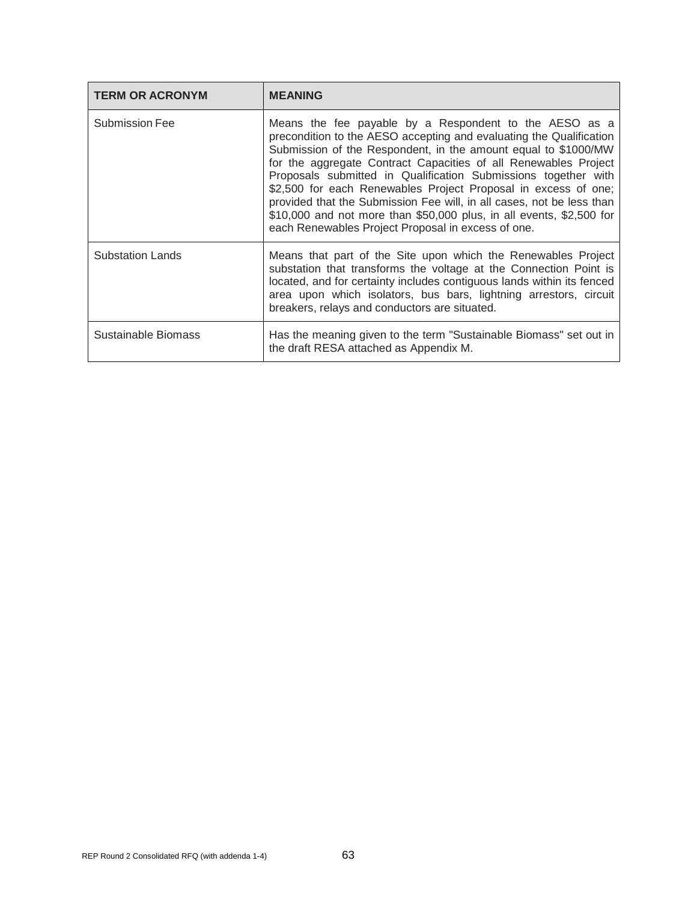| TERM OR ACRONYM | MEANING |
| --- | --- |
| Submission Fee | Means the fee payable by a Respondent to the AESO as a precondition to the AESO accepting and evaluating the Qualification Submission of the Respondent, in the amount equal to $1000/MW for the aggregate Contract Capacities of all Renewables Project Proposals submitted in Qualification Submissions together with $2,500 for each Renewables Project Proposal in excess of one; provided that the Submission Fee will, in all cases, not be less than $10,000 and not more than $50,000 plus, in all events, $2,500 for each Renewables Project Proposal in excess of one. |
| Substation Lands | Means that part of the Site upon which the Renewables Project substation that transforms the voltage at the Connection Point is located, and for certainty includes contiguous lands within its fenced area upon which isolators, bus bars, lightning arrestors, circuit breakers, relays and conductors are situated. |
| Sustainable Biomass | Has the meaning given to the term "Sustainable Biomass" set out in the draft RESA attached as Appendix M. |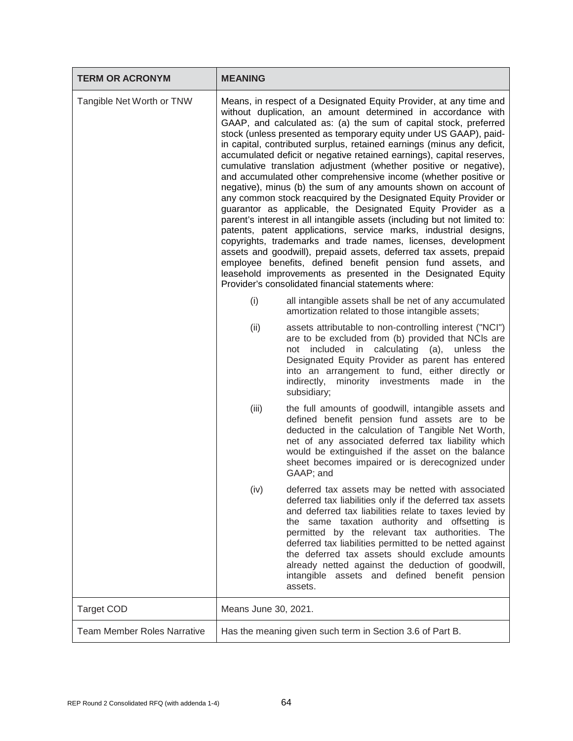| TERM OR ACRONYM | MEANING |
|---|---|
| Tangible Net Worth or TNW | Means, in respect of a Designated Equity Provider, at any time and without duplication, an amount determined in accordance with GAAP, and calculated as: (a) the sum of capital stock, preferred stock (unless presented as temporary equity under US GAAP), paid-in capital, contributed surplus, retained earnings (minus any deficit, accumulated deficit or negative retained earnings), capital reserves, cumulative translation adjustment (whether positive or negative), and accumulated other comprehensive income (whether positive or negative), minus (b) the sum of any amounts shown on account of any common stock reacquired by the Designated Equity Provider or guarantor as applicable, the Designated Equity Provider as a parent's interest in all intangible assets (including but not limited to: patents, patent applications, service marks, industrial designs, copyrights, trademarks and trade names, licenses, development assets and goodwill), prepaid assets, deferred tax assets, prepaid employee benefits, defined benefit pension fund assets, and leasehold improvements as presented in the Designated Equity Provider's consolidated financial statements where:<br><br>(i) all intangible assets shall be net of any accumulated amortization related to those intangible assets;<br><br>(ii) assets attributable to non-controlling interest ("NCI") are to be excluded from (b) provided that NCIs are not included in calculating (a), unless the Designated Equity Provider as parent has entered into an arrangement to fund, either directly or indirectly, minority investments made in the subsidiary;<br><br>(iii) the full amounts of goodwill, intangible assets and defined benefit pension fund assets are to be deducted in the calculation of Tangible Net Worth, net of any associated deferred tax liability which would be extinguished if the asset on the balance sheet becomes impaired or is derecognized under GAAP; and<br><br>(iv) deferred tax assets may be netted with associated deferred tax liabilities only if the deferred tax assets and deferred tax liabilities relate to taxes levied by the same taxation authority and offsetting is permitted by the relevant tax authorities. The deferred tax liabilities permitted to be netted against the deferred tax assets should exclude amounts already netted against the deduction of goodwill, intangible assets and defined benefit pension assets. |
| Target COD | Means June 30, 2021. |
| Team Member Roles Narrative | Has the meaning given such term in Section 3.6 of Part B. |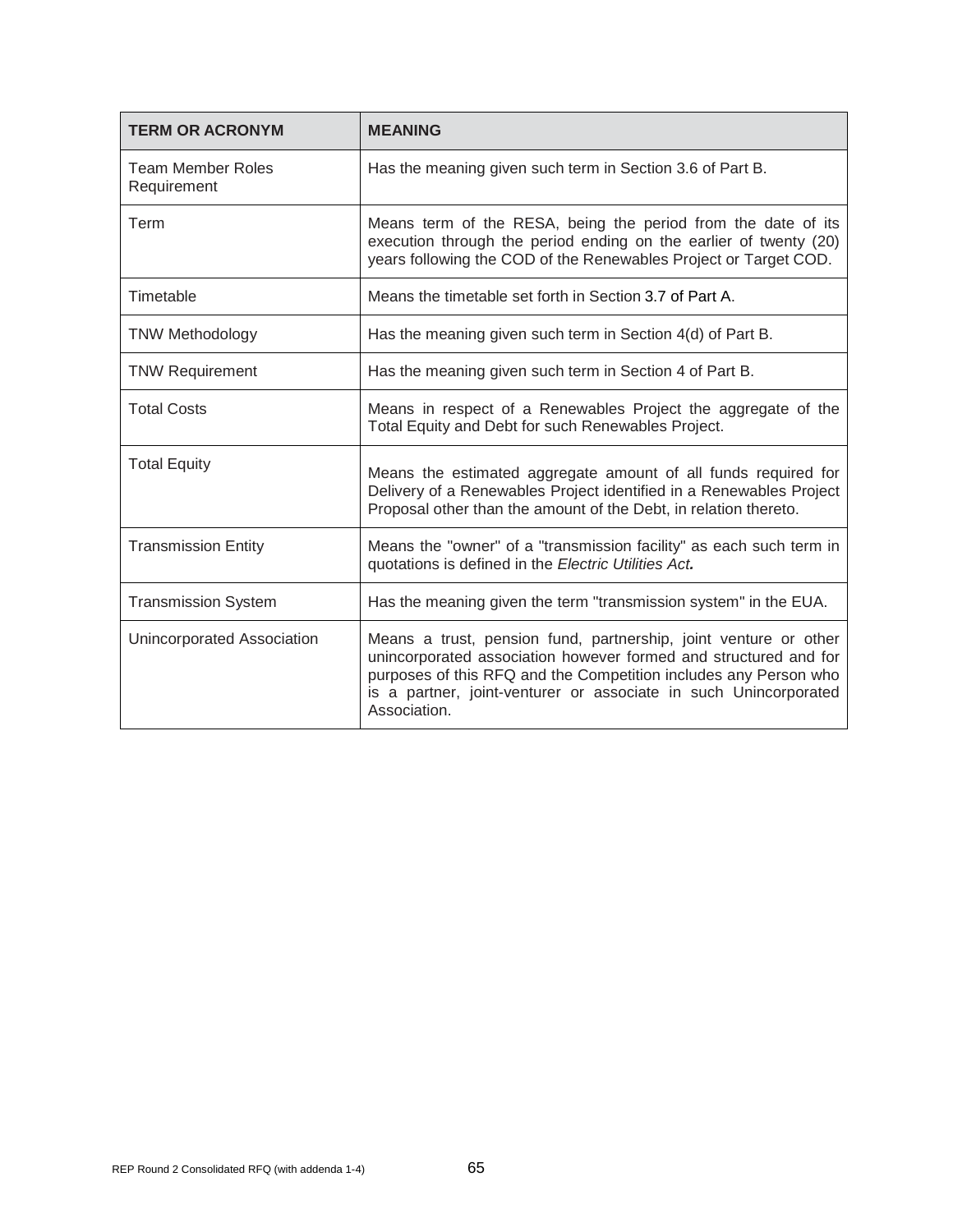| TERM OR ACRONYM | MEANING |
| --- | --- |
| Team Member Roles Requirement | Has the meaning given such term in Section 3.6 of Part B. |
| Term | Means term of the RESA, being the period from the date of its execution through the period ending on the earlier of twenty (20) years following the COD of the Renewables Project or Target COD. |
| Timetable | Means the timetable set forth in Section 3.7 of Part A. |
| TNW Methodology | Has the meaning given such term in Section 4(d) of Part B. |
| TNW Requirement | Has the meaning given such term in Section 4 of Part B. |
| Total Costs | Means in respect of a Renewables Project the aggregate of the Total Equity and Debt for such Renewables Project. |
| Total Equity | Means the estimated aggregate amount of all funds required for Delivery of a Renewables Project identified in a Renewables Project Proposal other than the amount of the Debt, in relation thereto. |
| Transmission Entity | Means the "owner" of a "transmission facility" as each such term in quotations is defined in the *Electric Utilities Act**.*** |
| Transmission System | Has the meaning given the term "transmission system" in the EUA. |
| Unincorporated Association | Means a trust, pension fund, partnership, joint venture or other unincorporated association however formed and structured and for purposes of this RFQ and the Competition includes any Person who is a partner, joint-venturer or associate in such Unincorporated Association. |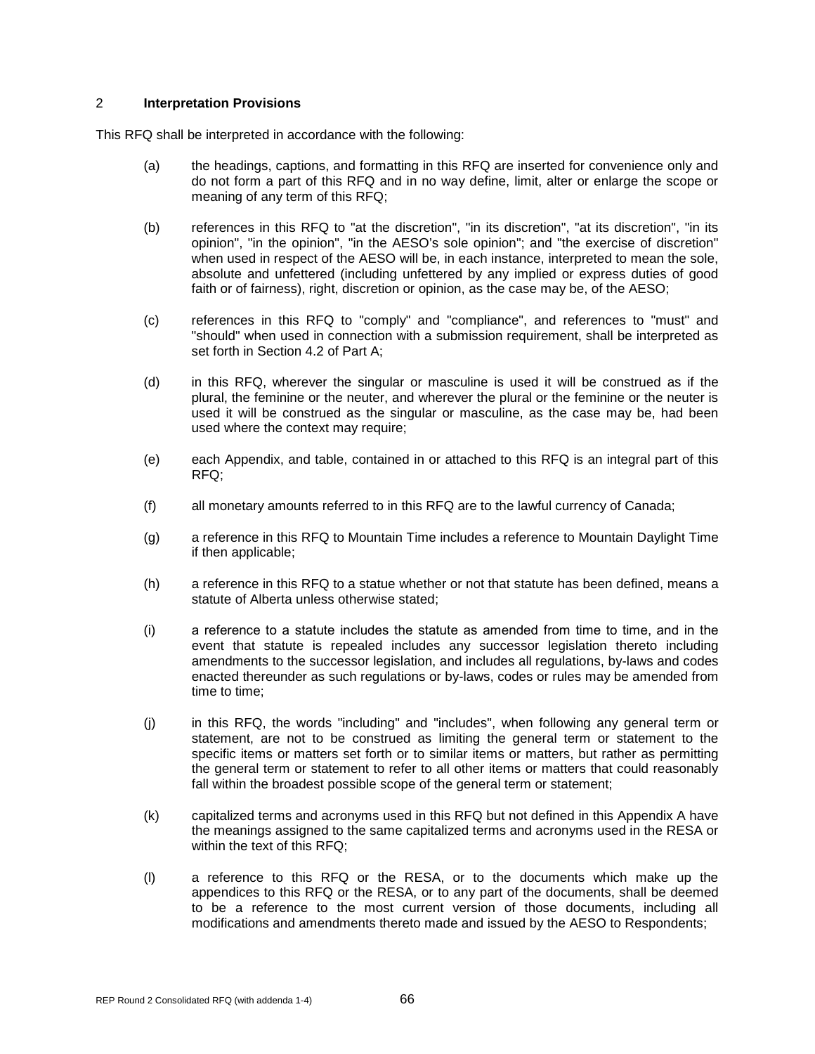## 2 **Interpretation Provisions**

This RFQ shall be interpreted in accordance with the following:

(a) the headings, captions, and formatting in this RFQ are inserted for convenience only and do not form a part of this RFQ and in no way define, limit, alter or enlarge the scope or meaning of any term of this RFQ;

(b) references in this RFQ to "at the discretion", "in its discretion", "at its discretion", "in its opinion", "in the opinion", "in the AESO's sole opinion"; and "the exercise of discretion" when used in respect of the AESO will be, in each instance, interpreted to mean the sole, absolute and unfettered (including unfettered by any implied or express duties of good faith or of fairness), right, discretion or opinion, as the case may be, of the AESO;

(c) references in this RFQ to "comply" and "compliance", and references to "must" and "should" when used in connection with a submission requirement, shall be interpreted as set forth in Section 4.2 of Part A;

(d) in this RFQ, wherever the singular or masculine is used it will be construed as if the plural, the feminine or the neuter, and wherever the plural or the feminine or the neuter is used it will be construed as the singular or masculine, as the case may be, had been used where the context may require;

(e) each Appendix, and table, contained in or attached to this RFQ is an integral part of this RFQ;

(f) all monetary amounts referred to in this RFQ are to the lawful currency of Canada;

(g) a reference in this RFQ to Mountain Time includes a reference to Mountain Daylight Time if then applicable;

(h) a reference in this RFQ to a statue whether or not that statute has been defined, means a statute of Alberta unless otherwise stated;

(i) a reference to a statute includes the statute as amended from time to time, and in the event that statute is repealed includes any successor legislation thereto including amendments to the successor legislation, and includes all regulations, by-laws and codes enacted thereunder as such regulations or by-laws, codes or rules may be amended from time to time;

(j) in this RFQ, the words "including" and "includes", when following any general term or statement, are not to be construed as limiting the general term or statement to the specific items or matters set forth or to similar items or matters, but rather as permitting the general term or statement to refer to all other items or matters that could reasonably fall within the broadest possible scope of the general term or statement;

(k) capitalized terms and acronyms used in this RFQ but not defined in this Appendix A have the meanings assigned to the same capitalized terms and acronyms used in the RESA or within the text of this RFQ;

(l) a reference to this RFQ or the RESA, or to the documents which make up the appendices to this RFQ or the RESA, or to any part of the documents, shall be deemed to be a reference to the most current version of those documents, including all modifications and amendments thereto made and issued by the AESO to Respondents;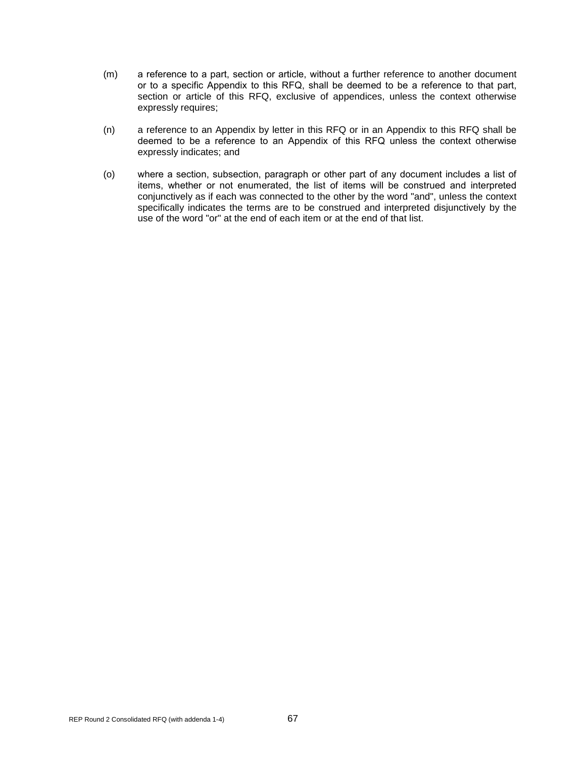(m) a reference to a part, section or article, without a further reference to another document or to a specific Appendix to this RFQ, shall be deemed to be a reference to that part, section or article of this RFQ, exclusive of appendices, unless the context otherwise expressly requires;

(n) a reference to an Appendix by letter in this RFQ or in an Appendix to this RFQ shall be deemed to be a reference to an Appendix of this RFQ unless the context otherwise expressly indicates; and

(o) where a section, subsection, paragraph or other part of any document includes a list of items, whether or not enumerated, the list of items will be construed and interpreted conjunctively as if each was connected to the other by the word "and", unless the context specifically indicates the terms are to be construed and interpreted disjunctively by the use of the word "or" at the end of each item or at the end of that list.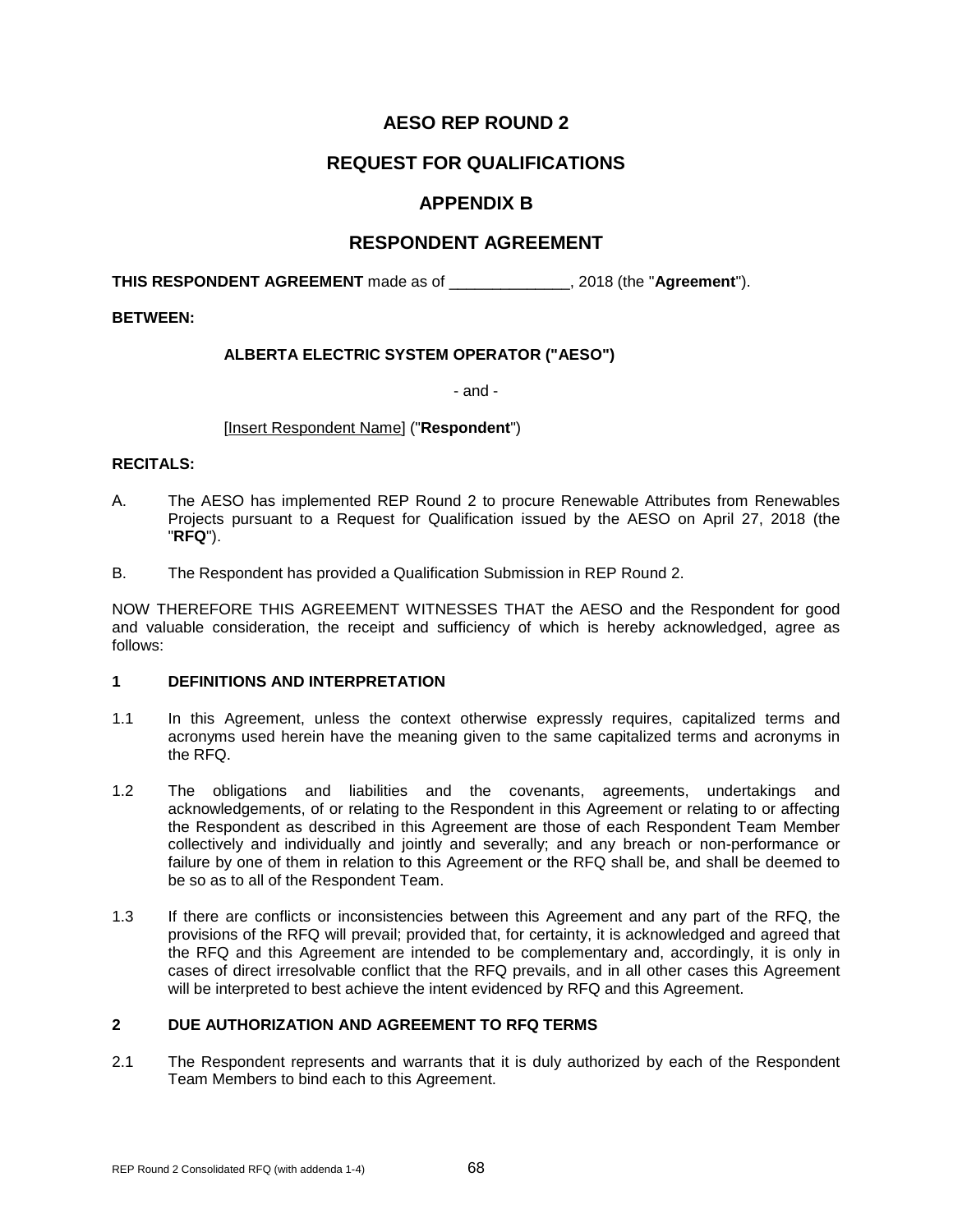# AESO REP ROUND 2

# REQUEST FOR QUALIFICATIONS

# APPENDIX B

# RESPONDENT AGREEMENT

**THIS RESPONDENT AGREEMENT** made as of ______________, 2018 (the "**Agreement**").

**BETWEEN:**

**ALBERTA ELECTRIC SYSTEM OPERATOR ("AESO")**

- and -

[Insert Respondent Name] ("**Respondent**")

**RECITALS:**

A. The AESO has implemented REP Round 2 to procure Renewable Attributes from Renewables Projects pursuant to a Request for Qualification issued by the AESO on April 27, 2018 (the "**RFQ**").

B. The Respondent has provided a Qualification Submission in REP Round 2.

NOW THEREFORE THIS AGREEMENT WITNESSES THAT the AESO and the Respondent for good and valuable consideration, the receipt and sufficiency of which is hereby acknowledged, agree as follows:

## 1 DEFINITIONS AND INTERPRETATION

1.1 In this Agreement, unless the context otherwise expressly requires, capitalized terms and acronyms used herein have the meaning given to the same capitalized terms and acronyms in the RFQ.

1.2 The obligations and liabilities and the covenants, agreements, undertakings and acknowledgements, of or relating to the Respondent in this Agreement or relating to or affecting the Respondent as described in this Agreement are those of each Respondent Team Member collectively and individually and jointly and severally; and any breach or non-performance or failure by one of them in relation to this Agreement or the RFQ shall be, and shall be deemed to be so as to all of the Respondent Team.

1.3 If there are conflicts or inconsistencies between this Agreement and any part of the RFQ, the provisions of the RFQ will prevail; provided that, for certainty, it is acknowledged and agreed that the RFQ and this Agreement are intended to be complementary and, accordingly, it is only in cases of direct irresolvable conflict that the RFQ prevails, and in all other cases this Agreement will be interpreted to best achieve the intent evidenced by RFQ and this Agreement.

## 2 DUE AUTHORIZATION AND AGREEMENT TO RFQ TERMS

2.1 The Respondent represents and warrants that it is duly authorized by each of the Respondent Team Members to bind each to this Agreement.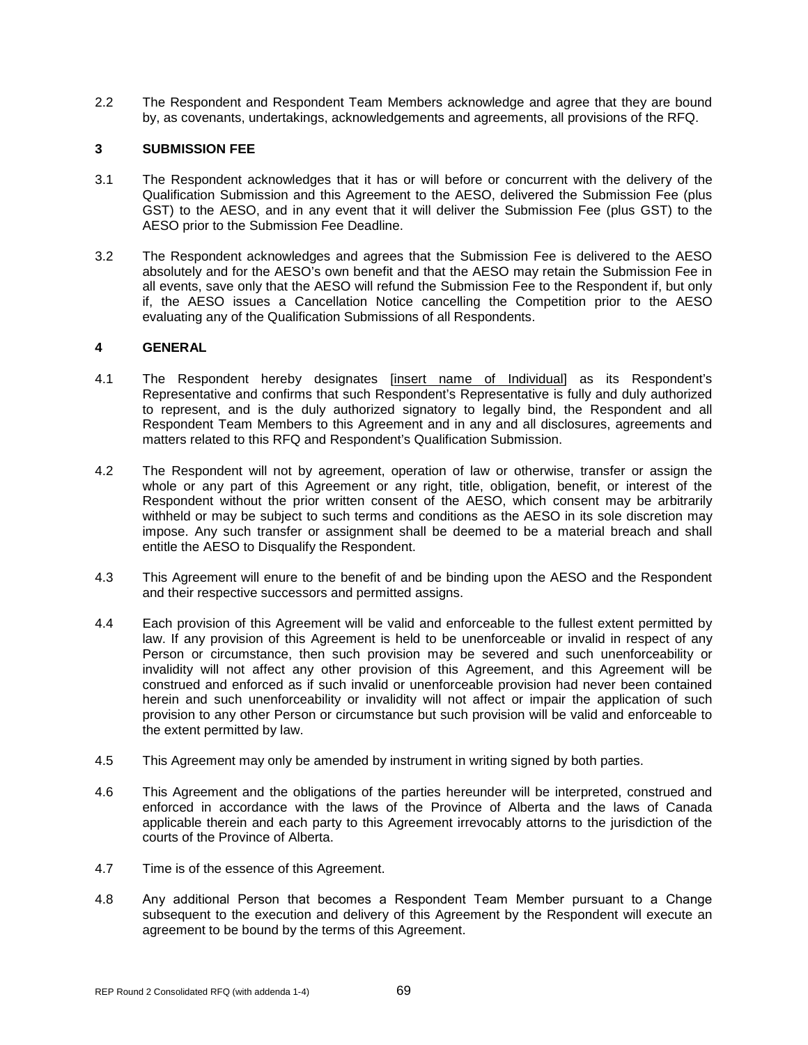2.2 The Respondent and Respondent Team Members acknowledge and agree that they are bound by, as covenants, undertakings, acknowledgements and agreements, all provisions of the RFQ.

## 3 SUBMISSION FEE

3.1 The Respondent acknowledges that it has or will before or concurrent with the delivery of the Qualification Submission and this Agreement to the AESO, delivered the Submission Fee (plus GST) to the AESO, and in any event that it will deliver the Submission Fee (plus GST) to the AESO prior to the Submission Fee Deadline.

3.2 The Respondent acknowledges and agrees that the Submission Fee is delivered to the AESO absolutely and for the AESO's own benefit and that the AESO may retain the Submission Fee in all events, save only that the AESO will refund the Submission Fee to the Respondent if, but only if, the AESO issues a Cancellation Notice cancelling the Competition prior to the AESO evaluating any of the Qualification Submissions of all Respondents.

## 4 GENERAL

4.1 The Respondent hereby designates [insert name of Individual] as its Respondent's Representative and confirms that such Respondent's Representative is fully and duly authorized to represent, and is the duly authorized signatory to legally bind, the Respondent and all Respondent Team Members to this Agreement and in any and all disclosures, agreements and matters related to this RFQ and Respondent's Qualification Submission.

4.2 The Respondent will not by agreement, operation of law or otherwise, transfer or assign the whole or any part of this Agreement or any right, title, obligation, benefit, or interest of the Respondent without the prior written consent of the AESO, which consent may be arbitrarily withheld or may be subject to such terms and conditions as the AESO in its sole discretion may impose. Any such transfer or assignment shall be deemed to be a material breach and shall entitle the AESO to Disqualify the Respondent.

4.3 This Agreement will enure to the benefit of and be binding upon the AESO and the Respondent and their respective successors and permitted assigns.

4.4 Each provision of this Agreement will be valid and enforceable to the fullest extent permitted by law. If any provision of this Agreement is held to be unenforceable or invalid in respect of any Person or circumstance, then such provision may be severed and such unenforceability or invalidity will not affect any other provision of this Agreement, and this Agreement will be construed and enforced as if such invalid or unenforceable provision had never been contained herein and such unenforceability or invalidity will not affect or impair the application of such provision to any other Person or circumstance but such provision will be valid and enforceable to the extent permitted by law.

4.5 This Agreement may only be amended by instrument in writing signed by both parties.

4.6 This Agreement and the obligations of the parties hereunder will be interpreted, construed and enforced in accordance with the laws of the Province of Alberta and the laws of Canada applicable therein and each party to this Agreement irrevocably attorns to the jurisdiction of the courts of the Province of Alberta.

4.7 Time is of the essence of this Agreement.

4.8 Any additional Person that becomes a Respondent Team Member pursuant to a Change subsequent to the execution and delivery of this Agreement by the Respondent will execute an agreement to be bound by the terms of this Agreement.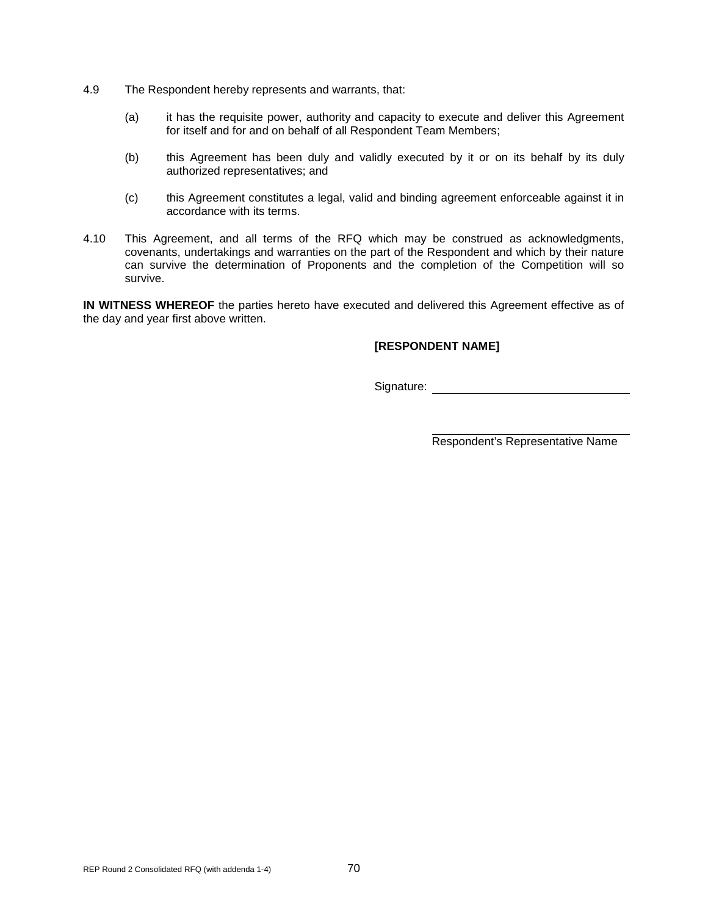4.9 The Respondent hereby represents and warrants, that:

(a) it has the requisite power, authority and capacity to execute and deliver this Agreement for itself and for and on behalf of all Respondent Team Members;

(b) this Agreement has been duly and validly executed by it or on its behalf by its duly authorized representatives; and

(c) this Agreement constitutes a legal, valid and binding agreement enforceable against it in accordance with its terms.

4.10 This Agreement, and all terms of the RFQ which may be construed as acknowledgments, covenants, undertakings and warranties on the part of the Respondent and which by their nature can survive the determination of Proponents and the completion of the Competition will so survive.

**IN WITNESS WHEREOF** the parties hereto have executed and delivered this Agreement effective as of the day and year first above written.

**[RESPONDENT NAME]**

Signature: \_\_\_\_\_\_\_\_\_\_\_\_\_\_\_\_\_\_\_\_\_\_\_\_\_\_\_\_\_\_

\_\_\_\_\_\_\_\_\_\_\_\_\_\_\_\_\_\_\_\_\_\_\_\_\_\_\_\_\_\_
Respondent's Representative Name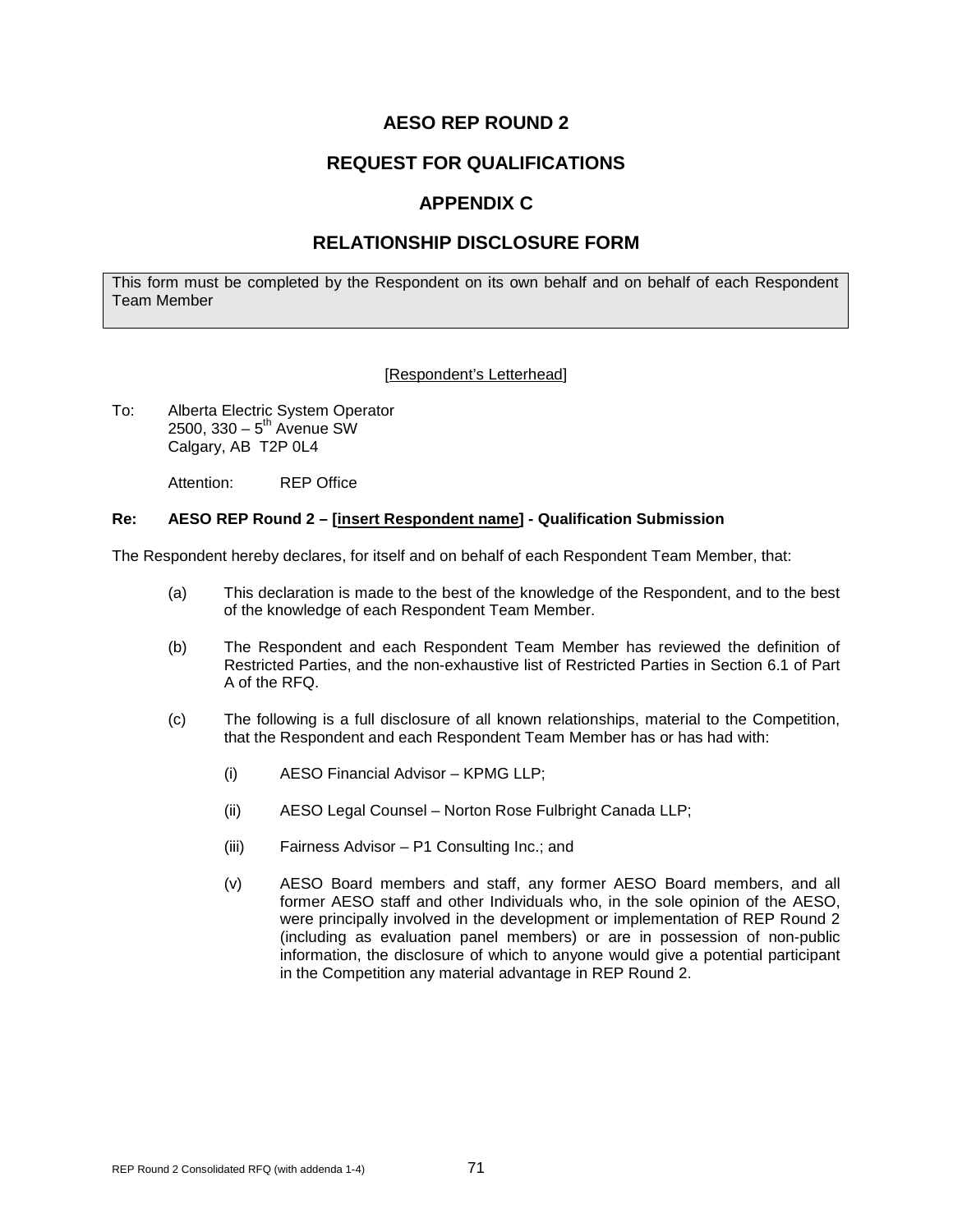# AESO REP ROUND 2

## REQUEST FOR QUALIFICATIONS

## APPENDIX C

## RELATIONSHIP DISCLOSURE FORM

This form must be completed by the Respondent on its own behalf and on behalf of each Respondent Team Member

[Respondent's Letterhead]

To: Alberta Electric System Operator
2500, 330 – 5th Avenue SW
Calgary, AB T2P 0L4

Attention: REP Office

**Re: AESO REP Round 2 – [insert Respondent name] - Qualification Submission**

The Respondent hereby declares, for itself and on behalf of each Respondent Team Member, that:

(a) This declaration is made to the best of the knowledge of the Respondent, and to the best of the knowledge of each Respondent Team Member.

(b) The Respondent and each Respondent Team Member has reviewed the definition of Restricted Parties, and the non-exhaustive list of Restricted Parties in Section 6.1 of Part A of the RFQ.

(c) The following is a full disclosure of all known relationships, material to the Competition, that the Respondent and each Respondent Team Member has or has had with:

(i) AESO Financial Advisor – KPMG LLP;

(ii) AESO Legal Counsel – Norton Rose Fulbright Canada LLP;

(iii) Fairness Advisor – P1 Consulting Inc.; and

(v) AESO Board members and staff, any former AESO Board members, and all former AESO staff and other Individuals who, in the sole opinion of the AESO, were principally involved in the development or implementation of REP Round 2 (including as evaluation panel members) or are in possession of non-public information, the disclosure of which to anyone would give a potential participant in the Competition any material advantage in REP Round 2.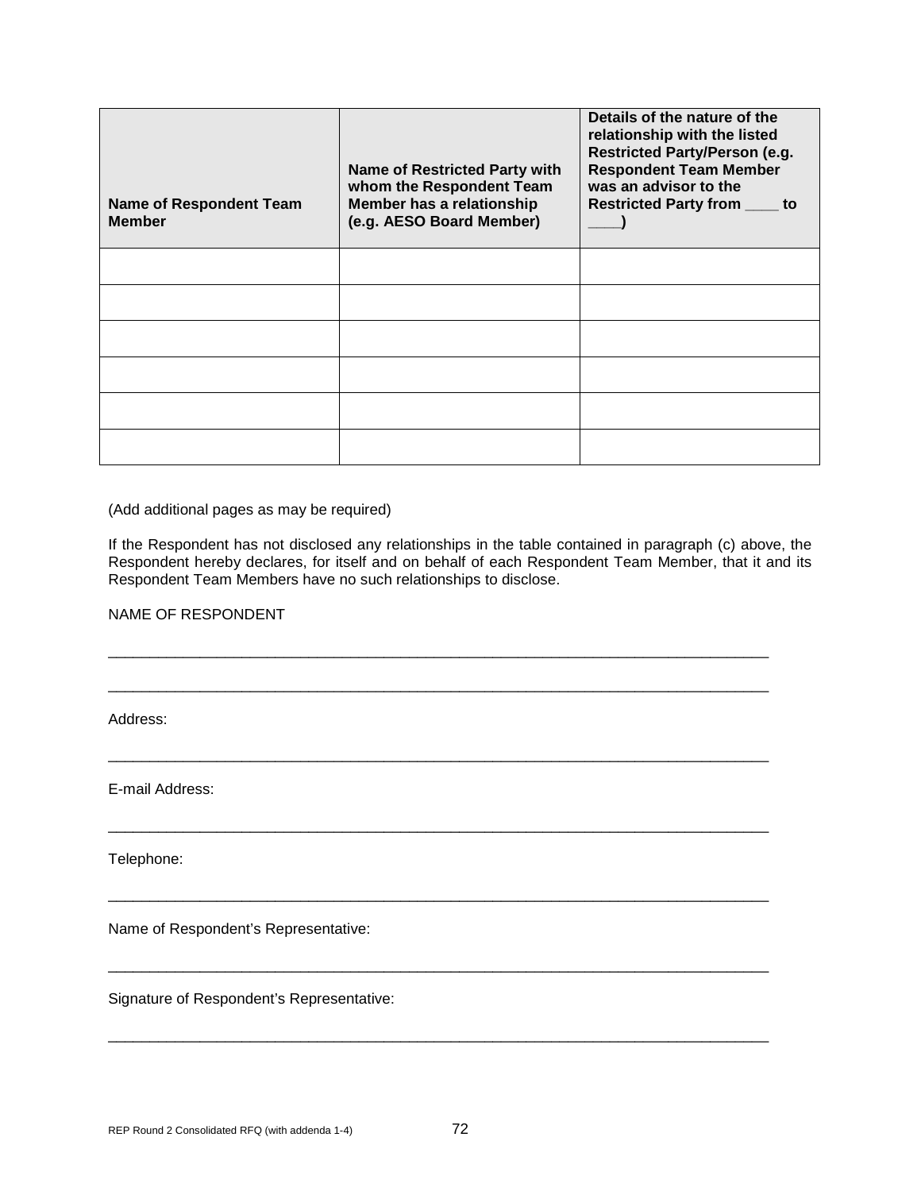| Name of Respondent Team Member | Name of Restricted Party with whom the Respondent Team Member has a relationship (e.g. AESO Board Member) | Details of the nature of the relationship with the listed Restricted Party/Person (e.g. Respondent Team Member was an advisor to the Restricted Party from ____ to ____) |
|---|---|---|
| | | |
| | | |
| | | |
| | | |
| | | |
| | | |

(Add additional pages as may be required)

If the Respondent has not disclosed any relationships in the table contained in paragraph (c) above, the Respondent hereby declares, for itself and on behalf of each Respondent Team Member, that it and its Respondent Team Members have no such relationships to disclose.

NAME OF RESPONDENT

______________________________________________________________________________

______________________________________________________________________________

Address:

______________________________________________________________________________

E-mail Address:

______________________________________________________________________________

Telephone:

______________________________________________________________________________

Name of Respondent's Representative:

______________________________________________________________________________

Signature of Respondent's Representative:

______________________________________________________________________________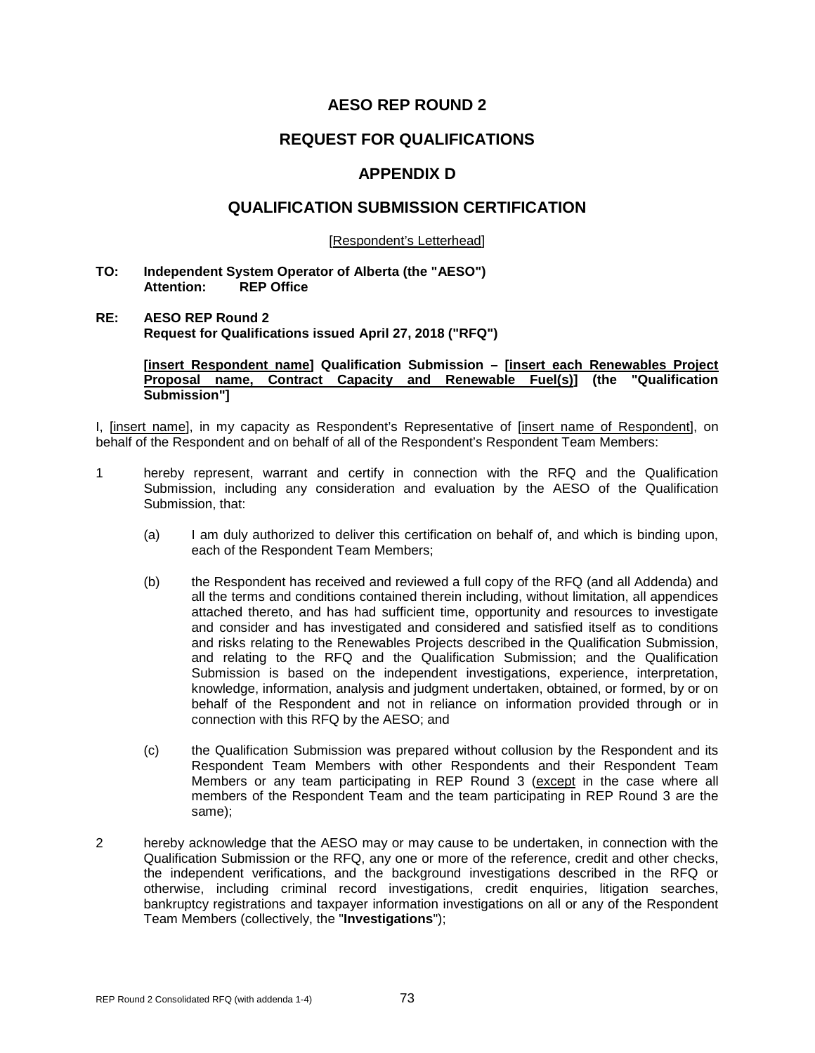# AESO REP ROUND 2

# REQUEST FOR QUALIFICATIONS

# APPENDIX D

# QUALIFICATION SUBMISSION CERTIFICATION

[Respondent's Letterhead]

**TO: Independent System Operator of Alberta (the "AESO")**
**Attention: REP Office**

**RE: AESO REP Round 2**
**Request for Qualifications issued April 27, 2018 ("RFQ")**

**[insert Respondent name] Qualification Submission – [insert each Renewables Project Proposal name, Contract Capacity and Renewable Fuel(s)] (the "Qualification Submission"]**

I, [insert name], in my capacity as Respondent's Representative of [insert name of Respondent], on behalf of the Respondent and on behalf of all of the Respondent's Respondent Team Members:

1 hereby represent, warrant and certify in connection with the RFQ and the Qualification Submission, including any consideration and evaluation by the AESO of the Qualification Submission, that:

   (a) I am duly authorized to deliver this certification on behalf of, and which is binding upon, each of the Respondent Team Members;

   (b) the Respondent has received and reviewed a full copy of the RFQ (and all Addenda) and all the terms and conditions contained therein including, without limitation, all appendices attached thereto, and has had sufficient time, opportunity and resources to investigate and consider and has investigated and considered and satisfied itself as to conditions and risks relating to the Renewables Projects described in the Qualification Submission, and relating to the RFQ and the Qualification Submission; and the Qualification Submission is based on the independent investigations, experience, interpretation, knowledge, information, analysis and judgment undertaken, obtained, or formed, by or on behalf of the Respondent and not in reliance on information provided through or in connection with this RFQ by the AESO; and

   (c) the Qualification Submission was prepared without collusion by the Respondent and its Respondent Team Members with other Respondents and their Respondent Team Members or any team participating in REP Round 3 (except in the case where all members of the Respondent Team and the team participating in REP Round 3 are the same);

2 hereby acknowledge that the AESO may or may cause to be undertaken, in connection with the Qualification Submission or the RFQ, any one or more of the reference, credit and other checks, the independent verifications, and the background investigations described in the RFQ or otherwise, including criminal record investigations, credit enquiries, litigation searches, bankruptcy registrations and taxpayer information investigations on all or any of the Respondent Team Members (collectively, the "**Investigations**");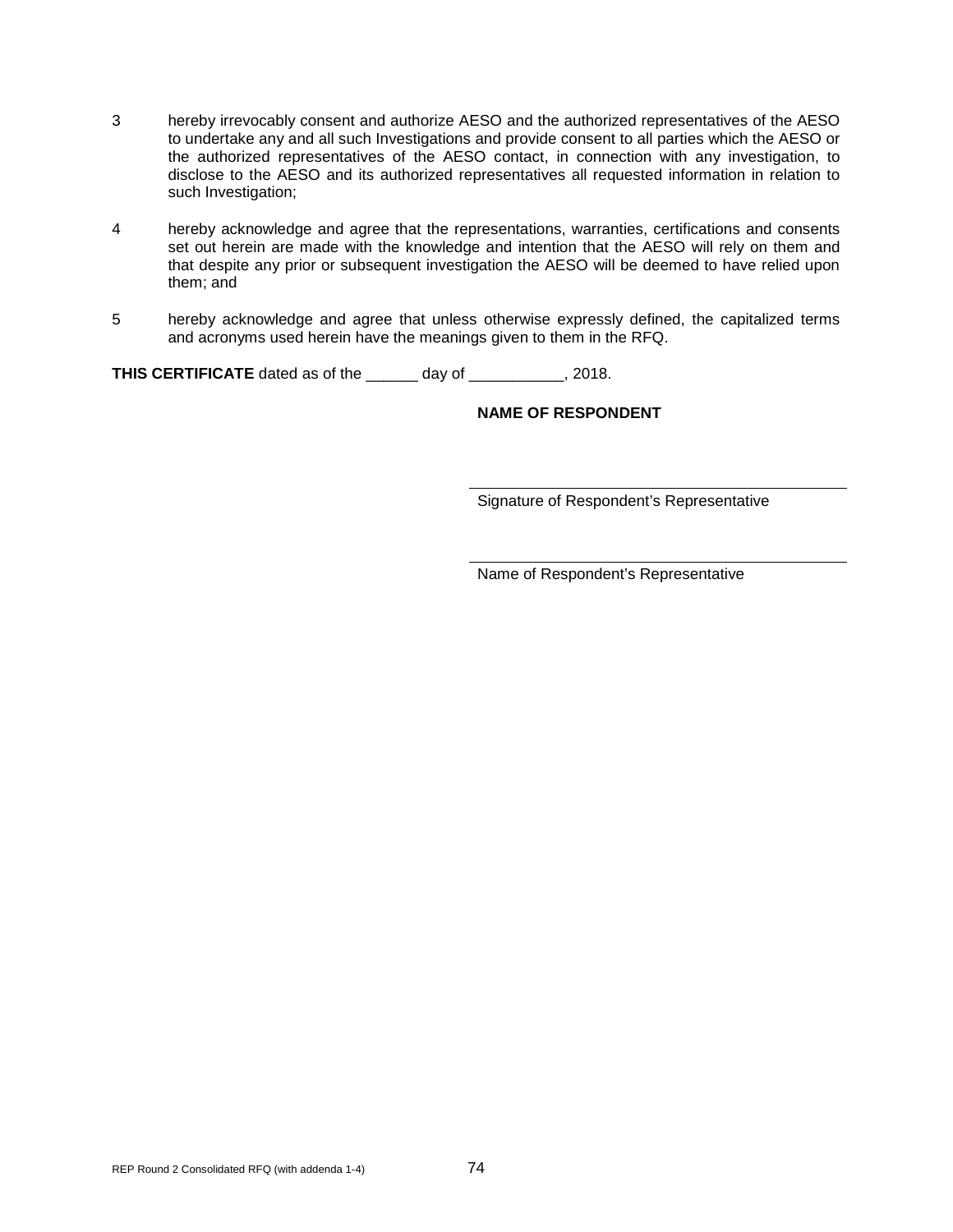3 hereby irrevocably consent and authorize AESO and the authorized representatives of the AESO to undertake any and all such Investigations and provide consent to all parties which the AESO or the authorized representatives of the AESO contact, in connection with any investigation, to disclose to the AESO and its authorized representatives all requested information in relation to such Investigation;

4 hereby acknowledge and agree that the representations, warranties, certifications and consents set out herein are made with the knowledge and intention that the AESO will rely on them and that despite any prior or subsequent investigation the AESO will be deemed to have relied upon them; and

5 hereby acknowledge and agree that unless otherwise expressly defined, the capitalized terms and acronyms used herein have the meanings given to them in the RFQ.

**THIS CERTIFICATE** dated as of the ______ day of ___________, 2018.

**NAME OF RESPONDENT**

______________________________________
Signature of Respondent's Representative

______________________________________
Name of Respondent's Representative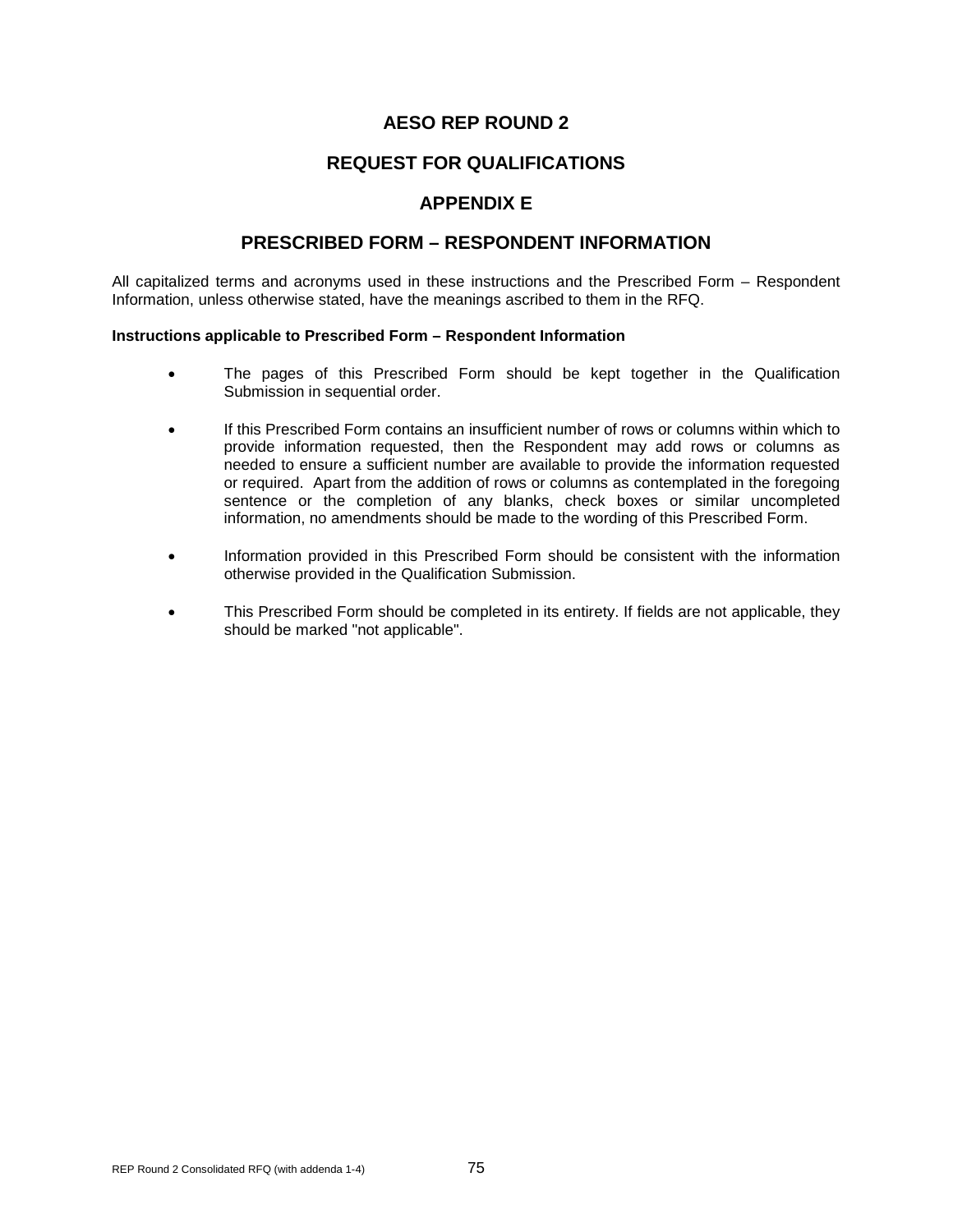# AESO REP ROUND 2

## REQUEST FOR QUALIFICATIONS

## APPENDIX E

## PRESCRIBED FORM – RESPONDENT INFORMATION

All capitalized terms and acronyms used in these instructions and the Prescribed Form – Respondent Information, unless otherwise stated, have the meanings ascribed to them in the RFQ.

**Instructions applicable to Prescribed Form – Respondent Information**

- The pages of this Prescribed Form should be kept together in the Qualification Submission in sequential order.
- If this Prescribed Form contains an insufficient number of rows or columns within which to provide information requested, then the Respondent may add rows or columns as needed to ensure a sufficient number are available to provide the information requested or required. Apart from the addition of rows or columns as contemplated in the foregoing sentence or the completion of any blanks, check boxes or similar uncompleted information, no amendments should be made to the wording of this Prescribed Form.
- Information provided in this Prescribed Form should be consistent with the information otherwise provided in the Qualification Submission.
- This Prescribed Form should be completed in its entirety. If fields are not applicable, they should be marked "not applicable".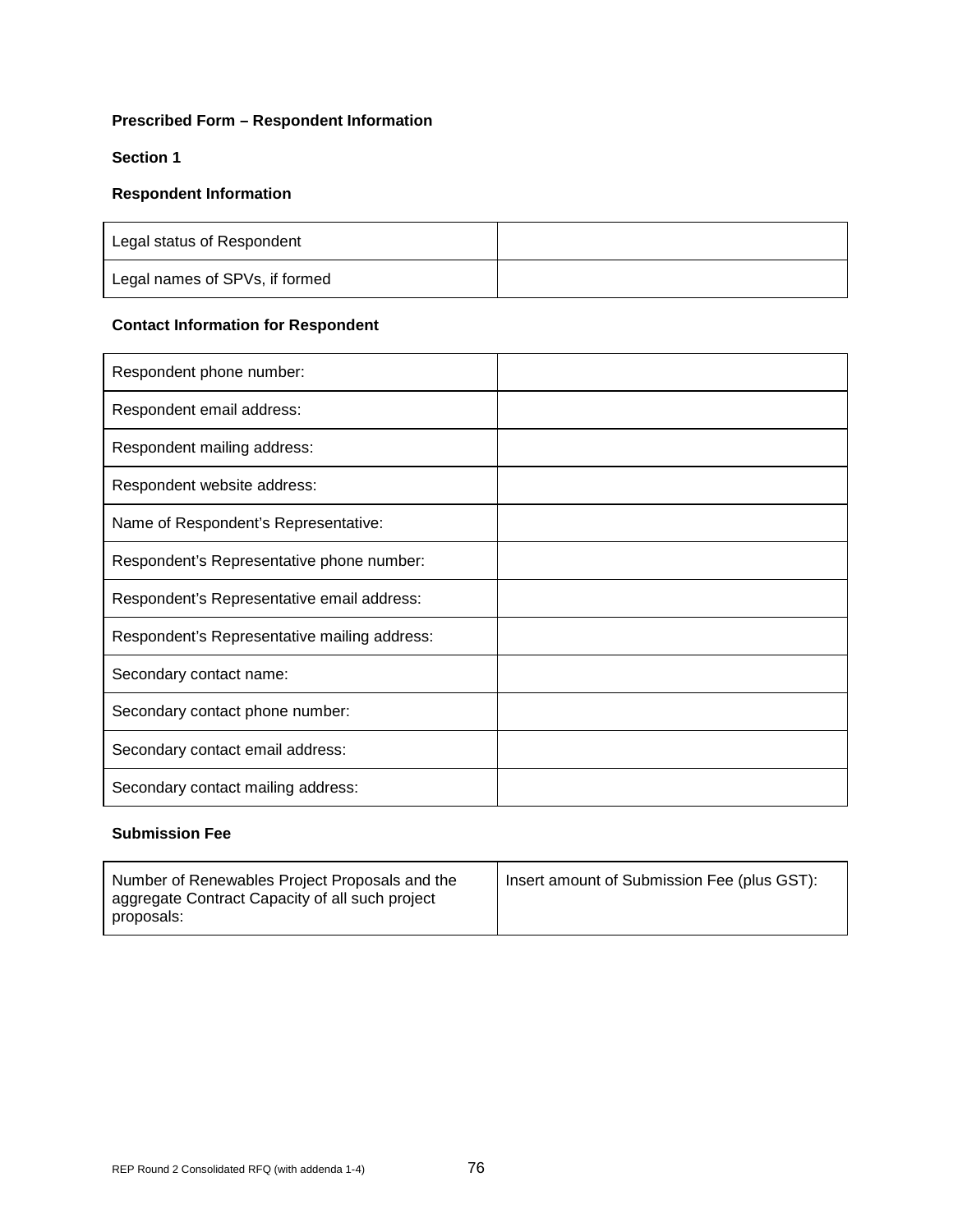**Prescribed Form – Respondent Information**

**Section 1**

**Respondent Information**

| | |
|---|---|
| Legal status of Respondent | |
| Legal names of SPVs, if formed | |

**Contact Information for Respondent**

| | |
|---|---|
| Respondent phone number: | |
| Respondent email address: | |
| Respondent mailing address: | |
| Respondent website address: | |
| Name of Respondent's Representative: | |
| Respondent's Representative phone number: | |
| Respondent's Representative email address: | |
| Respondent's Representative mailing address: | |
| Secondary contact name: | |
| Secondary contact phone number: | |
| Secondary contact email address: | |
| Secondary contact mailing address: | |

**Submission Fee**

| | |
|---|---|
| Number of Renewables Project Proposals and the aggregate Contract Capacity of all such project proposals: | Insert amount of Submission Fee (plus GST): |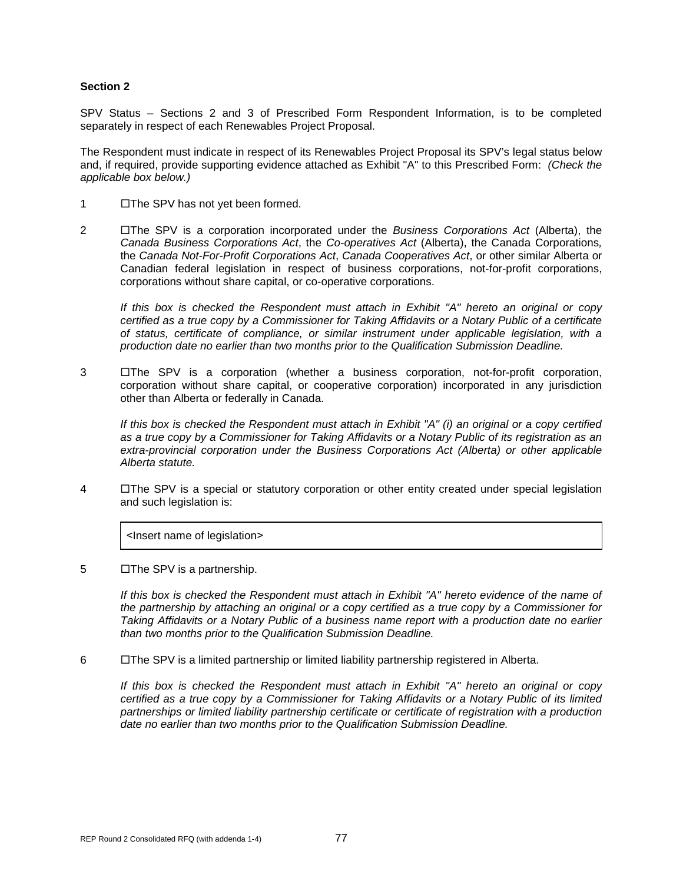**Section 2**

SPV Status – Sections 2 and 3 of Prescribed Form Respondent Information, is to be completed separately in respect of each Renewables Project Proposal.

The Respondent must indicate in respect of its Renewables Project Proposal its SPV's legal status below and, if required, provide supporting evidence attached as Exhibit "A" to this Prescribed Form: *(Check the applicable box below.)*

1 ☐The SPV has not yet been formed.

2 ☐The SPV is a corporation incorporated under the *Business Corporations Act* (Alberta), the *Canada Business Corporations Act*, the *Co-operatives Act* (Alberta), the Canada Corporations, the *Canada Not-For-Profit Corporations Act*, *Canada Cooperatives Act*, or other similar Alberta or Canadian federal legislation in respect of business corporations, not-for-profit corporations, corporations without share capital, or co-operative corporations.

*If this box is checked the Respondent must attach in Exhibit "A" hereto an original or copy certified as a true copy by a Commissioner for Taking Affidavits or a Notary Public of a certificate of status, certificate of compliance, or similar instrument under applicable legislation, with a production date no earlier than two months prior to the Qualification Submission Deadline.*

3 ☐The SPV is a corporation (whether a business corporation, not-for-profit corporation, corporation without share capital, or cooperative corporation) incorporated in any jurisdiction other than Alberta or federally in Canada.

*If this box is checked the Respondent must attach in Exhibit "A" (i) an original or a copy certified as a true copy by a Commissioner for Taking Affidavits or a Notary Public of its registration as an extra-provincial corporation under the Business Corporations Act (Alberta) or other applicable Alberta statute.*

4 ☐The SPV is a special or statutory corporation or other entity created under special legislation and such legislation is:

| <Insert name of legislation> |
|---|

5 ☐The SPV is a partnership.

*If this box is checked the Respondent must attach in Exhibit "A" hereto evidence of the name of the partnership by attaching an original or a copy certified as a true copy by a Commissioner for Taking Affidavits or a Notary Public of a business name report with a production date no earlier than two months prior to the Qualification Submission Deadline.*

6 ☐The SPV is a limited partnership or limited liability partnership registered in Alberta.

*If this box is checked the Respondent must attach in Exhibit "A" hereto an original or copy certified as a true copy by a Commissioner for Taking Affidavits or a Notary Public of its limited partnerships or limited liability partnership certificate or certificate of registration with a production date no earlier than two months prior to the Qualification Submission Deadline.*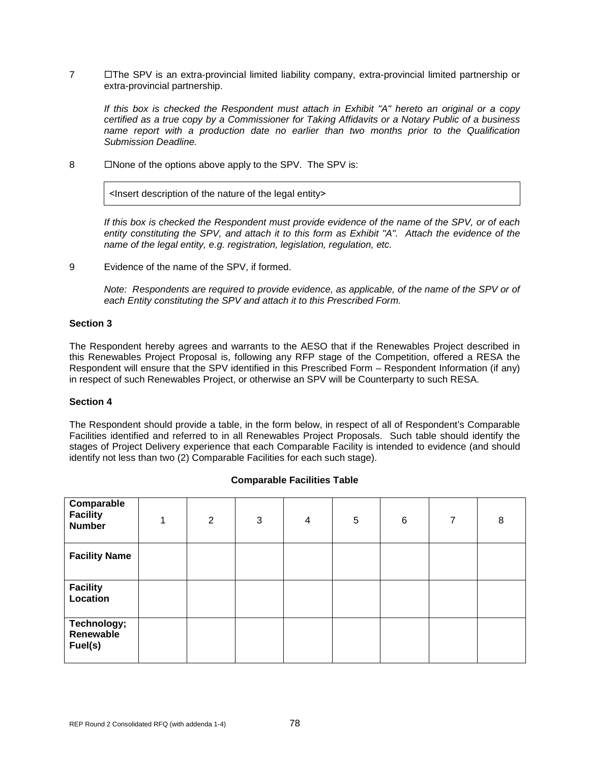7 ☐The SPV is an extra-provincial limited liability company, extra-provincial limited partnership or extra-provincial partnership.

*If this box is checked the Respondent must attach in Exhibit "A" hereto an original or a copy certified as a true copy by a Commissioner for Taking Affidavits or a Notary Public of a business name report with a production date no earlier than two months prior to the Qualification Submission Deadline.*

8 ☐None of the options above apply to the SPV. The SPV is:

| <Insert description of the nature of the legal entity> |
|---|

*If this box is checked the Respondent must provide evidence of the name of the SPV, or of each entity constituting the SPV, and attach it to this form as Exhibit "A". Attach the evidence of the name of the legal entity, e.g. registration, legislation, regulation, etc.*

9 Evidence of the name of the SPV, if formed.

*Note: Respondents are required to provide evidence, as applicable, of the name of the SPV or of each Entity constituting the SPV and attach it to this Prescribed Form.*

**Section 3**

The Respondent hereby agrees and warrants to the AESO that if the Renewables Project described in this Renewables Project Proposal is, following any RFP stage of the Competition, offered a RESA the Respondent will ensure that the SPV identified in this Prescribed Form – Respondent Information (if any) in respect of such Renewables Project, or otherwise an SPV will be Counterparty to such RESA.

**Section 4**

The Respondent should provide a table, in the form below, in respect of all of Respondent's Comparable Facilities identified and referred to in all Renewables Project Proposals. Such table should identify the stages of Project Delivery experience that each Comparable Facility is intended to evidence (and should identify not less than two (2) Comparable Facilities for each such stage).

**Comparable Facilities Table**

| **Comparable Facility Number** | 1 | 2 | 3 | 4 | 5 | 6 | 7 | 8 |
|---|---|---|---|---|---|---|---|---|
| **Facility Name** | | | | | | | | |
| **Facility Location** | | | | | | | | |
| **Technology; Renewable Fuel(s)** | | | | | | | | |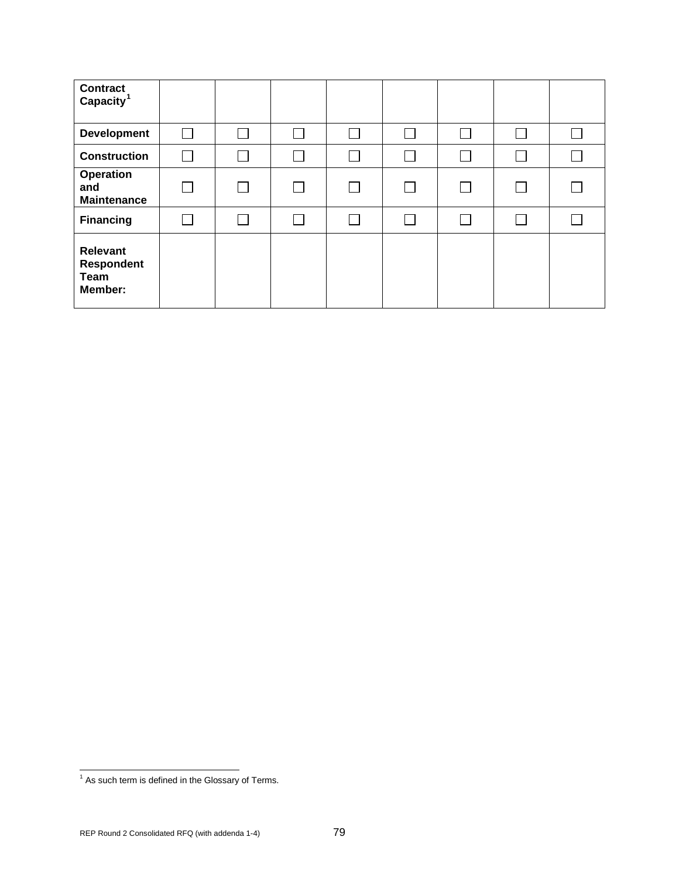| **Contract Capacity**[1] | | | | | | | | |
|---|---|---|---|---|---|---|---|---|
| **Development** | ☐ | ☐ | ☐ | ☐ | ☐ | ☐ | ☐ | ☐ |
| **Construction** | ☐ | ☐ | ☐ | ☐ | ☐ | ☐ | ☐ | ☐ |
| **Operation and Maintenance** | ☐ | ☐ | ☐ | ☐ | ☐ | ☐ | ☐ | ☐ |
| **Financing** | ☐ | ☐ | ☐ | ☐ | ☐ | ☐ | ☐ | ☐ |
| **Relevant Respondent Team Member:** | | | | | | | | |

[1] As such term is defined in the Glossary of Terms.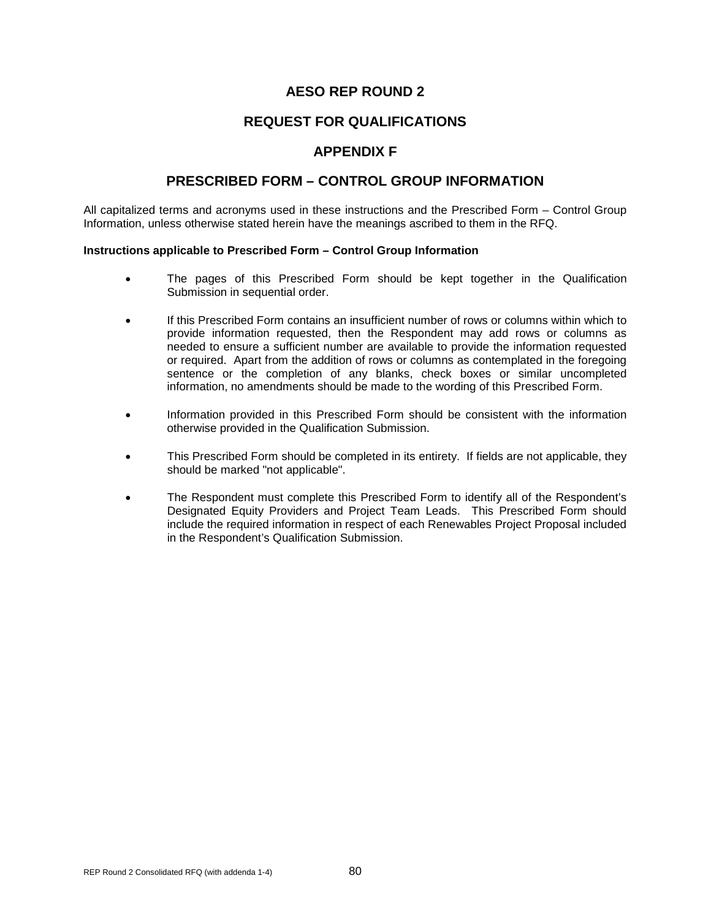# AESO REP ROUND 2

# REQUEST FOR QUALIFICATIONS

# APPENDIX F

# PRESCRIBED FORM – CONTROL GROUP INFORMATION

All capitalized terms and acronyms used in these instructions and the Prescribed Form – Control Group Information, unless otherwise stated herein have the meanings ascribed to them in the RFQ.

**Instructions applicable to Prescribed Form – Control Group Information**

- The pages of this Prescribed Form should be kept together in the Qualification Submission in sequential order.
- If this Prescribed Form contains an insufficient number of rows or columns within which to provide information requested, then the Respondent may add rows or columns as needed to ensure a sufficient number are available to provide the information requested or required. Apart from the addition of rows or columns as contemplated in the foregoing sentence or the completion of any blanks, check boxes or similar uncompleted information, no amendments should be made to the wording of this Prescribed Form.
- Information provided in this Prescribed Form should be consistent with the information otherwise provided in the Qualification Submission.
- This Prescribed Form should be completed in its entirety. If fields are not applicable, they should be marked "not applicable".
- The Respondent must complete this Prescribed Form to identify all of the Respondent's Designated Equity Providers and Project Team Leads. This Prescribed Form should include the required information in respect of each Renewables Project Proposal included in the Respondent's Qualification Submission.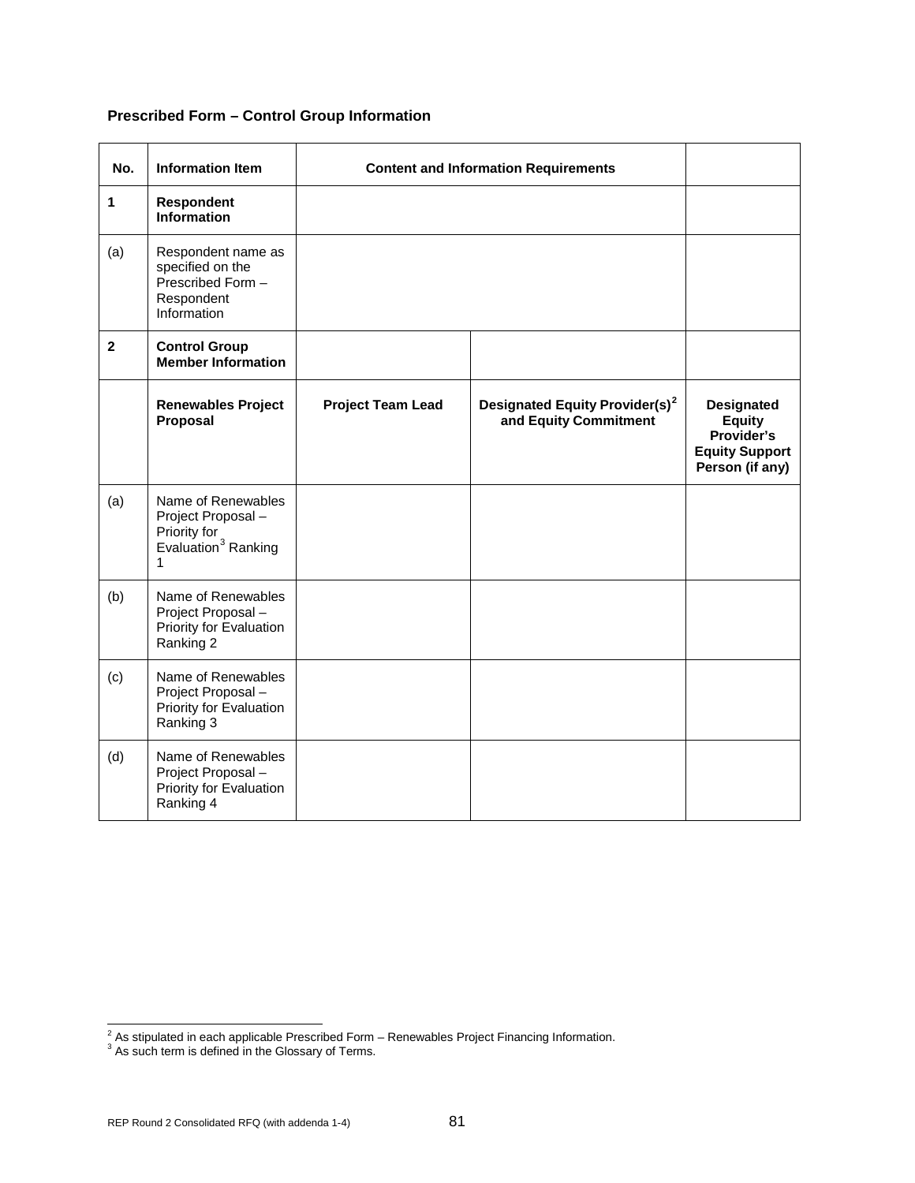**Prescribed Form – Control Group Information**

| No. | Information Item | Content and Information Requirements | | |
|---|---|---|---|---|
| **1** | **Respondent Information** | | | |
| (a) | Respondent name as specified on the Prescribed Form – Respondent Information | | | |
| **2** | **Control Group Member Information** | | | |
| | **Renewables Project Proposal** | **Project Team Lead** | **Designated Equity Provider(s)[2] and Equity Commitment** | **Designated Equity Provider's Equity Support Person (if any)** |
| (a) | Name of Renewables Project Proposal – Priority for Evaluation[3] Ranking 1 | | | |
| (b) | Name of Renewables Project Proposal – Priority for Evaluation Ranking 2 | | | |
| (c) | Name of Renewables Project Proposal – Priority for Evaluation Ranking 3 | | | |
| (d) | Name of Renewables Project Proposal – Priority for Evaluation Ranking 4 | | | |

[2] As stipulated in each applicable Prescribed Form – Renewables Project Financing Information.
[3] As such term is defined in the Glossary of Terms.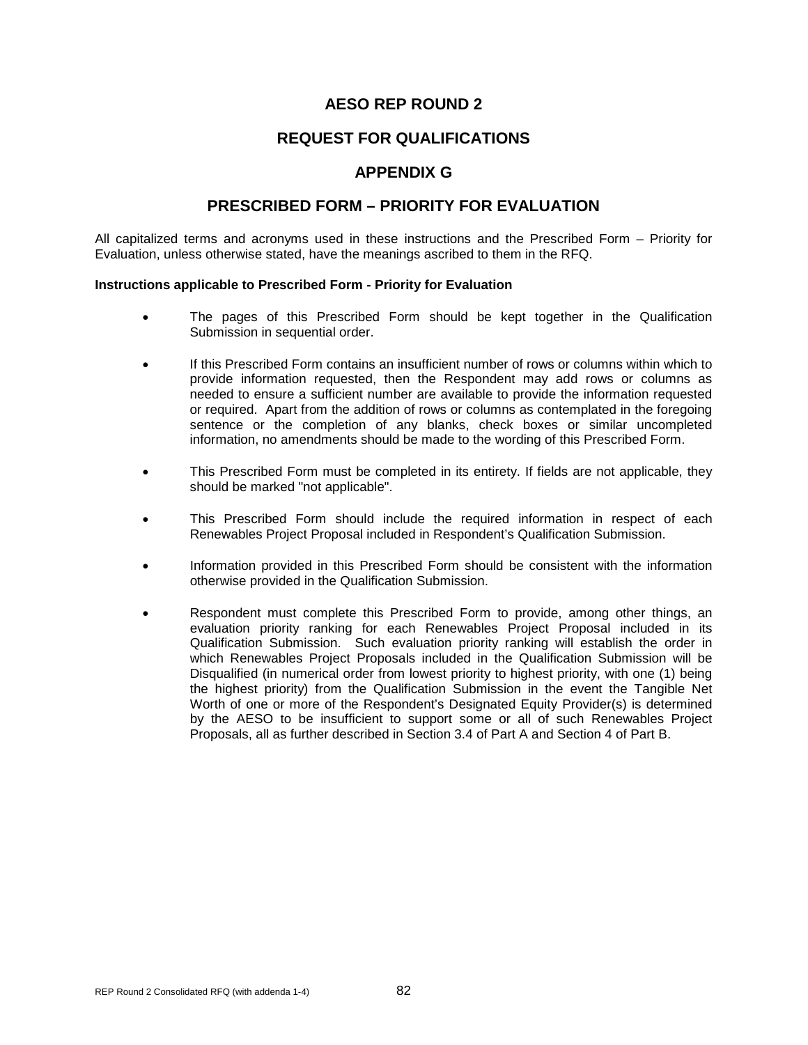# AESO REP ROUND 2

# REQUEST FOR QUALIFICATIONS

# APPENDIX G

# PRESCRIBED FORM – PRIORITY FOR EVALUATION

All capitalized terms and acronyms used in these instructions and the Prescribed Form – Priority for Evaluation, unless otherwise stated, have the meanings ascribed to them in the RFQ.

**Instructions applicable to Prescribed Form - Priority for Evaluation**

- The pages of this Prescribed Form should be kept together in the Qualification Submission in sequential order.
- If this Prescribed Form contains an insufficient number of rows or columns within which to provide information requested, then the Respondent may add rows or columns as needed to ensure a sufficient number are available to provide the information requested or required. Apart from the addition of rows or columns as contemplated in the foregoing sentence or the completion of any blanks, check boxes or similar uncompleted information, no amendments should be made to the wording of this Prescribed Form.
- This Prescribed Form must be completed in its entirety. If fields are not applicable, they should be marked "not applicable".
- This Prescribed Form should include the required information in respect of each Renewables Project Proposal included in Respondent's Qualification Submission.
- Information provided in this Prescribed Form should be consistent with the information otherwise provided in the Qualification Submission.
- Respondent must complete this Prescribed Form to provide, among other things, an evaluation priority ranking for each Renewables Project Proposal included in its Qualification Submission. Such evaluation priority ranking will establish the order in which Renewables Project Proposals included in the Qualification Submission will be Disqualified (in numerical order from lowest priority to highest priority, with one (1) being the highest priority) from the Qualification Submission in the event the Tangible Net Worth of one or more of the Respondent's Designated Equity Provider(s) is determined by the AESO to be insufficient to support some or all of such Renewables Project Proposals, all as further described in Section 3.4 of Part A and Section 4 of Part B.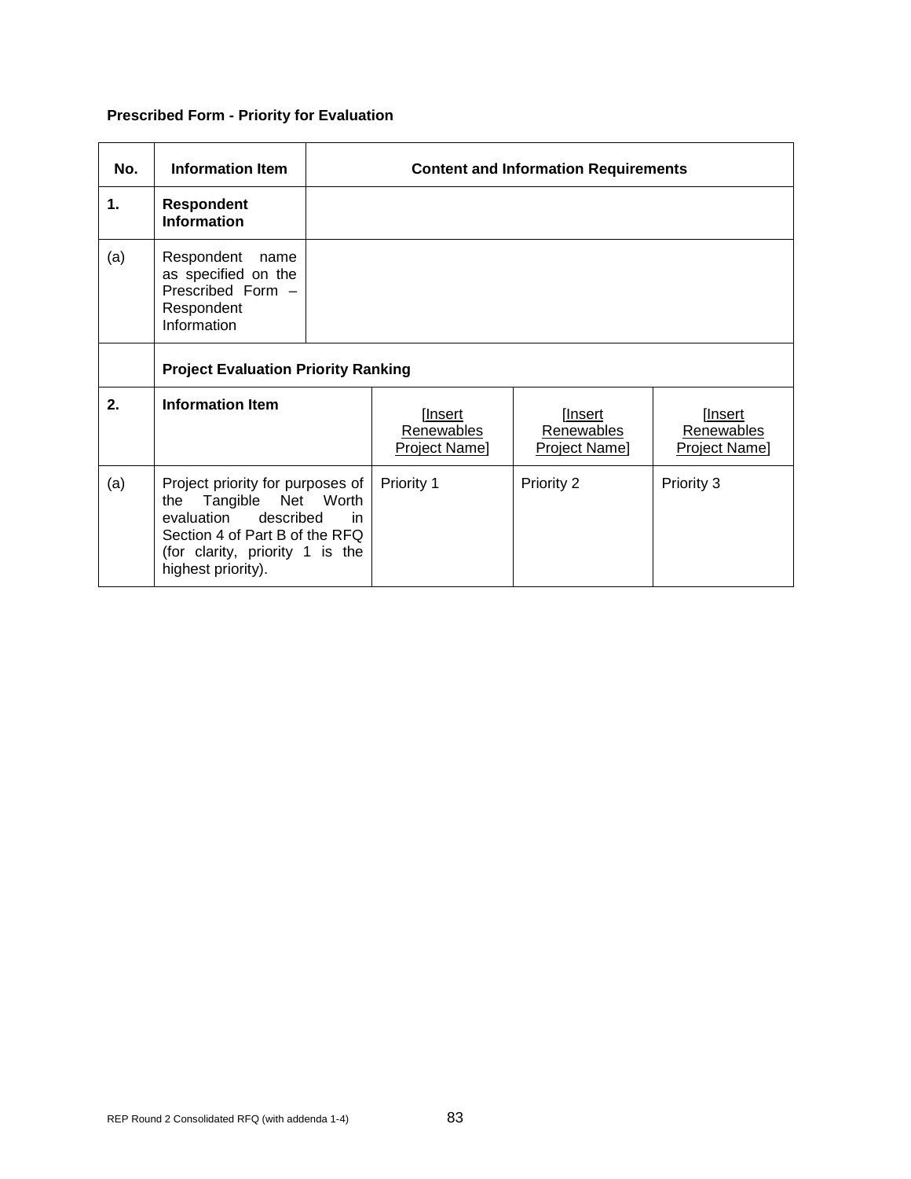**Prescribed Form - Priority for Evaluation**

| No. | Information Item | Content and Information Requirements | | |
|---|---|---|---|---|
| **1.** | **Respondent Information** | | | |
| (a) | Respondent name as specified on the Prescribed Form – Respondent Information | | | |
| | **Project Evaluation Priority Ranking** | | | |
| **2.** | **Information Item** | [Insert Renewables Project Name] | [Insert Renewables Project Name] | [Insert Renewables Project Name] |
| (a) | Project priority for purposes of the Tangible Net Worth evaluation described in Section 4 of Part B of the RFQ (for clarity, priority 1 is the highest priority). | Priority 1 | Priority 2 | Priority 3 |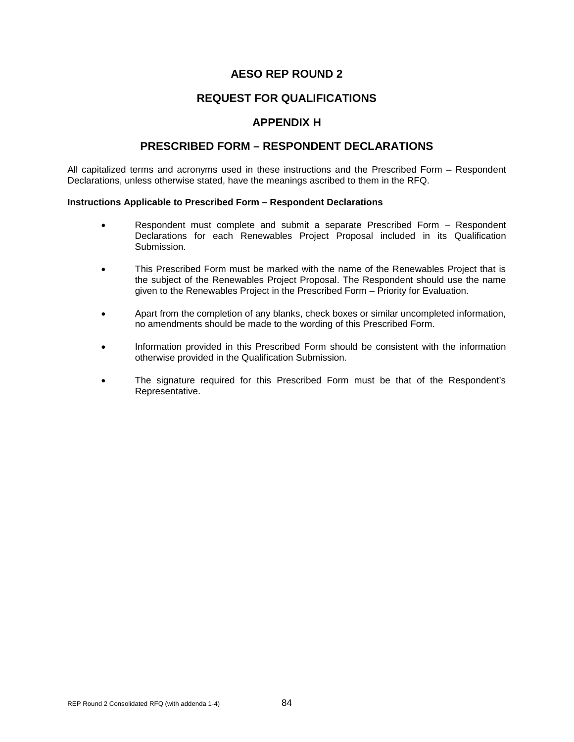# AESO REP ROUND 2

## REQUEST FOR QUALIFICATIONS

## APPENDIX H

## PRESCRIBED FORM – RESPONDENT DECLARATIONS

All capitalized terms and acronyms used in these instructions and the Prescribed Form – Respondent Declarations, unless otherwise stated, have the meanings ascribed to them in the RFQ.

**Instructions Applicable to Prescribed Form – Respondent Declarations**

- Respondent must complete and submit a separate Prescribed Form – Respondent Declarations for each Renewables Project Proposal included in its Qualification Submission.

- This Prescribed Form must be marked with the name of the Renewables Project that is the subject of the Renewables Project Proposal. The Respondent should use the name given to the Renewables Project in the Prescribed Form – Priority for Evaluation.

- Apart from the completion of any blanks, check boxes or similar uncompleted information, no amendments should be made to the wording of this Prescribed Form.

- Information provided in this Prescribed Form should be consistent with the information otherwise provided in the Qualification Submission.

- The signature required for this Prescribed Form must be that of the Respondent's Representative.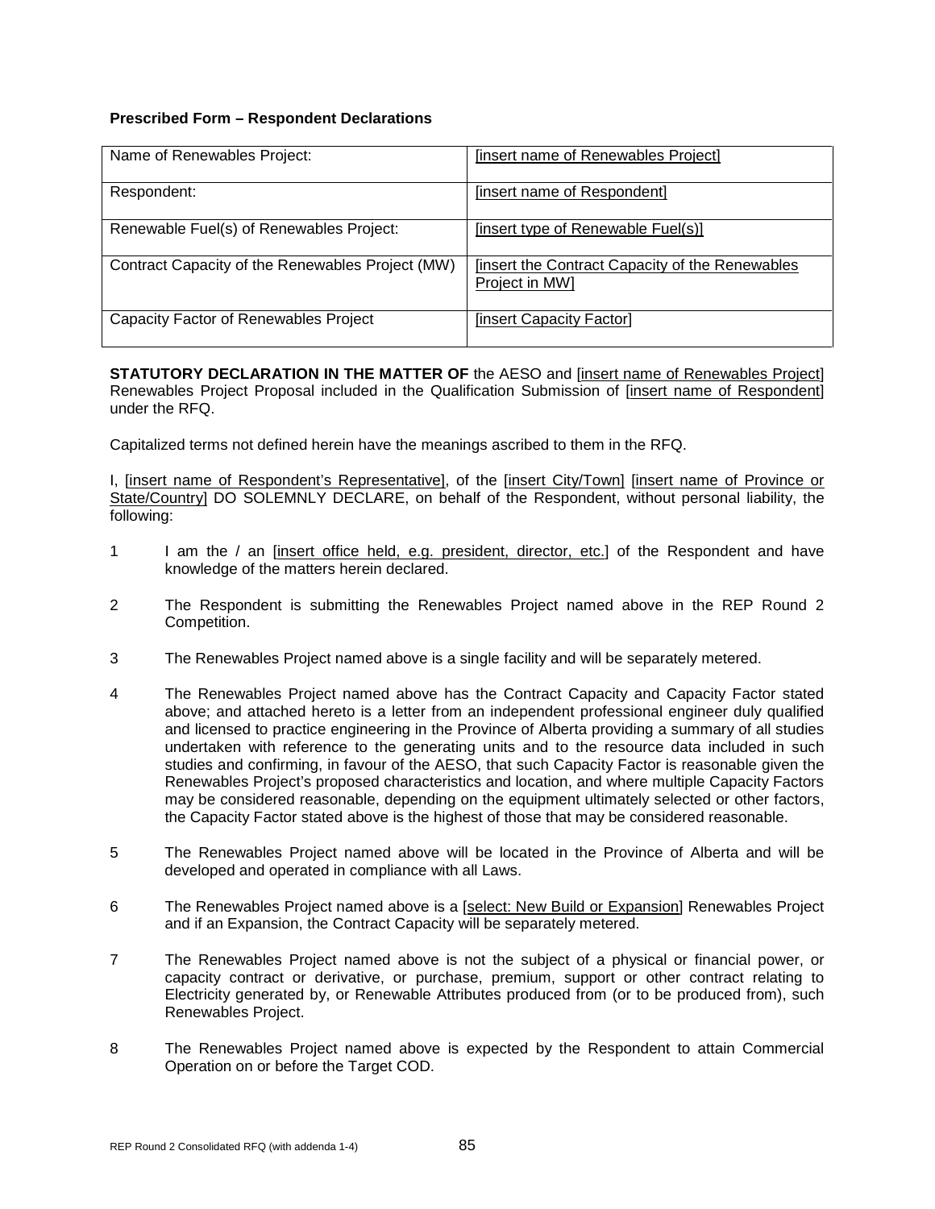**Prescribed Form – Respondent Declarations**

| Name of Renewables Project: | [insert name of Renewables Project] |
|---|---|
| Respondent: | [insert name of Respondent] |
| Renewable Fuel(s) of Renewables Project: | [insert type of Renewable Fuel(s)] |
| Contract Capacity of the Renewables Project (MW) | [insert the Contract Capacity of the Renewables Project in MW] |
| Capacity Factor of Renewables Project | [insert Capacity Factor] |

**STATUTORY DECLARATION IN THE MATTER OF** the AESO and [insert name of Renewables Project] Renewables Project Proposal included in the Qualification Submission of [insert name of Respondent] under the RFQ.

Capitalized terms not defined herein have the meanings ascribed to them in the RFQ.

I, [insert name of Respondent's Representative], of the [insert City/Town] [insert name of Province or State/Country] DO SOLEMNLY DECLARE, on behalf of the Respondent, without personal liability, the following:

1. I am the / an [insert office held, e.g. president, director, etc.] of the Respondent and have knowledge of the matters herein declared.
2. The Respondent is submitting the Renewables Project named above in the REP Round 2 Competition.
3. The Renewables Project named above is a single facility and will be separately metered.
4. The Renewables Project named above has the Contract Capacity and Capacity Factor stated above; and attached hereto is a letter from an independent professional engineer duly qualified and licensed to practice engineering in the Province of Alberta providing a summary of all studies undertaken with reference to the generating units and to the resource data included in such studies and confirming, in favour of the AESO, that such Capacity Factor is reasonable given the Renewables Project's proposed characteristics and location, and where multiple Capacity Factors may be considered reasonable, depending on the equipment ultimately selected or other factors, the Capacity Factor stated above is the highest of those that may be considered reasonable.
5. The Renewables Project named above will be located in the Province of Alberta and will be developed and operated in compliance with all Laws.
6. The Renewables Project named above is a [select: New Build or Expansion] Renewables Project and if an Expansion, the Contract Capacity will be separately metered.
7. The Renewables Project named above is not the subject of a physical or financial power, or capacity contract or derivative, or purchase, premium, support or other contract relating to Electricity generated by, or Renewable Attributes produced from (or to be produced from), such Renewables Project.
8. The Renewables Project named above is expected by the Respondent to attain Commercial Operation on or before the Target COD.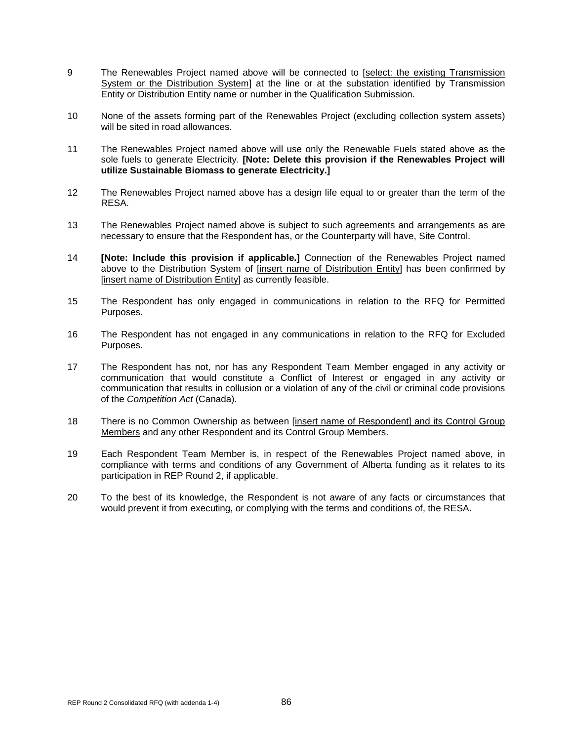9 The Renewables Project named above will be connected to [select: the existing Transmission System or the Distribution System] at the line or at the substation identified by Transmission Entity or Distribution Entity name or number in the Qualification Submission.

10 None of the assets forming part of the Renewables Project (excluding collection system assets) will be sited in road allowances.

11 The Renewables Project named above will use only the Renewable Fuels stated above as the sole fuels to generate Electricity. **[Note: Delete this provision if the Renewables Project will utilize Sustainable Biomass to generate Electricity.]**

12 The Renewables Project named above has a design life equal to or greater than the term of the RESA.

13 The Renewables Project named above is subject to such agreements and arrangements as are necessary to ensure that the Respondent has, or the Counterparty will have, Site Control.

14 **[Note: Include this provision if applicable.]** Connection of the Renewables Project named above to the Distribution System of [insert name of Distribution Entity] has been confirmed by [insert name of Distribution Entity] as currently feasible.

15 The Respondent has only engaged in communications in relation to the RFQ for Permitted Purposes.

16 The Respondent has not engaged in any communications in relation to the RFQ for Excluded Purposes.

17 The Respondent has not, nor has any Respondent Team Member engaged in any activity or communication that would constitute a Conflict of Interest or engaged in any activity or communication that results in collusion or a violation of any of the civil or criminal code provisions of the *Competition Act* (Canada).

18 There is no Common Ownership as between [insert name of Respondent] and its Control Group Members and any other Respondent and its Control Group Members.

19 Each Respondent Team Member is, in respect of the Renewables Project named above, in compliance with terms and conditions of any Government of Alberta funding as it relates to its participation in REP Round 2, if applicable.

20 To the best of its knowledge, the Respondent is not aware of any facts or circumstances that would prevent it from executing, or complying with the terms and conditions of, the RESA.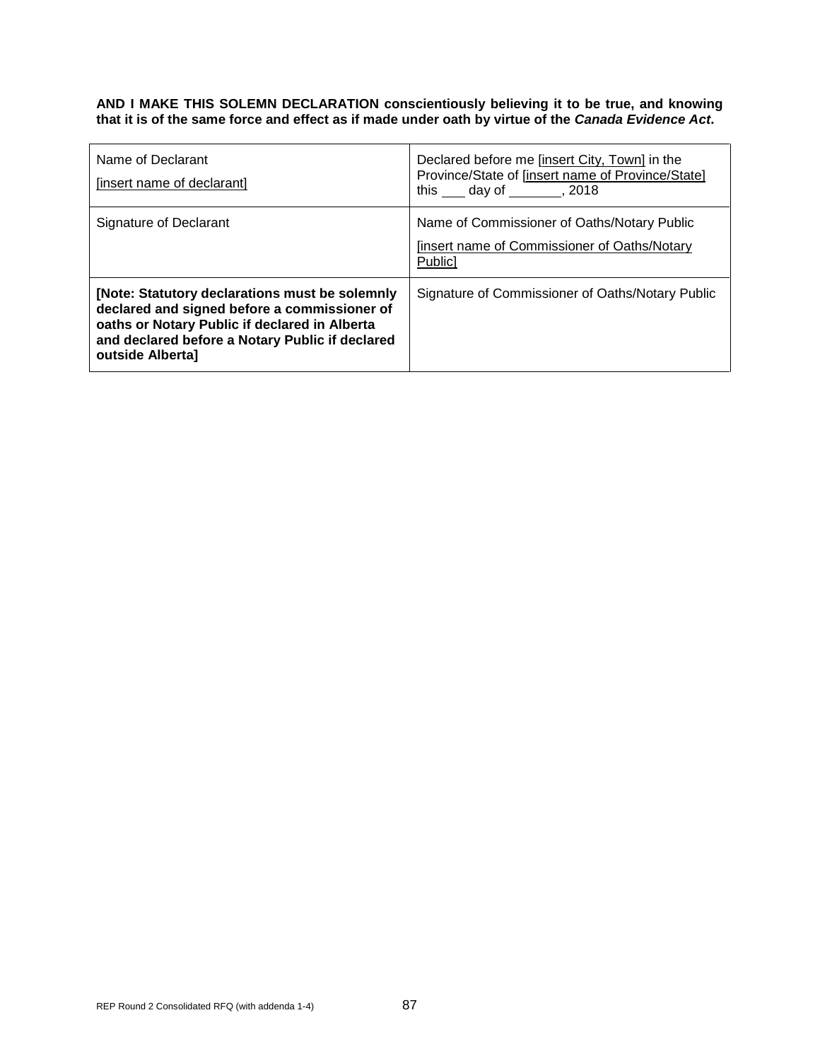**AND I MAKE THIS SOLEMN DECLARATION conscientiously believing it to be true, and knowing that it is of the same force and effect as if made under oath by virtue of the *Canada Evidence Act*.**

| Name of Declarant<br>[insert name of declarant] | Declared before me [insert City, Town] in the Province/State of [insert name of Province/State] this ___ day of _______, 2018 |
|---|---|
| Signature of Declarant | Name of Commissioner of Oaths/Notary Public<br>[insert name of Commissioner of Oaths/Notary Public] |
| **[Note: Statutory declarations must be solemnly declared and signed before a commissioner of oaths or Notary Public if declared in Alberta and declared before a Notary Public if declared outside Alberta]** | Signature of Commissioner of Oaths/Notary Public |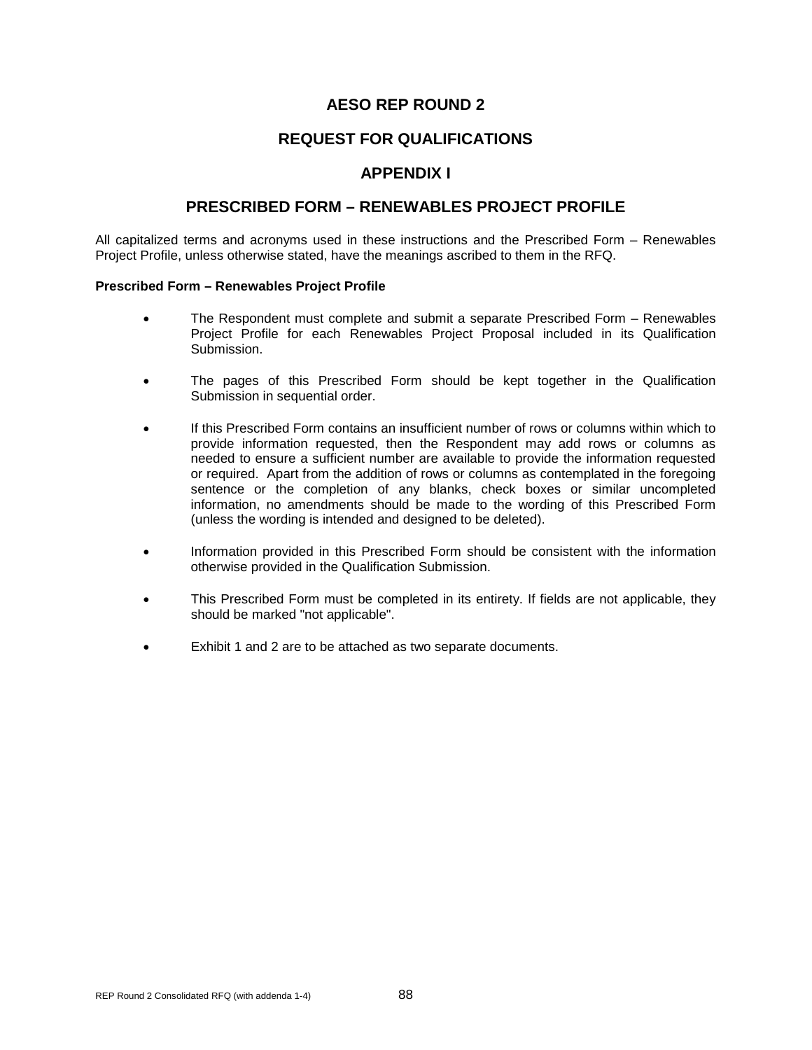# AESO REP ROUND 2

# REQUEST FOR QUALIFICATIONS

# APPENDIX I

# PRESCRIBED FORM – RENEWABLES PROJECT PROFILE

All capitalized terms and acronyms used in these instructions and the Prescribed Form – Renewables Project Profile, unless otherwise stated, have the meanings ascribed to them in the RFQ.

**Prescribed Form – Renewables Project Profile**

- The Respondent must complete and submit a separate Prescribed Form – Renewables Project Profile for each Renewables Project Proposal included in its Qualification Submission.
- The pages of this Prescribed Form should be kept together in the Qualification Submission in sequential order.
- If this Prescribed Form contains an insufficient number of rows or columns within which to provide information requested, then the Respondent may add rows or columns as needed to ensure a sufficient number are available to provide the information requested or required. Apart from the addition of rows or columns as contemplated in the foregoing sentence or the completion of any blanks, check boxes or similar uncompleted information, no amendments should be made to the wording of this Prescribed Form (unless the wording is intended and designed to be deleted).
- Information provided in this Prescribed Form should be consistent with the information otherwise provided in the Qualification Submission.
- This Prescribed Form must be completed in its entirety. If fields are not applicable, they should be marked "not applicable".
- Exhibit 1 and 2 are to be attached as two separate documents.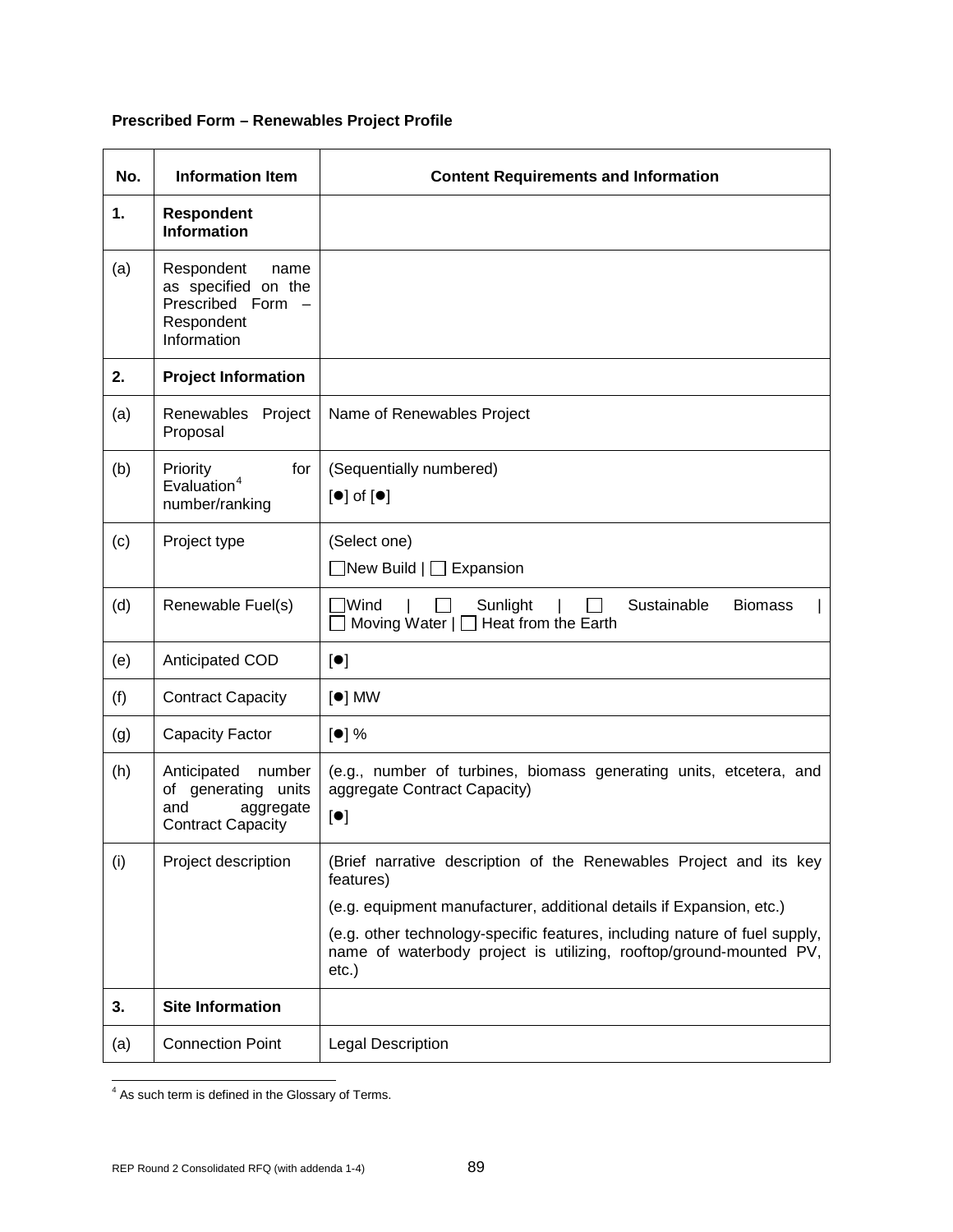**Prescribed Form – Renewables Project Profile**

| No. | Information Item | Content Requirements and Information |
|---|---|---|
| **1.** | **Respondent Information** | |
| (a) | Respondent name as specified on the Prescribed Form – Respondent Information | |
| **2.** | **Project Information** | |
| (a) | Renewables Project Proposal | Name of Renewables Project |
| (b) | Priority for Evaluation[4] number/ranking | (Sequentially numbered)<br>[●] of [●] |
| (c) | Project type | (Select one)<br>☐New Build \| ☐ Expansion |
| (d) | Renewable Fuel(s) | ☐Wind \| ☐ Sunlight \| ☐ Sustainable Biomass \| ☐ Moving Water \| ☐ Heat from the Earth |
| (e) | Anticipated COD | [●] |
| (f) | Contract Capacity | [●] MW |
| (g) | Capacity Factor | [●] % |
| (h) | Anticipated number of generating units and aggregate Contract Capacity | (e.g., number of turbines, biomass generating units, etcetera, and aggregate Contract Capacity)<br>[●] |
| (i) | Project description | (Brief narrative description of the Renewables Project and its key features)<br>(e.g. equipment manufacturer, additional details if Expansion, etc.)<br>(e.g. other technology-specific features, including nature of fuel supply, name of waterbody project is utilizing, rooftop/ground-mounted PV, etc.) |
| **3.** | **Site Information** | |
| (a) | Connection Point | Legal Description |

[4] As such term is defined in the Glossary of Terms.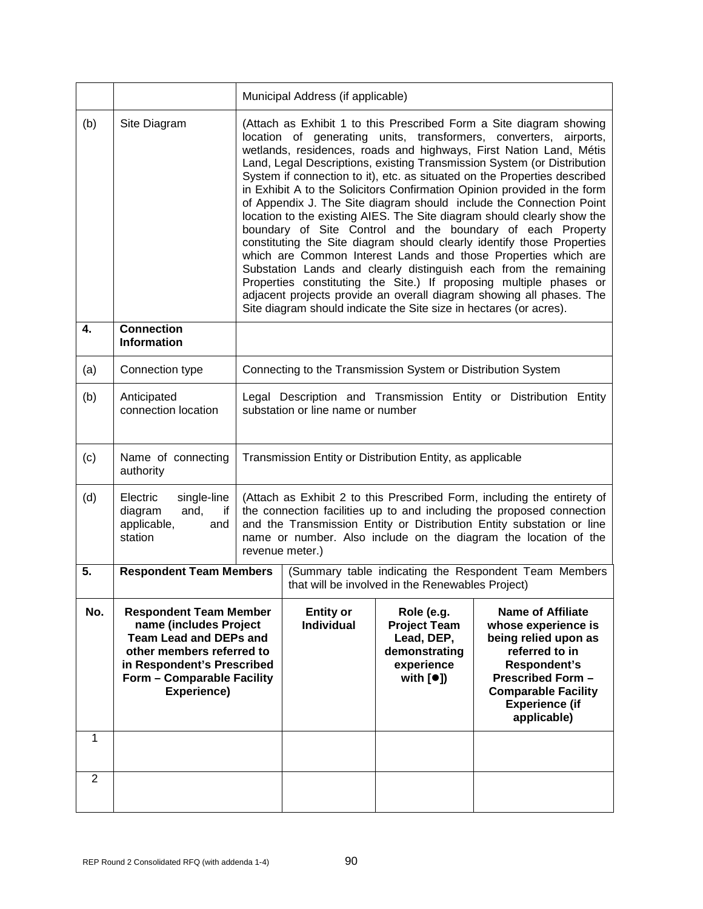| | | | | |
|---|---|---|---|---|
| | | Municipal Address (if applicable) | | |
| (b) | Site Diagram | (Attach as Exhibit 1 to this Prescribed Form a Site diagram showing location of generating units, transformers, converters, airports, wetlands, residences, roads and highways, First Nation Land, Métis Land, Legal Descriptions, existing Transmission System (or Distribution System if connection to it), etc. as situated on the Properties described in Exhibit A to the Solicitors Confirmation Opinion provided in the form of Appendix J. The Site diagram should include the Connection Point location to the existing AIES. The Site diagram should clearly show the boundary of Site Control and the boundary of each Property constituting the Site diagram should clearly identify those Properties which are Common Interest Lands and those Properties which are Substation Lands and clearly distinguish each from the remaining Properties constituting the Site.) If proposing multiple phases or adjacent projects provide an overall diagram showing all phases. The Site diagram should indicate the Site size in hectares (or acres). | | |
| **4.** | **Connection Information** | | | |
| (a) | Connection type | Connecting to the Transmission System or Distribution System | | |
| (b) | Anticipated connection location | Legal Description and Transmission Entity or Distribution Entity substation or line name or number | | |
| (c) | Name of connecting authority | Transmission Entity or Distribution Entity, as applicable | | |
| (d) | Electric single-line diagram and, if applicable, and station | (Attach as Exhibit 2 to this Prescribed Form, including the entirety of the connection facilities up to and including the proposed connection and the Transmission Entity or Distribution Entity substation or line name or number. Also include on the diagram the location of the revenue meter.) | | |
| **5.** | **Respondent Team Members** | (Summary table indicating the Respondent Team Members that will be involved in the Renewables Project) | | |
| **No.** | **Respondent Team Member name (includes Project Team Lead and DEPs and other members referred to in Respondent's Prescribed Form – Comparable Facility Experience)** | **Entity or Individual** | **Role (e.g. Project Team Lead, DEP, demonstrating experience with [●])** | **Name of Affiliate whose experience is being relied upon as referred to in Respondent's Prescribed Form – Comparable Facility Experience (if applicable)** |
| 1 | | | | |
| 2 | | | | |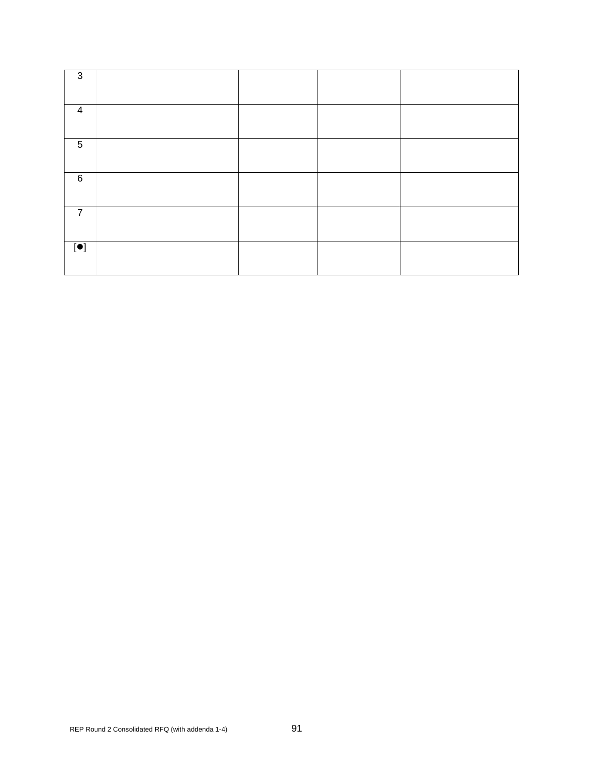| | | | | |
|---|---|---|---|---|
| 3 | | | | |
| 4 | | | | |
| 5 | | | | |
| 6 | | | | |
| 7 | | | | |
| [●] | | | | |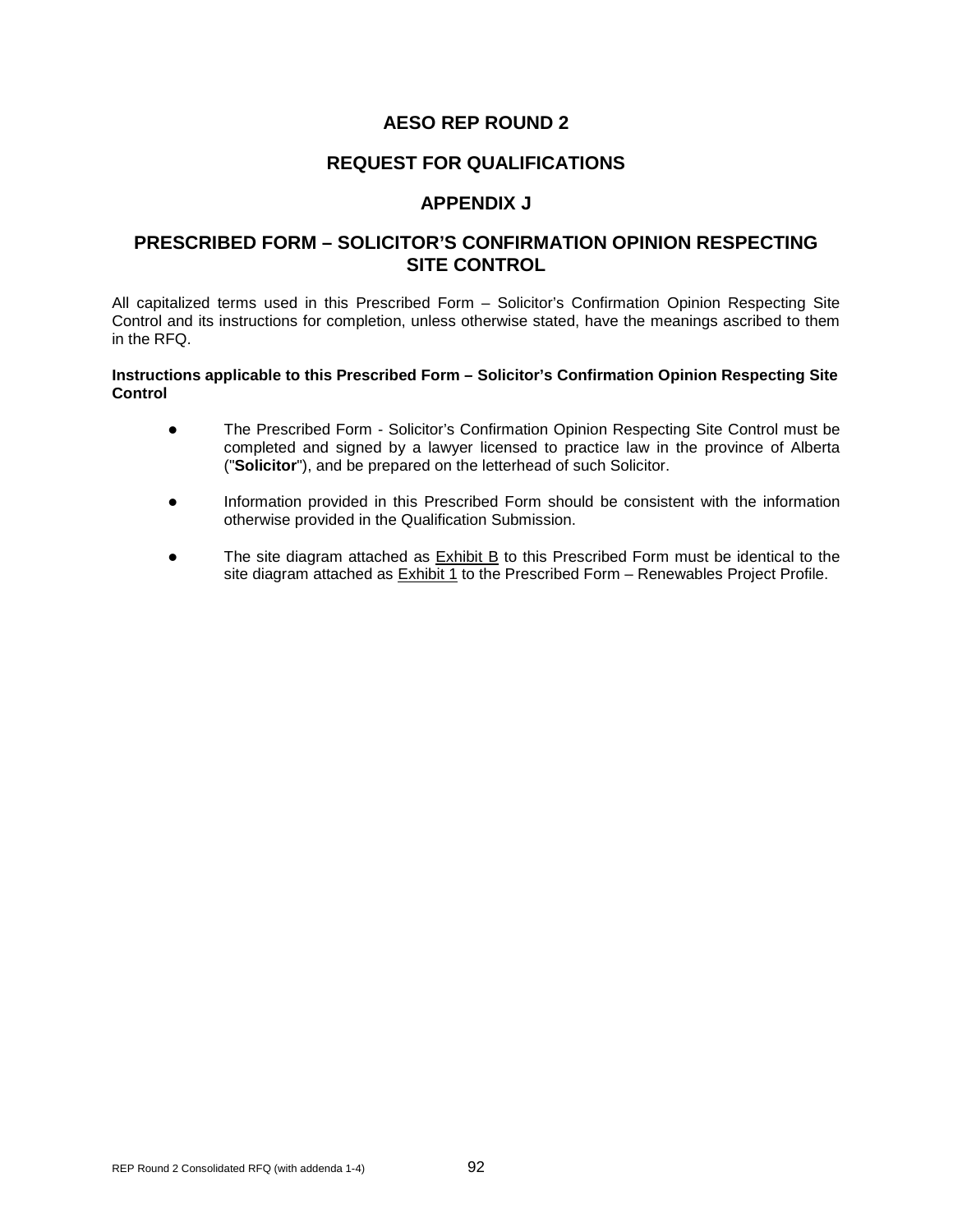# AESO REP ROUND 2

# REQUEST FOR QUALIFICATIONS

# APPENDIX J

# PRESCRIBED FORM – SOLICITOR'S CONFIRMATION OPINION RESPECTING SITE CONTROL

All capitalized terms used in this Prescribed Form – Solicitor's Confirmation Opinion Respecting Site Control and its instructions for completion, unless otherwise stated, have the meanings ascribed to them in the RFQ.

**Instructions applicable to this Prescribed Form – Solicitor's Confirmation Opinion Respecting Site Control**

- The Prescribed Form - Solicitor's Confirmation Opinion Respecting Site Control must be completed and signed by a lawyer licensed to practice law in the province of Alberta ("**Solicitor**"), and be prepared on the letterhead of such Solicitor.

- Information provided in this Prescribed Form should be consistent with the information otherwise provided in the Qualification Submission.

- The site diagram attached as Exhibit B to this Prescribed Form must be identical to the site diagram attached as Exhibit 1 to the Prescribed Form – Renewables Project Profile.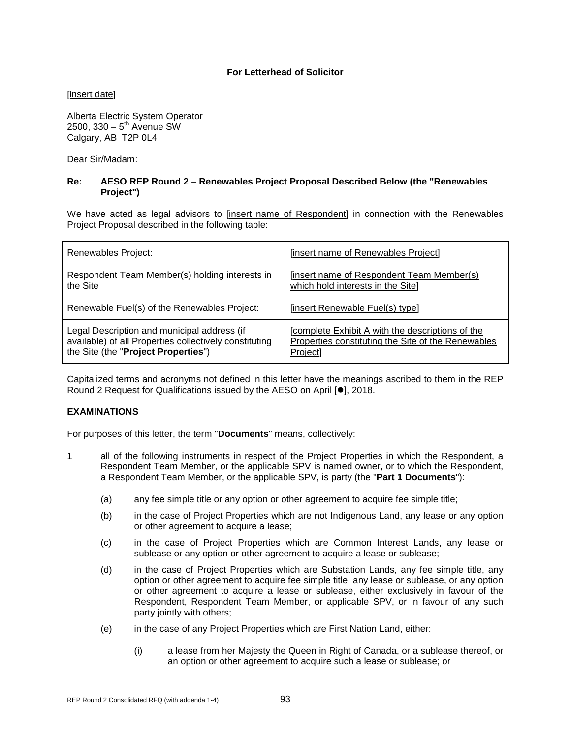**For Letterhead of Solicitor**

[insert date]

Alberta Electric System Operator
2500, 330 – 5th Avenue SW
Calgary, AB T2P 0L4

Dear Sir/Madam:

**Re: AESO REP Round 2 – Renewables Project Proposal Described Below (the "Renewables Project")**

We have acted as legal advisors to [insert name of Respondent] in connection with the Renewables Project Proposal described in the following table:

| Renewables Project: | [insert name of Renewables Project] |
|---|---|
| Respondent Team Member(s) holding interests in the Site | [insert name of Respondent Team Member(s) which hold interests in the Site] |
| Renewable Fuel(s) of the Renewables Project: | [insert Renewable Fuel(s) type] |
| Legal Description and municipal address (if available) of all Properties collectively constituting the Site (the "**Project Properties**") | [complete Exhibit A with the descriptions of the Properties constituting the Site of the Renewables Project] |

Capitalized terms and acronyms not defined in this letter have the meanings ascribed to them in the REP Round 2 Request for Qualifications issued by the AESO on April [●], 2018.

**EXAMINATIONS**

For purposes of this letter, the term "**Documents**" means, collectively:

1 all of the following instruments in respect of the Project Properties in which the Respondent, a Respondent Team Member, or the applicable SPV is named owner, or to which the Respondent, a Respondent Team Member, or the applicable SPV, is party (the "**Part 1 Documents**"):

   (a) any fee simple title or any option or other agreement to acquire fee simple title;

   (b) in the case of Project Properties which are not Indigenous Land, any lease or any option or other agreement to acquire a lease;

   (c) in the case of Project Properties which are Common Interest Lands, any lease or sublease or any option or other agreement to acquire a lease or sublease;

   (d) in the case of Project Properties which are Substation Lands, any fee simple title, any option or other agreement to acquire fee simple title, any lease or sublease, or any option or other agreement to acquire a lease or sublease, either exclusively in favour of the Respondent, Respondent Team Member, or applicable SPV, or in favour of any such party jointly with others;

   (e) in the case of any Project Properties which are First Nation Land, either:

      (i) a lease from her Majesty the Queen in Right of Canada, or a sublease thereof, or an option or other agreement to acquire such a lease or sublease; or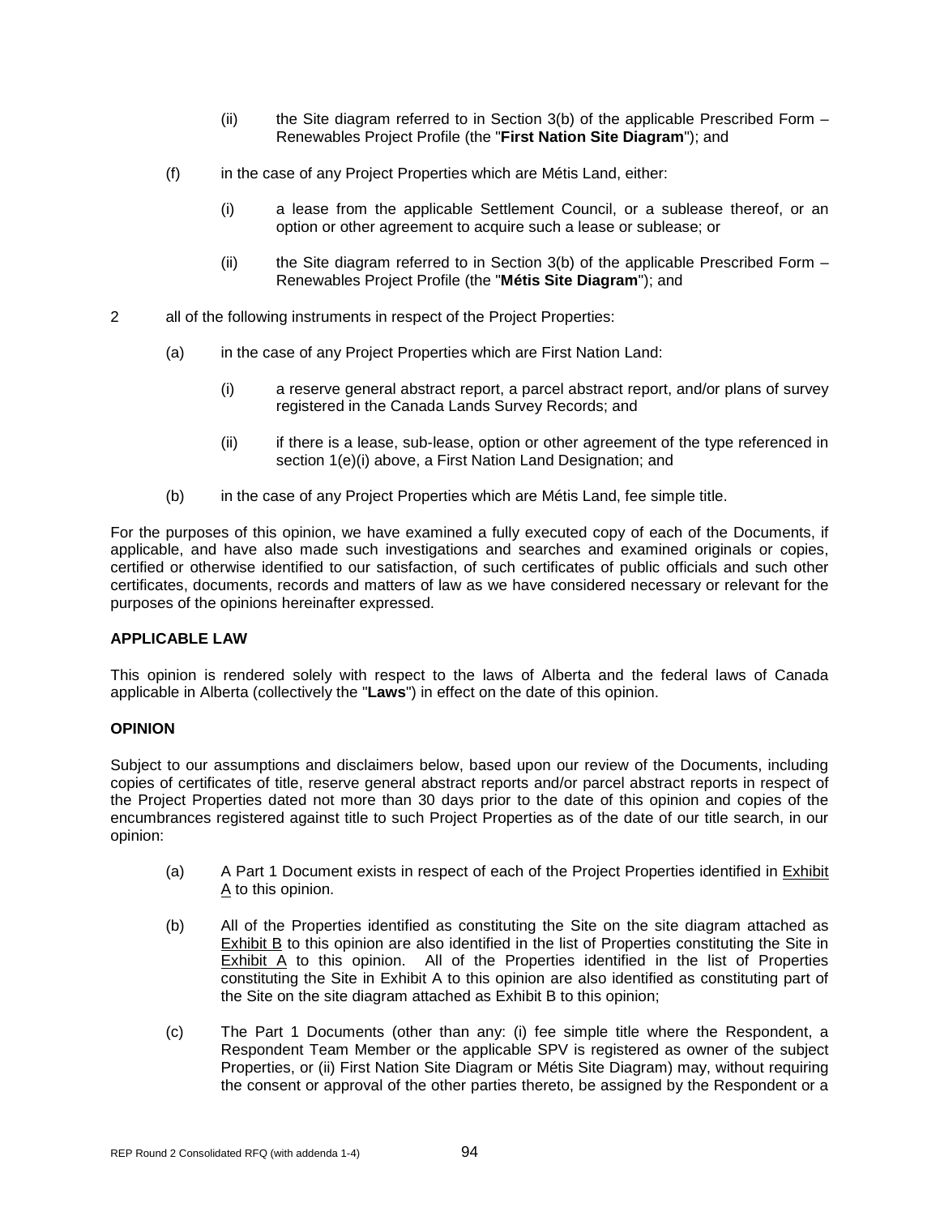(ii) the Site diagram referred to in Section 3(b) of the applicable Prescribed Form – Renewables Project Profile (the "**First Nation Site Diagram**"); and

(f) in the case of any Project Properties which are Métis Land, either:

(i) a lease from the applicable Settlement Council, or a sublease thereof, or an option or other agreement to acquire such a lease or sublease; or

(ii) the Site diagram referred to in Section 3(b) of the applicable Prescribed Form – Renewables Project Profile (the "**Métis Site Diagram**"); and

2 all of the following instruments in respect of the Project Properties:

(a) in the case of any Project Properties which are First Nation Land:

(i) a reserve general abstract report, a parcel abstract report, and/or plans of survey registered in the Canada Lands Survey Records; and

(ii) if there is a lease, sub-lease, option or other agreement of the type referenced in section 1(e)(i) above, a First Nation Land Designation; and

(b) in the case of any Project Properties which are Métis Land, fee simple title.

For the purposes of this opinion, we have examined a fully executed copy of each of the Documents, if applicable, and have also made such investigations and searches and examined originals or copies, certified or otherwise identified to our satisfaction, of such certificates of public officials and such other certificates, documents, records and matters of law as we have considered necessary or relevant for the purposes of the opinions hereinafter expressed.

**APPLICABLE LAW**

This opinion is rendered solely with respect to the laws of Alberta and the federal laws of Canada applicable in Alberta (collectively the "**Laws**") in effect on the date of this opinion.

**OPINION**

Subject to our assumptions and disclaimers below, based upon our review of the Documents, including copies of certificates of title, reserve general abstract reports and/or parcel abstract reports in respect of the Project Properties dated not more than 30 days prior to the date of this opinion and copies of the encumbrances registered against title to such Project Properties as of the date of our title search, in our opinion:

(a) A Part 1 Document exists in respect of each of the Project Properties identified in Exhibit A to this opinion.

(b) All of the Properties identified as constituting the Site on the site diagram attached as Exhibit B to this opinion are also identified in the list of Properties constituting the Site in Exhibit A to this opinion. All of the Properties identified in the list of Properties constituting the Site in Exhibit A to this opinion are also identified as constituting part of the Site on the site diagram attached as Exhibit B to this opinion;

(c) The Part 1 Documents (other than any: (i) fee simple title where the Respondent, a Respondent Team Member or the applicable SPV is registered as owner of the subject Properties, or (ii) First Nation Site Diagram or Métis Site Diagram) may, without requiring the consent or approval of the other parties thereto, be assigned by the Respondent or a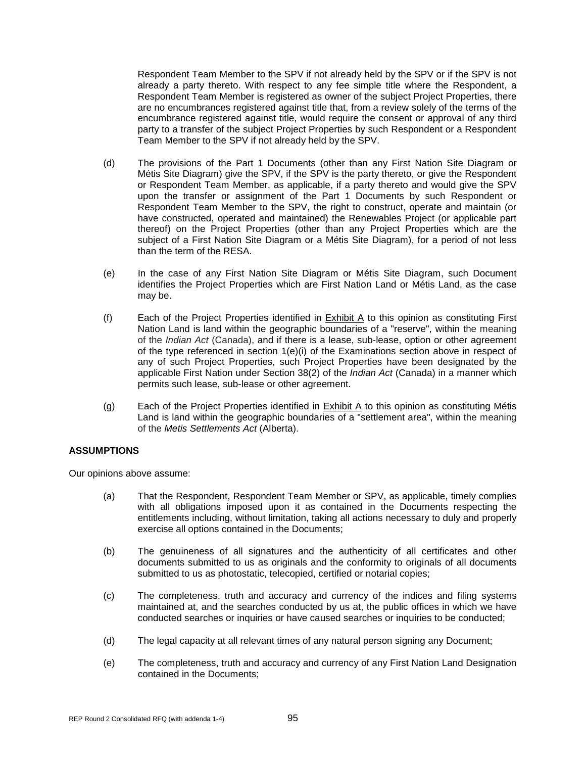Respondent Team Member to the SPV if not already held by the SPV or if the SPV is not already a party thereto. With respect to any fee simple title where the Respondent, a Respondent Team Member is registered as owner of the subject Project Properties, there are no encumbrances registered against title that, from a review solely of the terms of the encumbrance registered against title, would require the consent or approval of any third party to a transfer of the subject Project Properties by such Respondent or a Respondent Team Member to the SPV if not already held by the SPV.

(d) The provisions of the Part 1 Documents (other than any First Nation Site Diagram or Métis Site Diagram) give the SPV, if the SPV is the party thereto, or give the Respondent or Respondent Team Member, as applicable, if a party thereto and would give the SPV upon the transfer or assignment of the Part 1 Documents by such Respondent or Respondent Team Member to the SPV, the right to construct, operate and maintain (or have constructed, operated and maintained) the Renewables Project (or applicable part thereof) on the Project Properties (other than any Project Properties which are the subject of a First Nation Site Diagram or a Métis Site Diagram), for a period of not less than the term of the RESA.

(e) In the case of any First Nation Site Diagram or Métis Site Diagram, such Document identifies the Project Properties which are First Nation Land or Métis Land, as the case may be.

(f) Each of the Project Properties identified in Exhibit A to this opinion as constituting First Nation Land is land within the geographic boundaries of a "reserve", within the meaning of the *Indian Act* (Canada), and if there is a lease, sub-lease, option or other agreement of the type referenced in section 1(e)(i) of the Examinations section above in respect of any of such Project Properties, such Project Properties have been designated by the applicable First Nation under Section 38(2) of the *Indian Act* (Canada) in a manner which permits such lease, sub-lease or other agreement.

(g) Each of the Project Properties identified in Exhibit A to this opinion as constituting Métis Land is land within the geographic boundaries of a "settlement area", within the meaning of the *Metis Settlements Act* (Alberta).

**ASSUMPTIONS**

Our opinions above assume:

(a) That the Respondent, Respondent Team Member or SPV, as applicable, timely complies with all obligations imposed upon it as contained in the Documents respecting the entitlements including, without limitation, taking all actions necessary to duly and properly exercise all options contained in the Documents;

(b) The genuineness of all signatures and the authenticity of all certificates and other documents submitted to us as originals and the conformity to originals of all documents submitted to us as photostatic, telecopied, certified or notarial copies;

(c) The completeness, truth and accuracy and currency of the indices and filing systems maintained at, and the searches conducted by us at, the public offices in which we have conducted searches or inquiries or have caused searches or inquiries to be conducted;

(d) The legal capacity at all relevant times of any natural person signing any Document;

(e) The completeness, truth and accuracy and currency of any First Nation Land Designation contained in the Documents;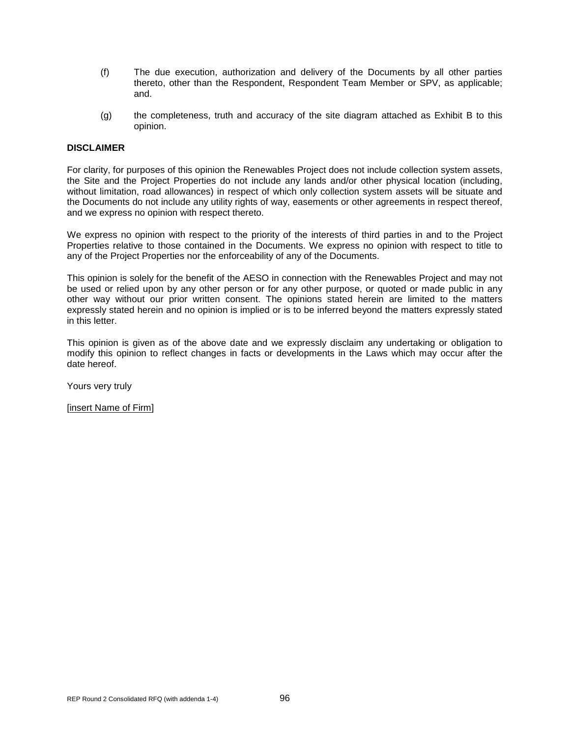(f) The due execution, authorization and delivery of the Documents by all other parties thereto, other than the Respondent, Respondent Team Member or SPV, as applicable; and.

(g) the completeness, truth and accuracy of the site diagram attached as Exhibit B to this opinion.

**DISCLAIMER**

For clarity, for purposes of this opinion the Renewables Project does not include collection system assets, the Site and the Project Properties do not include any lands and/or other physical location (including, without limitation, road allowances) in respect of which only collection system assets will be situate and the Documents do not include any utility rights of way, easements or other agreements in respect thereof, and we express no opinion with respect thereto.

We express no opinion with respect to the priority of the interests of third parties in and to the Project Properties relative to those contained in the Documents. We express no opinion with respect to title to any of the Project Properties nor the enforceability of any of the Documents.

This opinion is solely for the benefit of the AESO in connection with the Renewables Project and may not be used or relied upon by any other person or for any other purpose, or quoted or made public in any other way without our prior written consent. The opinions stated herein are limited to the matters expressly stated herein and no opinion is implied or is to be inferred beyond the matters expressly stated in this letter.

This opinion is given as of the above date and we expressly disclaim any undertaking or obligation to modify this opinion to reflect changes in facts or developments in the Laws which may occur after the date hereof.

Yours very truly

[insert Name of Firm]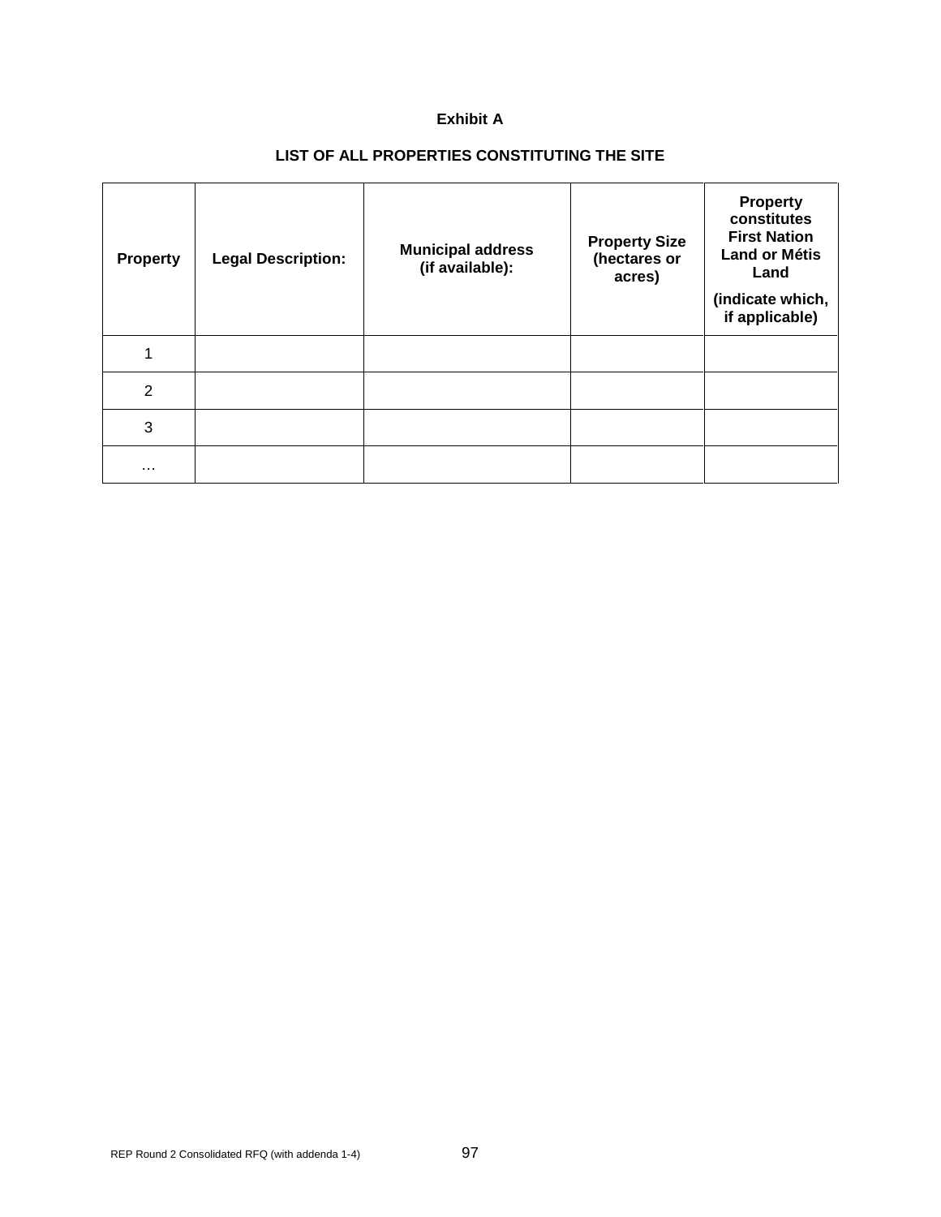**Exhibit A**

**LIST OF ALL PROPERTIES CONSTITUTING THE SITE**

| Property | Legal Description: | Municipal address (if available): | Property Size (hectares or acres) | Property constitutes First Nation Land or Métis Land (indicate which, if applicable) |
|---|---|---|---|---|
| 1 | | | | |
| 2 | | | | |
| 3 | | | | |
| … | | | | |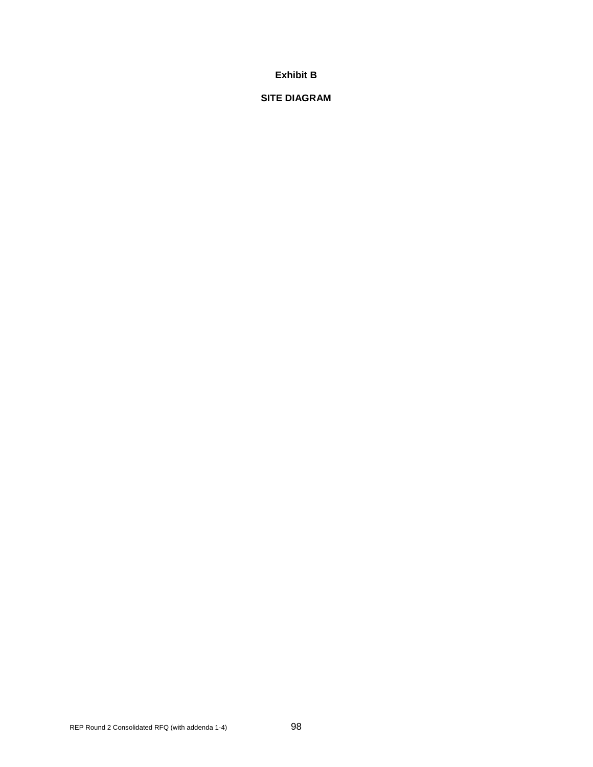**Exhibit B**

**SITE DIAGRAM**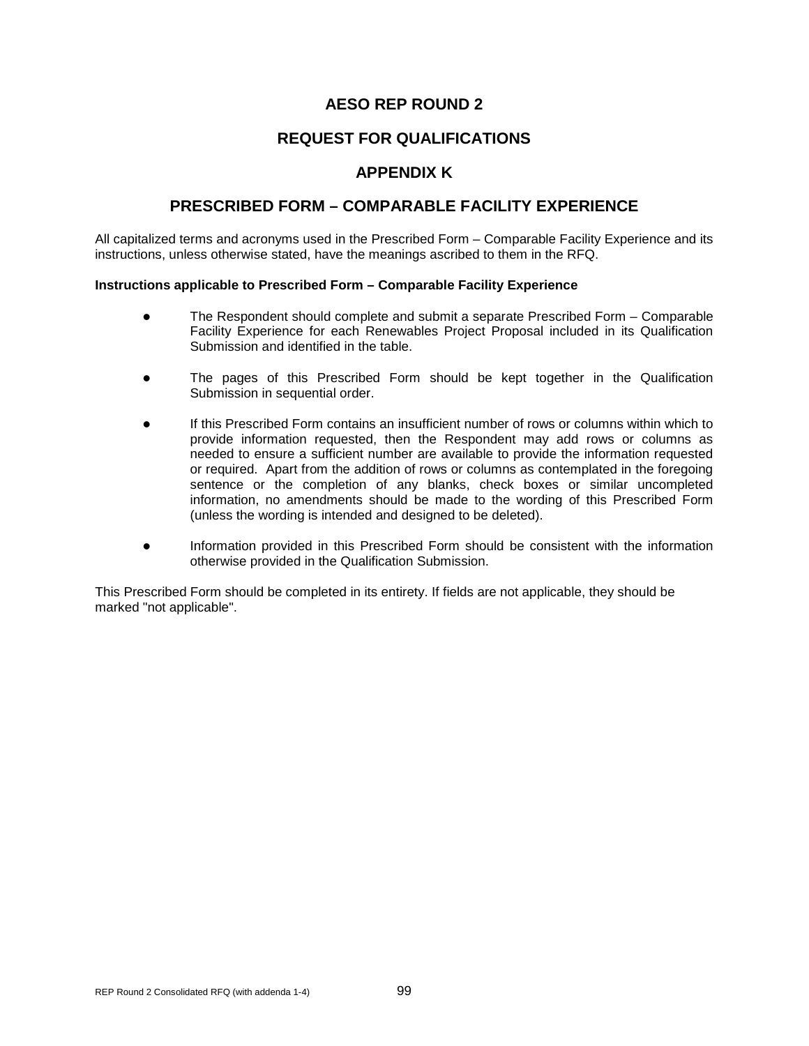# AESO REP ROUND 2

## REQUEST FOR QUALIFICATIONS

## APPENDIX K

## PRESCRIBED FORM – COMPARABLE FACILITY EXPERIENCE

All capitalized terms and acronyms used in the Prescribed Form – Comparable Facility Experience and its instructions, unless otherwise stated, have the meanings ascribed to them in the RFQ.

**Instructions applicable to Prescribed Form – Comparable Facility Experience**

- The Respondent should complete and submit a separate Prescribed Form – Comparable Facility Experience for each Renewables Project Proposal included in its Qualification Submission and identified in the table.

- The pages of this Prescribed Form should be kept together in the Qualification Submission in sequential order.

- If this Prescribed Form contains an insufficient number of rows or columns within which to provide information requested, then the Respondent may add rows or columns as needed to ensure a sufficient number are available to provide the information requested or required. Apart from the addition of rows or columns as contemplated in the foregoing sentence or the completion of any blanks, check boxes or similar uncompleted information, no amendments should be made to the wording of this Prescribed Form (unless the wording is intended and designed to be deleted).

- Information provided in this Prescribed Form should be consistent with the information otherwise provided in the Qualification Submission.

This Prescribed Form should be completed in its entirety. If fields are not applicable, they should be marked "not applicable".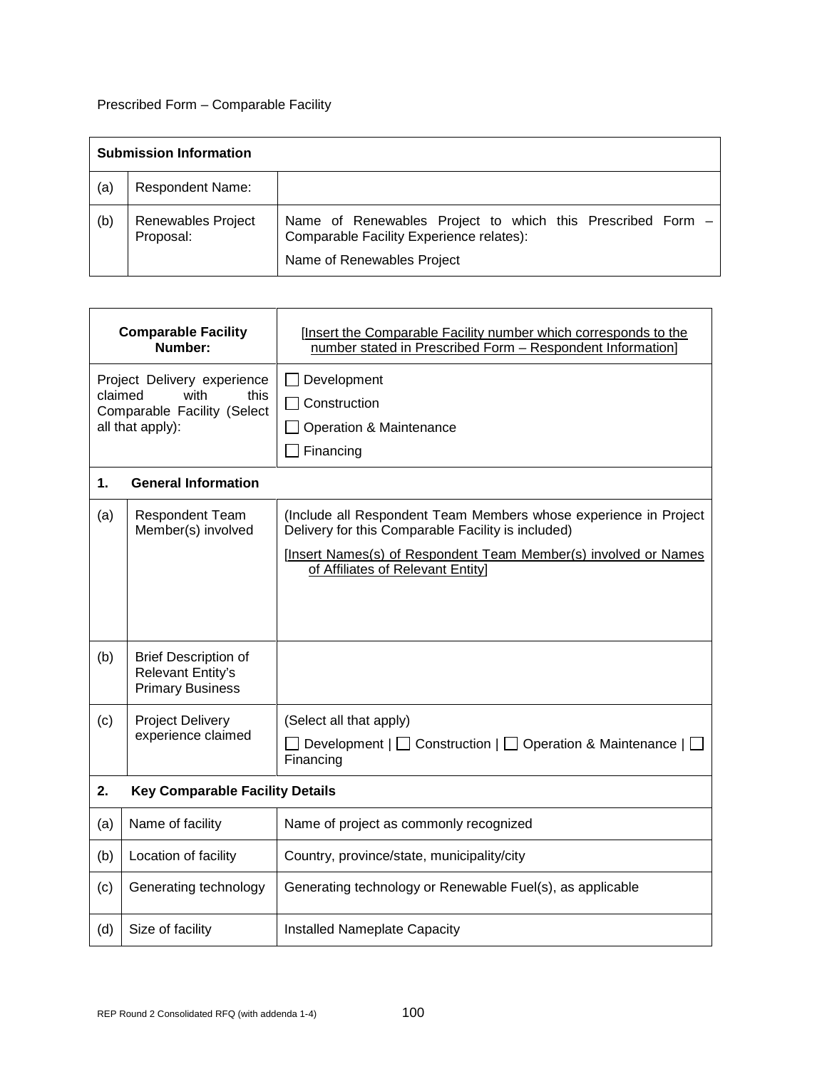Prescribed Form – Comparable Facility

| Submission Information | | |
|---|---|---|
| (a) | Respondent Name: | |
| (b) | Renewables Project Proposal: | Name of Renewables Project to which this Prescribed Form – Comparable Facility Experience relates):<br><br>Name of Renewables Project |

| Comparable Facility Number: | | [Insert the Comparable Facility number which corresponds to the number stated in Prescribed Form – Respondent Information] |
|---|---|---|
| Project Delivery experience claimed with this Comparable Facility (Select all that apply): | | ☐ Development<br>☐ Construction<br>☐ Operation & Maintenance<br>☐ Financing |
| **1. General Information** | | |
| (a) | Respondent Team Member(s) involved | (Include all Respondent Team Members whose experience in Project Delivery for this Comparable Facility is included)<br><br>[Insert Names(s) of Respondent Team Member(s) involved or Names of Affiliates of Relevant Entity] |
| (b) | Brief Description of Relevant Entity's Primary Business | |
| (c) | Project Delivery experience claimed | (Select all that apply)<br><br>☐ Development \| ☐ Construction \| ☐ Operation & Maintenance \| ☐ Financing |
| **2. Key Comparable Facility Details** | | |
| (a) | Name of facility | Name of project as commonly recognized |
| (b) | Location of facility | Country, province/state, municipality/city |
| (c) | Generating technology | Generating technology or Renewable Fuel(s), as applicable |
| (d) | Size of facility | Installed Nameplate Capacity |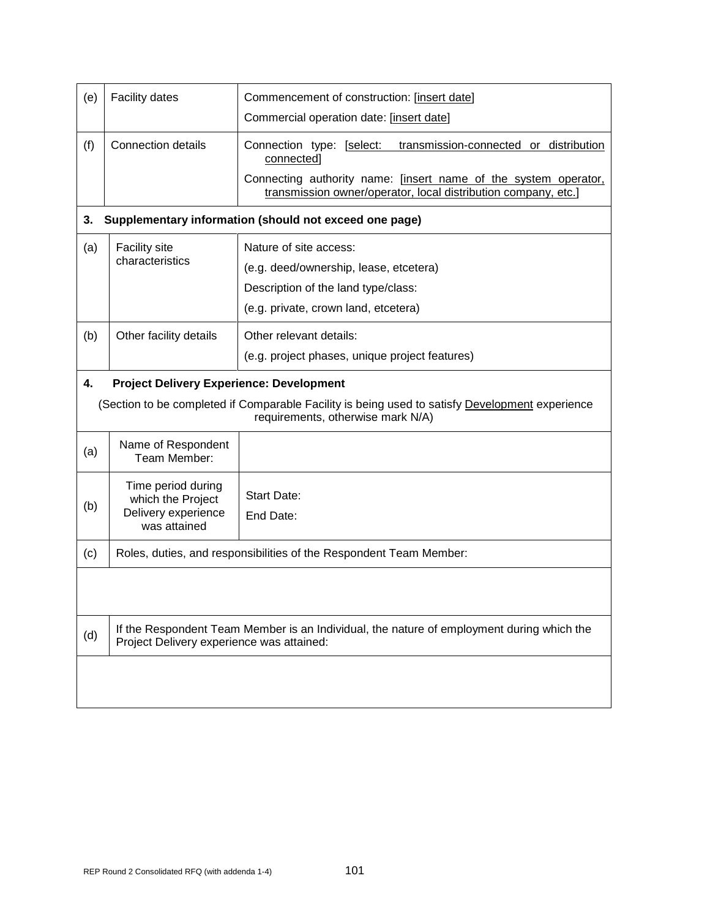| | | |
|---|---|---|
| (e) | Facility dates | Commencement of construction: [insert date]<br>Commercial operation date: [insert date] |
| (f) | Connection details | Connection type: [select: transmission-connected or distribution connected]<br>Connecting authority name: [insert name of the system operator, transmission owner/operator, local distribution company, etc.] |
| **3.** | **Supplementary information (should not exceed one page)** | |
| (a) | Facility site characteristics | Nature of site access:<br>(e.g. deed/ownership, lease, etcetera)<br>Description of the land type/class:<br>(e.g. private, crown land, etcetera) |
| (b) | Other facility details | Other relevant details:<br>(e.g. project phases, unique project features) |
| **4.** | **Project Delivery Experience: Development**<br>(Section to be completed if Comparable Facility is being used to satisfy Development experience requirements, otherwise mark N/A) | |
| (a) | Name of Respondent Team Member: | |
| (b) | Time period during which the Project Delivery experience was attained | Start Date:<br>End Date: |
| (c) | Roles, duties, and responsibilities of the Respondent Team Member: | |
| | | |
| (d) | If the Respondent Team Member is an Individual, the nature of employment during which the Project Delivery experience was attained: | |
| | | |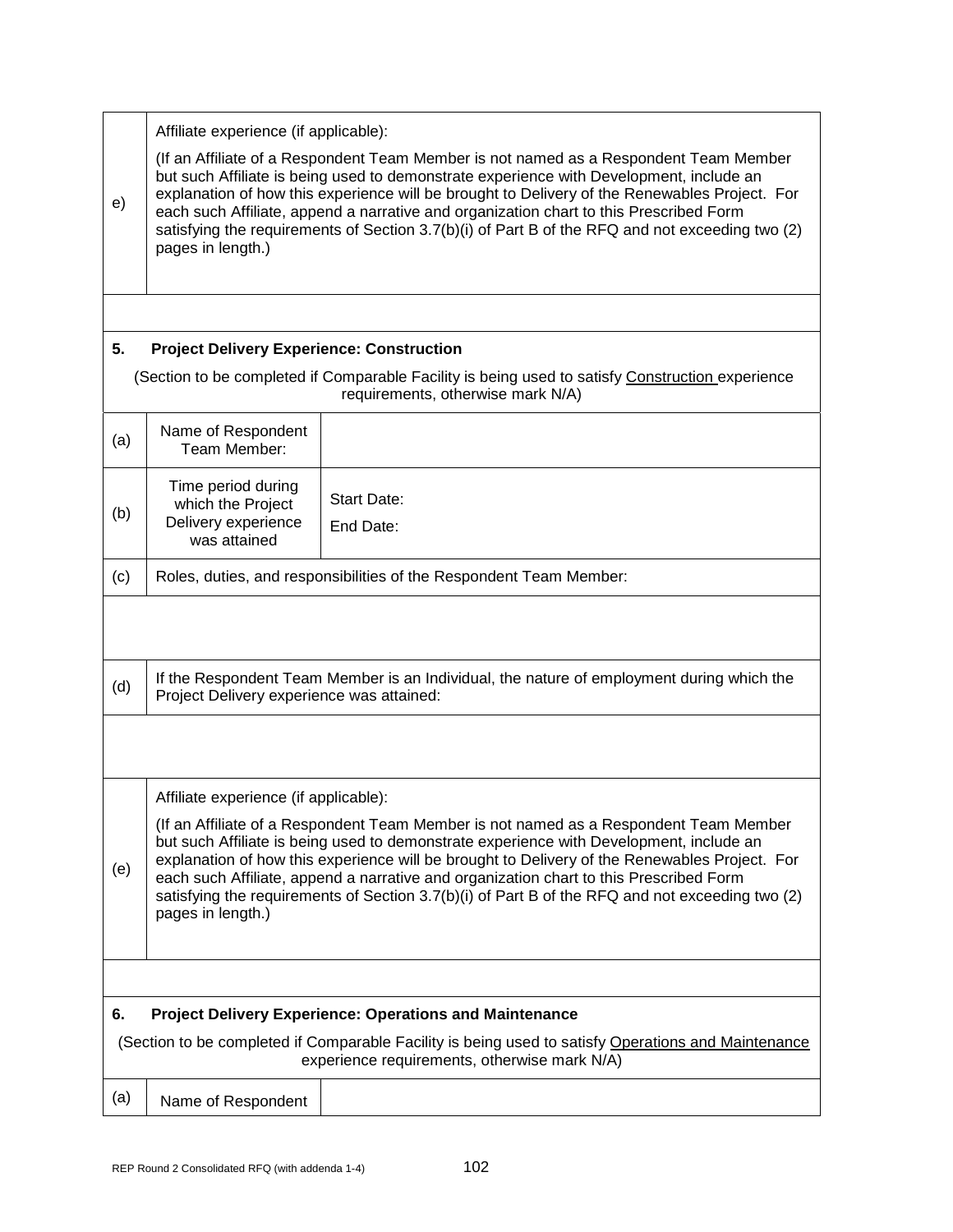| | | |
|---|---|---|
| e) | Affiliate experience (if applicable):<br><br>(If an Affiliate of a Respondent Team Member is not named as a Respondent Team Member but such Affiliate is being used to demonstrate experience with Development, include an explanation of how this experience will be brought to Delivery of the Renewables Project. For each such Affiliate, append a narrative and organization chart to this Prescribed Form satisfying the requirements of Section 3.7(b)(i) of Part B of the RFQ and not exceeding two (2) pages in length.) | |
| | | |

**5. Project Delivery Experience: Construction**

(Section to be completed if Comparable Facility is being used to satisfy Construction experience requirements, otherwise mark N/A)

| | | |
|---|---|---|
| (a) | Name of Respondent Team Member: | |
| (b) | Time period during which the Project Delivery experience was attained | Start Date:<br>End Date: |
| (c) | Roles, duties, and responsibilities of the Respondent Team Member: | |
| | | |
| (d) | If the Respondent Team Member is an Individual, the nature of employment during which the Project Delivery experience was attained: | |
| | | |
| (e) | Affiliate experience (if applicable):<br><br>(If an Affiliate of a Respondent Team Member is not named as a Respondent Team Member but such Affiliate is being used to demonstrate experience with Development, include an explanation of how this experience will be brought to Delivery of the Renewables Project. For each such Affiliate, append a narrative and organization chart to this Prescribed Form satisfying the requirements of Section 3.7(b)(i) of Part B of the RFQ and not exceeding two (2) pages in length.) | |
| | | |

**6. Project Delivery Experience: Operations and Maintenance**

(Section to be completed if Comparable Facility is being used to satisfy Operations and Maintenance experience requirements, otherwise mark N/A)

| | | |
|---|---|---|
| (a) | Name of Respondent | |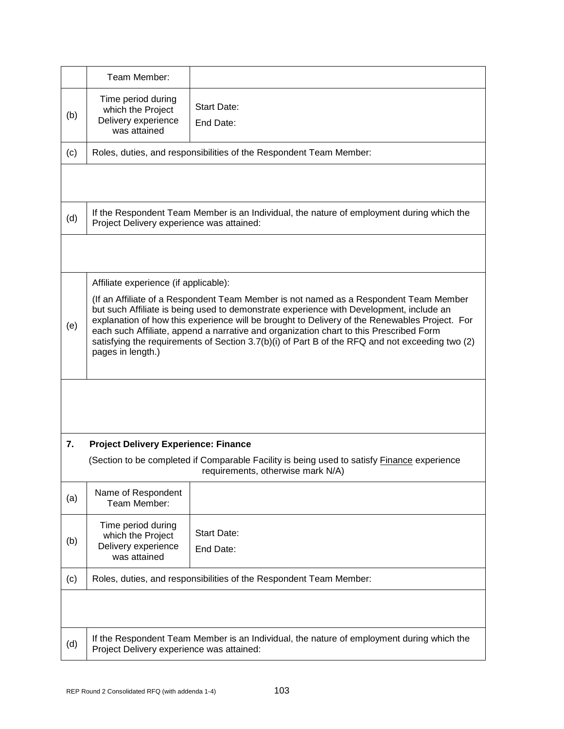| | | |
|---|---|---|
| | Team Member: | |
| (b) | Time period during which the Project Delivery experience was attained | Start Date:<br>End Date: |
| (c) | Roles, duties, and responsibilities of the Respondent Team Member: | |
| | | |
| (d) | If the Respondent Team Member is an Individual, the nature of employment during which the Project Delivery experience was attained: | |
| | | |
| (e) | Affiliate experience (if applicable):<br>(If an Affiliate of a Respondent Team Member is not named as a Respondent Team Member but such Affiliate is being used to demonstrate experience with Development, include an explanation of how this experience will be brought to Delivery of the Renewables Project. For each such Affiliate, append a narrative and organization chart to this Prescribed Form satisfying the requirements of Section 3.7(b)(i) of Part B of the RFQ and not exceeding two (2) pages in length.) | |
| | | |

| | | |
|---|---|---|
| **7.** | **Project Delivery Experience: Finance**<br>(Section to be completed if Comparable Facility is being used to satisfy Finance experience requirements, otherwise mark N/A) | |
| (a) | Name of Respondent Team Member: | |
| (b) | Time period during which the Project Delivery experience was attained | Start Date:<br>End Date: |
| (c) | Roles, duties, and responsibilities of the Respondent Team Member: | |
| | | |
| (d) | If the Respondent Team Member is an Individual, the nature of employment during which the Project Delivery experience was attained: | |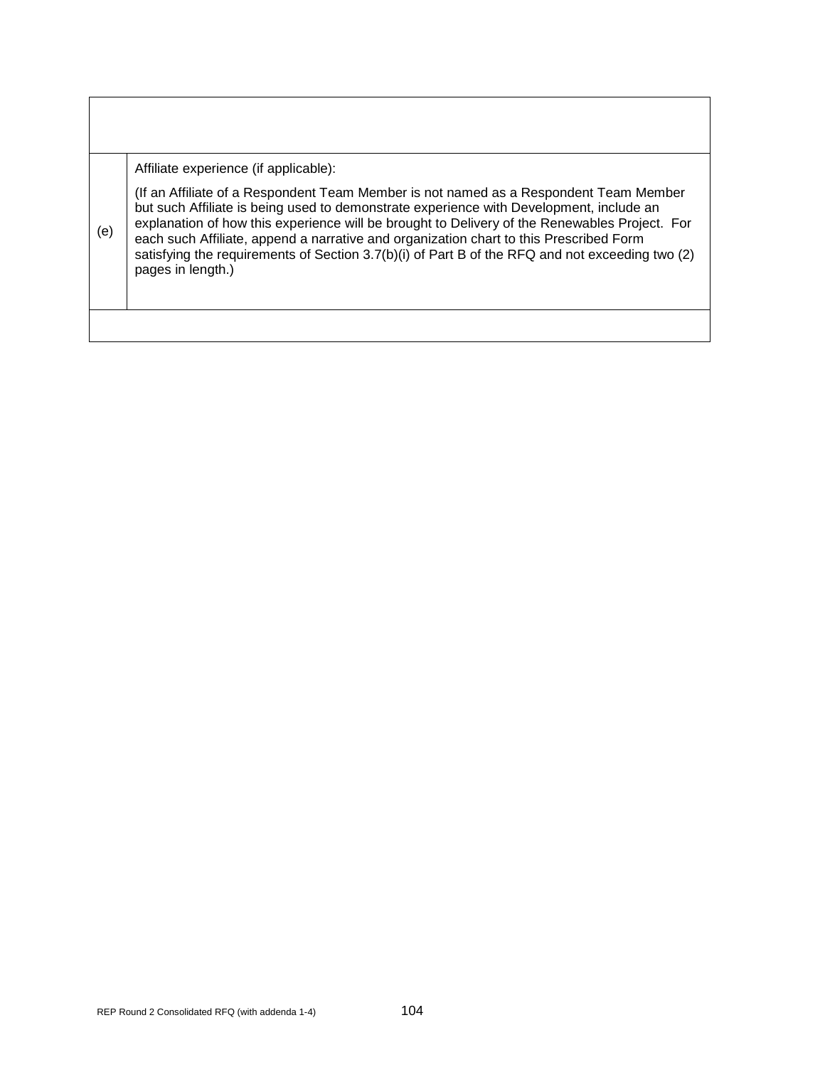| | |
|---|---|
| | |
| (e) | Affiliate experience (if applicable):<br><br>(If an Affiliate of a Respondent Team Member is not named as a Respondent Team Member but such Affiliate is being used to demonstrate experience with Development, include an explanation of how this experience will be brought to Delivery of the Renewables Project. For each such Affiliate, append a narrative and organization chart to this Prescribed Form satisfying the requirements of Section 3.7(b)(i) of Part B of the RFQ and not exceeding two (2) pages in length.) |
| | |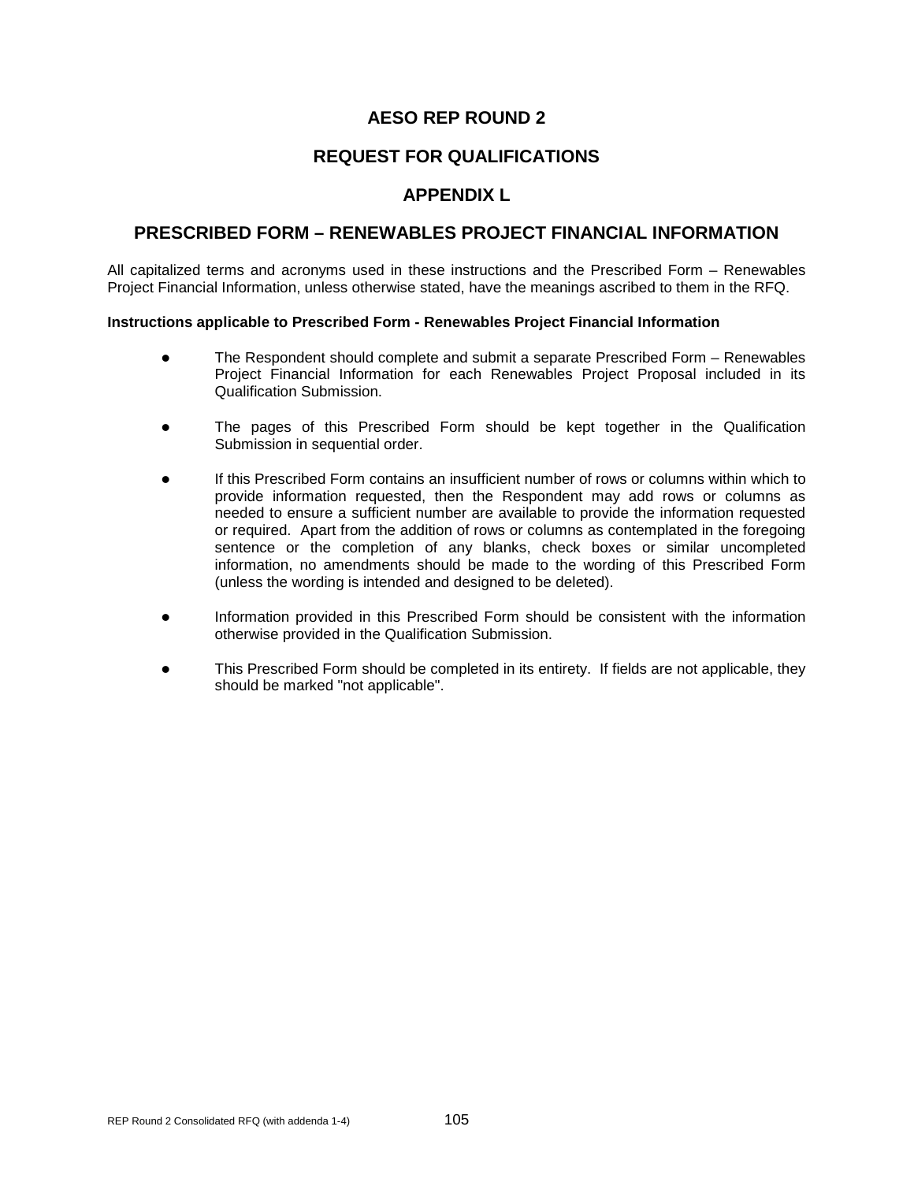# AESO REP ROUND 2

## REQUEST FOR QUALIFICATIONS

## APPENDIX L

## PRESCRIBED FORM – RENEWABLES PROJECT FINANCIAL INFORMATION

All capitalized terms and acronyms used in these instructions and the Prescribed Form – Renewables Project Financial Information, unless otherwise stated, have the meanings ascribed to them in the RFQ.

**Instructions applicable to Prescribed Form - Renewables Project Financial Information**

- The Respondent should complete and submit a separate Prescribed Form – Renewables Project Financial Information for each Renewables Project Proposal included in its Qualification Submission.

- The pages of this Prescribed Form should be kept together in the Qualification Submission in sequential order.

- If this Prescribed Form contains an insufficient number of rows or columns within which to provide information requested, then the Respondent may add rows or columns as needed to ensure a sufficient number are available to provide the information requested or required. Apart from the addition of rows or columns as contemplated in the foregoing sentence or the completion of any blanks, check boxes or similar uncompleted information, no amendments should be made to the wording of this Prescribed Form (unless the wording is intended and designed to be deleted).

- Information provided in this Prescribed Form should be consistent with the information otherwise provided in the Qualification Submission.

- This Prescribed Form should be completed in its entirety. If fields are not applicable, they should be marked "not applicable".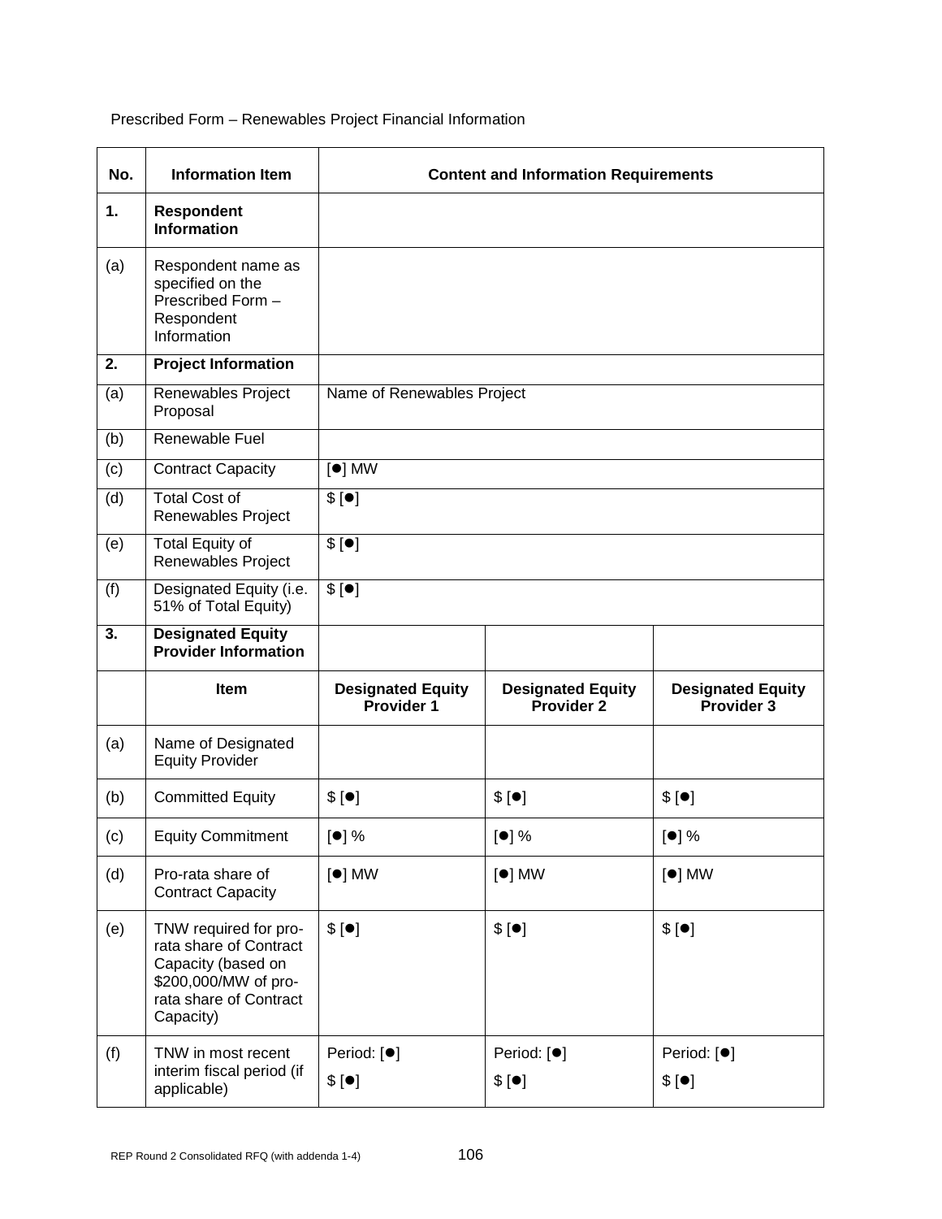Prescribed Form – Renewables Project Financial Information

| No. | Information Item | Content and Information Requirements | | |
|---|---|---|---|---|
| **1.** | **Respondent Information** | | | |
| (a) | Respondent name as specified on the Prescribed Form – Respondent Information | | | |
| **2.** | **Project Information** | | | |
| (a) | Renewables Project Proposal | Name of Renewables Project | | |
| (b) | Renewable Fuel | | | |
| (c) | Contract Capacity | [●] MW | | |
| (d) | Total Cost of Renewables Project | $ [●] | | |
| (e) | Total Equity of Renewables Project | $ [●] | | |
| (f) | Designated Equity (i.e. 51% of Total Equity) | $ [●] | | |
| **3.** | **Designated Equity Provider Information** | | | |
| | **Item** | **Designated Equity Provider 1** | **Designated Equity Provider 2** | **Designated Equity Provider 3** |
| (a) | Name of Designated Equity Provider | | | |
| (b) | Committed Equity | $ [●] | $ [●] | $ [●] |
| (c) | Equity Commitment | [●] % | [●] % | [●] % |
| (d) | Pro-rata share of Contract Capacity | [●] MW | [●] MW | [●] MW |
| (e) | TNW required for pro-rata share of Contract Capacity (based on $200,000/MW of pro-rata share of Contract Capacity) | $ [●] | $ [●] | $ [●] |
| (f) | TNW in most recent interim fiscal period (if applicable) | Period: [●]<br>$ [●] | Period: [●]<br>$ [●] | Period: [●]<br>$ [●] |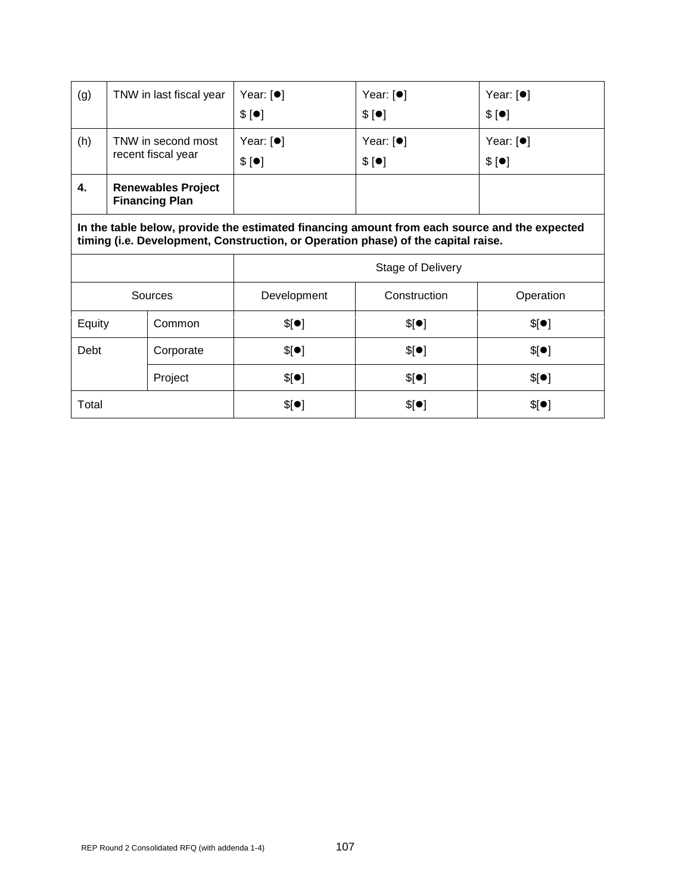| (g) | TNW in last fiscal year | Year: [●]<br>$ [●] | Year: [●]<br>$ [●] | Year: [●]<br>$ [●] |
|---|---|---|---|---|
| (h) | TNW in second most recent fiscal year | Year: [●]<br>$ [●] | Year: [●]<br>$ [●] | Year: [●]<br>$ [●] |
| **4.** | **Renewables Project Financing Plan** | | | |

**In the table below, provide the estimated financing amount from each source and the expected timing (i.e. Development, Construction, or Operation phase) of the capital raise.**

| | | Stage of Delivery | | |
|---|---|---|---|---|
| Sources | | Development | Construction | Operation |
| Equity | Common | $[●] | $[●] | $[●] |
| Debt | Corporate | $[●] | $[●] | $[●] |
| | Project | $[●] | $[●] | $[●] |
| Total | | $[●] | $[●] | $[●] |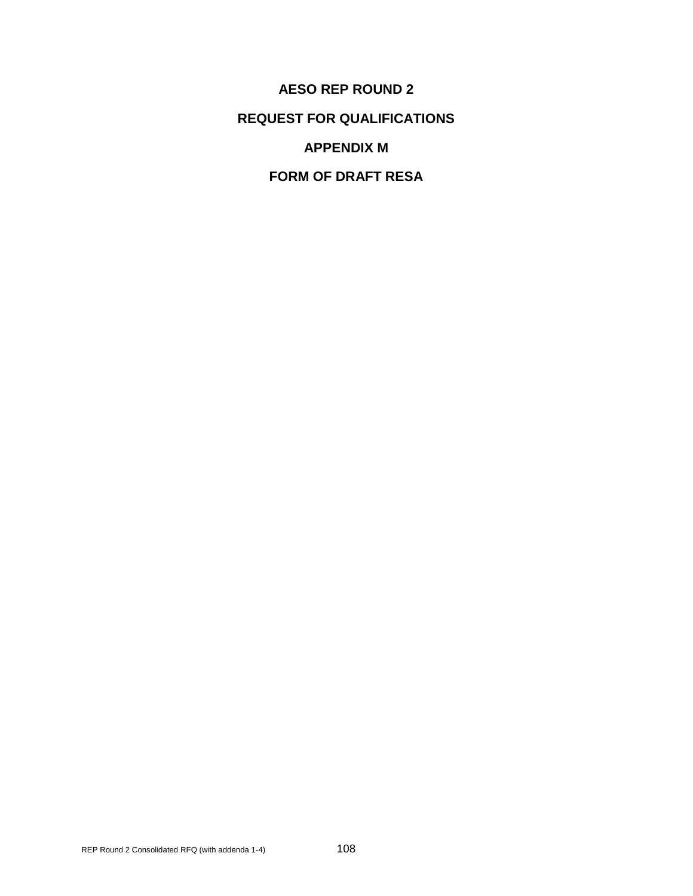# AESO REP ROUND 2

# REQUEST FOR QUALIFICATIONS

# APPENDIX M

# FORM OF DRAFT RESA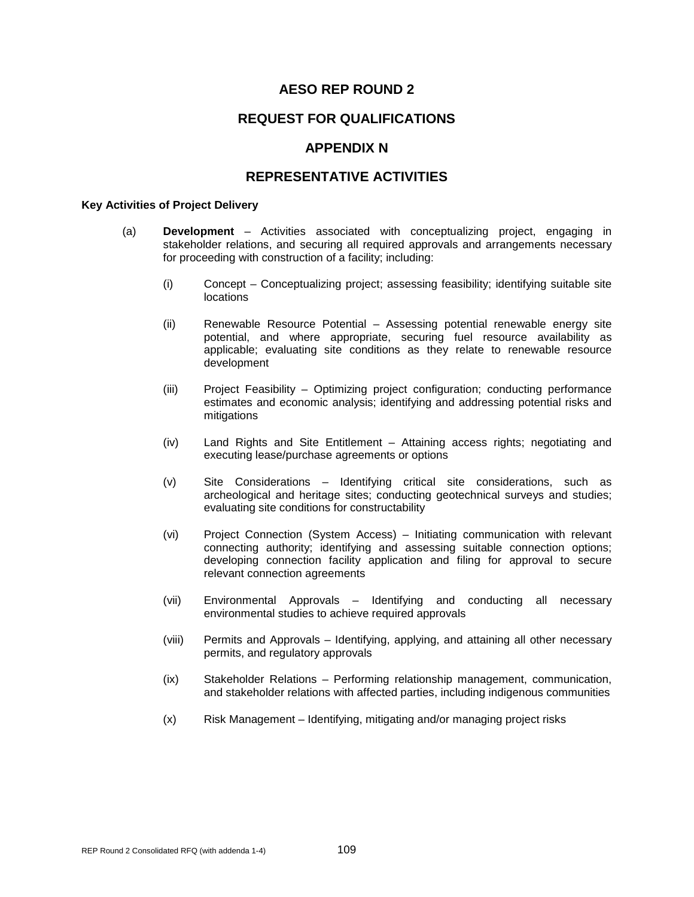# AESO REP ROUND 2

# REQUEST FOR QUALIFICATIONS

# APPENDIX N

# REPRESENTATIVE ACTIVITIES

**Key Activities of Project Delivery**

(a) **Development** – Activities associated with conceptualizing project, engaging in stakeholder relations, and securing all required approvals and arrangements necessary for proceeding with construction of a facility; including:

  (i) Concept – Conceptualizing project; assessing feasibility; identifying suitable site locations

  (ii) Renewable Resource Potential – Assessing potential renewable energy site potential, and where appropriate, securing fuel resource availability as applicable; evaluating site conditions as they relate to renewable resource development

  (iii) Project Feasibility – Optimizing project configuration; conducting performance estimates and economic analysis; identifying and addressing potential risks and mitigations

  (iv) Land Rights and Site Entitlement – Attaining access rights; negotiating and executing lease/purchase agreements or options

  (v) Site Considerations – Identifying critical site considerations, such as archeological and heritage sites; conducting geotechnical surveys and studies; evaluating site conditions for constructability

  (vi) Project Connection (System Access) – Initiating communication with relevant connecting authority; identifying and assessing suitable connection options; developing connection facility application and filing for approval to secure relevant connection agreements

  (vii) Environmental Approvals – Identifying and conducting all necessary environmental studies to achieve required approvals

  (viii) Permits and Approvals – Identifying, applying, and attaining all other necessary permits, and regulatory approvals

  (ix) Stakeholder Relations – Performing relationship management, communication, and stakeholder relations with affected parties, including indigenous communities

  (x) Risk Management – Identifying, mitigating and/or managing project risks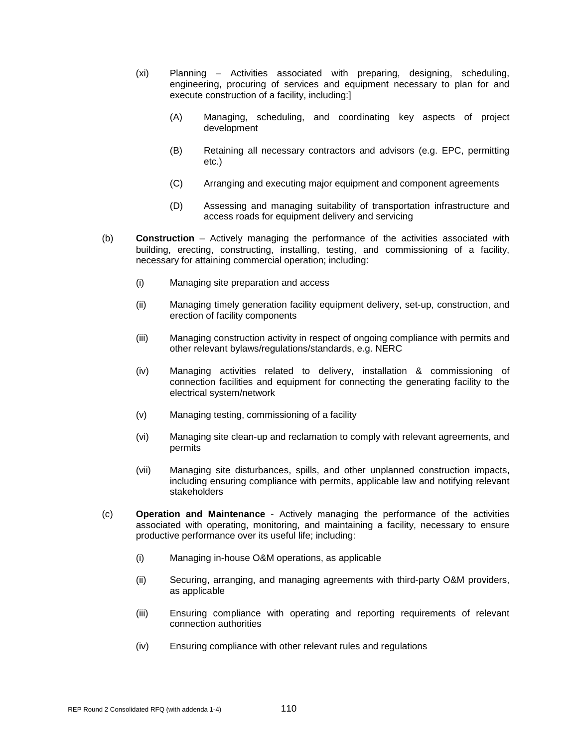(xi) Planning – Activities associated with preparing, designing, scheduling, engineering, procuring of services and equipment necessary to plan for and execute construction of a facility, including:]

(A) Managing, scheduling, and coordinating key aspects of project development

(B) Retaining all necessary contractors and advisors (e.g. EPC, permitting etc.)

(C) Arranging and executing major equipment and component agreements

(D) Assessing and managing suitability of transportation infrastructure and access roads for equipment delivery and servicing

(b) **Construction** – Actively managing the performance of the activities associated with building, erecting, constructing, installing, testing, and commissioning of a facility, necessary for attaining commercial operation; including:

(i) Managing site preparation and access

(ii) Managing timely generation facility equipment delivery, set-up, construction, and erection of facility components

(iii) Managing construction activity in respect of ongoing compliance with permits and other relevant bylaws/regulations/standards, e.g. NERC

(iv) Managing activities related to delivery, installation & commissioning of connection facilities and equipment for connecting the generating facility to the electrical system/network

(v) Managing testing, commissioning of a facility

(vi) Managing site clean-up and reclamation to comply with relevant agreements, and permits

(vii) Managing site disturbances, spills, and other unplanned construction impacts, including ensuring compliance with permits, applicable law and notifying relevant stakeholders

(c) **Operation and Maintenance** - Actively managing the performance of the activities associated with operating, monitoring, and maintaining a facility, necessary to ensure productive performance over its useful life; including:

(i) Managing in-house O&M operations, as applicable

(ii) Securing, arranging, and managing agreements with third-party O&M providers, as applicable

(iii) Ensuring compliance with operating and reporting requirements of relevant connection authorities

(iv) Ensuring compliance with other relevant rules and regulations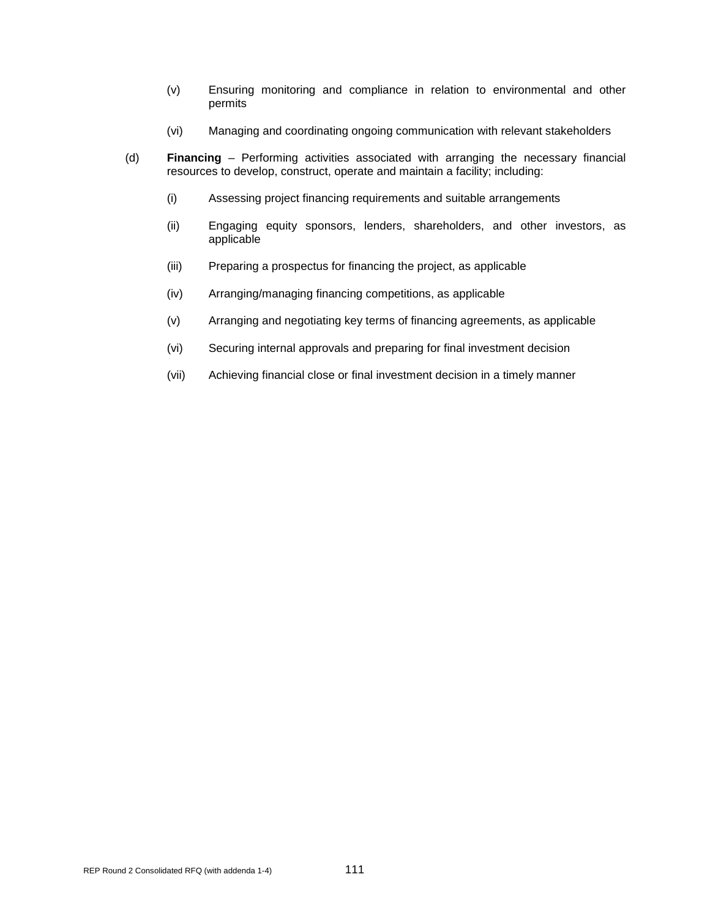(v) Ensuring monitoring and compliance in relation to environmental and other permits

(vi) Managing and coordinating ongoing communication with relevant stakeholders

(d) **Financing** – Performing activities associated with arranging the necessary financial resources to develop, construct, operate and maintain a facility; including:

(i) Assessing project financing requirements and suitable arrangements

(ii) Engaging equity sponsors, lenders, shareholders, and other investors, as applicable

(iii) Preparing a prospectus for financing the project, as applicable

(iv) Arranging/managing financing competitions, as applicable

(v) Arranging and negotiating key terms of financing agreements, as applicable

(vi) Securing internal approvals and preparing for final investment decision

(vii) Achieving financial close or final investment decision in a timely manner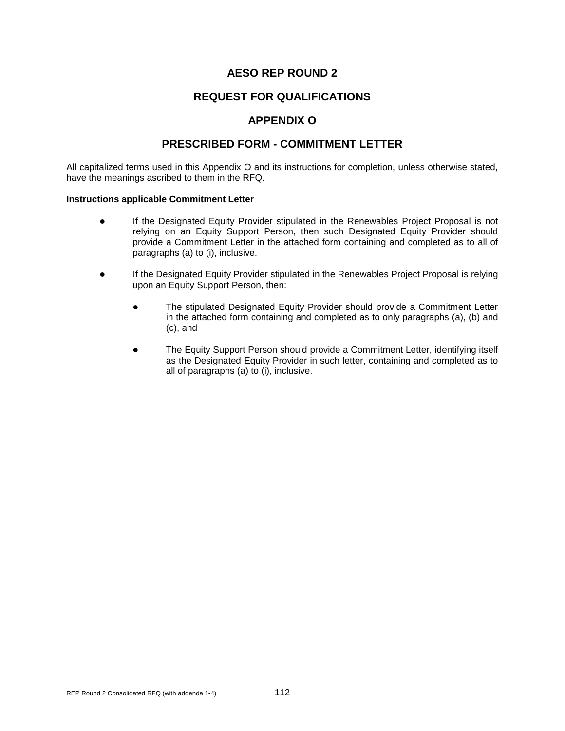# AESO REP ROUND 2

# REQUEST FOR QUALIFICATIONS

# APPENDIX O

# PRESCRIBED FORM - COMMITMENT LETTER

All capitalized terms used in this Appendix O and its instructions for completion, unless otherwise stated, have the meanings ascribed to them in the RFQ.

**Instructions applicable Commitment Letter**

- If the Designated Equity Provider stipulated in the Renewables Project Proposal is not relying on an Equity Support Person, then such Designated Equity Provider should provide a Commitment Letter in the attached form containing and completed as to all of paragraphs (a) to (i), inclusive.

- If the Designated Equity Provider stipulated in the Renewables Project Proposal is relying upon an Equity Support Person, then:

    - The stipulated Designated Equity Provider should provide a Commitment Letter in the attached form containing and completed as to only paragraphs (a), (b) and (c), and

    - The Equity Support Person should provide a Commitment Letter, identifying itself as the Designated Equity Provider in such letter, containing and completed as to all of paragraphs (a) to (i), inclusive.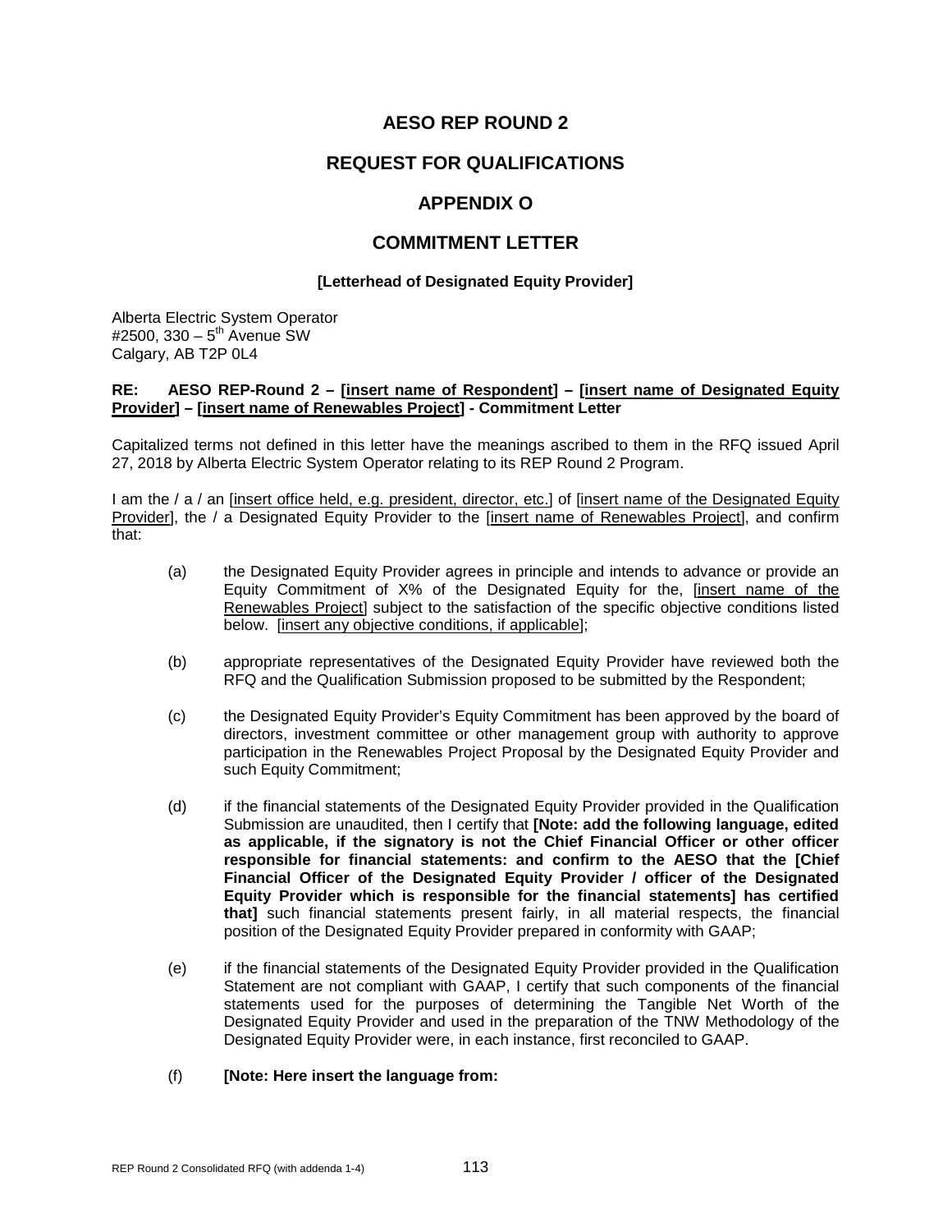# AESO REP ROUND 2

# REQUEST FOR QUALIFICATIONS

# APPENDIX O

# COMMITMENT LETTER

**[Letterhead of Designated Equity Provider]**

Alberta Electric System Operator
#2500, 330 – 5th Avenue SW
Calgary, AB T2P 0L4

**RE: AESO REP-Round 2 – [insert name of Respondent] – [insert name of Designated Equity Provider] – [insert name of Renewables Project] - Commitment Letter**

Capitalized terms not defined in this letter have the meanings ascribed to them in the RFQ issued April 27, 2018 by Alberta Electric System Operator relating to its REP Round 2 Program.

I am the / a / an [insert office held, e.g. president, director, etc.] of [insert name of the Designated Equity Provider], the / a Designated Equity Provider to the [insert name of Renewables Project], and confirm that:

(a) the Designated Equity Provider agrees in principle and intends to advance or provide an Equity Commitment of X% of the Designated Equity for the, [insert name of the Renewables Project] subject to the satisfaction of the specific objective conditions listed below. [insert any objective conditions, if applicable];

(b) appropriate representatives of the Designated Equity Provider have reviewed both the RFQ and the Qualification Submission proposed to be submitted by the Respondent;

(c) the Designated Equity Provider's Equity Commitment has been approved by the board of directors, investment committee or other management group with authority to approve participation in the Renewables Project Proposal by the Designated Equity Provider and such Equity Commitment;

(d) if the financial statements of the Designated Equity Provider provided in the Qualification Submission are unaudited, then I certify that **[Note: add the following language, edited as applicable, if the signatory is not the Chief Financial Officer or other officer responsible for financial statements: and confirm to the AESO that the [Chief Financial Officer of the Designated Equity Provider / officer of the Designated Equity Provider which is responsible for the financial statements] has certified that]** such financial statements present fairly, in all material respects, the financial position of the Designated Equity Provider prepared in conformity with GAAP;

(e) if the financial statements of the Designated Equity Provider provided in the Qualification Statement are not compliant with GAAP, I certify that such components of the financial statements used for the purposes of determining the Tangible Net Worth of the Designated Equity Provider and used in the preparation of the TNW Methodology of the Designated Equity Provider were, in each instance, first reconciled to GAAP.

(f) **[Note: Here insert the language from:**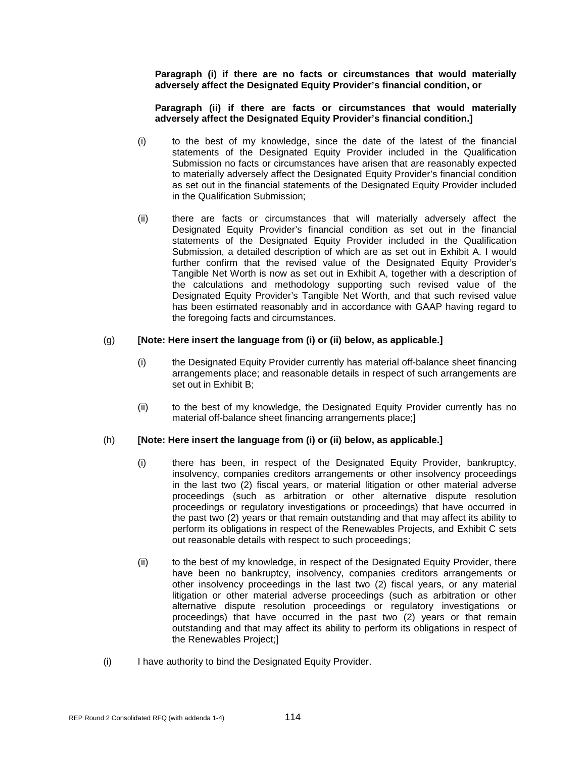**Paragraph (i) if there are no facts or circumstances that would materially adversely affect the Designated Equity Provider's financial condition, or**

**Paragraph (ii) if there are facts or circumstances that would materially adversely affect the Designated Equity Provider's financial condition.]**

(i) to the best of my knowledge, since the date of the latest of the financial statements of the Designated Equity Provider included in the Qualification Submission no facts or circumstances have arisen that are reasonably expected to materially adversely affect the Designated Equity Provider's financial condition as set out in the financial statements of the Designated Equity Provider included in the Qualification Submission;

(ii) there are facts or circumstances that will materially adversely affect the Designated Equity Provider's financial condition as set out in the financial statements of the Designated Equity Provider included in the Qualification Submission, a detailed description of which are as set out in Exhibit A. I would further confirm that the revised value of the Designated Equity Provider's Tangible Net Worth is now as set out in Exhibit A, together with a description of the calculations and methodology supporting such revised value of the Designated Equity Provider's Tangible Net Worth, and that such revised value has been estimated reasonably and in accordance with GAAP having regard to the foregoing facts and circumstances.

(g) **[Note: Here insert the language from (i) or (ii) below, as applicable.]**

(i) the Designated Equity Provider currently has material off-balance sheet financing arrangements place; and reasonable details in respect of such arrangements are set out in Exhibit B;

(ii) to the best of my knowledge, the Designated Equity Provider currently has no material off-balance sheet financing arrangements place;]

(h) **[Note: Here insert the language from (i) or (ii) below, as applicable.]**

(i) there has been, in respect of the Designated Equity Provider, bankruptcy, insolvency, companies creditors arrangements or other insolvency proceedings in the last two (2) fiscal years, or material litigation or other material adverse proceedings (such as arbitration or other alternative dispute resolution proceedings or regulatory investigations or proceedings) that have occurred in the past two (2) years or that remain outstanding and that may affect its ability to perform its obligations in respect of the Renewables Projects, and Exhibit C sets out reasonable details with respect to such proceedings;

(ii) to the best of my knowledge, in respect of the Designated Equity Provider, there have been no bankruptcy, insolvency, companies creditors arrangements or other insolvency proceedings in the last two (2) fiscal years, or any material litigation or other material adverse proceedings (such as arbitration or other alternative dispute resolution proceedings or regulatory investigations or proceedings) that have occurred in the past two (2) years or that remain outstanding and that may affect its ability to perform its obligations in respect of the Renewables Project;]

(i) I have authority to bind the Designated Equity Provider.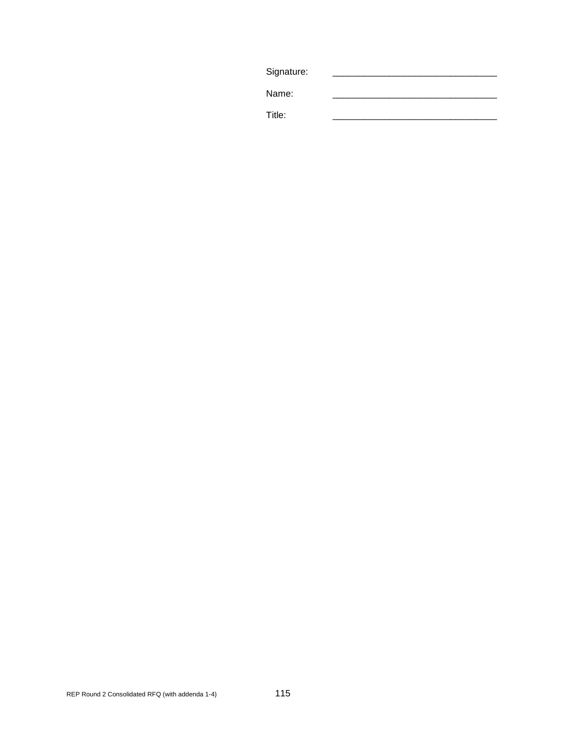Signature: _______________________________

Name: _______________________________

Title: _______________________________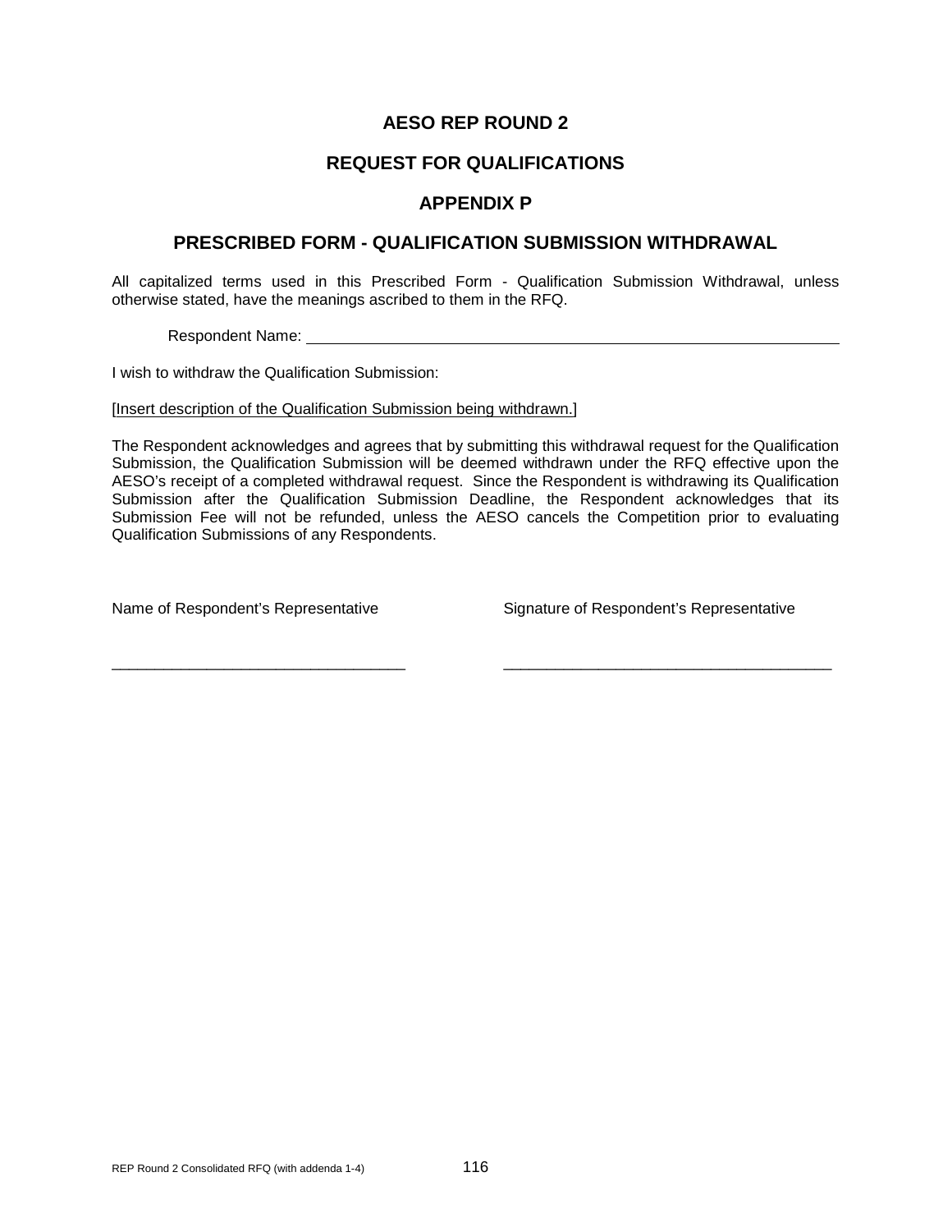# AESO REP ROUND 2

## REQUEST FOR QUALIFICATIONS

## APPENDIX P

## PRESCRIBED FORM - QUALIFICATION SUBMISSION WITHDRAWAL

All capitalized terms used in this Prescribed Form - Qualification Submission Withdrawal, unless otherwise stated, have the meanings ascribed to them in the RFQ.

Respondent Name: ______________________________________________

I wish to withdraw the Qualification Submission:

[Insert description of the Qualification Submission being withdrawn.]

The Respondent acknowledges and agrees that by submitting this withdrawal request for the Qualification Submission, the Qualification Submission will be deemed withdrawn under the RFQ effective upon the AESO's receipt of a completed withdrawal request. Since the Respondent is withdrawing its Qualification Submission after the Qualification Submission Deadline, the Respondent acknowledges that its Submission Fee will not be refunded, unless the AESO cancels the Competition prior to evaluating Qualification Submissions of any Respondents.

| Name of Respondent's Representative | Signature of Respondent's Representative |
|---|---|
| ___________________________________ | ______________________________________ |